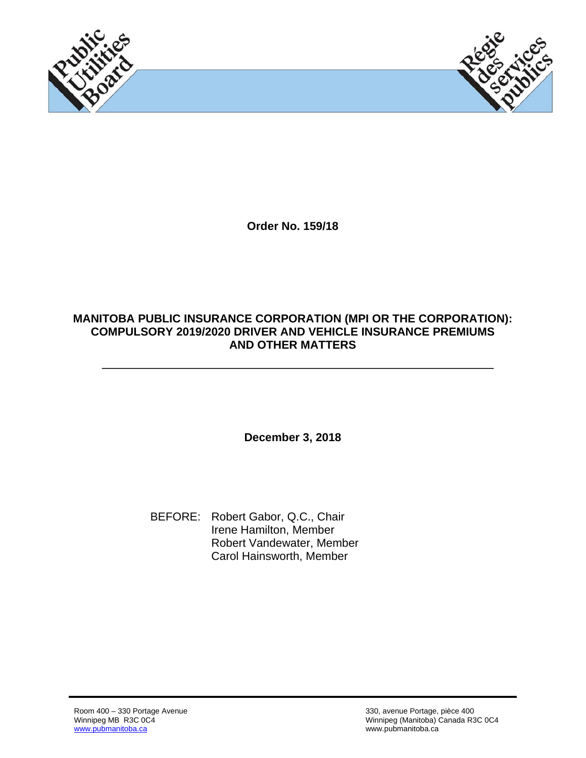Public Utilities Board

Régie des services publics

**Order No. 159/18**

# MANITOBA PUBLIC INSURANCE CORPORATION (MPI OR THE CORPORATION): COMPULSORY 2019/2020 DRIVER AND VEHICLE INSURANCE PREMIUMS AND OTHER MATTERS

---

**December 3, 2018**

BEFORE: Robert Gabor, Q.C., Chair
Irene Hamilton, Member
Robert Vandewater, Member
Carol Hainsworth, Member

Room 400 – 330 Portage Avenue
Winnipeg MB R3C 0C4
www.pubmanitoba.ca

330, avenue Portage, pièce 400
Winnipeg (Manitoba) Canada R3C 0C4
www.pubmanitoba.ca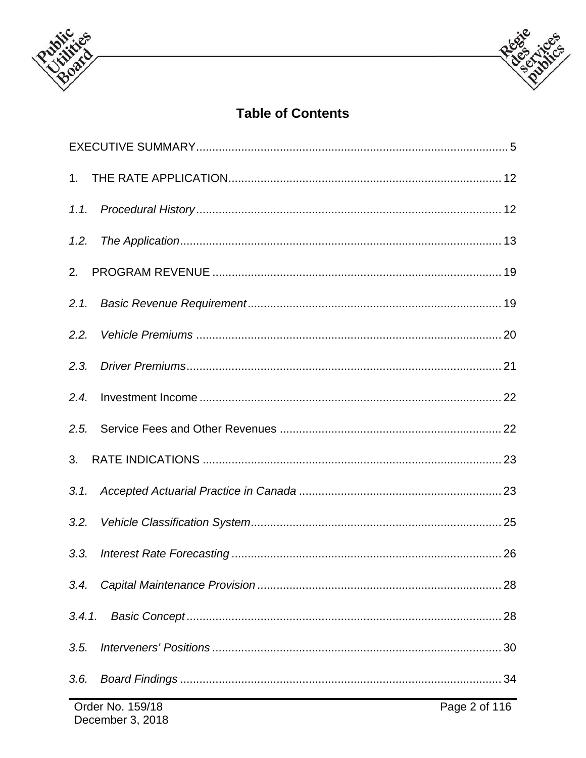# Table of Contents

EXECUTIVE SUMMARY ........ 5

1. THE RATE APPLICATION ........ 12

*1.1. Procedural History* ........ 12

*1.2. The Application* ........ 13

2. PROGRAM REVENUE ........ 19

*2.1. Basic Revenue Requirement* ........ 19

*2.2. Vehicle Premiums* ........ 20

*2.3. Driver Premiums* ........ 21

*2.4.* Investment Income ........ 22

*2.5.* Service Fees and Other Revenues ........ 22

3. RATE INDICATIONS ........ 23

*3.1. Accepted Actuarial Practice in Canada* ........ 23

*3.2. Vehicle Classification System* ........ 25

*3.3. Interest Rate Forecasting* ........ 26

*3.4. Capital Maintenance Provision* ........ 28

*3.4.1. Basic Concept* ........ 28

*3.5. Interveners' Positions* ........ 30

*3.6. Board Findings* ........ 34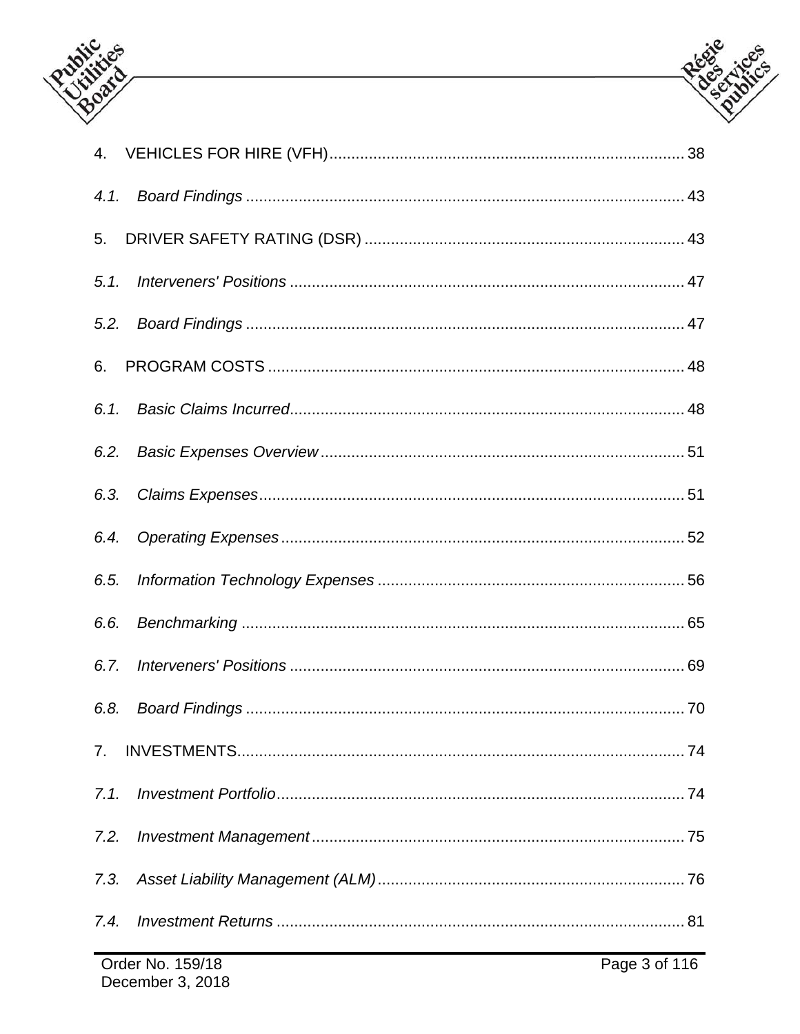4. VEHICLES FOR HIRE (VFH) ........................................................................................ 38

*4.1. Board Findings* ........................................................................................................ 43

5. DRIVER SAFETY RATING (DSR) ................................................................................ 43

*5.1. Interveners' Positions* ............................................................................................... 47

*5.2. Board Findings* ........................................................................................................ 47

6. PROGRAM COSTS ...................................................................................................... 48

*6.1. Basic Claims Incurred*.............................................................................................. 48

*6.2. Basic Expenses Overview* ......................................................................................... 51

*6.3. Claims Expenses*...................................................................................................... 51

*6.4. Operating Expenses* ................................................................................................. 52

*6.5. Information Technology Expenses* ............................................................................ 56

*6.6. Benchmarking* .......................................................................................................... 65

*6.7. Interveners' Positions* ............................................................................................... 69

*6.8. Board Findings* ........................................................................................................ 70

7. INVESTMENTS.............................................................................................................. 74

*7.1. Investment Portfolio*.................................................................................................. 74

*7.2. Investment Management* ........................................................................................... 75

*7.3. Asset Liability Management (ALM)* ............................................................................ 76

*7.4. Investment Returns* .................................................................................................. 81

Order No. 159/18
December 3, 2018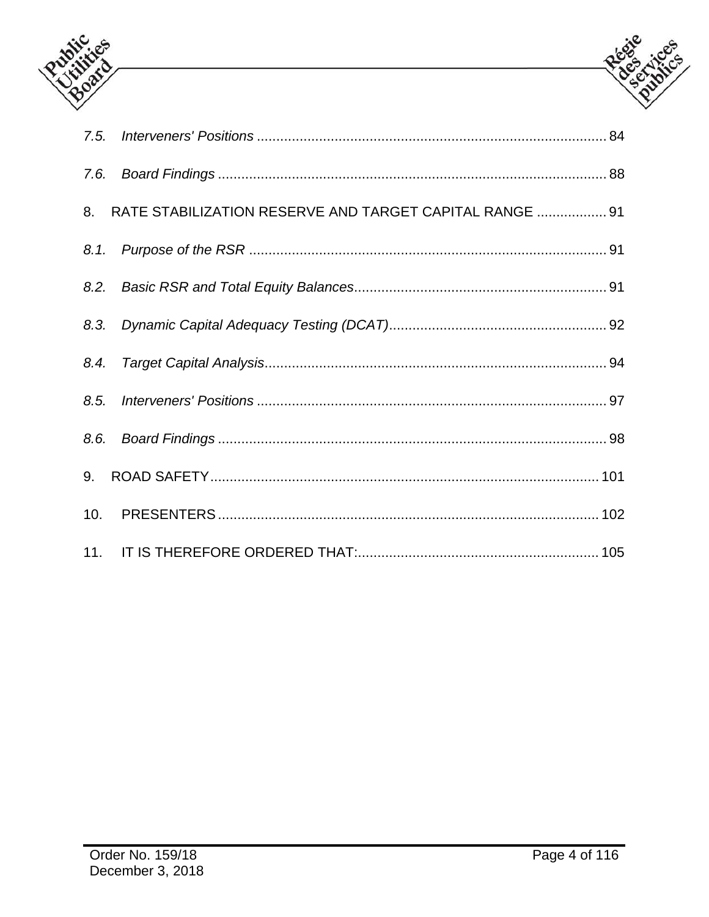*7.5. Interveners' Positions* .......................................................................................... 84

*7.6. Board Findings* .................................................................................................... 88

8. RATE STABILIZATION RESERVE AND TARGET CAPITAL RANGE .................. 91

*8.1. Purpose of the RSR* ............................................................................................ 91

*8.2. Basic RSR and Total Equity Balances*................................................................. 91

*8.3. Dynamic Capital Adequacy Testing (DCAT)*........................................................ 92

*8.4. Target Capital Analysis*........................................................................................ 94

*8.5. Interveners' Positions* .......................................................................................... 97

*8.6. Board Findings* .................................................................................................... 98

9. ROAD SAFETY.................................................................................................... 101

10. PRESENTERS .................................................................................................. 102

11. IT IS THEREFORE ORDERED THAT:.............................................................. 105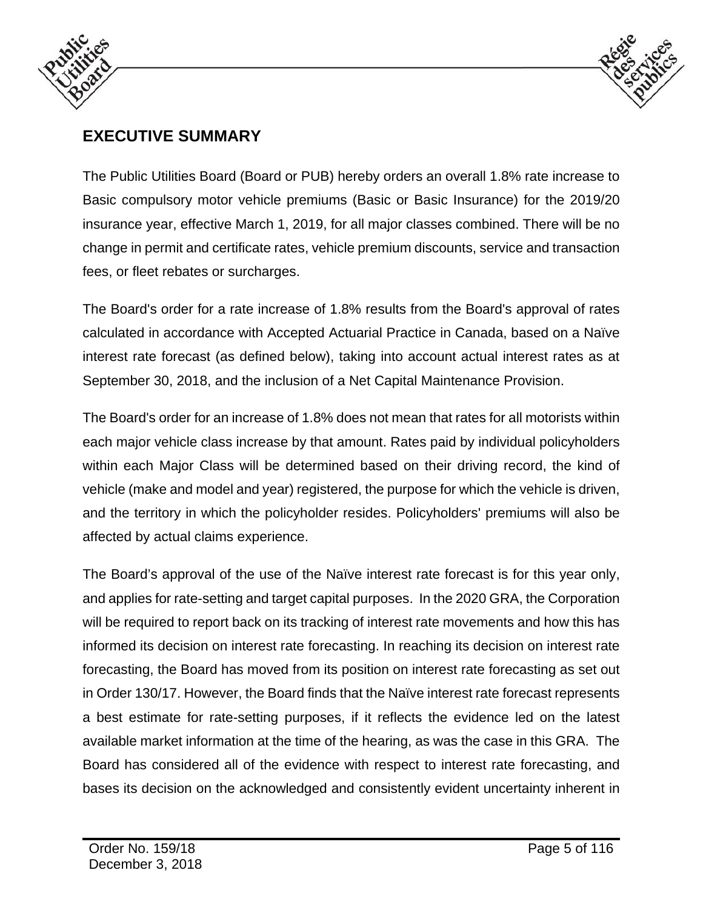# EXECUTIVE SUMMARY

The Public Utilities Board (Board or PUB) hereby orders an overall 1.8% rate increase to Basic compulsory motor vehicle premiums (Basic or Basic Insurance) for the 2019/20 insurance year, effective March 1, 2019, for all major classes combined. There will be no change in permit and certificate rates, vehicle premium discounts, service and transaction fees, or fleet rebates or surcharges.

The Board's order for a rate increase of 1.8% results from the Board's approval of rates calculated in accordance with Accepted Actuarial Practice in Canada, based on a Naïve interest rate forecast (as defined below), taking into account actual interest rates as at September 30, 2018, and the inclusion of a Net Capital Maintenance Provision.

The Board's order for an increase of 1.8% does not mean that rates for all motorists within each major vehicle class increase by that amount. Rates paid by individual policyholders within each Major Class will be determined based on their driving record, the kind of vehicle (make and model and year) registered, the purpose for which the vehicle is driven, and the territory in which the policyholder resides. Policyholders' premiums will also be affected by actual claims experience.

The Board's approval of the use of the Naïve interest rate forecast is for this year only, and applies for rate-setting and target capital purposes. In the 2020 GRA, the Corporation will be required to report back on its tracking of interest rate movements and how this has informed its decision on interest rate forecasting. In reaching its decision on interest rate forecasting, the Board has moved from its position on interest rate forecasting as set out in Order 130/17. However, the Board finds that the Naïve interest rate forecast represents a best estimate for rate-setting purposes, if it reflects the evidence led on the latest available market information at the time of the hearing, as was the case in this GRA. The Board has considered all of the evidence with respect to interest rate forecasting, and bases its decision on the acknowledged and consistently evident uncertainty inherent in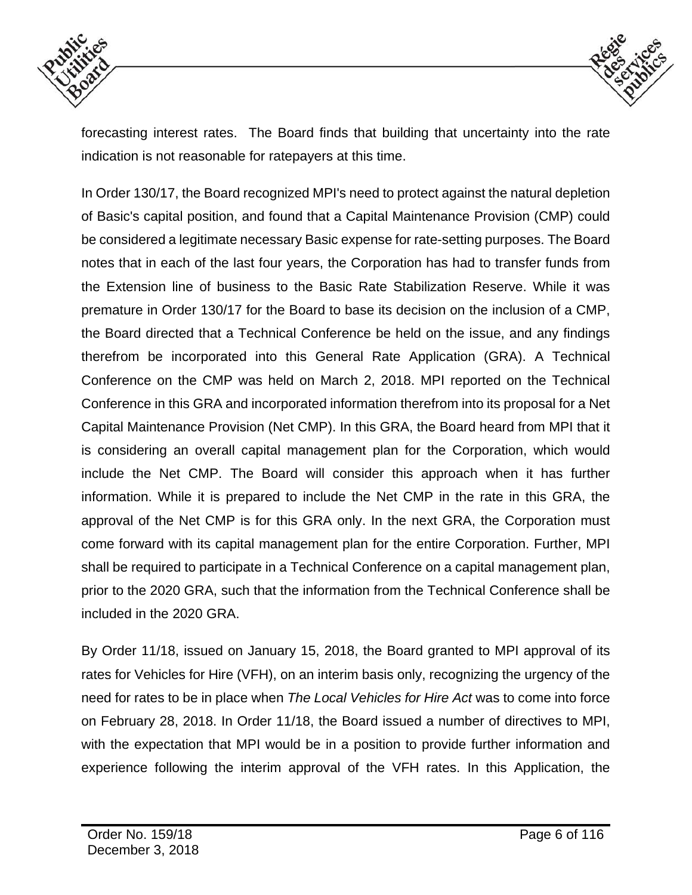forecasting interest rates. The Board finds that building that uncertainty into the rate indication is not reasonable for ratepayers at this time.

In Order 130/17, the Board recognized MPI's need to protect against the natural depletion of Basic's capital position, and found that a Capital Maintenance Provision (CMP) could be considered a legitimate necessary Basic expense for rate-setting purposes. The Board notes that in each of the last four years, the Corporation has had to transfer funds from the Extension line of business to the Basic Rate Stabilization Reserve. While it was premature in Order 130/17 for the Board to base its decision on the inclusion of a CMP, the Board directed that a Technical Conference be held on the issue, and any findings therefrom be incorporated into this General Rate Application (GRA). A Technical Conference on the CMP was held on March 2, 2018. MPI reported on the Technical Conference in this GRA and incorporated information therefrom into its proposal for a Net Capital Maintenance Provision (Net CMP). In this GRA, the Board heard from MPI that it is considering an overall capital management plan for the Corporation, which would include the Net CMP. The Board will consider this approach when it has further information. While it is prepared to include the Net CMP in the rate in this GRA, the approval of the Net CMP is for this GRA only. In the next GRA, the Corporation must come forward with its capital management plan for the entire Corporation. Further, MPI shall be required to participate in a Technical Conference on a capital management plan, prior to the 2020 GRA, such that the information from the Technical Conference shall be included in the 2020 GRA.

By Order 11/18, issued on January 15, 2018, the Board granted to MPI approval of its rates for Vehicles for Hire (VFH), on an interim basis only, recognizing the urgency of the need for rates to be in place when *The Local Vehicles for Hire Act* was to come into force on February 28, 2018. In Order 11/18, the Board issued a number of directives to MPI, with the expectation that MPI would be in a position to provide further information and experience following the interim approval of the VFH rates. In this Application, the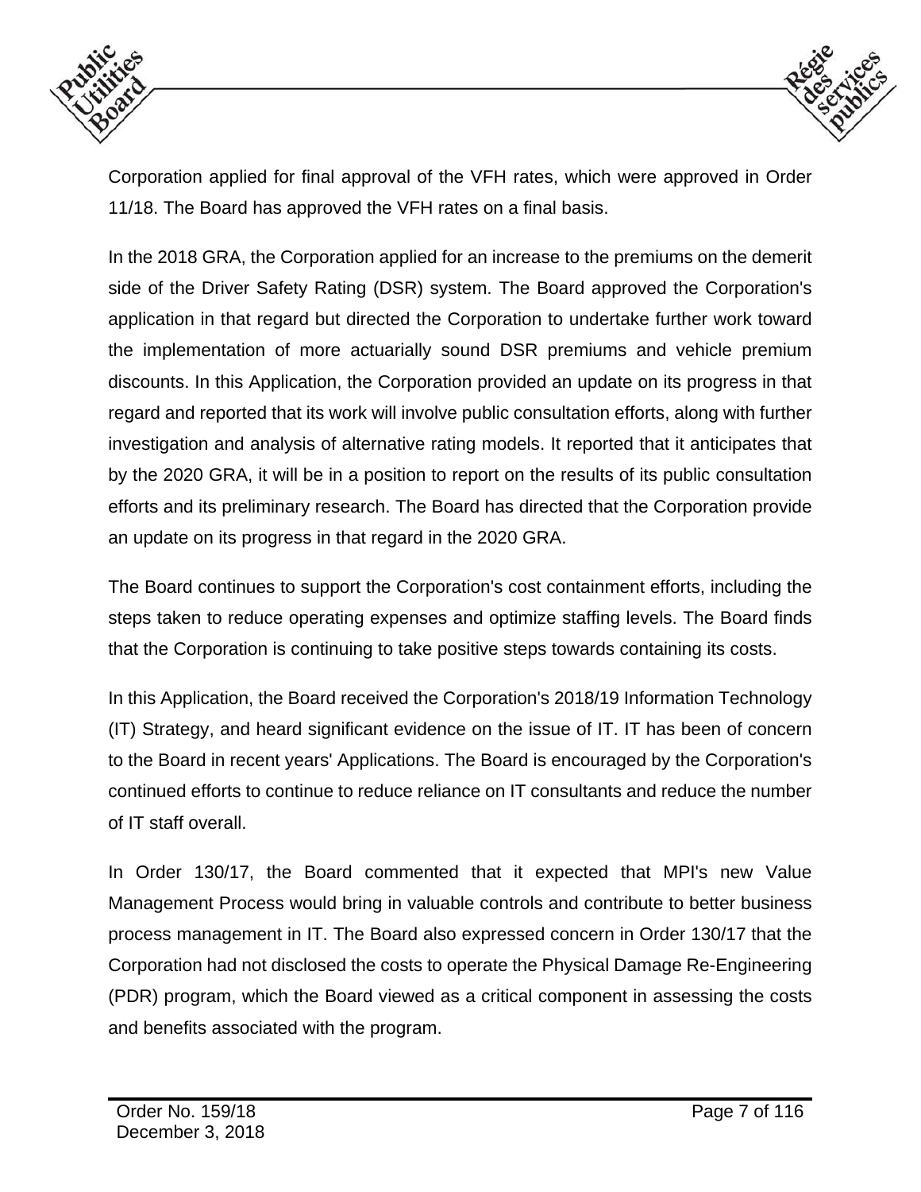Corporation applied for final approval of the VFH rates, which were approved in Order 11/18. The Board has approved the VFH rates on a final basis.

In the 2018 GRA, the Corporation applied for an increase to the premiums on the demerit side of the Driver Safety Rating (DSR) system. The Board approved the Corporation's application in that regard but directed the Corporation to undertake further work toward the implementation of more actuarially sound DSR premiums and vehicle premium discounts. In this Application, the Corporation provided an update on its progress in that regard and reported that its work will involve public consultation efforts, along with further investigation and analysis of alternative rating models. It reported that it anticipates that by the 2020 GRA, it will be in a position to report on the results of its public consultation efforts and its preliminary research. The Board has directed that the Corporation provide an update on its progress in that regard in the 2020 GRA.

The Board continues to support the Corporation's cost containment efforts, including the steps taken to reduce operating expenses and optimize staffing levels. The Board finds that the Corporation is continuing to take positive steps towards containing its costs.

In this Application, the Board received the Corporation's 2018/19 Information Technology (IT) Strategy, and heard significant evidence on the issue of IT. IT has been of concern to the Board in recent years' Applications. The Board is encouraged by the Corporation's continued efforts to continue to reduce reliance on IT consultants and reduce the number of IT staff overall.

In Order 130/17, the Board commented that it expected that MPI's new Value Management Process would bring in valuable controls and contribute to better business process management in IT. The Board also expressed concern in Order 130/17 that the Corporation had not disclosed the costs to operate the Physical Damage Re-Engineering (PDR) program, which the Board viewed as a critical component in assessing the costs and benefits associated with the program.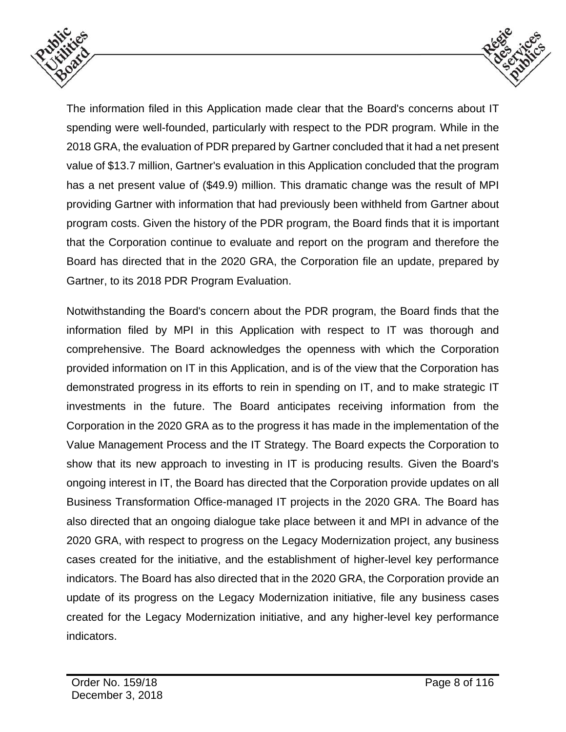The information filed in this Application made clear that the Board's concerns about IT spending were well-founded, particularly with respect to the PDR program. While in the 2018 GRA, the evaluation of PDR prepared by Gartner concluded that it had a net present value of $13.7 million, Gartner's evaluation in this Application concluded that the program has a net present value of ($49.9) million. This dramatic change was the result of MPI providing Gartner with information that had previously been withheld from Gartner about program costs. Given the history of the PDR program, the Board finds that it is important that the Corporation continue to evaluate and report on the program and therefore the Board has directed that in the 2020 GRA, the Corporation file an update, prepared by Gartner, to its 2018 PDR Program Evaluation.

Notwithstanding the Board's concern about the PDR program, the Board finds that the information filed by MPI in this Application with respect to IT was thorough and comprehensive. The Board acknowledges the openness with which the Corporation provided information on IT in this Application, and is of the view that the Corporation has demonstrated progress in its efforts to rein in spending on IT, and to make strategic IT investments in the future. The Board anticipates receiving information from the Corporation in the 2020 GRA as to the progress it has made in the implementation of the Value Management Process and the IT Strategy. The Board expects the Corporation to show that its new approach to investing in IT is producing results. Given the Board's ongoing interest in IT, the Board has directed that the Corporation provide updates on all Business Transformation Office-managed IT projects in the 2020 GRA. The Board has also directed that an ongoing dialogue take place between it and MPI in advance of the 2020 GRA, with respect to progress on the Legacy Modernization project, any business cases created for the initiative, and the establishment of higher-level key performance indicators. The Board has also directed that in the 2020 GRA, the Corporation provide an update of its progress on the Legacy Modernization initiative, file any business cases created for the Legacy Modernization initiative, and any higher-level key performance indicators.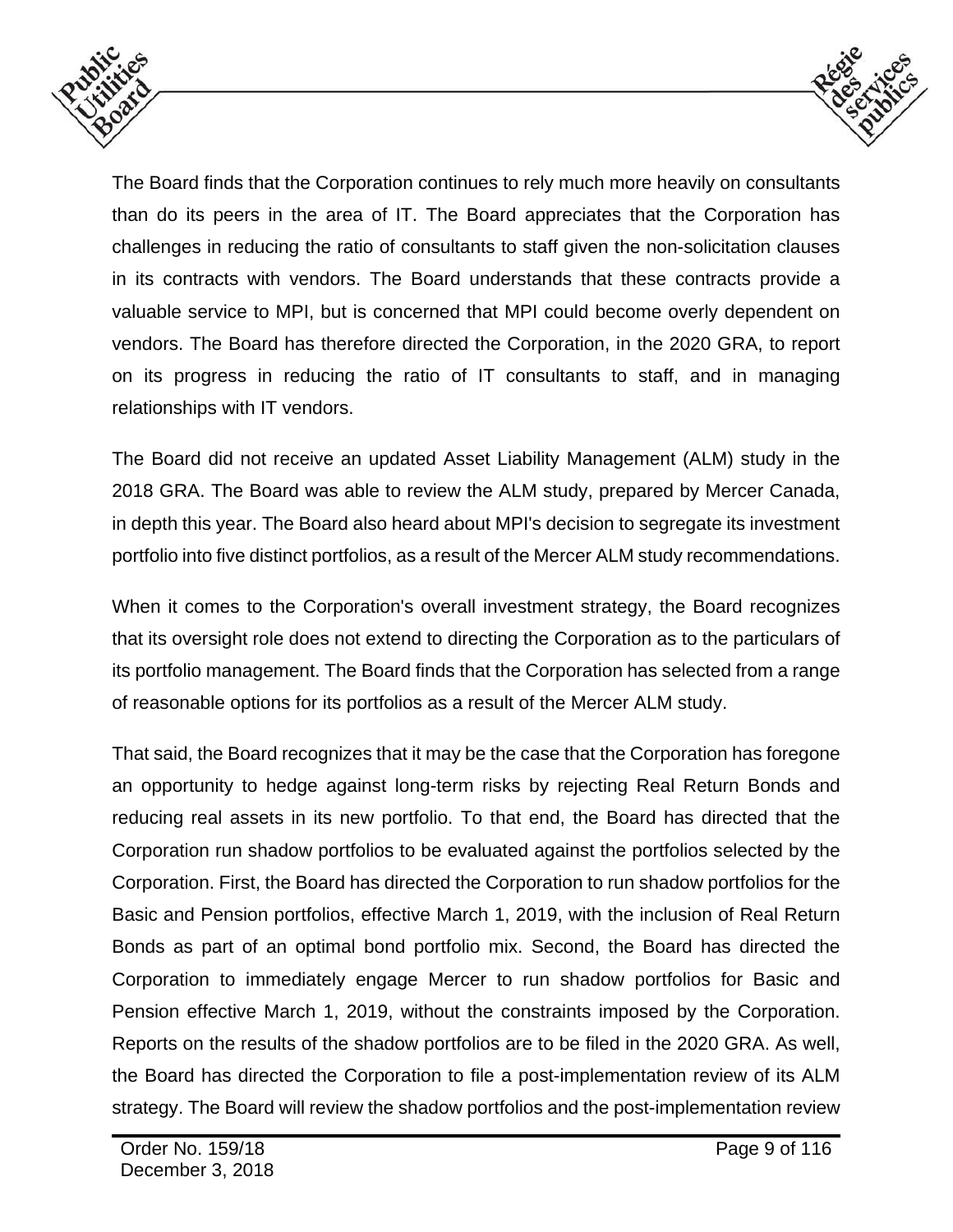The Board finds that the Corporation continues to rely much more heavily on consultants than do its peers in the area of IT. The Board appreciates that the Corporation has challenges in reducing the ratio of consultants to staff given the non-solicitation clauses in its contracts with vendors. The Board understands that these contracts provide a valuable service to MPI, but is concerned that MPI could become overly dependent on vendors. The Board has therefore directed the Corporation, in the 2020 GRA, to report on its progress in reducing the ratio of IT consultants to staff, and in managing relationships with IT vendors.

The Board did not receive an updated Asset Liability Management (ALM) study in the 2018 GRA. The Board was able to review the ALM study, prepared by Mercer Canada, in depth this year. The Board also heard about MPI's decision to segregate its investment portfolio into five distinct portfolios, as a result of the Mercer ALM study recommendations.

When it comes to the Corporation's overall investment strategy, the Board recognizes that its oversight role does not extend to directing the Corporation as to the particulars of its portfolio management. The Board finds that the Corporation has selected from a range of reasonable options for its portfolios as a result of the Mercer ALM study.

That said, the Board recognizes that it may be the case that the Corporation has foregone an opportunity to hedge against long-term risks by rejecting Real Return Bonds and reducing real assets in its new portfolio. To that end, the Board has directed that the Corporation run shadow portfolios to be evaluated against the portfolios selected by the Corporation. First, the Board has directed the Corporation to run shadow portfolios for the Basic and Pension portfolios, effective March 1, 2019, with the inclusion of Real Return Bonds as part of an optimal bond portfolio mix. Second, the Board has directed the Corporation to immediately engage Mercer to run shadow portfolios for Basic and Pension effective March 1, 2019, without the constraints imposed by the Corporation. Reports on the results of the shadow portfolios are to be filed in the 2020 GRA. As well, the Board has directed the Corporation to file a post-implementation review of its ALM strategy. The Board will review the shadow portfolios and the post-implementation review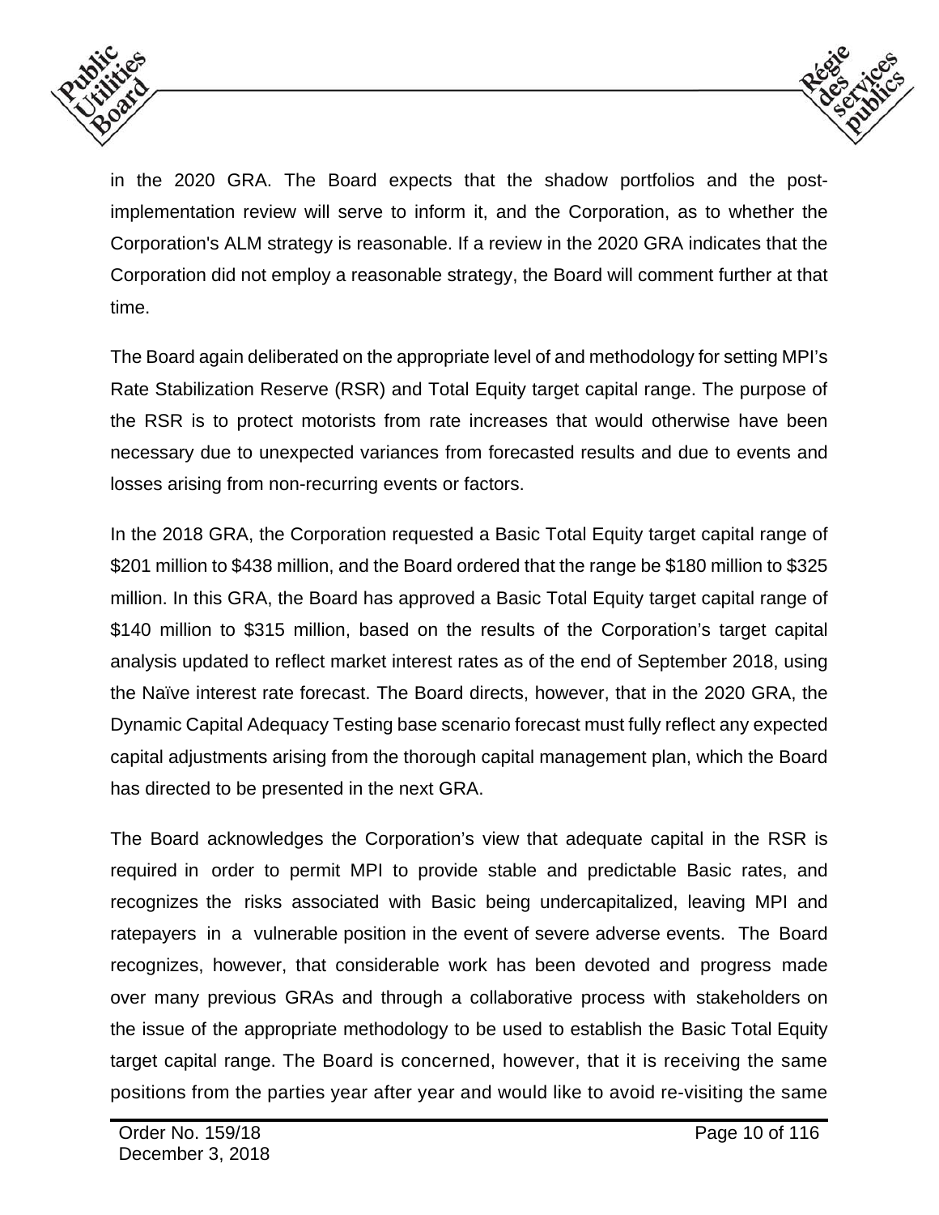in the 2020 GRA. The Board expects that the shadow portfolios and the post-implementation review will serve to inform it, and the Corporation, as to whether the Corporation's ALM strategy is reasonable. If a review in the 2020 GRA indicates that the Corporation did not employ a reasonable strategy, the Board will comment further at that time.

The Board again deliberated on the appropriate level of and methodology for setting MPI's Rate Stabilization Reserve (RSR) and Total Equity target capital range. The purpose of the RSR is to protect motorists from rate increases that would otherwise have been necessary due to unexpected variances from forecasted results and due to events and losses arising from non-recurring events or factors.

In the 2018 GRA, the Corporation requested a Basic Total Equity target capital range of \$201 million to \$438 million, and the Board ordered that the range be \$180 million to \$325 million. In this GRA, the Board has approved a Basic Total Equity target capital range of \$140 million to \$315 million, based on the results of the Corporation's target capital analysis updated to reflect market interest rates as of the end of September 2018, using the Naïve interest rate forecast. The Board directs, however, that in the 2020 GRA, the Dynamic Capital Adequacy Testing base scenario forecast must fully reflect any expected capital adjustments arising from the thorough capital management plan, which the Board has directed to be presented in the next GRA.

The Board acknowledges the Corporation's view that adequate capital in the RSR is required in order to permit MPI to provide stable and predictable Basic rates, and recognizes the risks associated with Basic being undercapitalized, leaving MPI and ratepayers in a vulnerable position in the event of severe adverse events. The Board recognizes, however, that considerable work has been devoted and progress made over many previous GRAs and through a collaborative process with stakeholders on the issue of the appropriate methodology to be used to establish the Basic Total Equity target capital range. The Board is concerned, however, that it is receiving the same positions from the parties year after year and would like to avoid re-visiting the same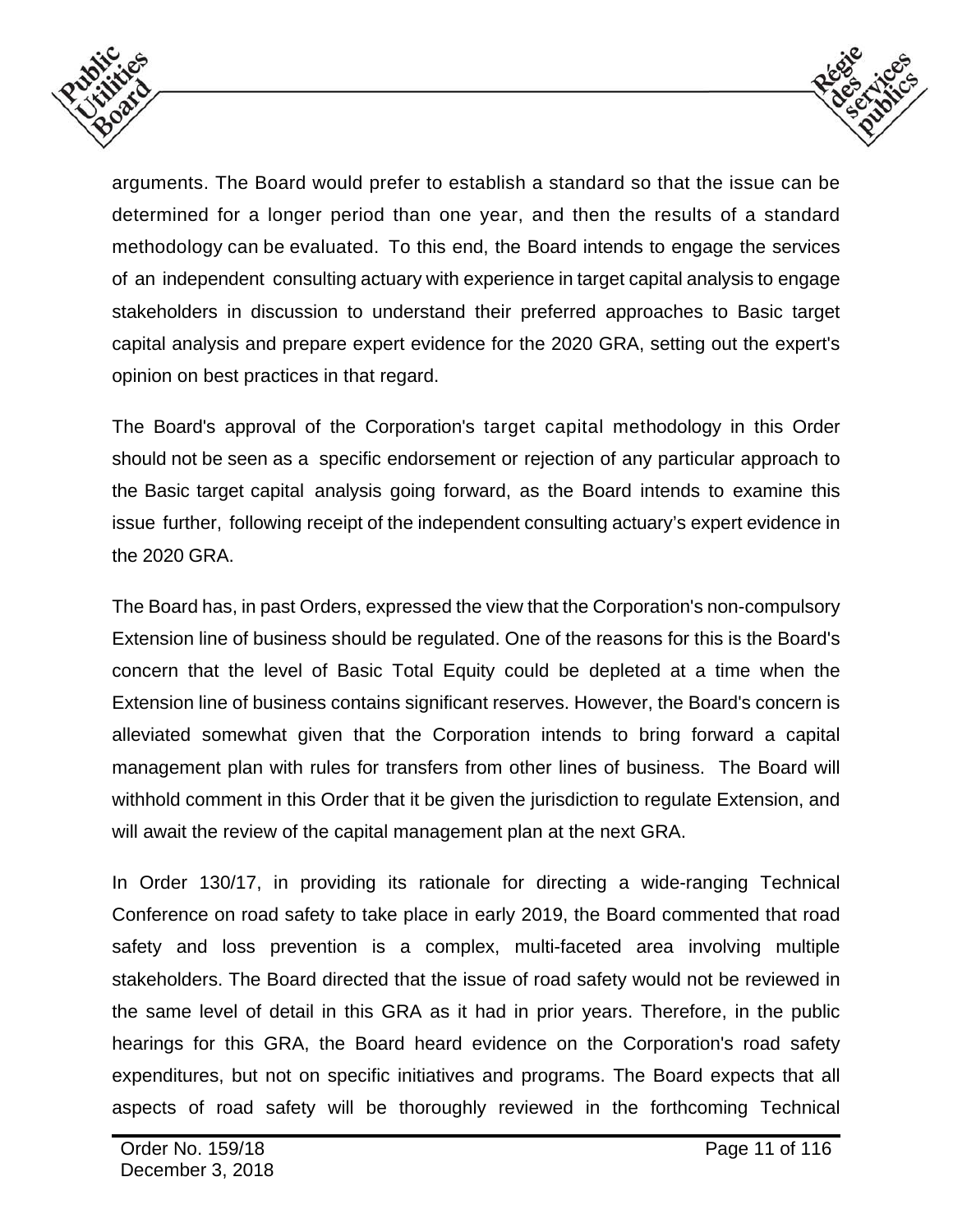arguments. The Board would prefer to establish a standard so that the issue can be determined for a longer period than one year, and then the results of a standard methodology can be evaluated. To this end, the Board intends to engage the services of an independent consulting actuary with experience in target capital analysis to engage stakeholders in discussion to understand their preferred approaches to Basic target capital analysis and prepare expert evidence for the 2020 GRA, setting out the expert's opinion on best practices in that regard.

The Board's approval of the Corporation's target capital methodology in this Order should not be seen as a specific endorsement or rejection of any particular approach to the Basic target capital analysis going forward, as the Board intends to examine this issue further, following receipt of the independent consulting actuary's expert evidence in the 2020 GRA.

The Board has, in past Orders, expressed the view that the Corporation's non-compulsory Extension line of business should be regulated. One of the reasons for this is the Board's concern that the level of Basic Total Equity could be depleted at a time when the Extension line of business contains significant reserves. However, the Board's concern is alleviated somewhat given that the Corporation intends to bring forward a capital management plan with rules for transfers from other lines of business. The Board will withhold comment in this Order that it be given the jurisdiction to regulate Extension, and will await the review of the capital management plan at the next GRA.

In Order 130/17, in providing its rationale for directing a wide-ranging Technical Conference on road safety to take place in early 2019, the Board commented that road safety and loss prevention is a complex, multi-faceted area involving multiple stakeholders. The Board directed that the issue of road safety would not be reviewed in the same level of detail in this GRA as it had in prior years. Therefore, in the public hearings for this GRA, the Board heard evidence on the Corporation's road safety expenditures, but not on specific initiatives and programs. The Board expects that all aspects of road safety will be thoroughly reviewed in the forthcoming Technical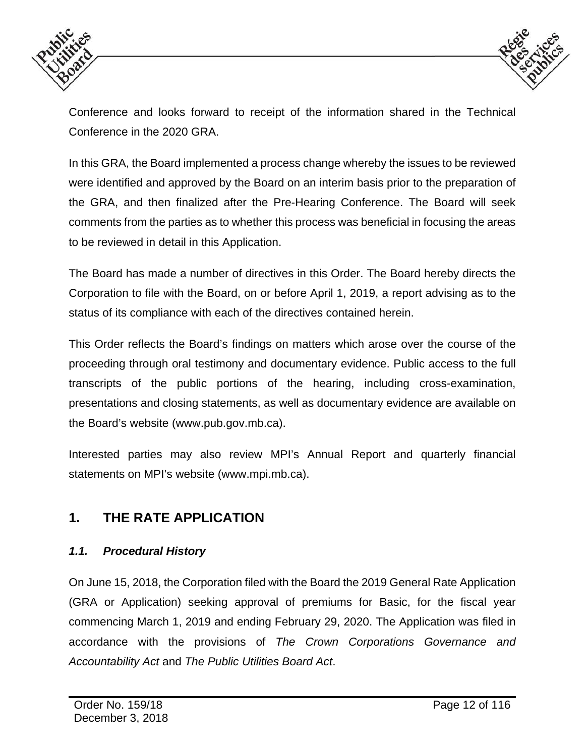Conference and looks forward to receipt of the information shared in the Technical Conference in the 2020 GRA.

In this GRA, the Board implemented a process change whereby the issues to be reviewed were identified and approved by the Board on an interim basis prior to the preparation of the GRA, and then finalized after the Pre-Hearing Conference. The Board will seek comments from the parties as to whether this process was beneficial in focusing the areas to be reviewed in detail in this Application.

The Board has made a number of directives in this Order. The Board hereby directs the Corporation to file with the Board, on or before April 1, 2019, a report advising as to the status of its compliance with each of the directives contained herein.

This Order reflects the Board's findings on matters which arose over the course of the proceeding through oral testimony and documentary evidence. Public access to the full transcripts of the public portions of the hearing, including cross-examination, presentations and closing statements, as well as documentary evidence are available on the Board's website (www.pub.gov.mb.ca).

Interested parties may also review MPI's Annual Report and quarterly financial statements on MPI's website (www.mpi.mb.ca).

# 1. THE RATE APPLICATION

## *1.1. Procedural History*

On June 15, 2018, the Corporation filed with the Board the 2019 General Rate Application (GRA or Application) seeking approval of premiums for Basic, for the fiscal year commencing March 1, 2019 and ending February 29, 2020. The Application was filed in accordance with the provisions of *The Crown Corporations Governance and Accountability Act* and *The Public Utilities Board Act*.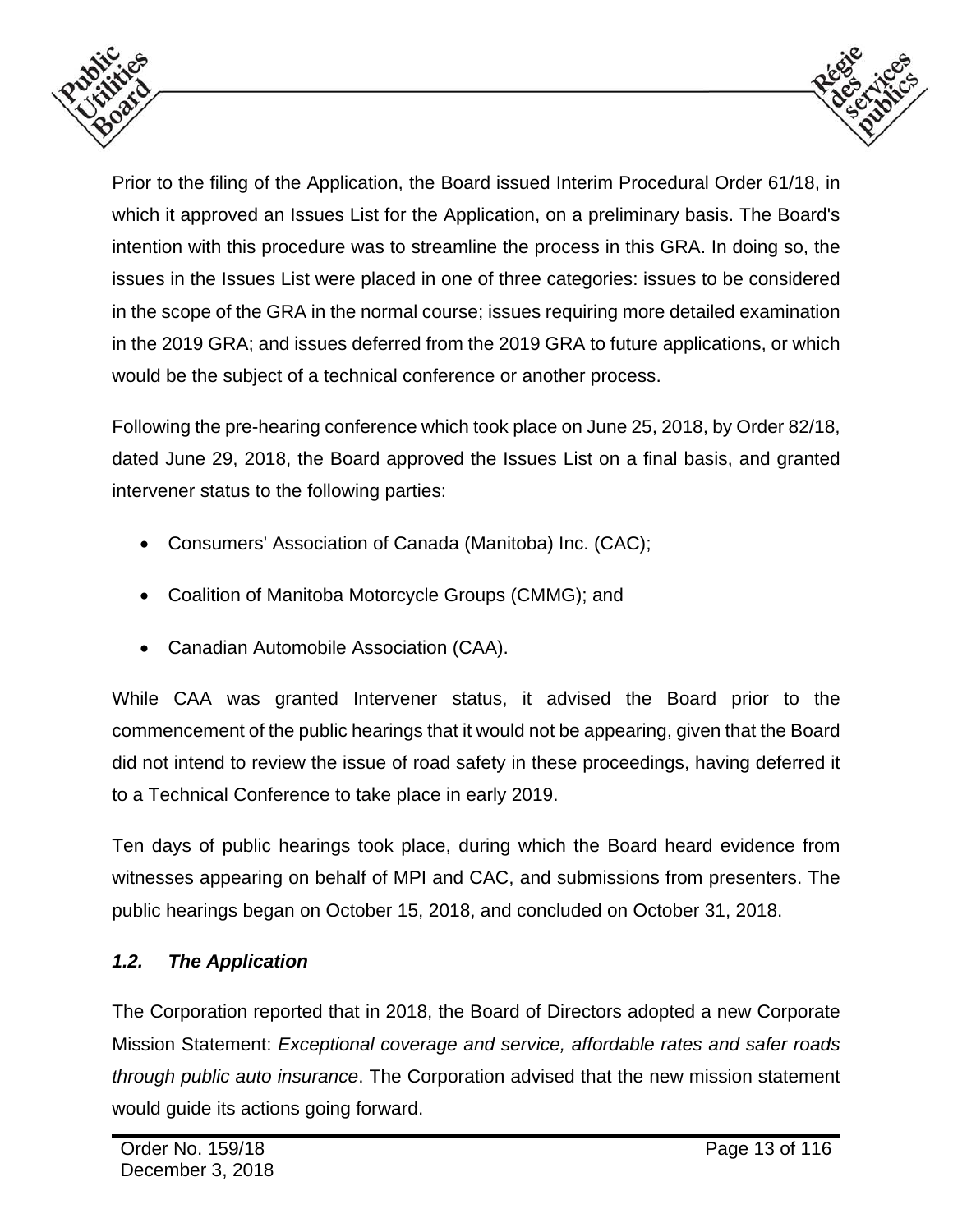Prior to the filing of the Application, the Board issued Interim Procedural Order 61/18, in which it approved an Issues List for the Application, on a preliminary basis. The Board's intention with this procedure was to streamline the process in this GRA. In doing so, the issues in the Issues List were placed in one of three categories: issues to be considered in the scope of the GRA in the normal course; issues requiring more detailed examination in the 2019 GRA; and issues deferred from the 2019 GRA to future applications, or which would be the subject of a technical conference or another process.

Following the pre-hearing conference which took place on June 25, 2018, by Order 82/18, dated June 29, 2018, the Board approved the Issues List on a final basis, and granted intervener status to the following parties:

- Consumers' Association of Canada (Manitoba) Inc. (CAC);
- Coalition of Manitoba Motorcycle Groups (CMMG); and
- Canadian Automobile Association (CAA).

While CAA was granted Intervener status, it advised the Board prior to the commencement of the public hearings that it would not be appearing, given that the Board did not intend to review the issue of road safety in these proceedings, having deferred it to a Technical Conference to take place in early 2019.

Ten days of public hearings took place, during which the Board heard evidence from witnesses appearing on behalf of MPI and CAC, and submissions from presenters. The public hearings began on October 15, 2018, and concluded on October 31, 2018.

### *1.2. The Application*

The Corporation reported that in 2018, the Board of Directors adopted a new Corporate Mission Statement: *Exceptional coverage and service, affordable rates and safer roads through public auto insurance*. The Corporation advised that the new mission statement would guide its actions going forward.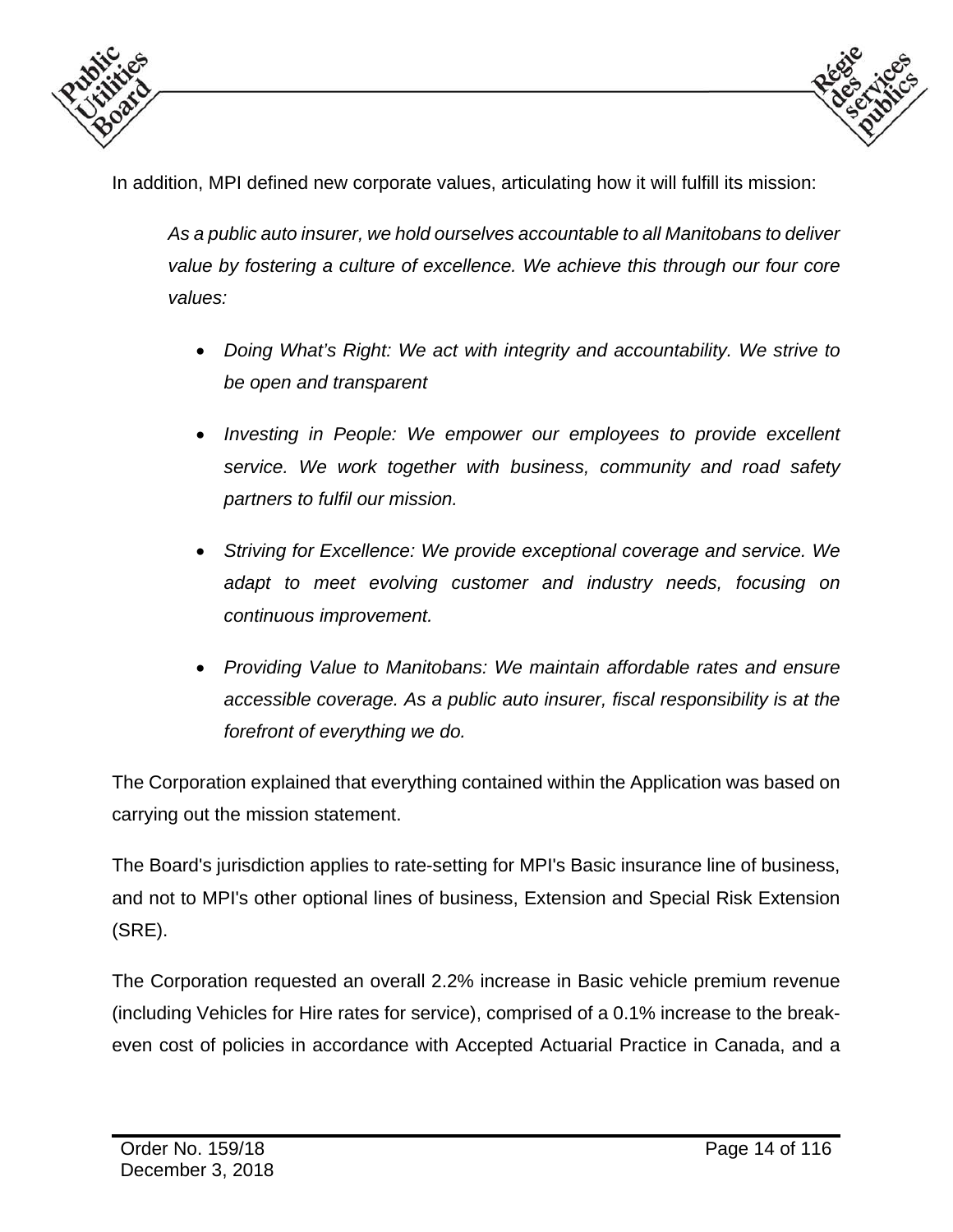In addition, MPI defined new corporate values, articulating how it will fulfill its mission:

> *As a public auto insurer, we hold ourselves accountable to all Manitobans to deliver value by fostering a culture of excellence. We achieve this through our four core values:*
>
> - *Doing What's Right: We act with integrity and accountability. We strive to be open and transparent*
> - *Investing in People: We empower our employees to provide excellent service. We work together with business, community and road safety partners to fulfil our mission.*
> - *Striving for Excellence: We provide exceptional coverage and service. We adapt to meet evolving customer and industry needs, focusing on continuous improvement.*
> - *Providing Value to Manitobans: We maintain affordable rates and ensure accessible coverage. As a public auto insurer, fiscal responsibility is at the forefront of everything we do.*

The Corporation explained that everything contained within the Application was based on carrying out the mission statement.

The Board's jurisdiction applies to rate-setting for MPI's Basic insurance line of business, and not to MPI's other optional lines of business, Extension and Special Risk Extension (SRE).

The Corporation requested an overall 2.2% increase in Basic vehicle premium revenue (including Vehicles for Hire rates for service), comprised of a 0.1% increase to the break-even cost of policies in accordance with Accepted Actuarial Practice in Canada, and a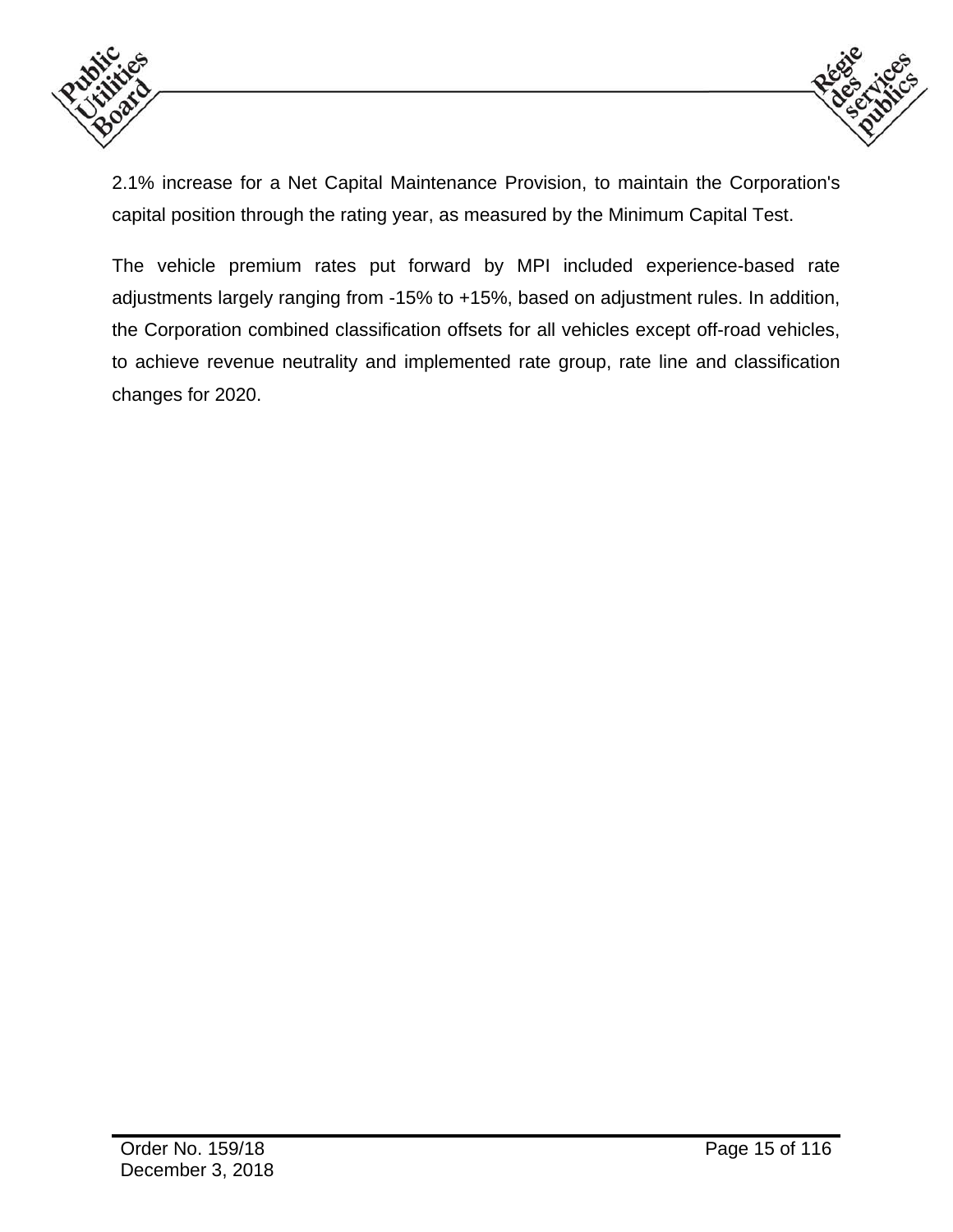2.1% increase for a Net Capital Maintenance Provision, to maintain the Corporation's capital position through the rating year, as measured by the Minimum Capital Test.

The vehicle premium rates put forward by MPI included experience-based rate adjustments largely ranging from -15% to +15%, based on adjustment rules. In addition, the Corporation combined classification offsets for all vehicles except off-road vehicles, to achieve revenue neutrality and implemented rate group, rate line and classification changes for 2020.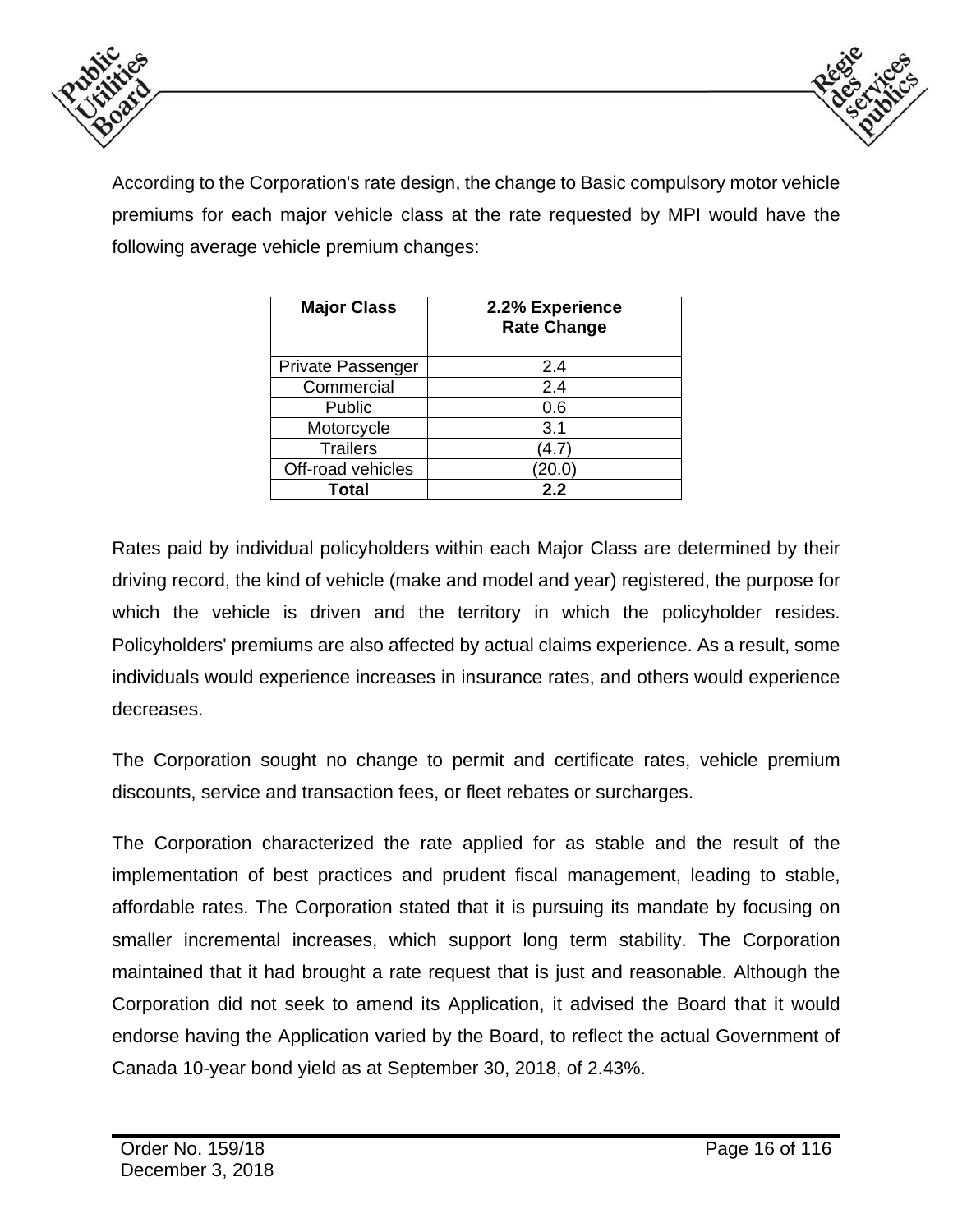According to the Corporation's rate design, the change to Basic compulsory motor vehicle premiums for each major vehicle class at the rate requested by MPI would have the following average vehicle premium changes:

| Major Class | 2.2% Experience Rate Change |
|---|---|
| Private Passenger | 2.4 |
| Commercial | 2.4 |
| Public | 0.6 |
| Motorcycle | 3.1 |
| Trailers | (4.7) |
| Off-road vehicles | (20.0) |
| **Total** | **2.2** |

Rates paid by individual policyholders within each Major Class are determined by their driving record, the kind of vehicle (make and model and year) registered, the purpose for which the vehicle is driven and the territory in which the policyholder resides. Policyholders' premiums are also affected by actual claims experience. As a result, some individuals would experience increases in insurance rates, and others would experience decreases.

The Corporation sought no change to permit and certificate rates, vehicle premium discounts, service and transaction fees, or fleet rebates or surcharges.

The Corporation characterized the rate applied for as stable and the result of the implementation of best practices and prudent fiscal management, leading to stable, affordable rates. The Corporation stated that it is pursuing its mandate by focusing on smaller incremental increases, which support long term stability. The Corporation maintained that it had brought a rate request that is just and reasonable. Although the Corporation did not seek to amend its Application, it advised the Board that it would endorse having the Application varied by the Board, to reflect the actual Government of Canada 10-year bond yield as at September 30, 2018, of 2.43%.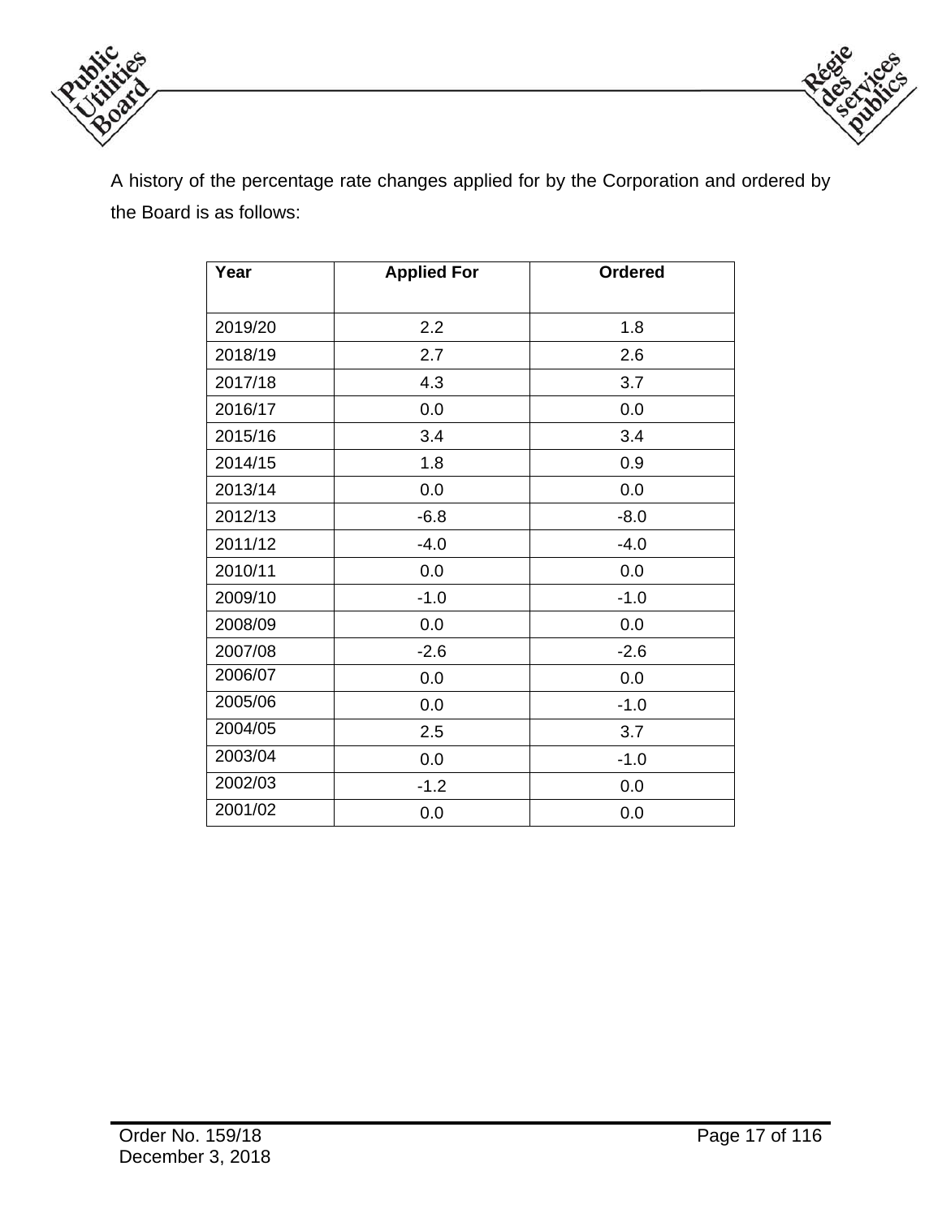A history of the percentage rate changes applied for by the Corporation and ordered by the Board is as follows:

| Year | Applied For | Ordered |
| --- | --- | --- |
| 2019/20 | 2.2 | 1.8 |
| 2018/19 | 2.7 | 2.6 |
| 2017/18 | 4.3 | 3.7 |
| 2016/17 | 0.0 | 0.0 |
| 2015/16 | 3.4 | 3.4 |
| 2014/15 | 1.8 | 0.9 |
| 2013/14 | 0.0 | 0.0 |
| 2012/13 | -6.8 | -8.0 |
| 2011/12 | -4.0 | -4.0 |
| 2010/11 | 0.0 | 0.0 |
| 2009/10 | -1.0 | -1.0 |
| 2008/09 | 0.0 | 0.0 |
| 2007/08 | -2.6 | -2.6 |
| 2006/07 | 0.0 | 0.0 |
| 2005/06 | 0.0 | -1.0 |
| 2004/05 | 2.5 | 3.7 |
| 2003/04 | 0.0 | -1.0 |
| 2002/03 | -1.2 | 0.0 |
| 2001/02 | 0.0 | 0.0 |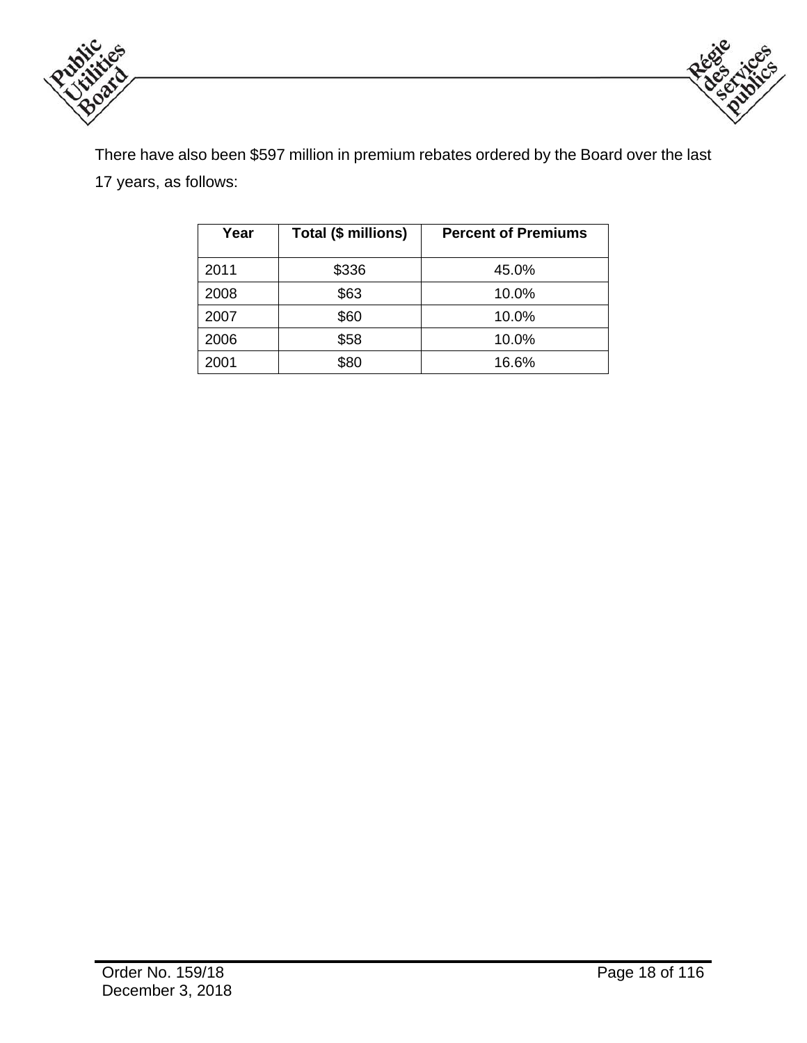There have also been $597 million in premium rebates ordered by the Board over the last 17 years, as follows:

| Year | Total ($ millions) | Percent of Premiums |
|---|---|---|
| 2011 | $336 | 45.0% |
| 2008 | $63 | 10.0% |
| 2007 | $60 | 10.0% |
| 2006 | $58 | 10.0% |
| 2001 | $80 | 16.6% |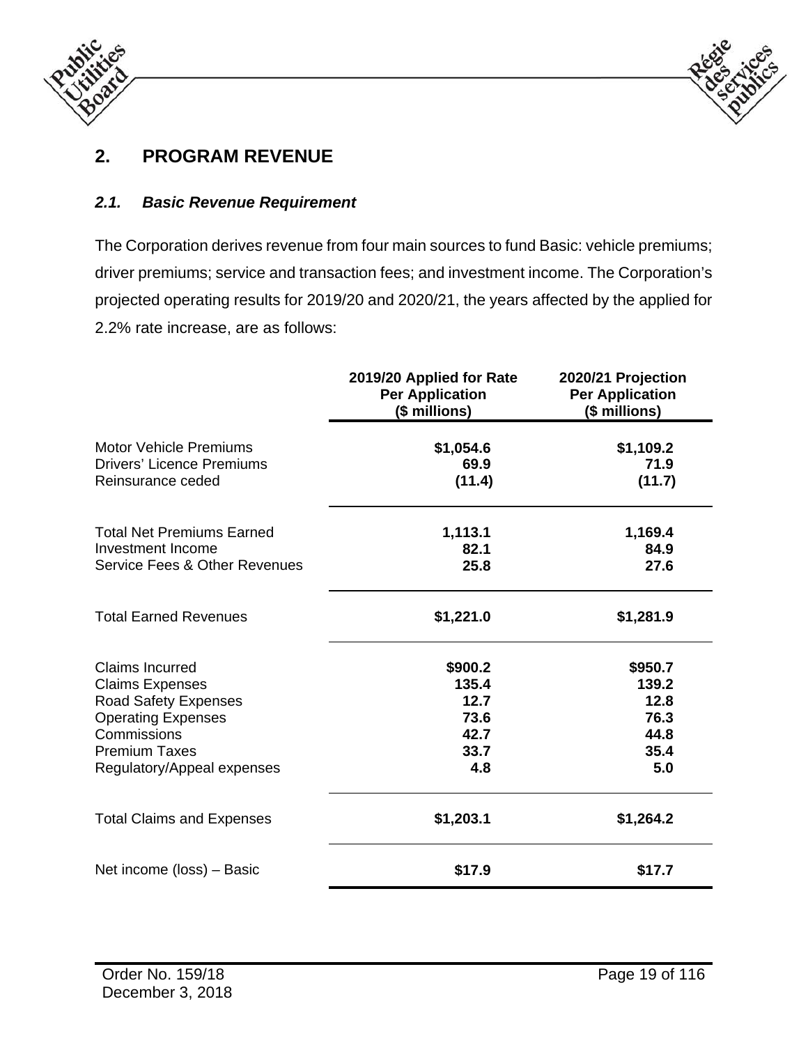## 2. PROGRAM REVENUE

### *2.1. Basic Revenue Requirement*

The Corporation derives revenue from four main sources to fund Basic: vehicle premiums; driver premiums; service and transaction fees; and investment income. The Corporation's projected operating results for 2019/20 and 2020/21, the years affected by the applied for 2.2% rate increase, are as follows:

| | **2019/20 Applied for Rate Per Application ($ millions)** | **2020/21 Projection Per Application ($ millions)** |
|---|---|---|
| Motor Vehicle Premiums | **$1,054.6** | **$1,109.2** |
| Drivers' Licence Premiums | **69.9** | **71.9** |
| Reinsurance ceded | **(11.4)** | **(11.7)** |
| Total Net Premiums Earned | **1,113.1** | **1,169.4** |
| Investment Income | **82.1** | **84.9** |
| Service Fees & Other Revenues | **25.8** | **27.6** |
| Total Earned Revenues | **$1,221.0** | **$1,281.9** |
| Claims Incurred | **$900.2** | **$950.7** |
| Claims Expenses | **135.4** | **139.2** |
| Road Safety Expenses | **12.7** | **12.8** |
| Operating Expenses | **73.6** | **76.3** |
| Commissions | **42.7** | **44.8** |
| Premium Taxes | **33.7** | **35.4** |
| Regulatory/Appeal expenses | **4.8** | **5.0** |
| Total Claims and Expenses | **$1,203.1** | **$1,264.2** |
| Net income (loss) – Basic | **$17.9** | **$17.7** |

Order No. 159/18
December 3, 2018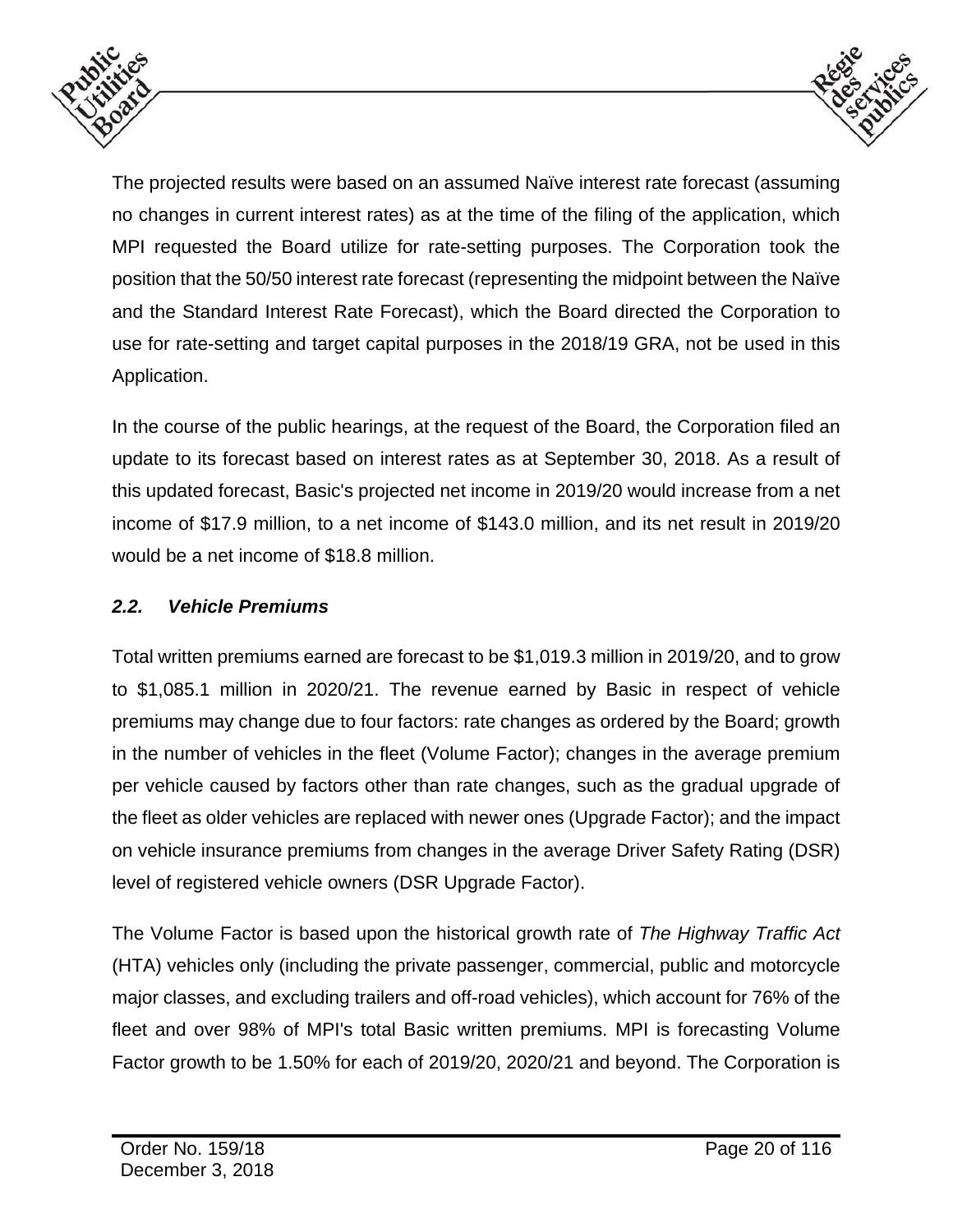The projected results were based on an assumed Naïve interest rate forecast (assuming no changes in current interest rates) as at the time of the filing of the application, which MPI requested the Board utilize for rate-setting purposes. The Corporation took the position that the 50/50 interest rate forecast (representing the midpoint between the Naïve and the Standard Interest Rate Forecast), which the Board directed the Corporation to use for rate-setting and target capital purposes in the 2018/19 GRA, not be used in this Application.

In the course of the public hearings, at the request of the Board, the Corporation filed an update to its forecast based on interest rates as at September 30, 2018. As a result of this updated forecast, Basic's projected net income in 2019/20 would increase from a net income of $17.9 million, to a net income of $143.0 million, and its net result in 2019/20 would be a net income of $18.8 million.

### *2.2. Vehicle Premiums*

Total written premiums earned are forecast to be $1,019.3 million in 2019/20, and to grow to $1,085.1 million in 2020/21. The revenue earned by Basic in respect of vehicle premiums may change due to four factors: rate changes as ordered by the Board; growth in the number of vehicles in the fleet (Volume Factor); changes in the average premium per vehicle caused by factors other than rate changes, such as the gradual upgrade of the fleet as older vehicles are replaced with newer ones (Upgrade Factor); and the impact on vehicle insurance premiums from changes in the average Driver Safety Rating (DSR) level of registered vehicle owners (DSR Upgrade Factor).

The Volume Factor is based upon the historical growth rate of *The Highway Traffic Act* (HTA) vehicles only (including the private passenger, commercial, public and motorcycle major classes, and excluding trailers and off-road vehicles), which account for 76% of the fleet and over 98% of MPI's total Basic written premiums. MPI is forecasting Volume Factor growth to be 1.50% for each of 2019/20, 2020/21 and beyond. The Corporation is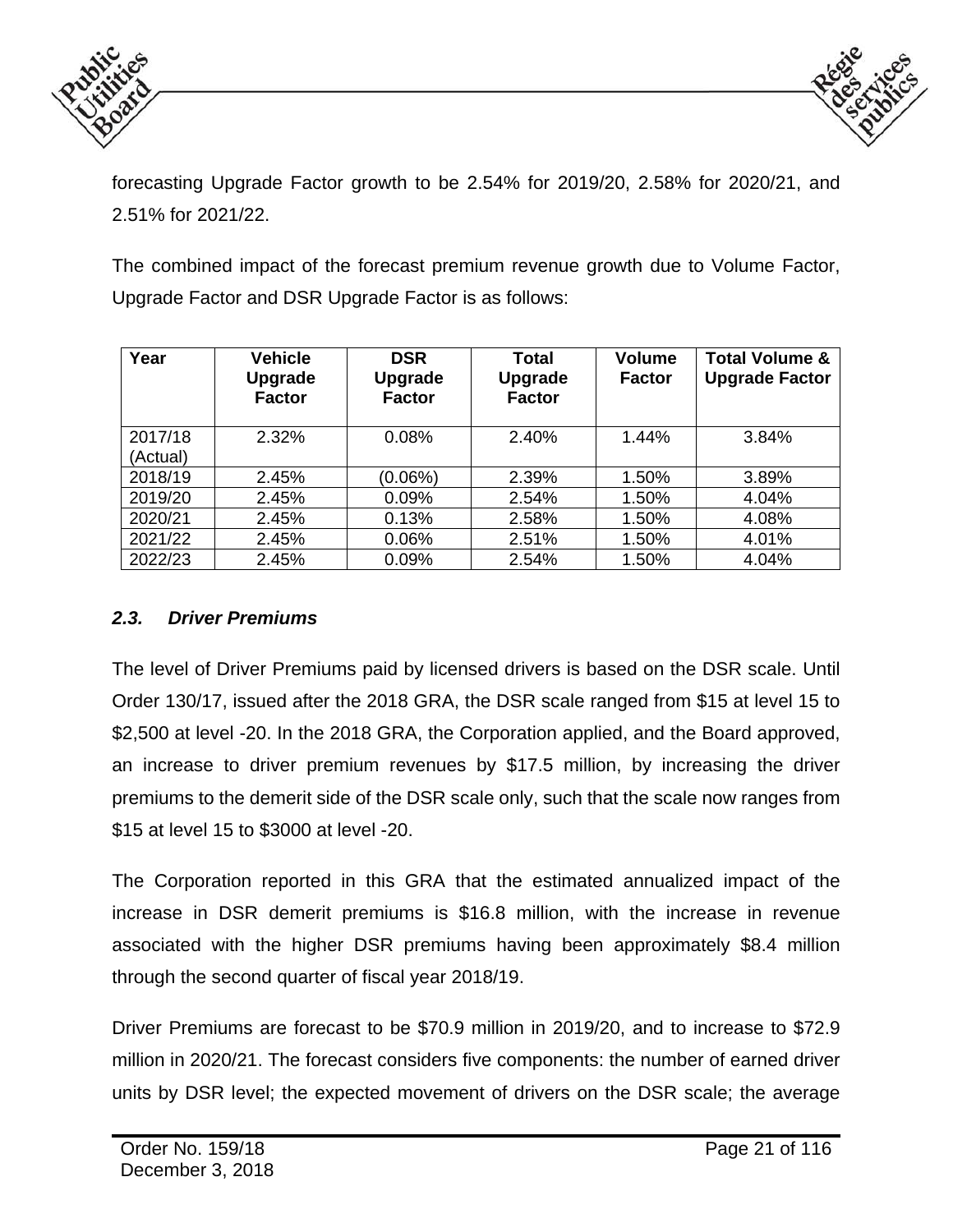forecasting Upgrade Factor growth to be 2.54% for 2019/20, 2.58% for 2020/21, and 2.51% for 2021/22.

The combined impact of the forecast premium revenue growth due to Volume Factor, Upgrade Factor and DSR Upgrade Factor is as follows:

| Year | Vehicle Upgrade Factor | DSR Upgrade Factor | Total Upgrade Factor | Volume Factor | Total Volume & Upgrade Factor |
|---|---|---|---|---|---|
| 2017/18 (Actual) | 2.32% | 0.08% | 2.40% | 1.44% | 3.84% |
| 2018/19 | 2.45% | (0.06%) | 2.39% | 1.50% | 3.89% |
| 2019/20 | 2.45% | 0.09% | 2.54% | 1.50% | 4.04% |
| 2020/21 | 2.45% | 0.13% | 2.58% | 1.50% | 4.08% |
| 2021/22 | 2.45% | 0.06% | 2.51% | 1.50% | 4.01% |
| 2022/23 | 2.45% | 0.09% | 2.54% | 1.50% | 4.04% |

### *2.3. Driver Premiums*

The level of Driver Premiums paid by licensed drivers is based on the DSR scale. Until Order 130/17, issued after the 2018 GRA, the DSR scale ranged from $15 at level 15 to $2,500 at level -20. In the 2018 GRA, the Corporation applied, and the Board approved, an increase to driver premium revenues by $17.5 million, by increasing the driver premiums to the demerit side of the DSR scale only, such that the scale now ranges from $15 at level 15 to $3000 at level -20.

The Corporation reported in this GRA that the estimated annualized impact of the increase in DSR demerit premiums is $16.8 million, with the increase in revenue associated with the higher DSR premiums having been approximately $8.4 million through the second quarter of fiscal year 2018/19.

Driver Premiums are forecast to be $70.9 million in 2019/20, and to increase to $72.9 million in 2020/21. The forecast considers five components: the number of earned driver units by DSR level; the expected movement of drivers on the DSR scale; the average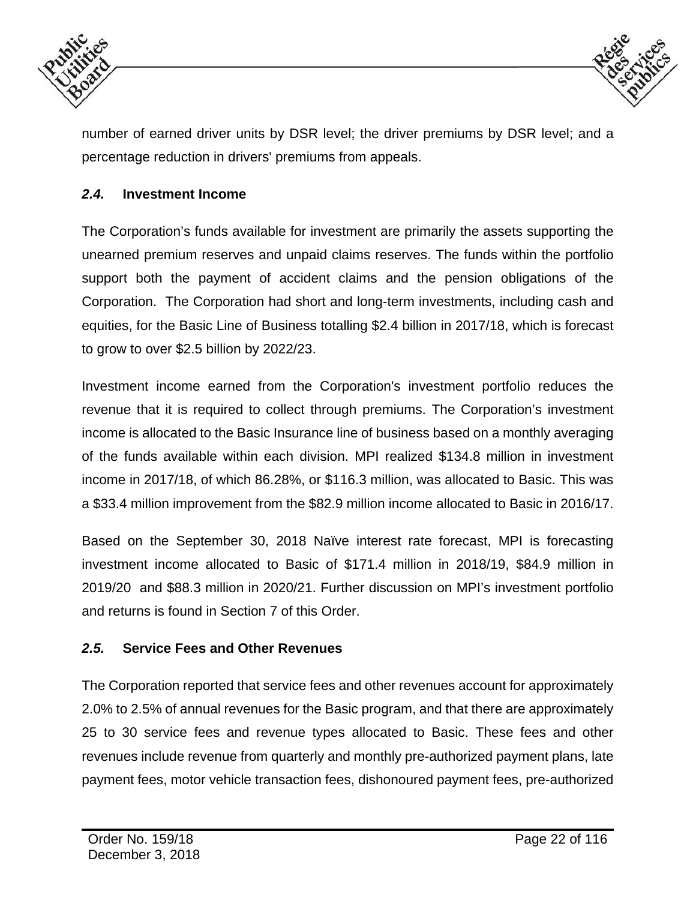number of earned driver units by DSR level; the driver premiums by DSR level; and a percentage reduction in drivers' premiums from appeals.

### *2.4.* Investment Income

The Corporation's funds available for investment are primarily the assets supporting the unearned premium reserves and unpaid claims reserves. The funds within the portfolio support both the payment of accident claims and the pension obligations of the Corporation. The Corporation had short and long-term investments, including cash and equities, for the Basic Line of Business totalling $2.4 billion in 2017/18, which is forecast to grow to over $2.5 billion by 2022/23.

Investment income earned from the Corporation's investment portfolio reduces the revenue that it is required to collect through premiums. The Corporation's investment income is allocated to the Basic Insurance line of business based on a monthly averaging of the funds available within each division. MPI realized $134.8 million in investment income in 2017/18, of which 86.28%, or $116.3 million, was allocated to Basic. This was a $33.4 million improvement from the $82.9 million income allocated to Basic in 2016/17.

Based on the September 30, 2018 Naïve interest rate forecast, MPI is forecasting investment income allocated to Basic of $171.4 million in 2018/19, $84.9 million in 2019/20 and $88.3 million in 2020/21. Further discussion on MPI's investment portfolio and returns is found in Section 7 of this Order.

### *2.5.* Service Fees and Other Revenues

The Corporation reported that service fees and other revenues account for approximately 2.0% to 2.5% of annual revenues for the Basic program, and that there are approximately 25 to 30 service fees and revenue types allocated to Basic. These fees and other revenues include revenue from quarterly and monthly pre-authorized payment plans, late payment fees, motor vehicle transaction fees, dishonoured payment fees, pre-authorized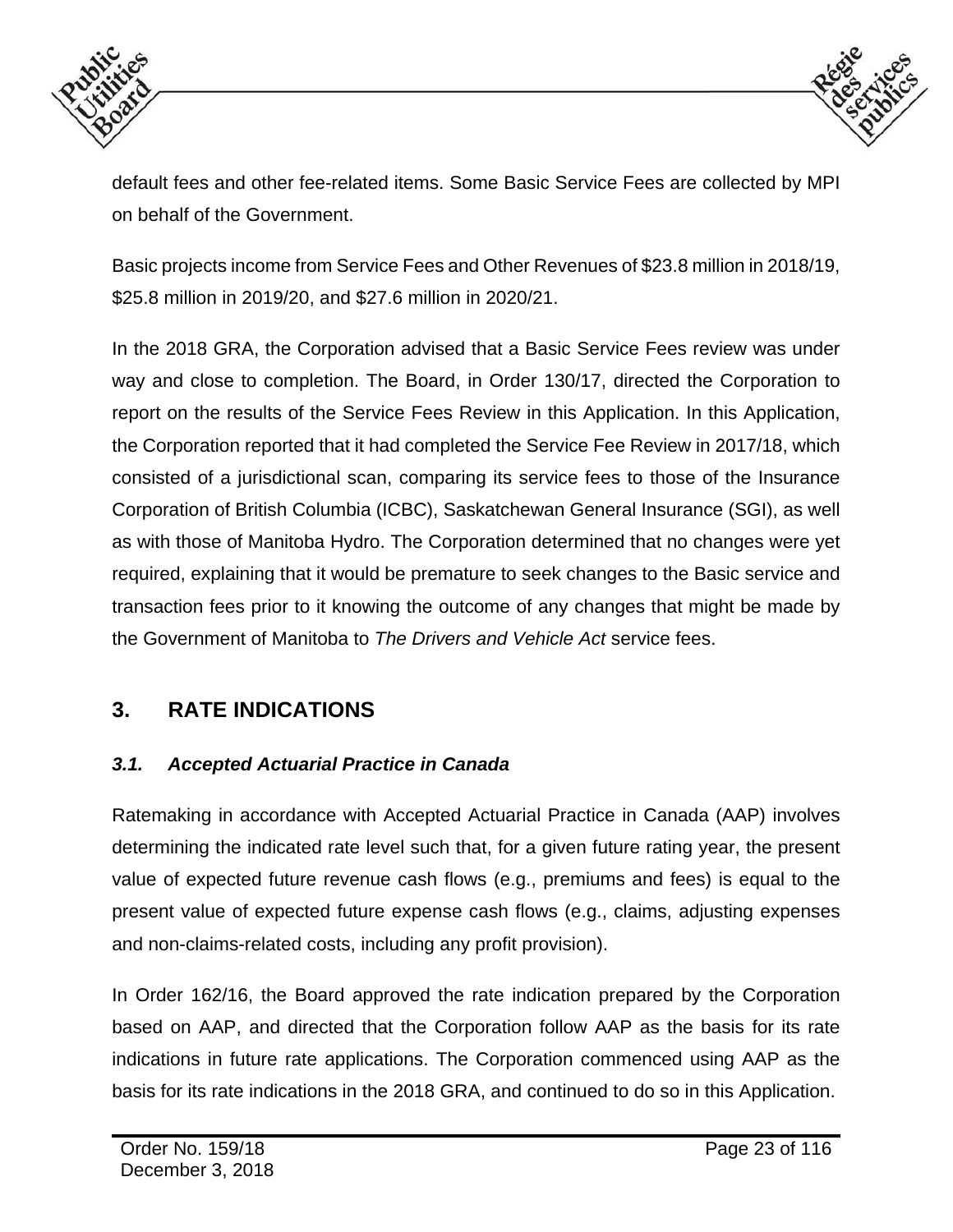default fees and other fee-related items. Some Basic Service Fees are collected by MPI on behalf of the Government.

Basic projects income from Service Fees and Other Revenues of $23.8 million in 2018/19, $25.8 million in 2019/20, and $27.6 million in 2020/21.

In the 2018 GRA, the Corporation advised that a Basic Service Fees review was under way and close to completion. The Board, in Order 130/17, directed the Corporation to report on the results of the Service Fees Review in this Application. In this Application, the Corporation reported that it had completed the Service Fee Review in 2017/18, which consisted of a jurisdictional scan, comparing its service fees to those of the Insurance Corporation of British Columbia (ICBC), Saskatchewan General Insurance (SGI), as well as with those of Manitoba Hydro. The Corporation determined that no changes were yet required, explaining that it would be premature to seek changes to the Basic service and transaction fees prior to it knowing the outcome of any changes that might be made by the Government of Manitoba to *The Drivers and Vehicle Act* service fees.

## 3. RATE INDICATIONS

### *3.1. Accepted Actuarial Practice in Canada*

Ratemaking in accordance with Accepted Actuarial Practice in Canada (AAP) involves determining the indicated rate level such that, for a given future rating year, the present value of expected future revenue cash flows (e.g., premiums and fees) is equal to the present value of expected future expense cash flows (e.g., claims, adjusting expenses and non-claims-related costs, including any profit provision).

In Order 162/16, the Board approved the rate indication prepared by the Corporation based on AAP, and directed that the Corporation follow AAP as the basis for its rate indications in future rate applications. The Corporation commenced using AAP as the basis for its rate indications in the 2018 GRA, and continued to do so in this Application.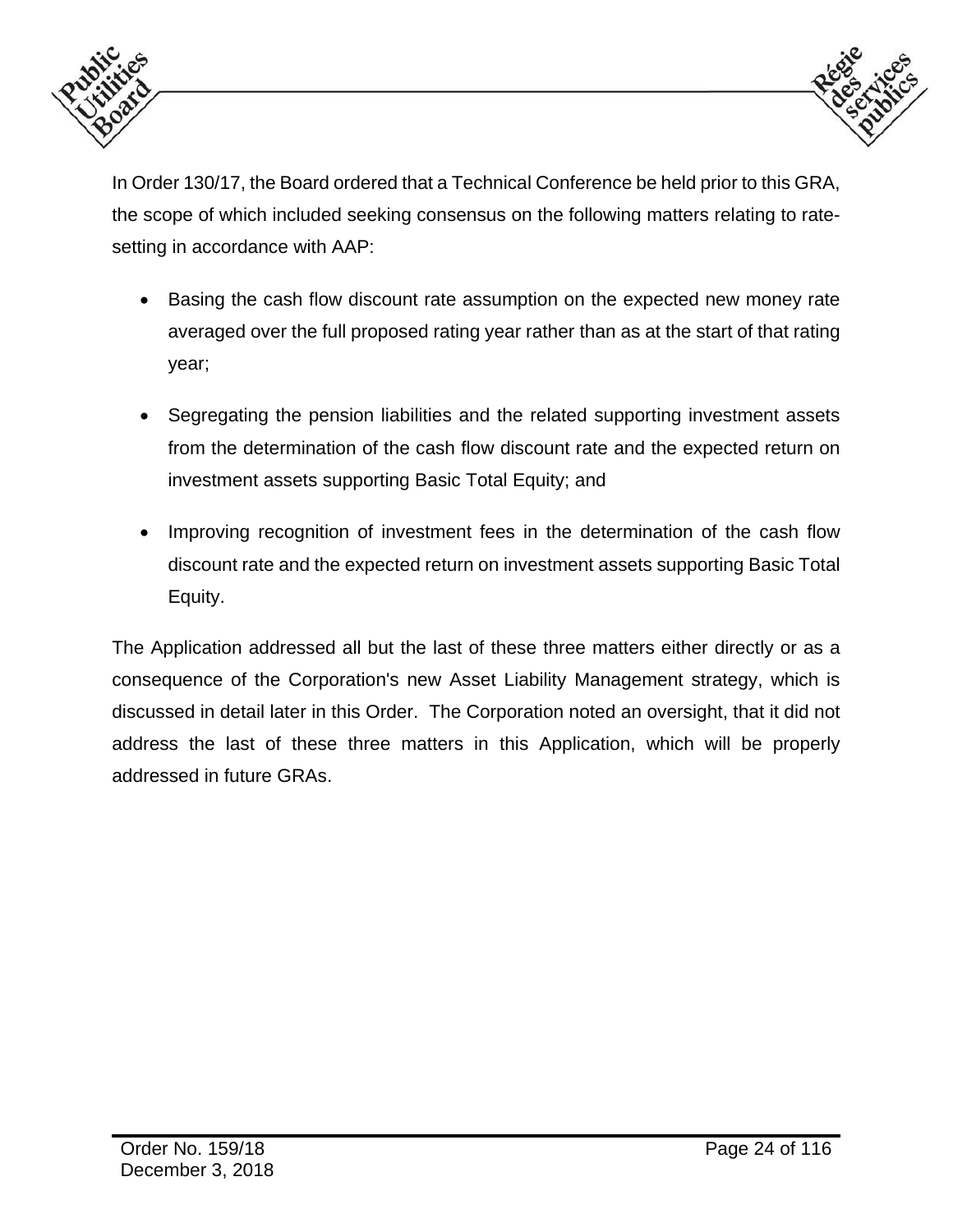In Order 130/17, the Board ordered that a Technical Conference be held prior to this GRA, the scope of which included seeking consensus on the following matters relating to rate-setting in accordance with AAP:

- Basing the cash flow discount rate assumption on the expected new money rate averaged over the full proposed rating year rather than as at the start of that rating year;
- Segregating the pension liabilities and the related supporting investment assets from the determination of the cash flow discount rate and the expected return on investment assets supporting Basic Total Equity; and
- Improving recognition of investment fees in the determination of the cash flow discount rate and the expected return on investment assets supporting Basic Total Equity.

The Application addressed all but the last of these three matters either directly or as a consequence of the Corporation's new Asset Liability Management strategy, which is discussed in detail later in this Order. The Corporation noted an oversight, that it did not address the last of these three matters in this Application, which will be properly addressed in future GRAs.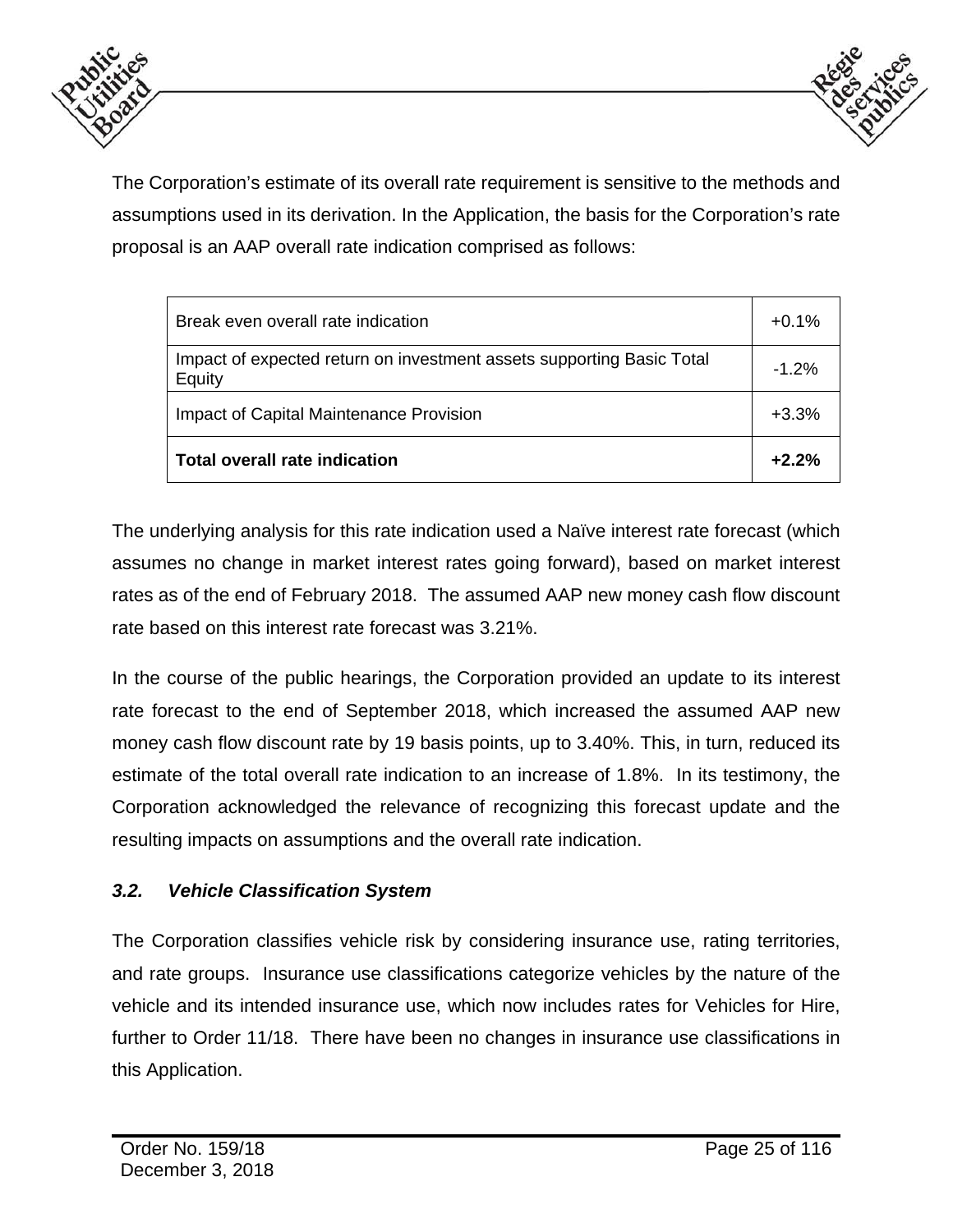The Corporation's estimate of its overall rate requirement is sensitive to the methods and assumptions used in its derivation. In the Application, the basis for the Corporation's rate proposal is an AAP overall rate indication comprised as follows:

| | |
|---|---|
| Break even overall rate indication | +0.1% |
| Impact of expected return on investment assets supporting Basic Total Equity | -1.2% |
| Impact of Capital Maintenance Provision | +3.3% |
| **Total overall rate indication** | **+2.2%** |

The underlying analysis for this rate indication used a Naïve interest rate forecast (which assumes no change in market interest rates going forward), based on market interest rates as of the end of February 2018. The assumed AAP new money cash flow discount rate based on this interest rate forecast was 3.21%.

In the course of the public hearings, the Corporation provided an update to its interest rate forecast to the end of September 2018, which increased the assumed AAP new money cash flow discount rate by 19 basis points, up to 3.40%. This, in turn, reduced its estimate of the total overall rate indication to an increase of 1.8%. In its testimony, the Corporation acknowledged the relevance of recognizing this forecast update and the resulting impacts on assumptions and the overall rate indication.

### *3.2. Vehicle Classification System*

The Corporation classifies vehicle risk by considering insurance use, rating territories, and rate groups. Insurance use classifications categorize vehicles by the nature of the vehicle and its intended insurance use, which now includes rates for Vehicles for Hire, further to Order 11/18. There have been no changes in insurance use classifications in this Application.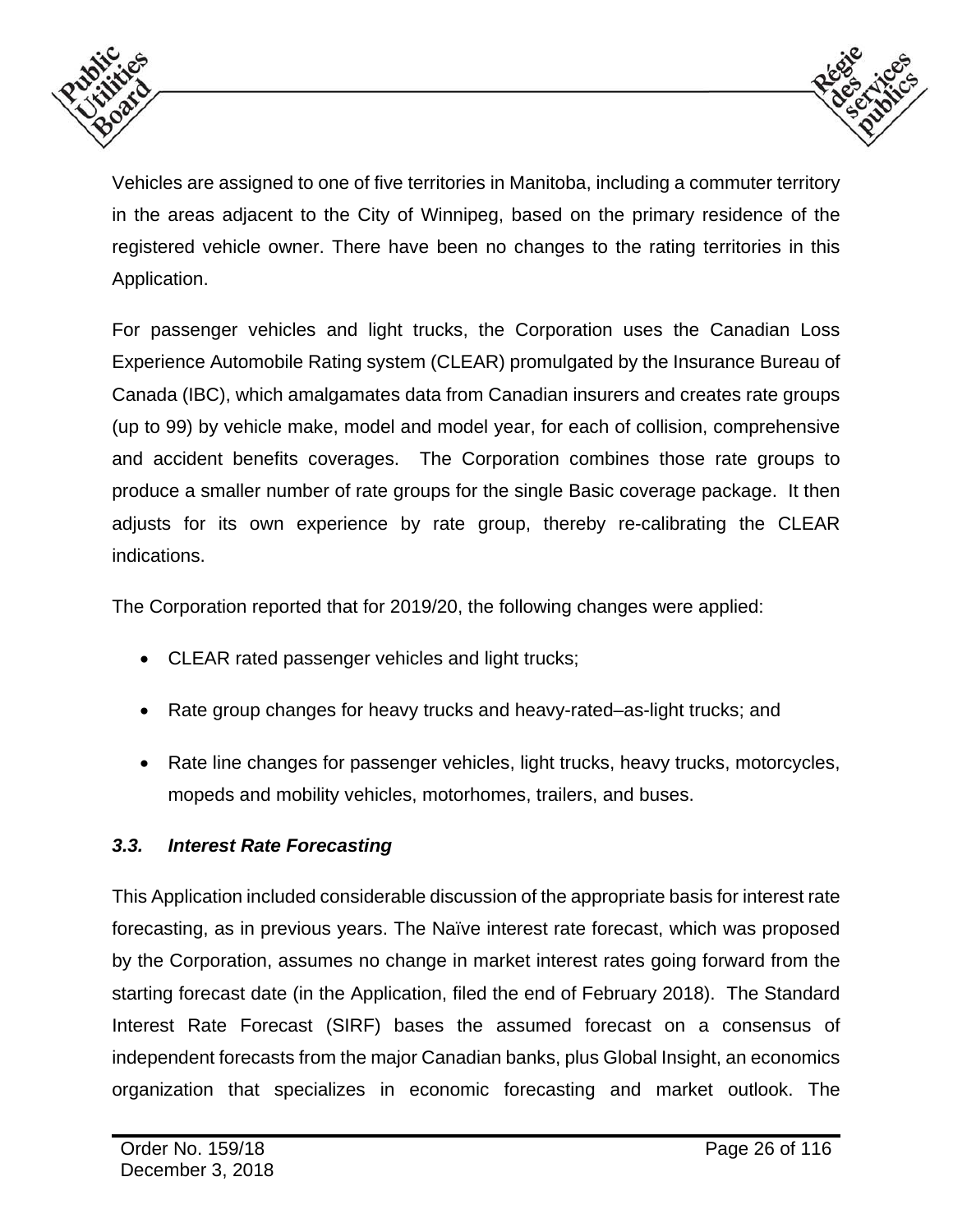Vehicles are assigned to one of five territories in Manitoba, including a commuter territory in the areas adjacent to the City of Winnipeg, based on the primary residence of the registered vehicle owner. There have been no changes to the rating territories in this Application.

For passenger vehicles and light trucks, the Corporation uses the Canadian Loss Experience Automobile Rating system (CLEAR) promulgated by the Insurance Bureau of Canada (IBC), which amalgamates data from Canadian insurers and creates rate groups (up to 99) by vehicle make, model and model year, for each of collision, comprehensive and accident benefits coverages. The Corporation combines those rate groups to produce a smaller number of rate groups for the single Basic coverage package. It then adjusts for its own experience by rate group, thereby re-calibrating the CLEAR indications.

The Corporation reported that for 2019/20, the following changes were applied:

- CLEAR rated passenger vehicles and light trucks;
- Rate group changes for heavy trucks and heavy-rated–as-light trucks; and
- Rate line changes for passenger vehicles, light trucks, heavy trucks, motorcycles, mopeds and mobility vehicles, motorhomes, trailers, and buses.

### *3.3. Interest Rate Forecasting*

This Application included considerable discussion of the appropriate basis for interest rate forecasting, as in previous years. The Naïve interest rate forecast, which was proposed by the Corporation, assumes no change in market interest rates going forward from the starting forecast date (in the Application, filed the end of February 2018). The Standard Interest Rate Forecast (SIRF) bases the assumed forecast on a consensus of independent forecasts from the major Canadian banks, plus Global Insight, an economics organization that specializes in economic forecasting and market outlook. The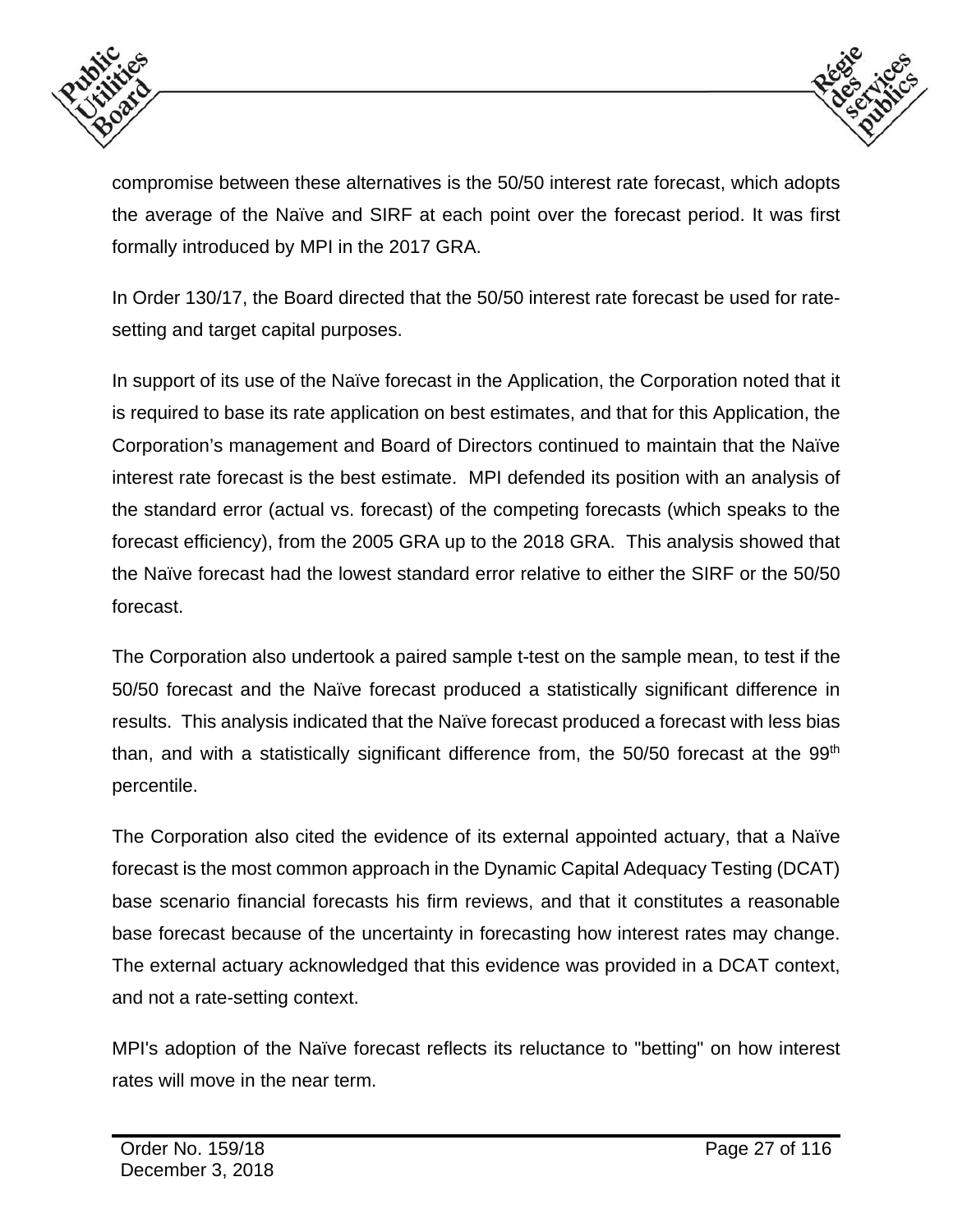compromise between these alternatives is the 50/50 interest rate forecast, which adopts the average of the Naïve and SIRF at each point over the forecast period. It was first formally introduced by MPI in the 2017 GRA.

In Order 130/17, the Board directed that the 50/50 interest rate forecast be used for rate-setting and target capital purposes.

In support of its use of the Naïve forecast in the Application, the Corporation noted that it is required to base its rate application on best estimates, and that for this Application, the Corporation's management and Board of Directors continued to maintain that the Naïve interest rate forecast is the best estimate. MPI defended its position with an analysis of the standard error (actual vs. forecast) of the competing forecasts (which speaks to the forecast efficiency), from the 2005 GRA up to the 2018 GRA. This analysis showed that the Naïve forecast had the lowest standard error relative to either the SIRF or the 50/50 forecast.

The Corporation also undertook a paired sample t-test on the sample mean, to test if the 50/50 forecast and the Naïve forecast produced a statistically significant difference in results. This analysis indicated that the Naïve forecast produced a forecast with less bias than, and with a statistically significant difference from, the 50/50 forecast at the 99th percentile.

The Corporation also cited the evidence of its external appointed actuary, that a Naïve forecast is the most common approach in the Dynamic Capital Adequacy Testing (DCAT) base scenario financial forecasts his firm reviews, and that it constitutes a reasonable base forecast because of the uncertainty in forecasting how interest rates may change. The external actuary acknowledged that this evidence was provided in a DCAT context, and not a rate-setting context.

MPI's adoption of the Naïve forecast reflects its reluctance to "betting" on how interest rates will move in the near term.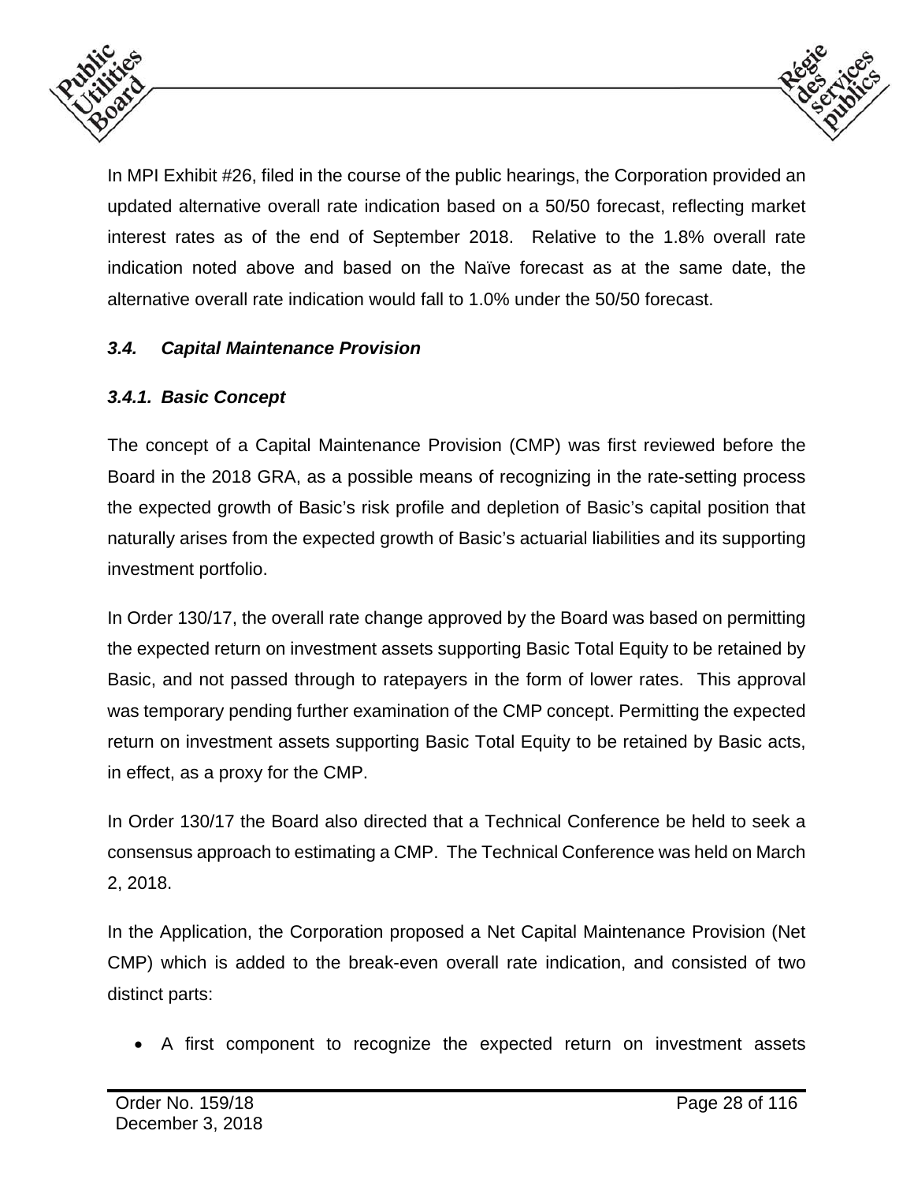In MPI Exhibit #26, filed in the course of the public hearings, the Corporation provided an updated alternative overall rate indication based on a 50/50 forecast, reflecting market interest rates as of the end of September 2018. Relative to the 1.8% overall rate indication noted above and based on the Naïve forecast as at the same date, the alternative overall rate indication would fall to 1.0% under the 50/50 forecast.

### *3.4. Capital Maintenance Provision*

#### *3.4.1. Basic Concept*

The concept of a Capital Maintenance Provision (CMP) was first reviewed before the Board in the 2018 GRA, as a possible means of recognizing in the rate-setting process the expected growth of Basic's risk profile and depletion of Basic's capital position that naturally arises from the expected growth of Basic's actuarial liabilities and its supporting investment portfolio.

In Order 130/17, the overall rate change approved by the Board was based on permitting the expected return on investment assets supporting Basic Total Equity to be retained by Basic, and not passed through to ratepayers in the form of lower rates. This approval was temporary pending further examination of the CMP concept. Permitting the expected return on investment assets supporting Basic Total Equity to be retained by Basic acts, in effect, as a proxy for the CMP.

In Order 130/17 the Board also directed that a Technical Conference be held to seek a consensus approach to estimating a CMP. The Technical Conference was held on March 2, 2018.

In the Application, the Corporation proposed a Net Capital Maintenance Provision (Net CMP) which is added to the break-even overall rate indication, and consisted of two distinct parts:

- A first component to recognize the expected return on investment assets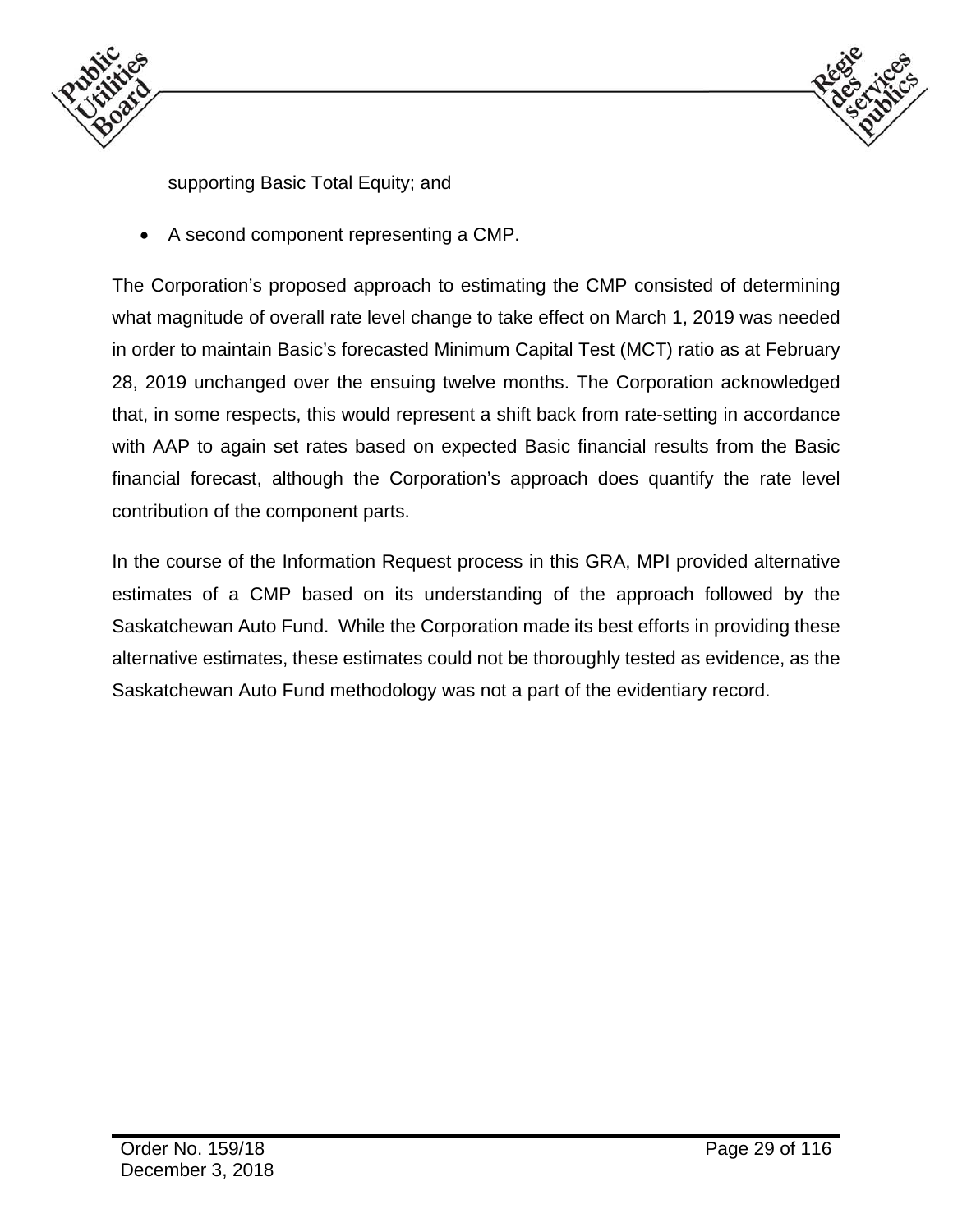supporting Basic Total Equity; and

- A second component representing a CMP.

The Corporation's proposed approach to estimating the CMP consisted of determining what magnitude of overall rate level change to take effect on March 1, 2019 was needed in order to maintain Basic's forecasted Minimum Capital Test (MCT) ratio as at February 28, 2019 unchanged over the ensuing twelve months. The Corporation acknowledged that, in some respects, this would represent a shift back from rate-setting in accordance with AAP to again set rates based on expected Basic financial results from the Basic financial forecast, although the Corporation's approach does quantify the rate level contribution of the component parts.

In the course of the Information Request process in this GRA, MPI provided alternative estimates of a CMP based on its understanding of the approach followed by the Saskatchewan Auto Fund. While the Corporation made its best efforts in providing these alternative estimates, these estimates could not be thoroughly tested as evidence, as the Saskatchewan Auto Fund methodology was not a part of the evidentiary record.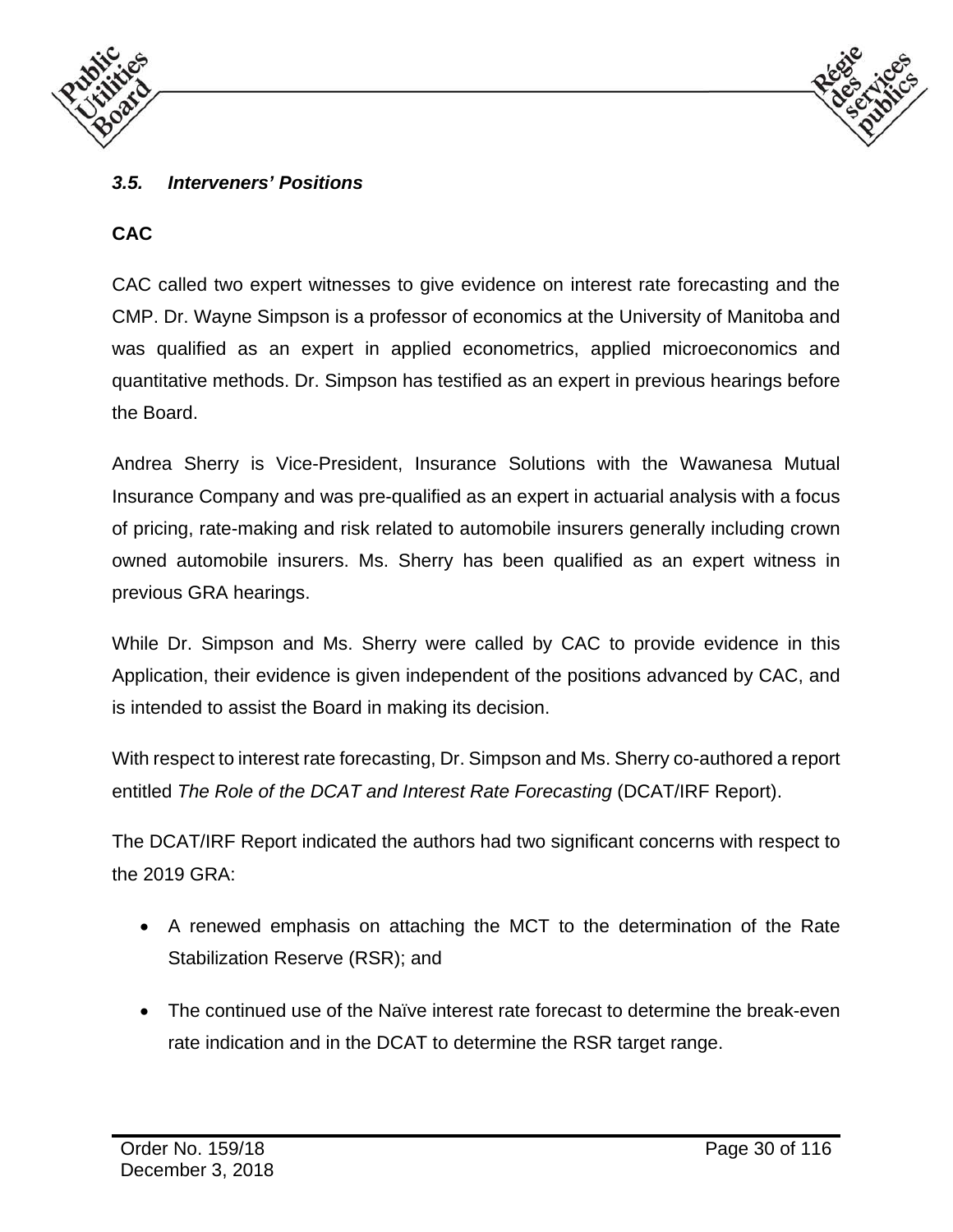### *3.5. Interveners' Positions*

**CAC**

CAC called two expert witnesses to give evidence on interest rate forecasting and the CMP. Dr. Wayne Simpson is a professor of economics at the University of Manitoba and was qualified as an expert in applied econometrics, applied microeconomics and quantitative methods. Dr. Simpson has testified as an expert in previous hearings before the Board.

Andrea Sherry is Vice-President, Insurance Solutions with the Wawanesa Mutual Insurance Company and was pre-qualified as an expert in actuarial analysis with a focus of pricing, rate-making and risk related to automobile insurers generally including crown owned automobile insurers. Ms. Sherry has been qualified as an expert witness in previous GRA hearings.

While Dr. Simpson and Ms. Sherry were called by CAC to provide evidence in this Application, their evidence is given independent of the positions advanced by CAC, and is intended to assist the Board in making its decision.

With respect to interest rate forecasting, Dr. Simpson and Ms. Sherry co-authored a report entitled *The Role of the DCAT and Interest Rate Forecasting* (DCAT/IRF Report).

The DCAT/IRF Report indicated the authors had two significant concerns with respect to the 2019 GRA:

- A renewed emphasis on attaching the MCT to the determination of the Rate Stabilization Reserve (RSR); and
- The continued use of the Naïve interest rate forecast to determine the break-even rate indication and in the DCAT to determine the RSR target range.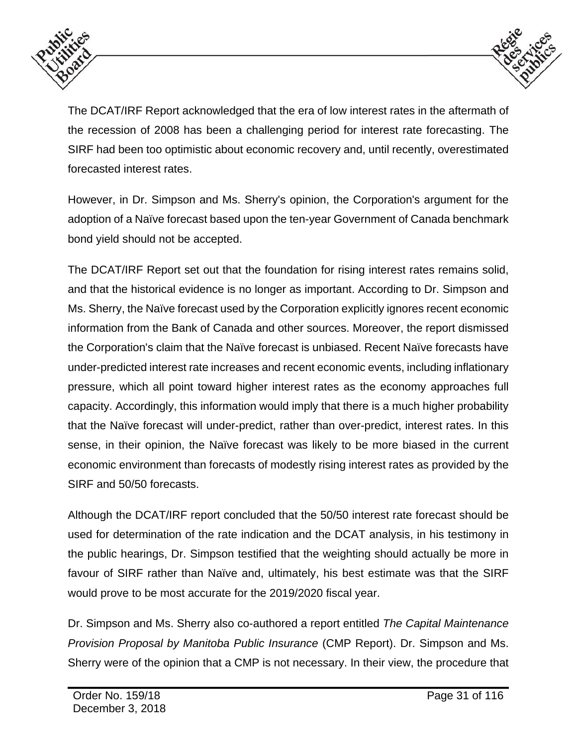The DCAT/IRF Report acknowledged that the era of low interest rates in the aftermath of the recession of 2008 has been a challenging period for interest rate forecasting. The SIRF had been too optimistic about economic recovery and, until recently, overestimated forecasted interest rates.

However, in Dr. Simpson and Ms. Sherry's opinion, the Corporation's argument for the adoption of a Naïve forecast based upon the ten-year Government of Canada benchmark bond yield should not be accepted.

The DCAT/IRF Report set out that the foundation for rising interest rates remains solid, and that the historical evidence is no longer as important. According to Dr. Simpson and Ms. Sherry, the Naïve forecast used by the Corporation explicitly ignores recent economic information from the Bank of Canada and other sources. Moreover, the report dismissed the Corporation's claim that the Naïve forecast is unbiased. Recent Naïve forecasts have under-predicted interest rate increases and recent economic events, including inflationary pressure, which all point toward higher interest rates as the economy approaches full capacity. Accordingly, this information would imply that there is a much higher probability that the Naïve forecast will under-predict, rather than over-predict, interest rates. In this sense, in their opinion, the Naïve forecast was likely to be more biased in the current economic environment than forecasts of modestly rising interest rates as provided by the SIRF and 50/50 forecasts.

Although the DCAT/IRF report concluded that the 50/50 interest rate forecast should be used for determination of the rate indication and the DCAT analysis, in his testimony in the public hearings, Dr. Simpson testified that the weighting should actually be more in favour of SIRF rather than Naïve and, ultimately, his best estimate was that the SIRF would prove to be most accurate for the 2019/2020 fiscal year.

Dr. Simpson and Ms. Sherry also co-authored a report entitled *The Capital Maintenance Provision Proposal by Manitoba Public Insurance* (CMP Report). Dr. Simpson and Ms. Sherry were of the opinion that a CMP is not necessary. In their view, the procedure that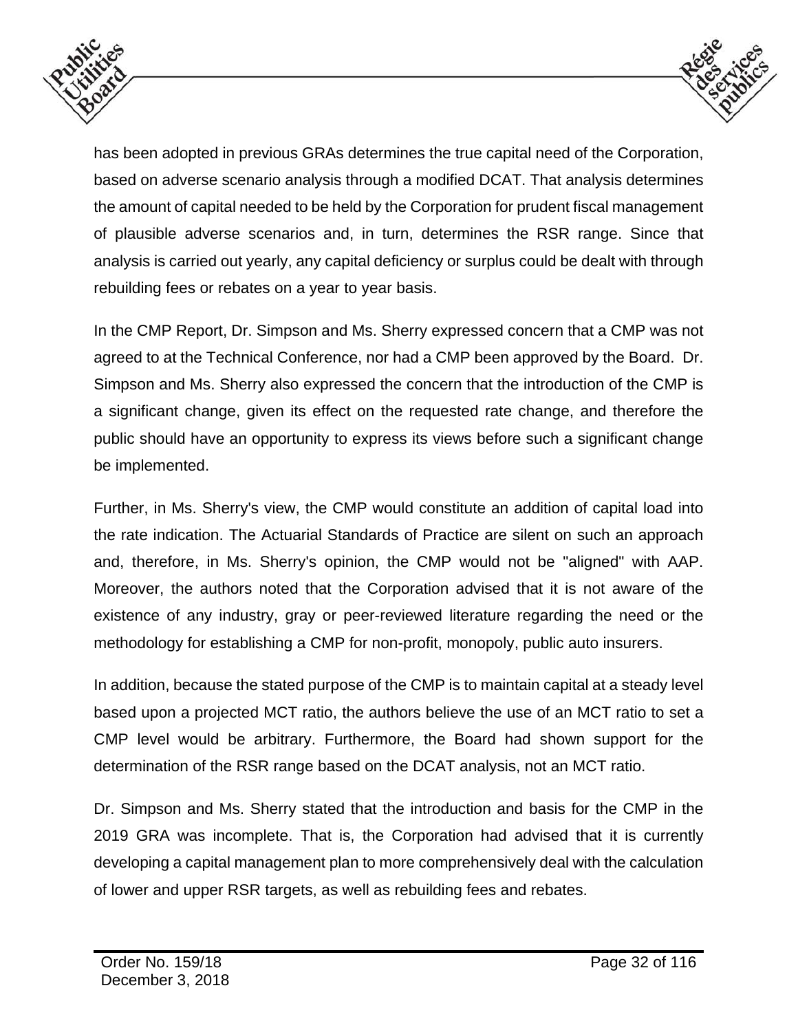has been adopted in previous GRAs determines the true capital need of the Corporation, based on adverse scenario analysis through a modified DCAT. That analysis determines the amount of capital needed to be held by the Corporation for prudent fiscal management of plausible adverse scenarios and, in turn, determines the RSR range. Since that analysis is carried out yearly, any capital deficiency or surplus could be dealt with through rebuilding fees or rebates on a year to year basis.

In the CMP Report, Dr. Simpson and Ms. Sherry expressed concern that a CMP was not agreed to at the Technical Conference, nor had a CMP been approved by the Board. Dr. Simpson and Ms. Sherry also expressed the concern that the introduction of the CMP is a significant change, given its effect on the requested rate change, and therefore the public should have an opportunity to express its views before such a significant change be implemented.

Further, in Ms. Sherry's view, the CMP would constitute an addition of capital load into the rate indication. The Actuarial Standards of Practice are silent on such an approach and, therefore, in Ms. Sherry's opinion, the CMP would not be "aligned" with AAP. Moreover, the authors noted that the Corporation advised that it is not aware of the existence of any industry, gray or peer-reviewed literature regarding the need or the methodology for establishing a CMP for non-profit, monopoly, public auto insurers.

In addition, because the stated purpose of the CMP is to maintain capital at a steady level based upon a projected MCT ratio, the authors believe the use of an MCT ratio to set a CMP level would be arbitrary. Furthermore, the Board had shown support for the determination of the RSR range based on the DCAT analysis, not an MCT ratio.

Dr. Simpson and Ms. Sherry stated that the introduction and basis for the CMP in the 2019 GRA was incomplete. That is, the Corporation had advised that it is currently developing a capital management plan to more comprehensively deal with the calculation of lower and upper RSR targets, as well as rebuilding fees and rebates.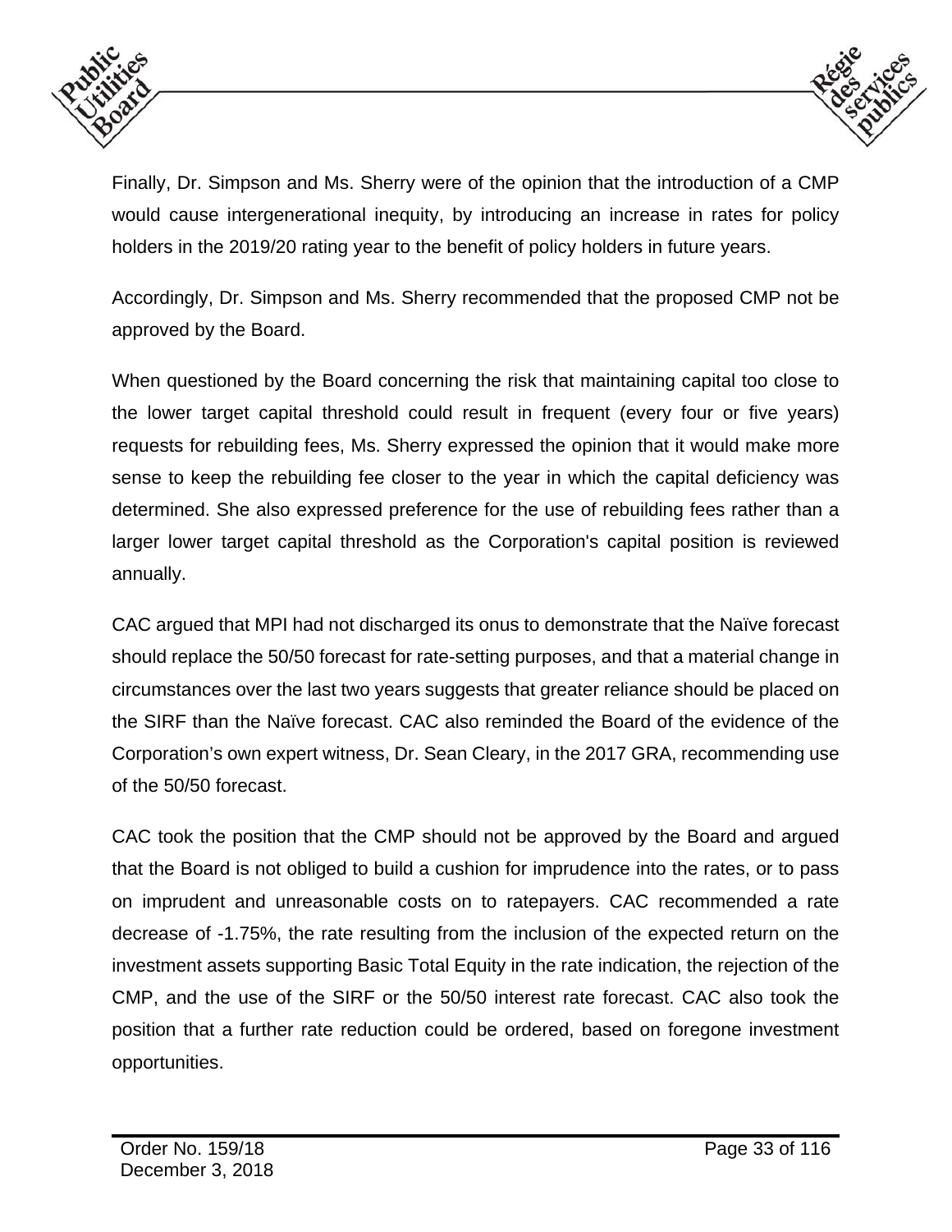Finally, Dr. Simpson and Ms. Sherry were of the opinion that the introduction of a CMP would cause intergenerational inequity, by introducing an increase in rates for policy holders in the 2019/20 rating year to the benefit of policy holders in future years.

Accordingly, Dr. Simpson and Ms. Sherry recommended that the proposed CMP not be approved by the Board.

When questioned by the Board concerning the risk that maintaining capital too close to the lower target capital threshold could result in frequent (every four or five years) requests for rebuilding fees, Ms. Sherry expressed the opinion that it would make more sense to keep the rebuilding fee closer to the year in which the capital deficiency was determined. She also expressed preference for the use of rebuilding fees rather than a larger lower target capital threshold as the Corporation's capital position is reviewed annually.

CAC argued that MPI had not discharged its onus to demonstrate that the Naïve forecast should replace the 50/50 forecast for rate-setting purposes, and that a material change in circumstances over the last two years suggests that greater reliance should be placed on the SIRF than the Naïve forecast. CAC also reminded the Board of the evidence of the Corporation's own expert witness, Dr. Sean Cleary, in the 2017 GRA, recommending use of the 50/50 forecast.

CAC took the position that the CMP should not be approved by the Board and argued that the Board is not obliged to build a cushion for imprudence into the rates, or to pass on imprudent and unreasonable costs on to ratepayers. CAC recommended a rate decrease of -1.75%, the rate resulting from the inclusion of the expected return on the investment assets supporting Basic Total Equity in the rate indication, the rejection of the CMP, and the use of the SIRF or the 50/50 interest rate forecast. CAC also took the position that a further rate reduction could be ordered, based on foregone investment opportunities.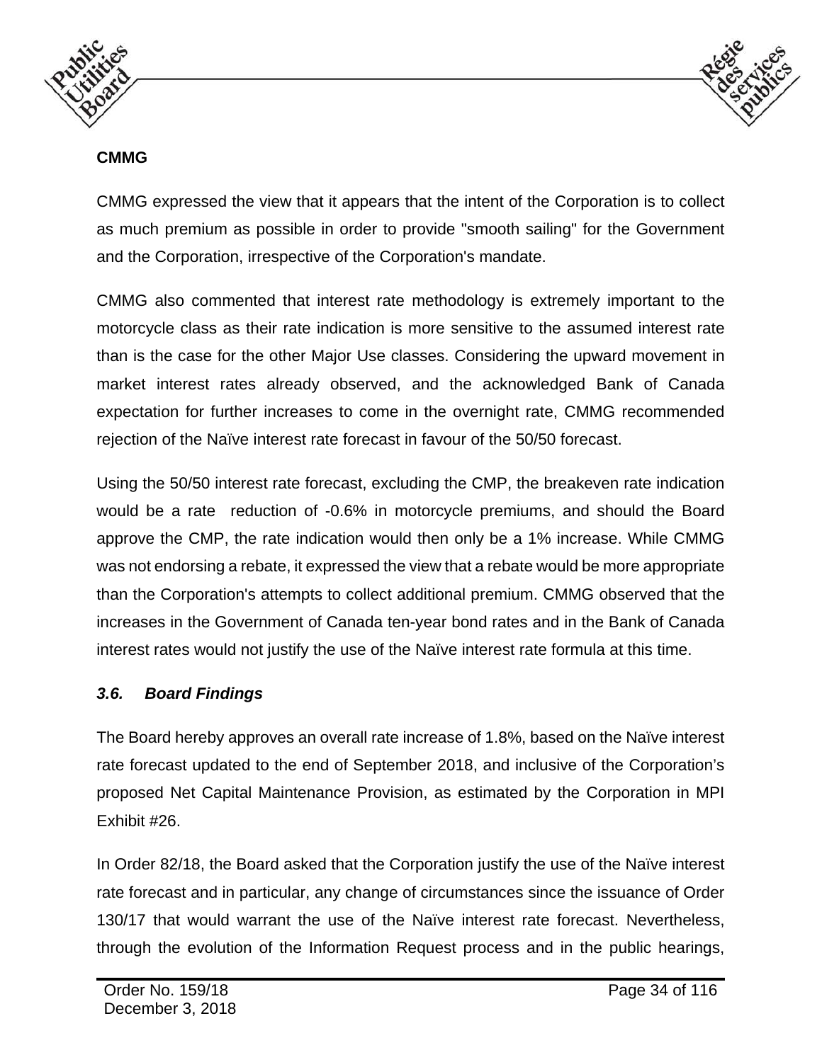**CMMG**

CMMG expressed the view that it appears that the intent of the Corporation is to collect as much premium as possible in order to provide "smooth sailing" for the Government and the Corporation, irrespective of the Corporation's mandate.

CMMG also commented that interest rate methodology is extremely important to the motorcycle class as their rate indication is more sensitive to the assumed interest rate than is the case for the other Major Use classes. Considering the upward movement in market interest rates already observed, and the acknowledged Bank of Canada expectation for further increases to come in the overnight rate, CMMG recommended rejection of the Naïve interest rate forecast in favour of the 50/50 forecast.

Using the 50/50 interest rate forecast, excluding the CMP, the breakeven rate indication would be a rate reduction of -0.6% in motorcycle premiums, and should the Board approve the CMP, the rate indication would then only be a 1% increase. While CMMG was not endorsing a rebate, it expressed the view that a rebate would be more appropriate than the Corporation's attempts to collect additional premium. CMMG observed that the increases in the Government of Canada ten-year bond rates and in the Bank of Canada interest rates would not justify the use of the Naïve interest rate formula at this time.

### *3.6. Board Findings*

The Board hereby approves an overall rate increase of 1.8%, based on the Naïve interest rate forecast updated to the end of September 2018, and inclusive of the Corporation's proposed Net Capital Maintenance Provision, as estimated by the Corporation in MPI Exhibit #26.

In Order 82/18, the Board asked that the Corporation justify the use of the Naïve interest rate forecast and in particular, any change of circumstances since the issuance of Order 130/17 that would warrant the use of the Naïve interest rate forecast. Nevertheless, through the evolution of the Information Request process and in the public hearings,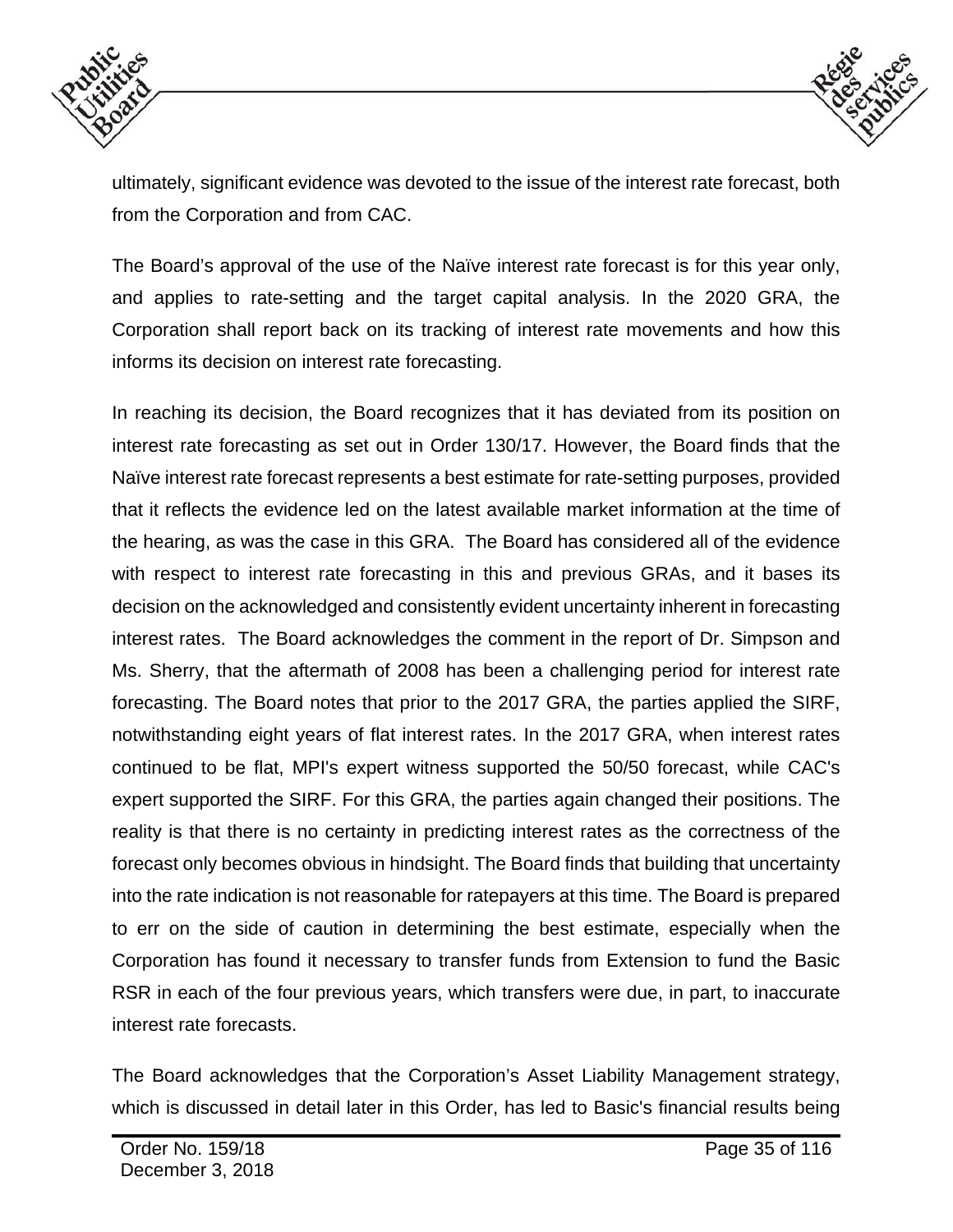ultimately, significant evidence was devoted to the issue of the interest rate forecast, both from the Corporation and from CAC.

The Board's approval of the use of the Naïve interest rate forecast is for this year only, and applies to rate-setting and the target capital analysis. In the 2020 GRA, the Corporation shall report back on its tracking of interest rate movements and how this informs its decision on interest rate forecasting.

In reaching its decision, the Board recognizes that it has deviated from its position on interest rate forecasting as set out in Order 130/17. However, the Board finds that the Naïve interest rate forecast represents a best estimate for rate-setting purposes, provided that it reflects the evidence led on the latest available market information at the time of the hearing, as was the case in this GRA. The Board has considered all of the evidence with respect to interest rate forecasting in this and previous GRAs, and it bases its decision on the acknowledged and consistently evident uncertainty inherent in forecasting interest rates. The Board acknowledges the comment in the report of Dr. Simpson and Ms. Sherry, that the aftermath of 2008 has been a challenging period for interest rate forecasting. The Board notes that prior to the 2017 GRA, the parties applied the SIRF, notwithstanding eight years of flat interest rates. In the 2017 GRA, when interest rates continued to be flat, MPI's expert witness supported the 50/50 forecast, while CAC's expert supported the SIRF. For this GRA, the parties again changed their positions. The reality is that there is no certainty in predicting interest rates as the correctness of the forecast only becomes obvious in hindsight. The Board finds that building that uncertainty into the rate indication is not reasonable for ratepayers at this time. The Board is prepared to err on the side of caution in determining the best estimate, especially when the Corporation has found it necessary to transfer funds from Extension to fund the Basic RSR in each of the four previous years, which transfers were due, in part, to inaccurate interest rate forecasts.

The Board acknowledges that the Corporation's Asset Liability Management strategy, which is discussed in detail later in this Order, has led to Basic's financial results being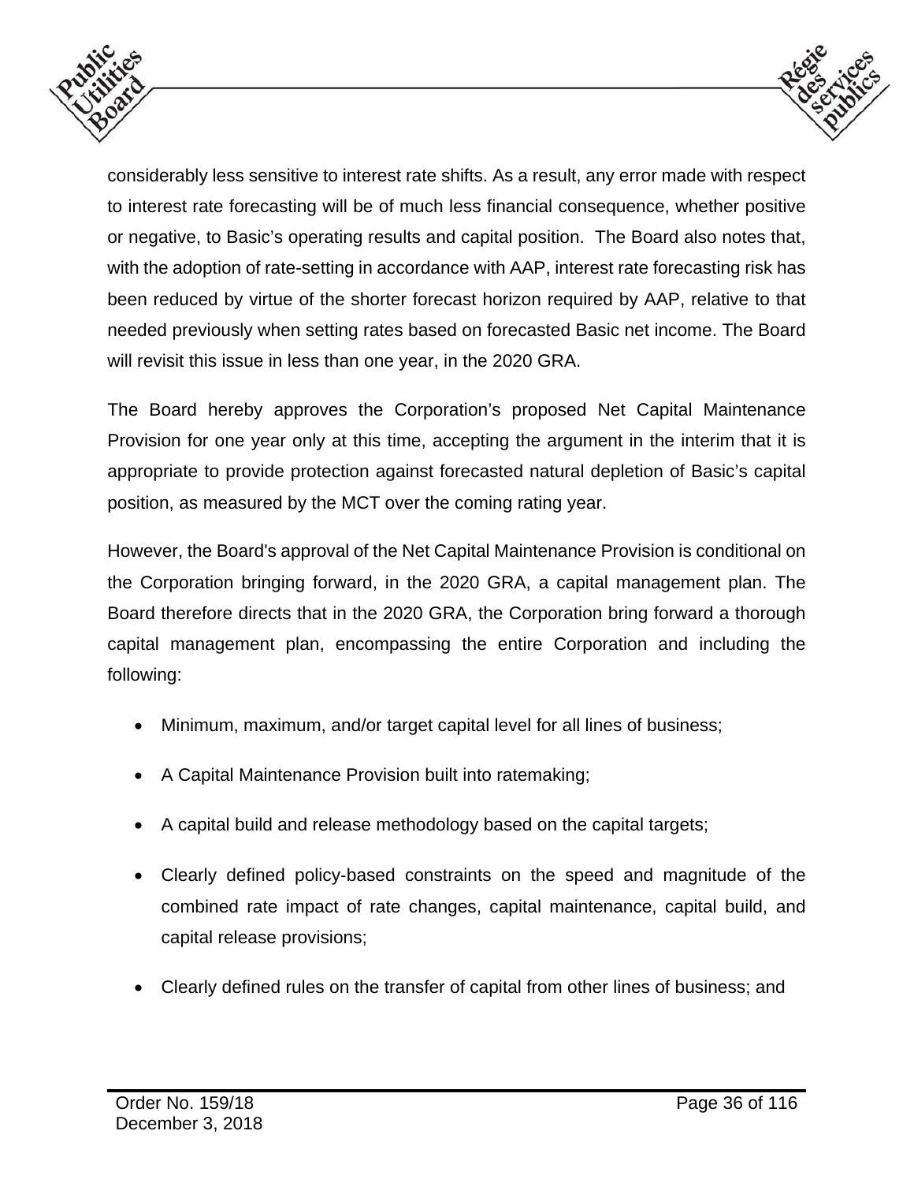considerably less sensitive to interest rate shifts. As a result, any error made with respect to interest rate forecasting will be of much less financial consequence, whether positive or negative, to Basic's operating results and capital position. The Board also notes that, with the adoption of rate-setting in accordance with AAP, interest rate forecasting risk has been reduced by virtue of the shorter forecast horizon required by AAP, relative to that needed previously when setting rates based on forecasted Basic net income. The Board will revisit this issue in less than one year, in the 2020 GRA.

The Board hereby approves the Corporation's proposed Net Capital Maintenance Provision for one year only at this time, accepting the argument in the interim that it is appropriate to provide protection against forecasted natural depletion of Basic's capital position, as measured by the MCT over the coming rating year.

However, the Board's approval of the Net Capital Maintenance Provision is conditional on the Corporation bringing forward, in the 2020 GRA, a capital management plan. The Board therefore directs that in the 2020 GRA, the Corporation bring forward a thorough capital management plan, encompassing the entire Corporation and including the following:

- Minimum, maximum, and/or target capital level for all lines of business;
- A Capital Maintenance Provision built into ratemaking;
- A capital build and release methodology based on the capital targets;
- Clearly defined policy-based constraints on the speed and magnitude of the combined rate impact of rate changes, capital maintenance, capital build, and capital release provisions;
- Clearly defined rules on the transfer of capital from other lines of business; and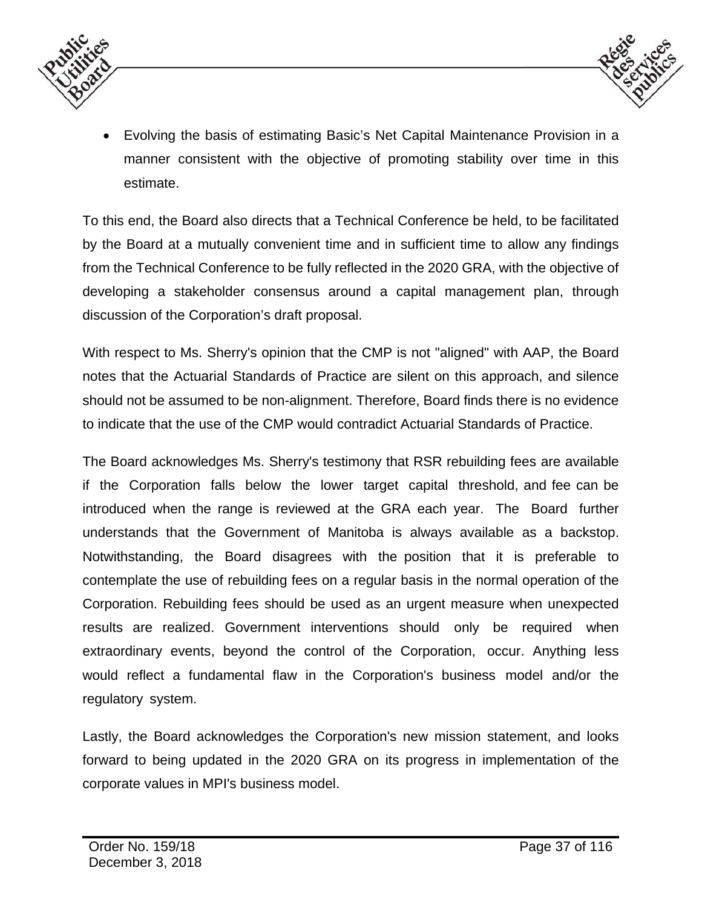- Evolving the basis of estimating Basic's Net Capital Maintenance Provision in a manner consistent with the objective of promoting stability over time in this estimate.

To this end, the Board also directs that a Technical Conference be held, to be facilitated by the Board at a mutually convenient time and in sufficient time to allow any findings from the Technical Conference to be fully reflected in the 2020 GRA, with the objective of developing a stakeholder consensus around a capital management plan, through discussion of the Corporation's draft proposal.

With respect to Ms. Sherry's opinion that the CMP is not "aligned" with AAP, the Board notes that the Actuarial Standards of Practice are silent on this approach, and silence should not be assumed to be non-alignment. Therefore, Board finds there is no evidence to indicate that the use of the CMP would contradict Actuarial Standards of Practice.

The Board acknowledges Ms. Sherry's testimony that RSR rebuilding fees are available if the Corporation falls below the lower target capital threshold, and fee can be introduced when the range is reviewed at the GRA each year. The Board further understands that the Government of Manitoba is always available as a backstop. Notwithstanding, the Board disagrees with the position that it is preferable to contemplate the use of rebuilding fees on a regular basis in the normal operation of the Corporation. Rebuilding fees should be used as an urgent measure when unexpected results are realized. Government interventions should only be required when extraordinary events, beyond the control of the Corporation, occur. Anything less would reflect a fundamental flaw in the Corporation's business model and/or the regulatory system.

Lastly, the Board acknowledges the Corporation's new mission statement, and looks forward to being updated in the 2020 GRA on its progress in implementation of the corporate values in MPI's business model.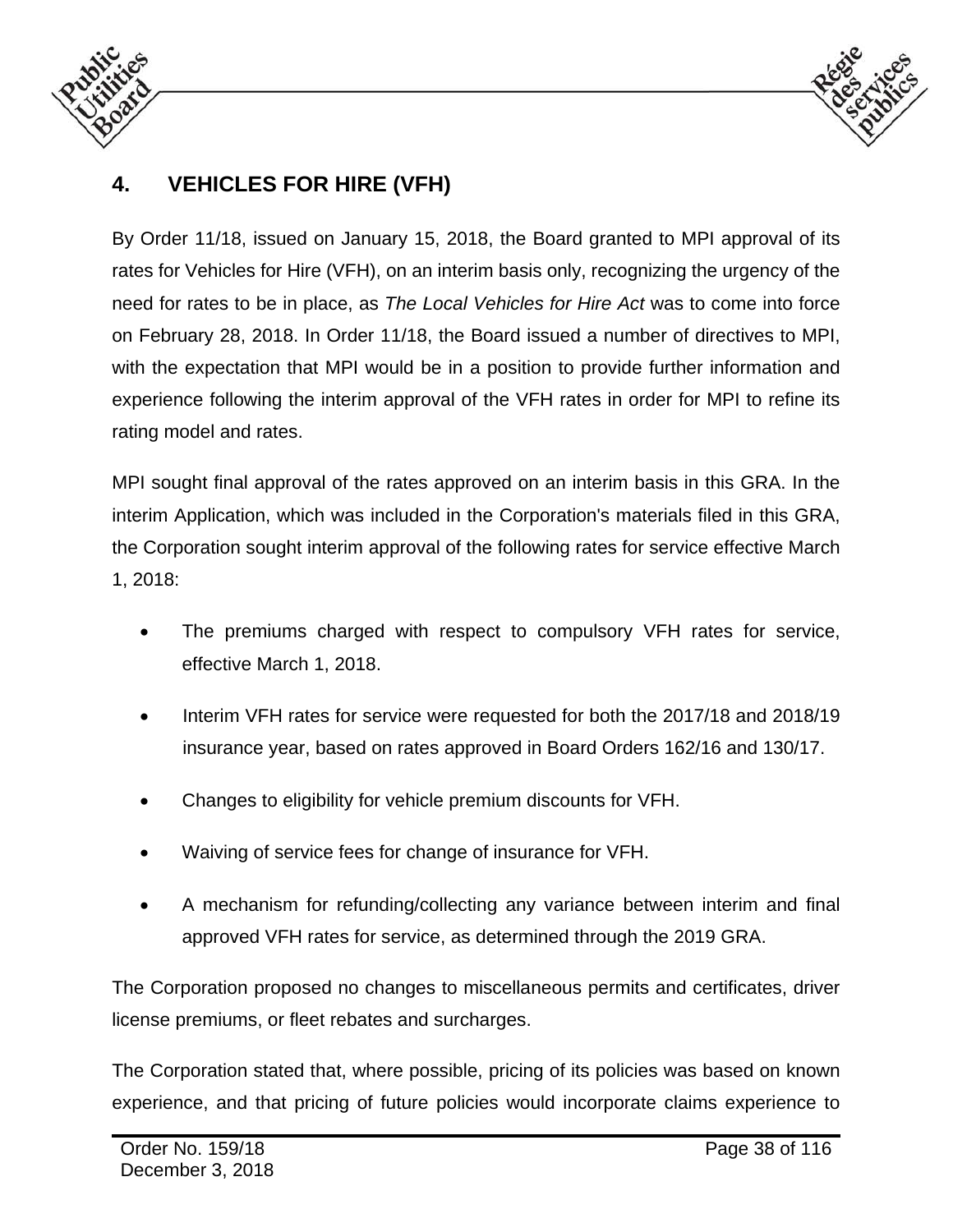## 4. VEHICLES FOR HIRE (VFH)

By Order 11/18, issued on January 15, 2018, the Board granted to MPI approval of its rates for Vehicles for Hire (VFH), on an interim basis only, recognizing the urgency of the need for rates to be in place, as *The Local Vehicles for Hire Act* was to come into force on February 28, 2018. In Order 11/18, the Board issued a number of directives to MPI, with the expectation that MPI would be in a position to provide further information and experience following the interim approval of the VFH rates in order for MPI to refine its rating model and rates.

MPI sought final approval of the rates approved on an interim basis in this GRA. In the interim Application, which was included in the Corporation's materials filed in this GRA, the Corporation sought interim approval of the following rates for service effective March 1, 2018:

- The premiums charged with respect to compulsory VFH rates for service, effective March 1, 2018.
- Interim VFH rates for service were requested for both the 2017/18 and 2018/19 insurance year, based on rates approved in Board Orders 162/16 and 130/17.
- Changes to eligibility for vehicle premium discounts for VFH.
- Waiving of service fees for change of insurance for VFH.
- A mechanism for refunding/collecting any variance between interim and final approved VFH rates for service, as determined through the 2019 GRA.

The Corporation proposed no changes to miscellaneous permits and certificates, driver license premiums, or fleet rebates and surcharges.

The Corporation stated that, where possible, pricing of its policies was based on known experience, and that pricing of future policies would incorporate claims experience to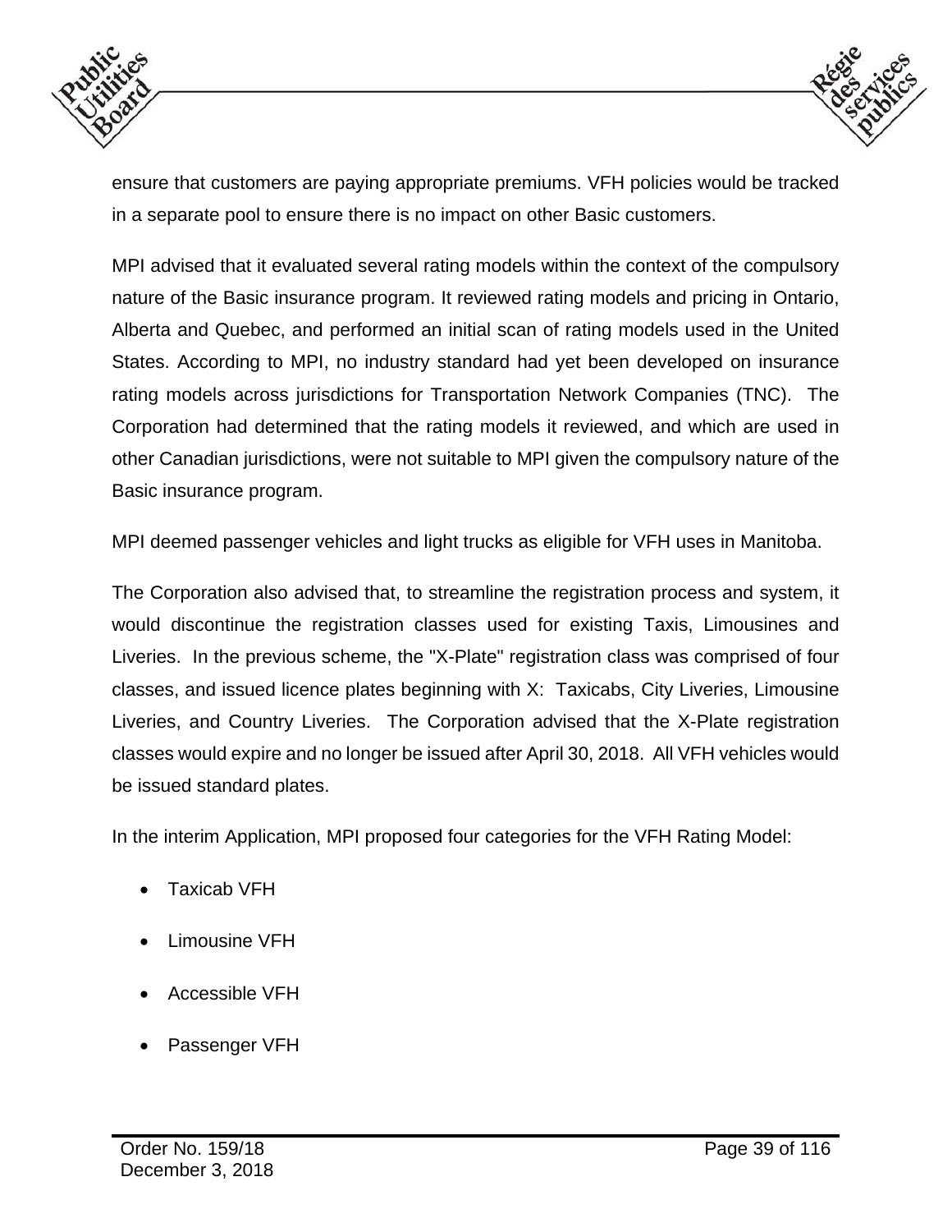ensure that customers are paying appropriate premiums. VFH policies would be tracked in a separate pool to ensure there is no impact on other Basic customers.

MPI advised that it evaluated several rating models within the context of the compulsory nature of the Basic insurance program. It reviewed rating models and pricing in Ontario, Alberta and Quebec, and performed an initial scan of rating models used in the United States. According to MPI, no industry standard had yet been developed on insurance rating models across jurisdictions for Transportation Network Companies (TNC). The Corporation had determined that the rating models it reviewed, and which are used in other Canadian jurisdictions, were not suitable to MPI given the compulsory nature of the Basic insurance program.

MPI deemed passenger vehicles and light trucks as eligible for VFH uses in Manitoba.

The Corporation also advised that, to streamline the registration process and system, it would discontinue the registration classes used for existing Taxis, Limousines and Liveries. In the previous scheme, the "X-Plate" registration class was comprised of four classes, and issued licence plates beginning with X: Taxicabs, City Liveries, Limousine Liveries, and Country Liveries. The Corporation advised that the X-Plate registration classes would expire and no longer be issued after April 30, 2018. All VFH vehicles would be issued standard plates.

In the interim Application, MPI proposed four categories for the VFH Rating Model:

- Taxicab VFH
- Limousine VFH
- Accessible VFH
- Passenger VFH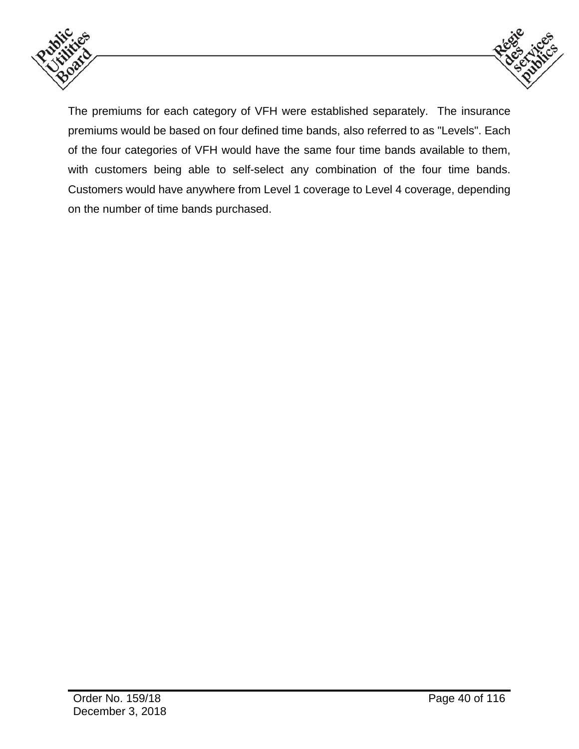The premiums for each category of VFH were established separately. The insurance premiums would be based on four defined time bands, also referred to as "Levels". Each of the four categories of VFH would have the same four time bands available to them, with customers being able to self-select any combination of the four time bands. Customers would have anywhere from Level 1 coverage to Level 4 coverage, depending on the number of time bands purchased.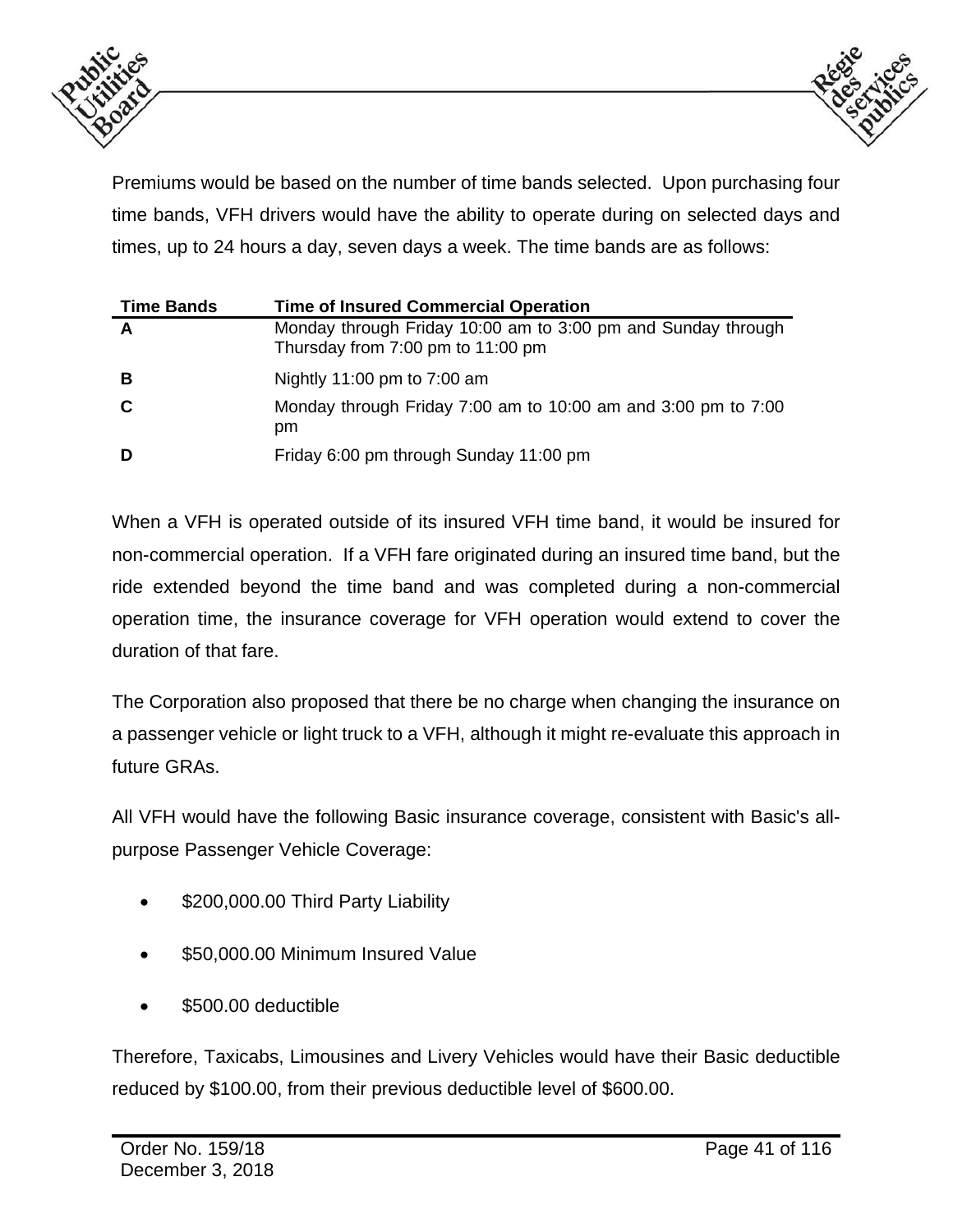Premiums would be based on the number of time bands selected. Upon purchasing four time bands, VFH drivers would have the ability to operate during on selected days and times, up to 24 hours a day, seven days a week. The time bands are as follows:

| Time Bands | Time of Insured Commercial Operation |
|---|---|
| **A** | Monday through Friday 10:00 am to 3:00 pm and Sunday through Thursday from 7:00 pm to 11:00 pm |
| **B** | Nightly 11:00 pm to 7:00 am |
| **C** | Monday through Friday 7:00 am to 10:00 am and 3:00 pm to 7:00 pm |
| **D** | Friday 6:00 pm through Sunday 11:00 pm |

When a VFH is operated outside of its insured VFH time band, it would be insured for non-commercial operation. If a VFH fare originated during an insured time band, but the ride extended beyond the time band and was completed during a non-commercial operation time, the insurance coverage for VFH operation would extend to cover the duration of that fare.

The Corporation also proposed that there be no charge when changing the insurance on a passenger vehicle or light truck to a VFH, although it might re-evaluate this approach in future GRAs.

All VFH would have the following Basic insurance coverage, consistent with Basic's all-purpose Passenger Vehicle Coverage:

- $200,000.00 Third Party Liability
- $50,000.00 Minimum Insured Value
- $500.00 deductible

Therefore, Taxicabs, Limousines and Livery Vehicles would have their Basic deductible reduced by $100.00, from their previous deductible level of $600.00.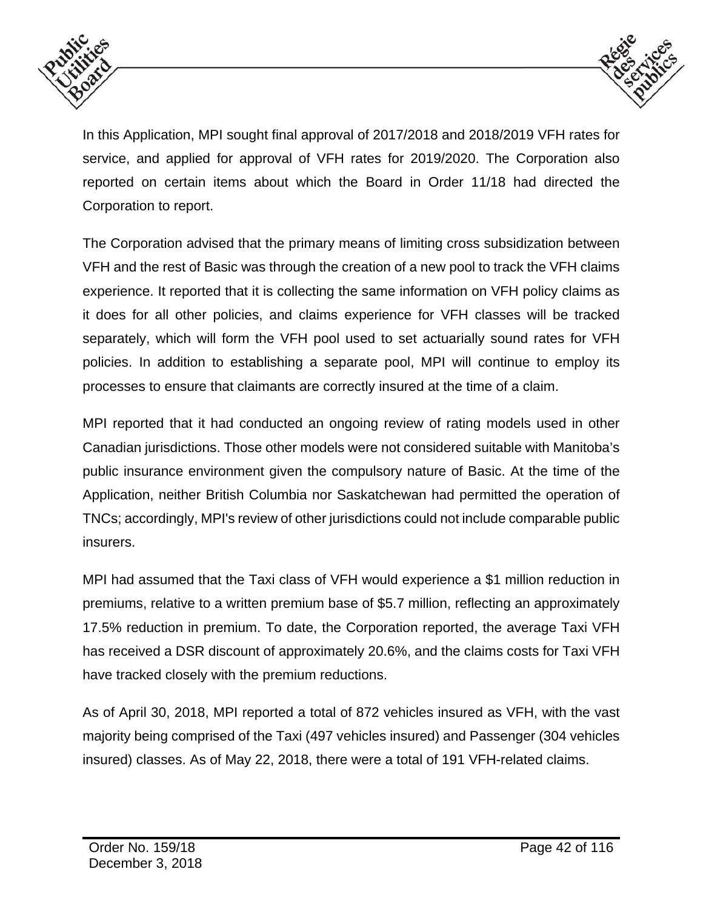In this Application, MPI sought final approval of 2017/2018 and 2018/2019 VFH rates for service, and applied for approval of VFH rates for 2019/2020. The Corporation also reported on certain items about which the Board in Order 11/18 had directed the Corporation to report.

The Corporation advised that the primary means of limiting cross subsidization between VFH and the rest of Basic was through the creation of a new pool to track the VFH claims experience. It reported that it is collecting the same information on VFH policy claims as it does for all other policies, and claims experience for VFH classes will be tracked separately, which will form the VFH pool used to set actuarially sound rates for VFH policies. In addition to establishing a separate pool, MPI will continue to employ its processes to ensure that claimants are correctly insured at the time of a claim.

MPI reported that it had conducted an ongoing review of rating models used in other Canadian jurisdictions. Those other models were not considered suitable with Manitoba's public insurance environment given the compulsory nature of Basic. At the time of the Application, neither British Columbia nor Saskatchewan had permitted the operation of TNCs; accordingly, MPI's review of other jurisdictions could not include comparable public insurers.

MPI had assumed that the Taxi class of VFH would experience a $1 million reduction in premiums, relative to a written premium base of $5.7 million, reflecting an approximately 17.5% reduction in premium. To date, the Corporation reported, the average Taxi VFH has received a DSR discount of approximately 20.6%, and the claims costs for Taxi VFH have tracked closely with the premium reductions.

As of April 30, 2018, MPI reported a total of 872 vehicles insured as VFH, with the vast majority being comprised of the Taxi (497 vehicles insured) and Passenger (304 vehicles insured) classes. As of May 22, 2018, there were a total of 191 VFH-related claims.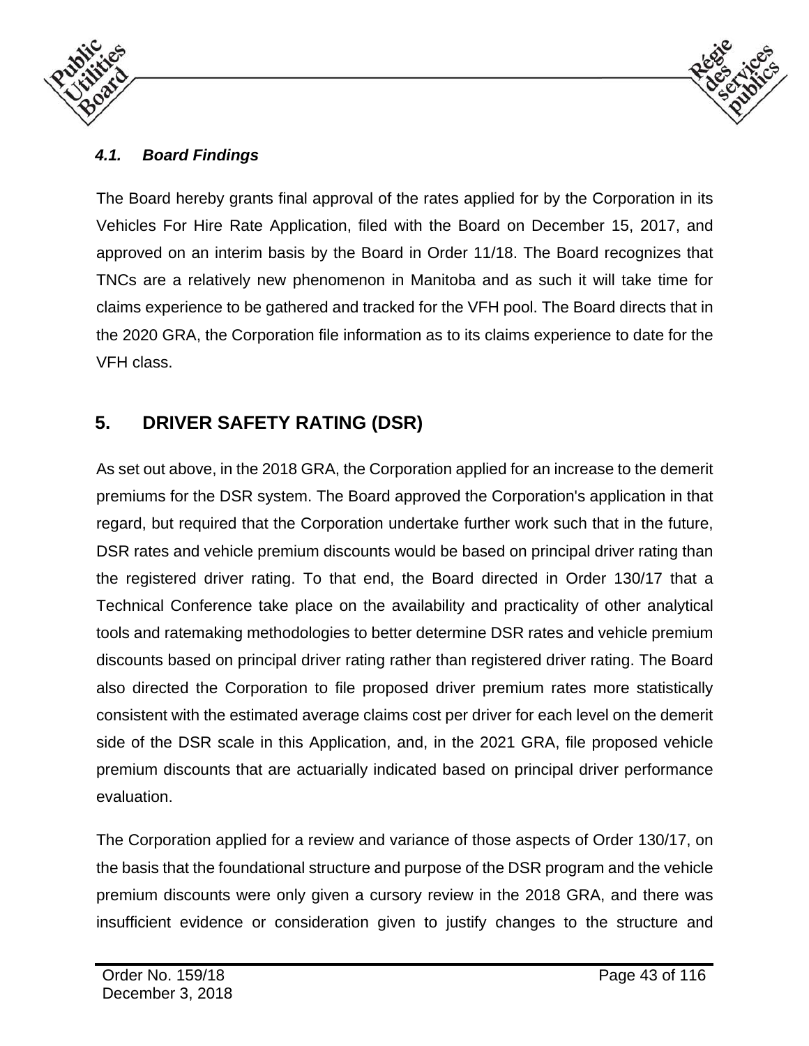### *4.1. Board Findings*

The Board hereby grants final approval of the rates applied for by the Corporation in its Vehicles For Hire Rate Application, filed with the Board on December 15, 2017, and approved on an interim basis by the Board in Order 11/18. The Board recognizes that TNCs are a relatively new phenomenon in Manitoba and as such it will take time for claims experience to be gathered and tracked for the VFH pool. The Board directs that in the 2020 GRA, the Corporation file information as to its claims experience to date for the VFH class.

## 5. DRIVER SAFETY RATING (DSR)

As set out above, in the 2018 GRA, the Corporation applied for an increase to the demerit premiums for the DSR system. The Board approved the Corporation's application in that regard, but required that the Corporation undertake further work such that in the future, DSR rates and vehicle premium discounts would be based on principal driver rating than the registered driver rating. To that end, the Board directed in Order 130/17 that a Technical Conference take place on the availability and practicality of other analytical tools and ratemaking methodologies to better determine DSR rates and vehicle premium discounts based on principal driver rating rather than registered driver rating. The Board also directed the Corporation to file proposed driver premium rates more statistically consistent with the estimated average claims cost per driver for each level on the demerit side of the DSR scale in this Application, and, in the 2021 GRA, file proposed vehicle premium discounts that are actuarially indicated based on principal driver performance evaluation.

The Corporation applied for a review and variance of those aspects of Order 130/17, on the basis that the foundational structure and purpose of the DSR program and the vehicle premium discounts were only given a cursory review in the 2018 GRA, and there was insufficient evidence or consideration given to justify changes to the structure and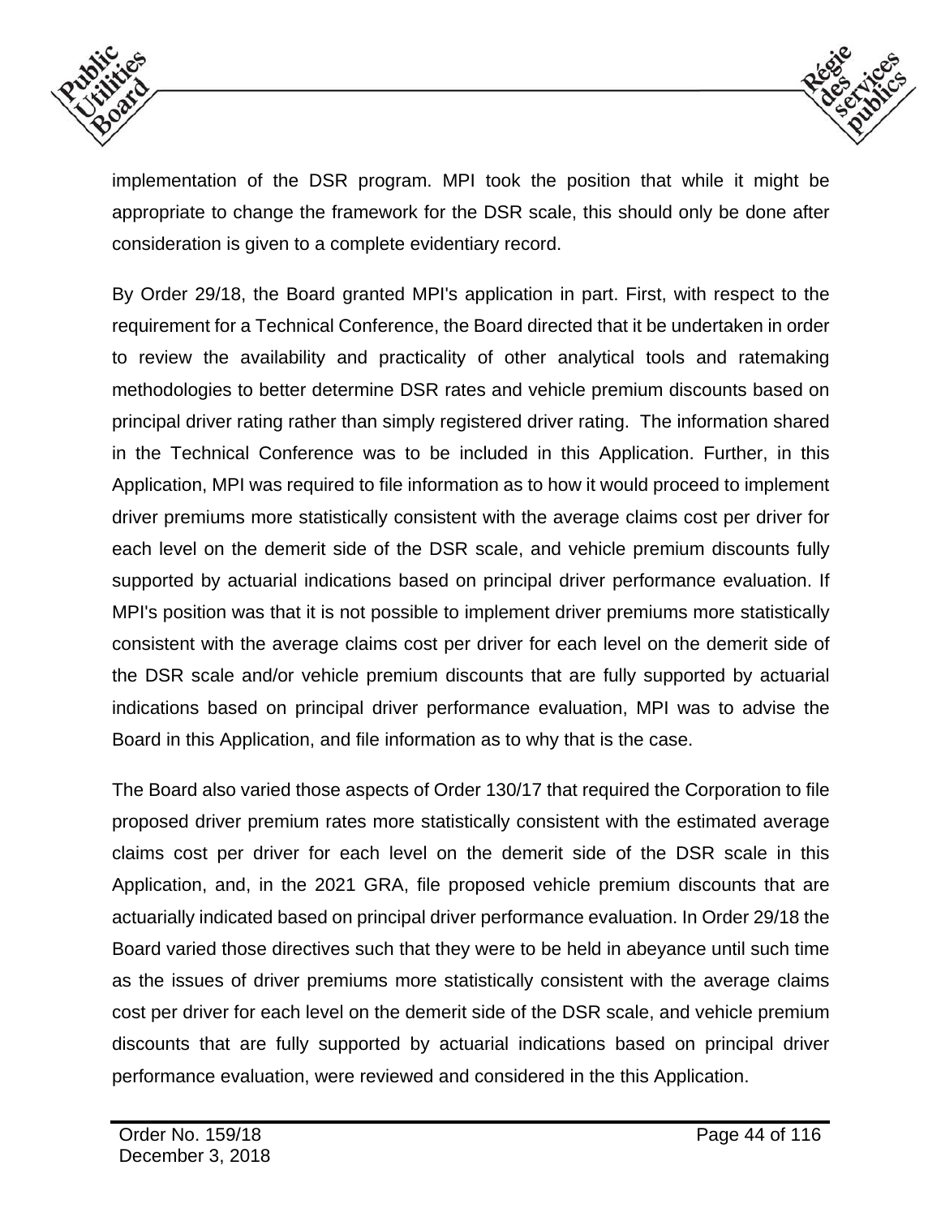implementation of the DSR program. MPI took the position that while it might be appropriate to change the framework for the DSR scale, this should only be done after consideration is given to a complete evidentiary record.

By Order 29/18, the Board granted MPI's application in part. First, with respect to the requirement for a Technical Conference, the Board directed that it be undertaken in order to review the availability and practicality of other analytical tools and ratemaking methodologies to better determine DSR rates and vehicle premium discounts based on principal driver rating rather than simply registered driver rating. The information shared in the Technical Conference was to be included in this Application. Further, in this Application, MPI was required to file information as to how it would proceed to implement driver premiums more statistically consistent with the average claims cost per driver for each level on the demerit side of the DSR scale, and vehicle premium discounts fully supported by actuarial indications based on principal driver performance evaluation. If MPI's position was that it is not possible to implement driver premiums more statistically consistent with the average claims cost per driver for each level on the demerit side of the DSR scale and/or vehicle premium discounts that are fully supported by actuarial indications based on principal driver performance evaluation, MPI was to advise the Board in this Application, and file information as to why that is the case.

The Board also varied those aspects of Order 130/17 that required the Corporation to file proposed driver premium rates more statistically consistent with the estimated average claims cost per driver for each level on the demerit side of the DSR scale in this Application, and, in the 2021 GRA, file proposed vehicle premium discounts that are actuarially indicated based on principal driver performance evaluation. In Order 29/18 the Board varied those directives such that they were to be held in abeyance until such time as the issues of driver premiums more statistically consistent with the average claims cost per driver for each level on the demerit side of the DSR scale, and vehicle premium discounts that are fully supported by actuarial indications based on principal driver performance evaluation, were reviewed and considered in the this Application.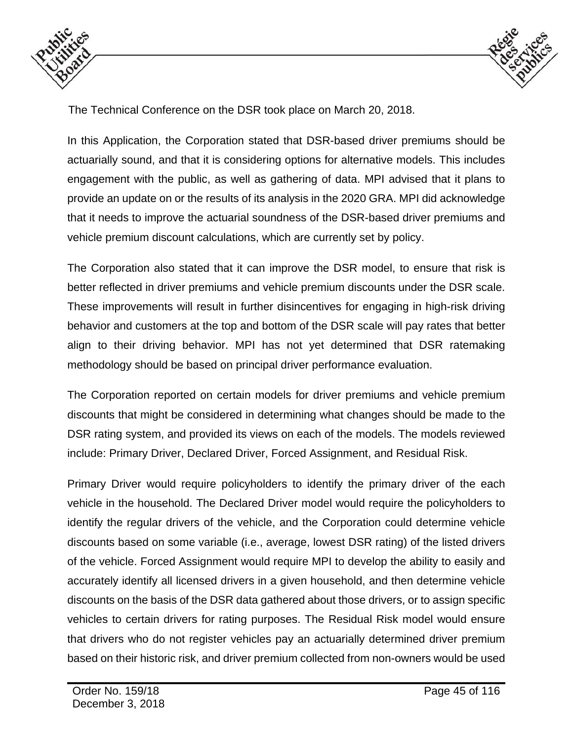The Technical Conference on the DSR took place on March 20, 2018.

In this Application, the Corporation stated that DSR-based driver premiums should be actuarially sound, and that it is considering options for alternative models. This includes engagement with the public, as well as gathering of data. MPI advised that it plans to provide an update on or the results of its analysis in the 2020 GRA. MPI did acknowledge that it needs to improve the actuarial soundness of the DSR-based driver premiums and vehicle premium discount calculations, which are currently set by policy.

The Corporation also stated that it can improve the DSR model, to ensure that risk is better reflected in driver premiums and vehicle premium discounts under the DSR scale. These improvements will result in further disincentives for engaging in high-risk driving behavior and customers at the top and bottom of the DSR scale will pay rates that better align to their driving behavior. MPI has not yet determined that DSR ratemaking methodology should be based on principal driver performance evaluation.

The Corporation reported on certain models for driver premiums and vehicle premium discounts that might be considered in determining what changes should be made to the DSR rating system, and provided its views on each of the models. The models reviewed include: Primary Driver, Declared Driver, Forced Assignment, and Residual Risk.

Primary Driver would require policyholders to identify the primary driver of the each vehicle in the household. The Declared Driver model would require the policyholders to identify the regular drivers of the vehicle, and the Corporation could determine vehicle discounts based on some variable (i.e., average, lowest DSR rating) of the listed drivers of the vehicle. Forced Assignment would require MPI to develop the ability to easily and accurately identify all licensed drivers in a given household, and then determine vehicle discounts on the basis of the DSR data gathered about those drivers, or to assign specific vehicles to certain drivers for rating purposes. The Residual Risk model would ensure that drivers who do not register vehicles pay an actuarially determined driver premium based on their historic risk, and driver premium collected from non-owners would be used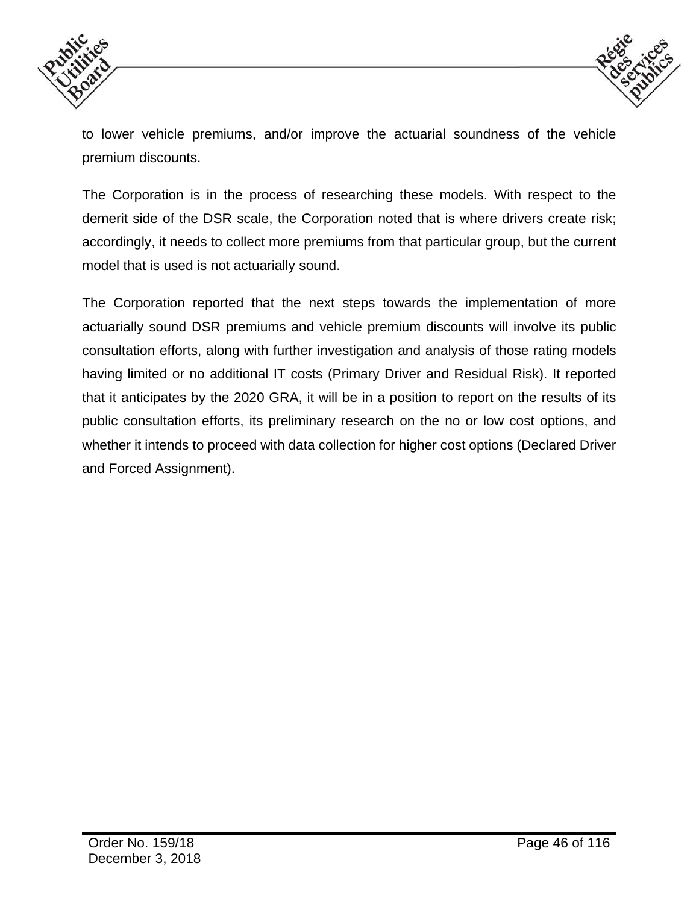to lower vehicle premiums, and/or improve the actuarial soundness of the vehicle premium discounts.

The Corporation is in the process of researching these models. With respect to the demerit side of the DSR scale, the Corporation noted that is where drivers create risk; accordingly, it needs to collect more premiums from that particular group, but the current model that is used is not actuarially sound.

The Corporation reported that the next steps towards the implementation of more actuarially sound DSR premiums and vehicle premium discounts will involve its public consultation efforts, along with further investigation and analysis of those rating models having limited or no additional IT costs (Primary Driver and Residual Risk). It reported that it anticipates by the 2020 GRA, it will be in a position to report on the results of its public consultation efforts, its preliminary research on the no or low cost options, and whether it intends to proceed with data collection for higher cost options (Declared Driver and Forced Assignment).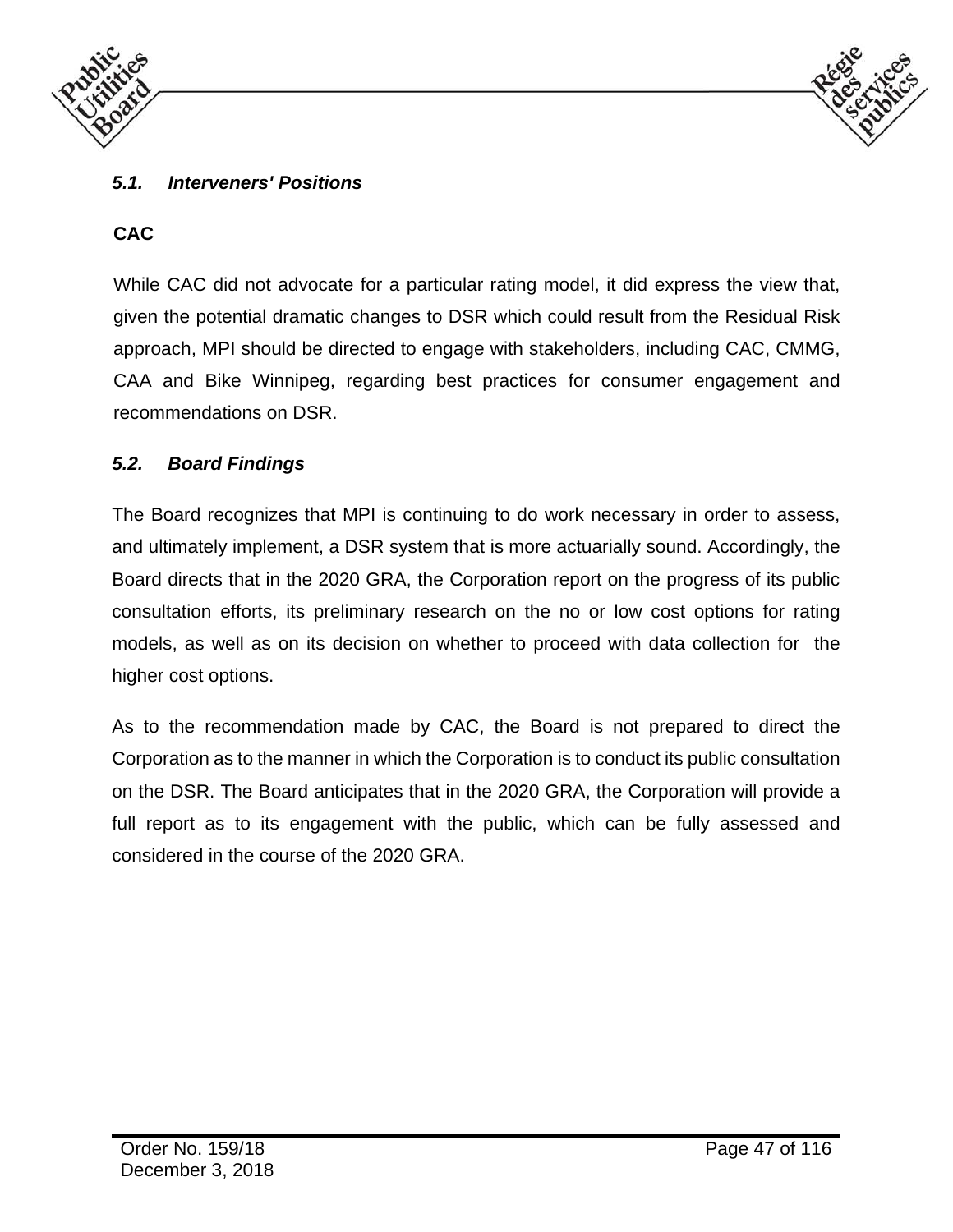### *5.1. Interveners' Positions*

**CAC**

While CAC did not advocate for a particular rating model, it did express the view that, given the potential dramatic changes to DSR which could result from the Residual Risk approach, MPI should be directed to engage with stakeholders, including CAC, CMMG, CAA and Bike Winnipeg, regarding best practices for consumer engagement and recommendations on DSR.

### *5.2. Board Findings*

The Board recognizes that MPI is continuing to do work necessary in order to assess, and ultimately implement, a DSR system that is more actuarially sound. Accordingly, the Board directs that in the 2020 GRA, the Corporation report on the progress of its public consultation efforts, its preliminary research on the no or low cost options for rating models, as well as on its decision on whether to proceed with data collection for the higher cost options.

As to the recommendation made by CAC, the Board is not prepared to direct the Corporation as to the manner in which the Corporation is to conduct its public consultation on the DSR. The Board anticipates that in the 2020 GRA, the Corporation will provide a full report as to its engagement with the public, which can be fully assessed and considered in the course of the 2020 GRA.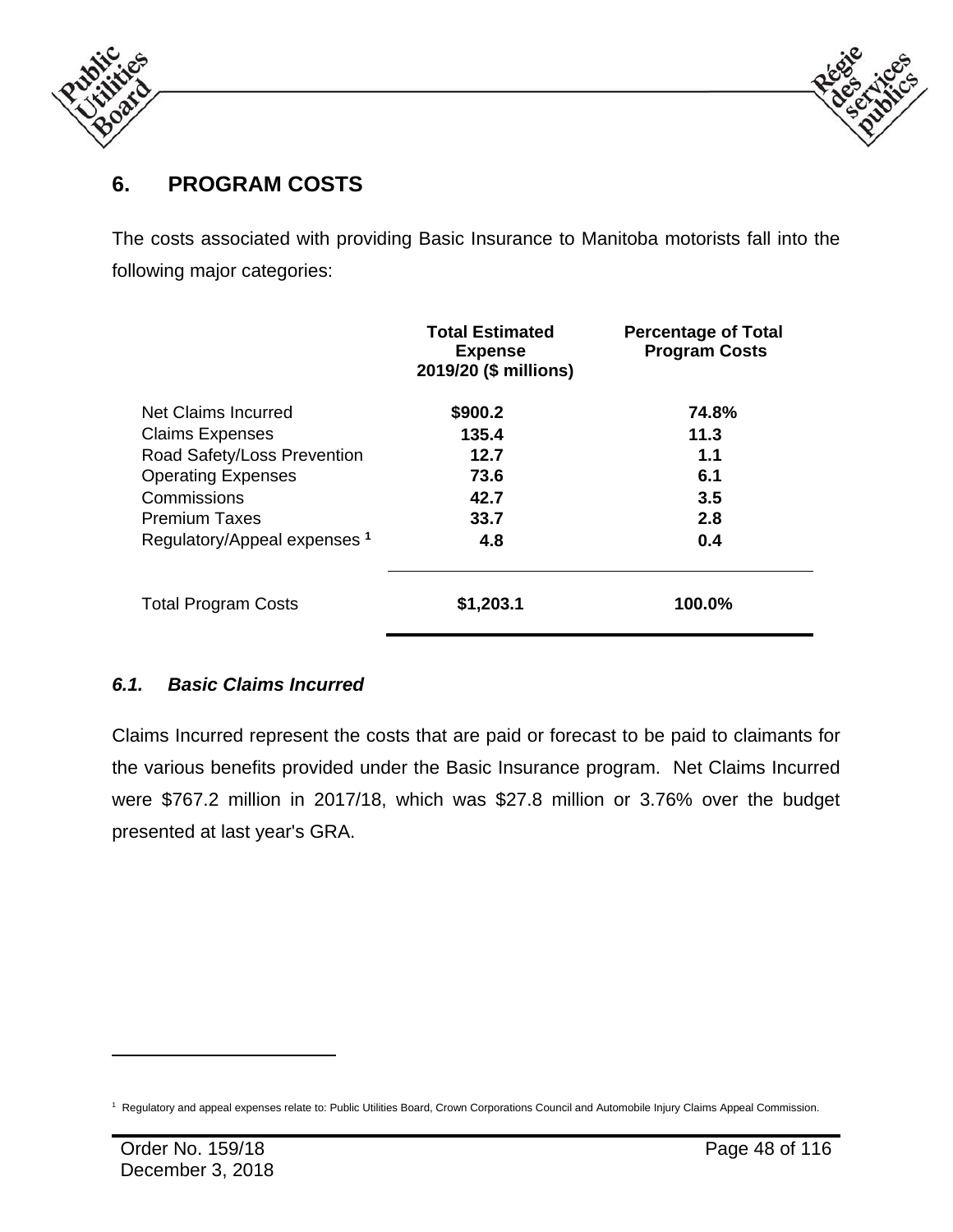## 6. PROGRAM COSTS

The costs associated with providing Basic Insurance to Manitoba motorists fall into the following major categories:

| | Total Estimated Expense 2019/20 ($ millions) | Percentage of Total Program Costs |
|---|---|---|
| Net Claims Incurred | **$900.2** | **74.8%** |
| Claims Expenses | **135.4** | **11.3** |
| Road Safety/Loss Prevention | **12.7** | **1.1** |
| Operating Expenses | **73.6** | **6.1** |
| Commissions | **42.7** | **3.5** |
| Premium Taxes | **33.7** | **2.8** |
| Regulatory/Appeal expenses [1] | **4.8** | **0.4** |
| Total Program Costs | **$1,203.1** | **100.0%** |

### *6.1. Basic Claims Incurred*

Claims Incurred represent the costs that are paid or forecast to be paid to claimants for the various benefits provided under the Basic Insurance program. Net Claims Incurred were $767.2 million in 2017/18, which was $27.8 million or 3.76% over the budget presented at last year's GRA.

[1] Regulatory and appeal expenses relate to: Public Utilities Board, Crown Corporations Council and Automobile Injury Claims Appeal Commission.

Order No. 159/18
December 3, 2018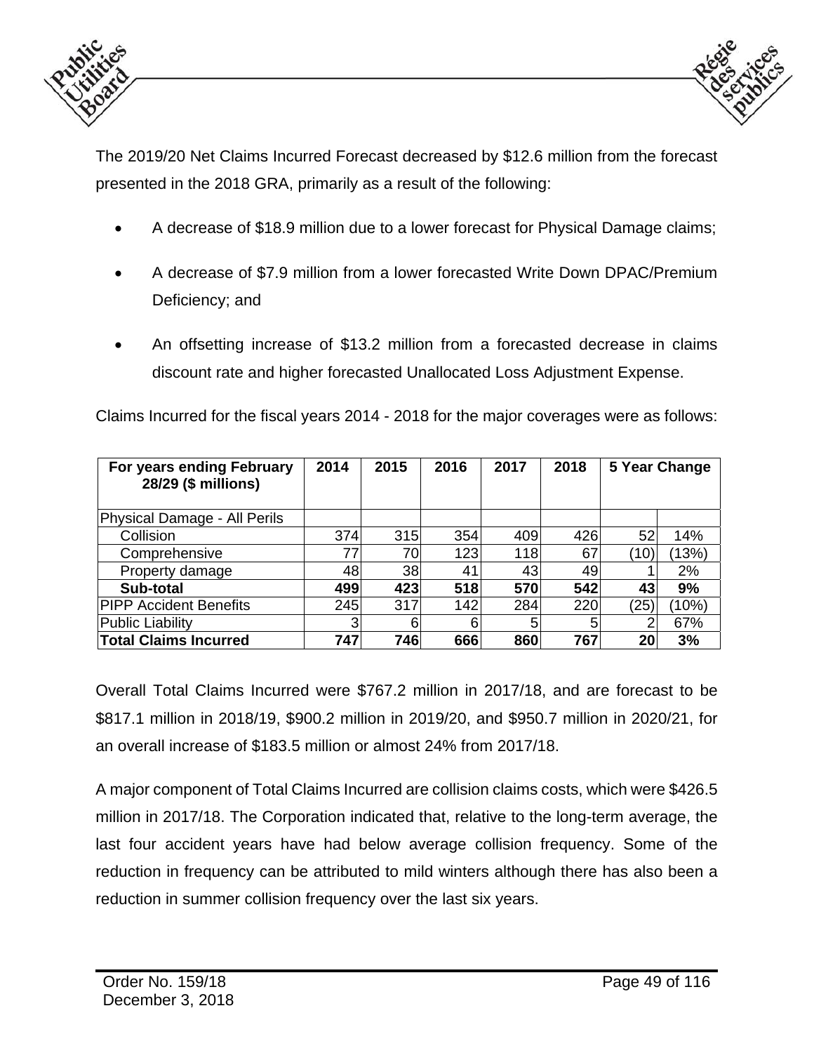The 2019/20 Net Claims Incurred Forecast decreased by $12.6 million from the forecast presented in the 2018 GRA, primarily as a result of the following:

- A decrease of $18.9 million due to a lower forecast for Physical Damage claims;
- A decrease of $7.9 million from a lower forecasted Write Down DPAC/Premium Deficiency; and
- An offsetting increase of $13.2 million from a forecasted decrease in claims discount rate and higher forecasted Unallocated Loss Adjustment Expense.

Claims Incurred for the fiscal years 2014 - 2018 for the major coverages were as follows:

| For years ending February 28/29 ($ millions) | 2014 | 2015 | 2016 | 2017 | 2018 | 5 Year Change | |
|---|---|---|---|---|---|---|---|
| Physical Damage - All Perils | | | | | | | |
| Collision | 374 | 315 | 354 | 409 | 426 | 52 | 14% |
| Comprehensive | 77 | 70 | 123 | 118 | 67 | (10) | (13%) |
| Property damage | 48 | 38 | 41 | 43 | 49 | 1 | 2% |
| **Sub-total** | **499** | **423** | **518** | **570** | **542** | **43** | **9%** |
| PIPP Accident Benefits | 245 | 317 | 142 | 284 | 220 | (25) | (10%) |
| Public Liability | 3 | 6 | 6 | 5 | 5 | 2 | 67% |
| **Total Claims Incurred** | **747** | **746** | **666** | **860** | **767** | **20** | **3%** |

Overall Total Claims Incurred were $767.2 million in 2017/18, and are forecast to be $817.1 million in 2018/19, $900.2 million in 2019/20, and $950.7 million in 2020/21, for an overall increase of $183.5 million or almost 24% from 2017/18.

A major component of Total Claims Incurred are collision claims costs, which were $426.5 million in 2017/18. The Corporation indicated that, relative to the long-term average, the last four accident years have had below average collision frequency. Some of the reduction in frequency can be attributed to mild winters although there has also been a reduction in summer collision frequency over the last six years.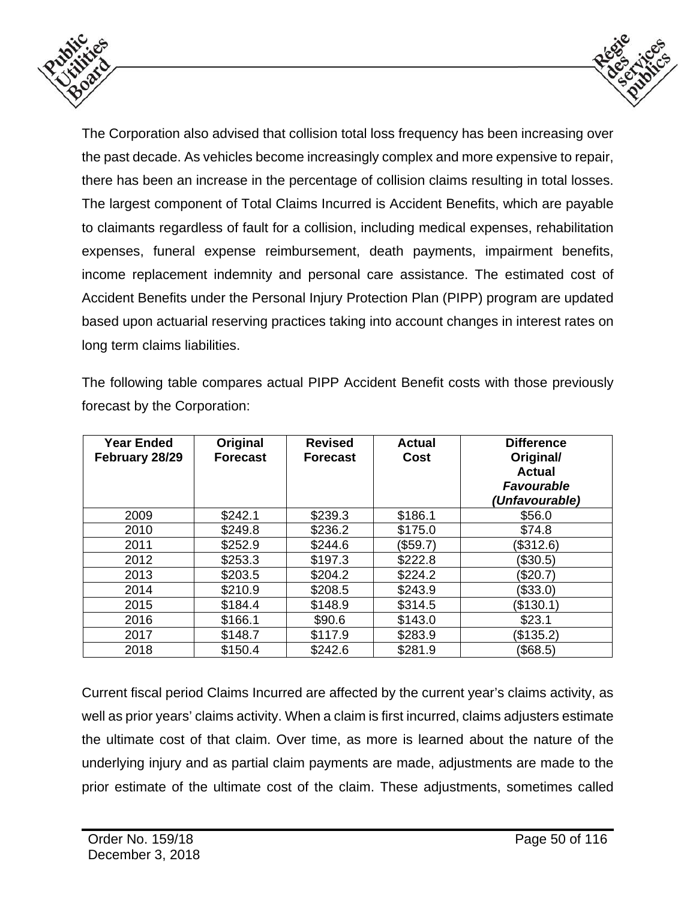The Corporation also advised that collision total loss frequency has been increasing over the past decade. As vehicles become increasingly complex and more expensive to repair, there has been an increase in the percentage of collision claims resulting in total losses. The largest component of Total Claims Incurred is Accident Benefits, which are payable to claimants regardless of fault for a collision, including medical expenses, rehabilitation expenses, funeral expense reimbursement, death payments, impairment benefits, income replacement indemnity and personal care assistance. The estimated cost of Accident Benefits under the Personal Injury Protection Plan (PIPP) program are updated based upon actuarial reserving practices taking into account changes in interest rates on long term claims liabilities.

The following table compares actual PIPP Accident Benefit costs with those previously forecast by the Corporation:

| **Year Ended February 28/29** | **Original Forecast** | **Revised Forecast** | **Actual Cost** | **Difference Original/ Actual** ***Favourable (Unfavourable)*** |
|---|---|---|---|---|
| 2009 | $242.1 | $239.3 | $186.1 | $56.0 |
| 2010 | $249.8 | $236.2 | $175.0 | $74.8 |
| 2011 | $252.9 | $244.6 | ($59.7) | ($312.6) |
| 2012 | $253.3 | $197.3 | $222.8 | ($30.5) |
| 2013 | $203.5 | $204.2 | $224.2 | ($20.7) |
| 2014 | $210.9 | $208.5 | $243.9 | ($33.0) |
| 2015 | $184.4 | $148.9 | $314.5 | ($130.1) |
| 2016 | $166.1 | $90.6 | $143.0 | $23.1 |
| 2017 | $148.7 | $117.9 | $283.9 | ($135.2) |
| 2018 | $150.4 | $242.6 | $281.9 | ($68.5) |

Current fiscal period Claims Incurred are affected by the current year's claims activity, as well as prior years' claims activity. When a claim is first incurred, claims adjusters estimate the ultimate cost of that claim. Over time, as more is learned about the nature of the underlying injury and as partial claim payments are made, adjustments are made to the prior estimate of the ultimate cost of the claim. These adjustments, sometimes called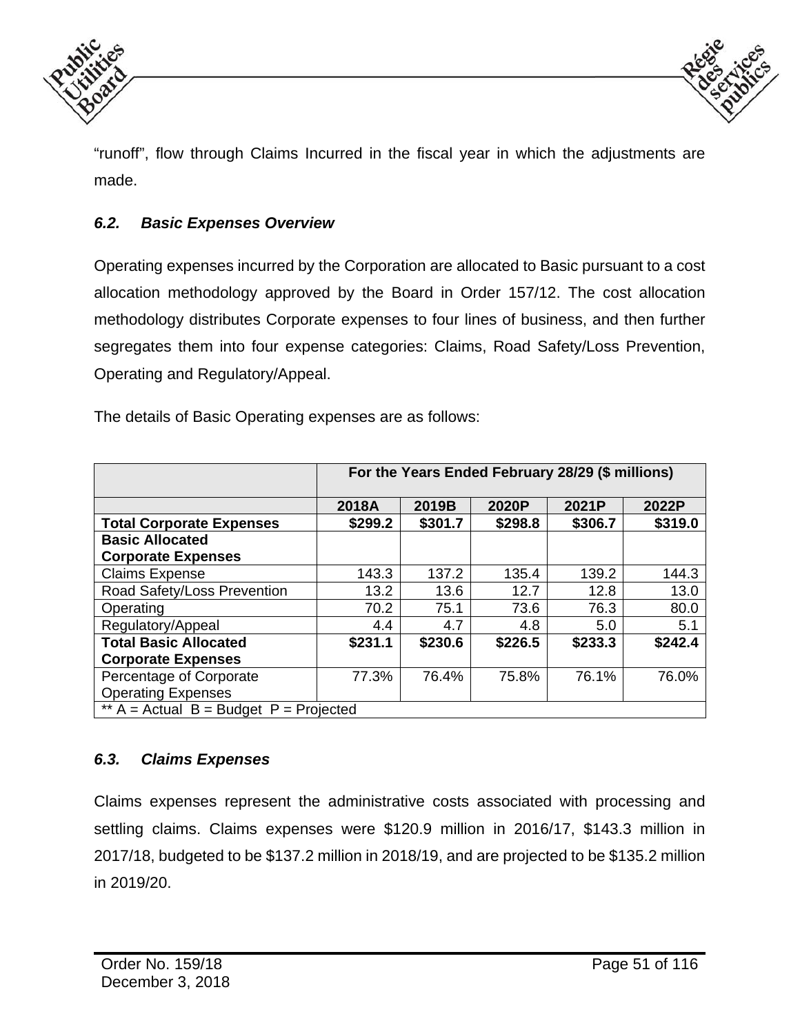“runoff”, flow through Claims Incurred in the fiscal year in which the adjustments are made.

### *6.2. Basic Expenses Overview*

Operating expenses incurred by the Corporation are allocated to Basic pursuant to a cost allocation methodology approved by the Board in Order 157/12. The cost allocation methodology distributes Corporate expenses to four lines of business, and then further segregates them into four expense categories: Claims, Road Safety/Loss Prevention, Operating and Regulatory/Appeal.

The details of Basic Operating expenses are as follows:

| | For the Years Ended February 28/29 ($ millions) | | | | |
|---|---|---|---|---|---|
| | **2018A** | **2019B** | **2020P** | **2021P** | **2022P** |
| **Total Corporate Expenses** | **$299.2** | **$301.7** | **$298.8** | **$306.7** | **$319.0** |
| **Basic Allocated Corporate Expenses** | | | | | |
| Claims Expense | 143.3 | 137.2 | 135.4 | 139.2 | 144.3 |
| Road Safety/Loss Prevention | 13.2 | 13.6 | 12.7 | 12.8 | 13.0 |
| Operating | 70.2 | 75.1 | 73.6 | 76.3 | 80.0 |
| Regulatory/Appeal | 4.4 | 4.7 | 4.8 | 5.0 | 5.1 |
| **Total Basic Allocated Corporate Expenses** | **$231.1** | **$230.6** | **$226.5** | **$233.3** | **$242.4** |
| Percentage of Corporate Operating Expenses | 77.3% | 76.4% | 75.8% | 76.1% | 76.0% |
| ** A = Actual B = Budget P = Projected | | | | | |

### *6.3. Claims Expenses*

Claims expenses represent the administrative costs associated with processing and settling claims. Claims expenses were $120.9 million in 2016/17, $143.3 million in 2017/18, budgeted to be $137.2 million in 2018/19, and are projected to be $135.2 million in 2019/20.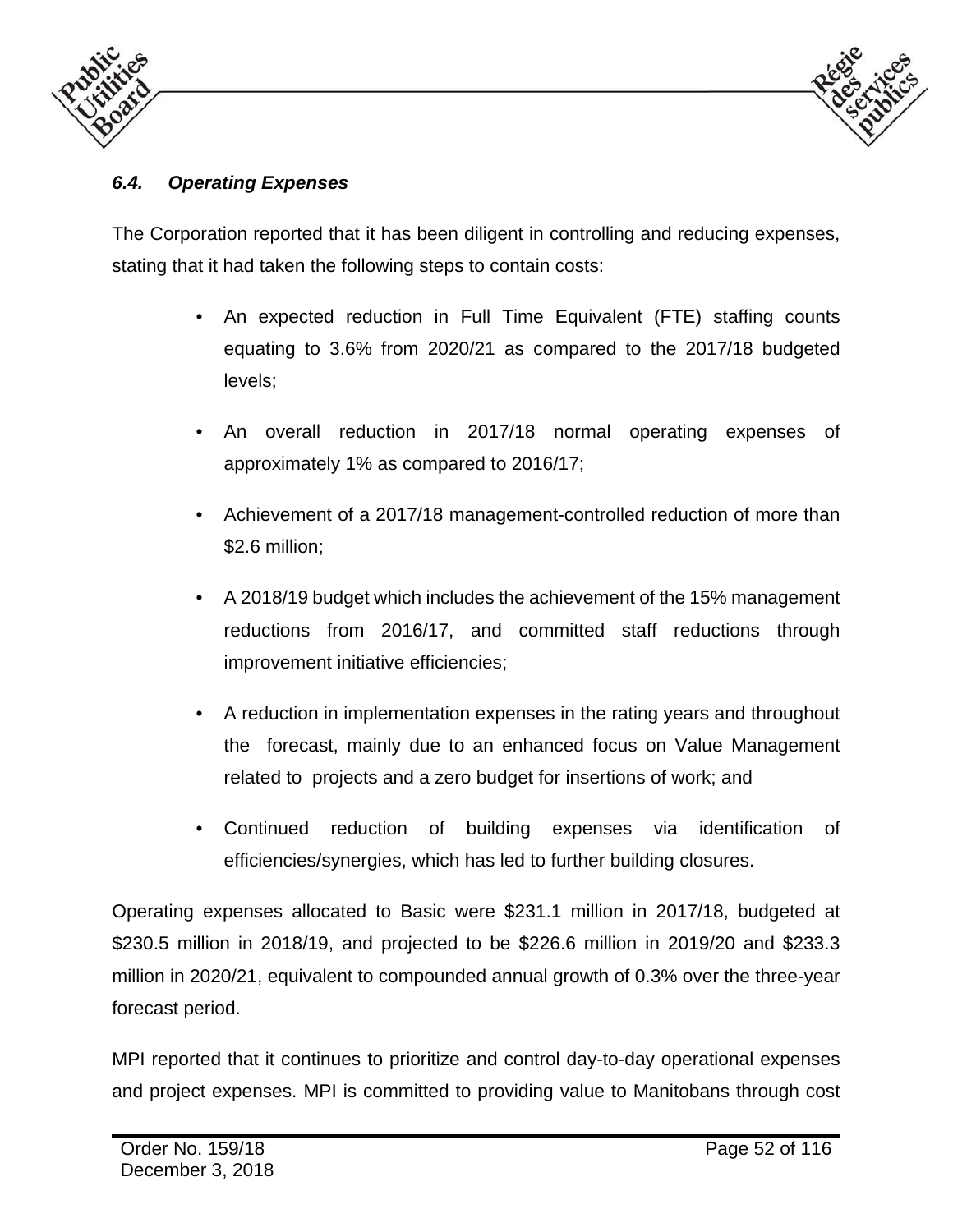### *6.4. Operating Expenses*

The Corporation reported that it has been diligent in controlling and reducing expenses, stating that it had taken the following steps to contain costs:

- An expected reduction in Full Time Equivalent (FTE) staffing counts equating to 3.6% from 2020/21 as compared to the 2017/18 budgeted levels;
- An overall reduction in 2017/18 normal operating expenses of approximately 1% as compared to 2016/17;
- Achievement of a 2017/18 management-controlled reduction of more than $2.6 million;
- A 2018/19 budget which includes the achievement of the 15% management reductions from 2016/17, and committed staff reductions through improvement initiative efficiencies;
- A reduction in implementation expenses in the rating years and throughout the forecast, mainly due to an enhanced focus on Value Management related to projects and a zero budget for insertions of work; and
- Continued reduction of building expenses via identification of efficiencies/synergies, which has led to further building closures.

Operating expenses allocated to Basic were $231.1 million in 2017/18, budgeted at $230.5 million in 2018/19, and projected to be $226.6 million in 2019/20 and $233.3 million in 2020/21, equivalent to compounded annual growth of 0.3% over the three-year forecast period.

MPI reported that it continues to prioritize and control day-to-day operational expenses and project expenses. MPI is committed to providing value to Manitobans through cost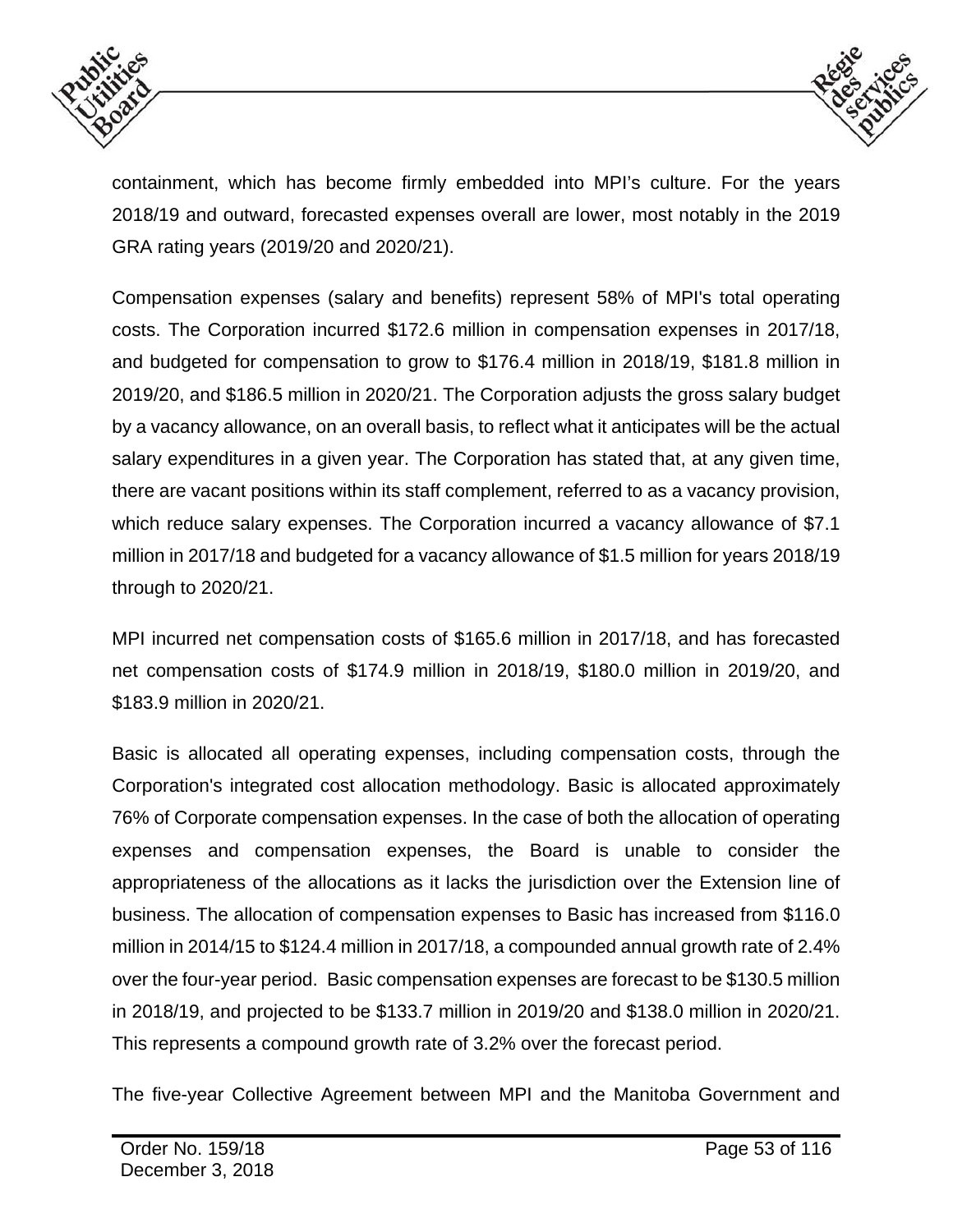containment, which has become firmly embedded into MPI's culture. For the years 2018/19 and outward, forecasted expenses overall are lower, most notably in the 2019 GRA rating years (2019/20 and 2020/21).

Compensation expenses (salary and benefits) represent 58% of MPI's total operating costs. The Corporation incurred $172.6 million in compensation expenses in 2017/18, and budgeted for compensation to grow to $176.4 million in 2018/19, $181.8 million in 2019/20, and $186.5 million in 2020/21. The Corporation adjusts the gross salary budget by a vacancy allowance, on an overall basis, to reflect what it anticipates will be the actual salary expenditures in a given year. The Corporation has stated that, at any given time, there are vacant positions within its staff complement, referred to as a vacancy provision, which reduce salary expenses. The Corporation incurred a vacancy allowance of $7.1 million in 2017/18 and budgeted for a vacancy allowance of $1.5 million for years 2018/19 through to 2020/21.

MPI incurred net compensation costs of $165.6 million in 2017/18, and has forecasted net compensation costs of $174.9 million in 2018/19, $180.0 million in 2019/20, and $183.9 million in 2020/21.

Basic is allocated all operating expenses, including compensation costs, through the Corporation's integrated cost allocation methodology. Basic is allocated approximately 76% of Corporate compensation expenses. In the case of both the allocation of operating expenses and compensation expenses, the Board is unable to consider the appropriateness of the allocations as it lacks the jurisdiction over the Extension line of business. The allocation of compensation expenses to Basic has increased from $116.0 million in 2014/15 to $124.4 million in 2017/18, a compounded annual growth rate of 2.4% over the four-year period. Basic compensation expenses are forecast to be $130.5 million in 2018/19, and projected to be $133.7 million in 2019/20 and $138.0 million in 2020/21. This represents a compound growth rate of 3.2% over the forecast period.

The five-year Collective Agreement between MPI and the Manitoba Government and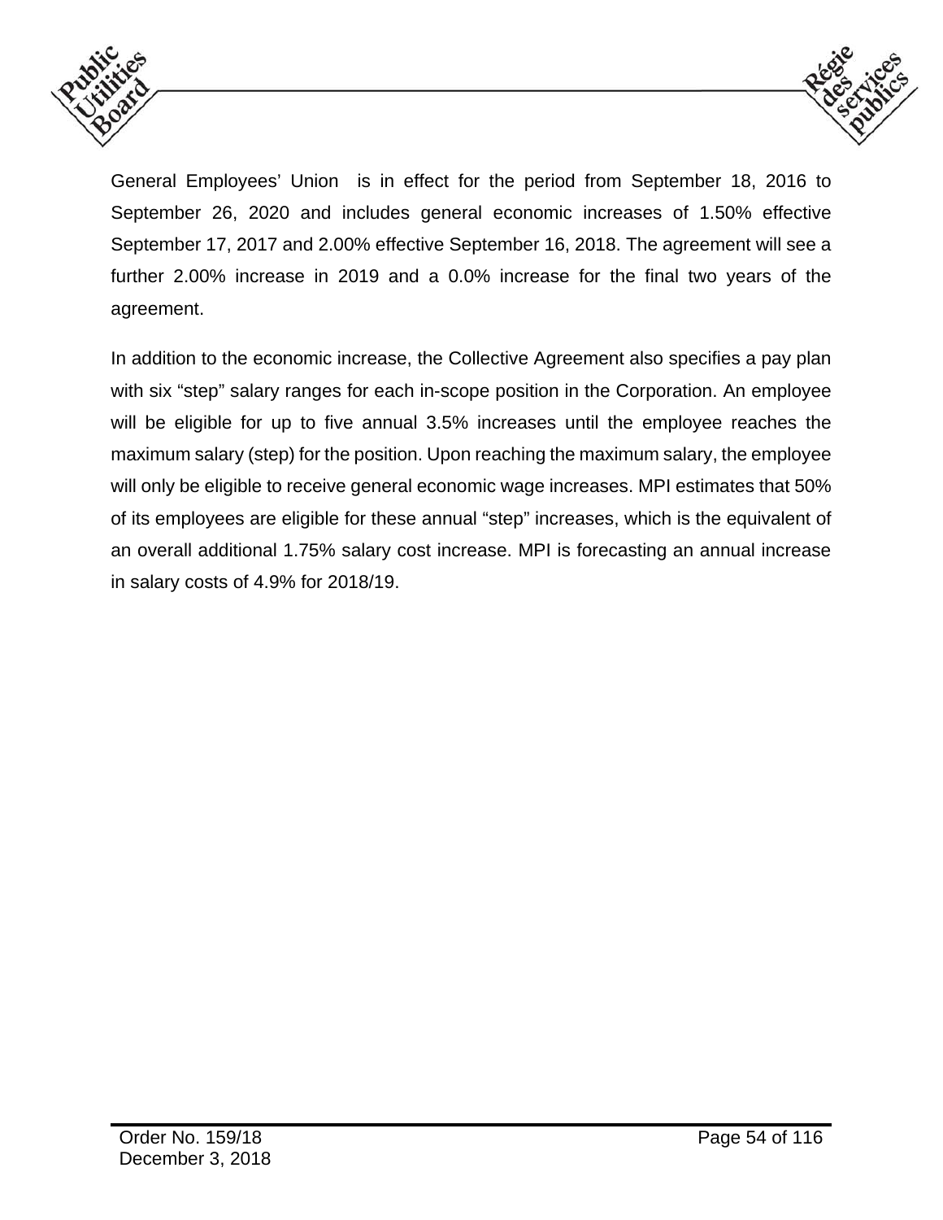General Employees' Union is in effect for the period from September 18, 2016 to September 26, 2020 and includes general economic increases of 1.50% effective September 17, 2017 and 2.00% effective September 16, 2018. The agreement will see a further 2.00% increase in 2019 and a 0.0% increase for the final two years of the agreement.

In addition to the economic increase, the Collective Agreement also specifies a pay plan with six "step" salary ranges for each in-scope position in the Corporation. An employee will be eligible for up to five annual 3.5% increases until the employee reaches the maximum salary (step) for the position. Upon reaching the maximum salary, the employee will only be eligible to receive general economic wage increases. MPI estimates that 50% of its employees are eligible for these annual "step" increases, which is the equivalent of an overall additional 1.75% salary cost increase. MPI is forecasting an annual increase in salary costs of 4.9% for 2018/19.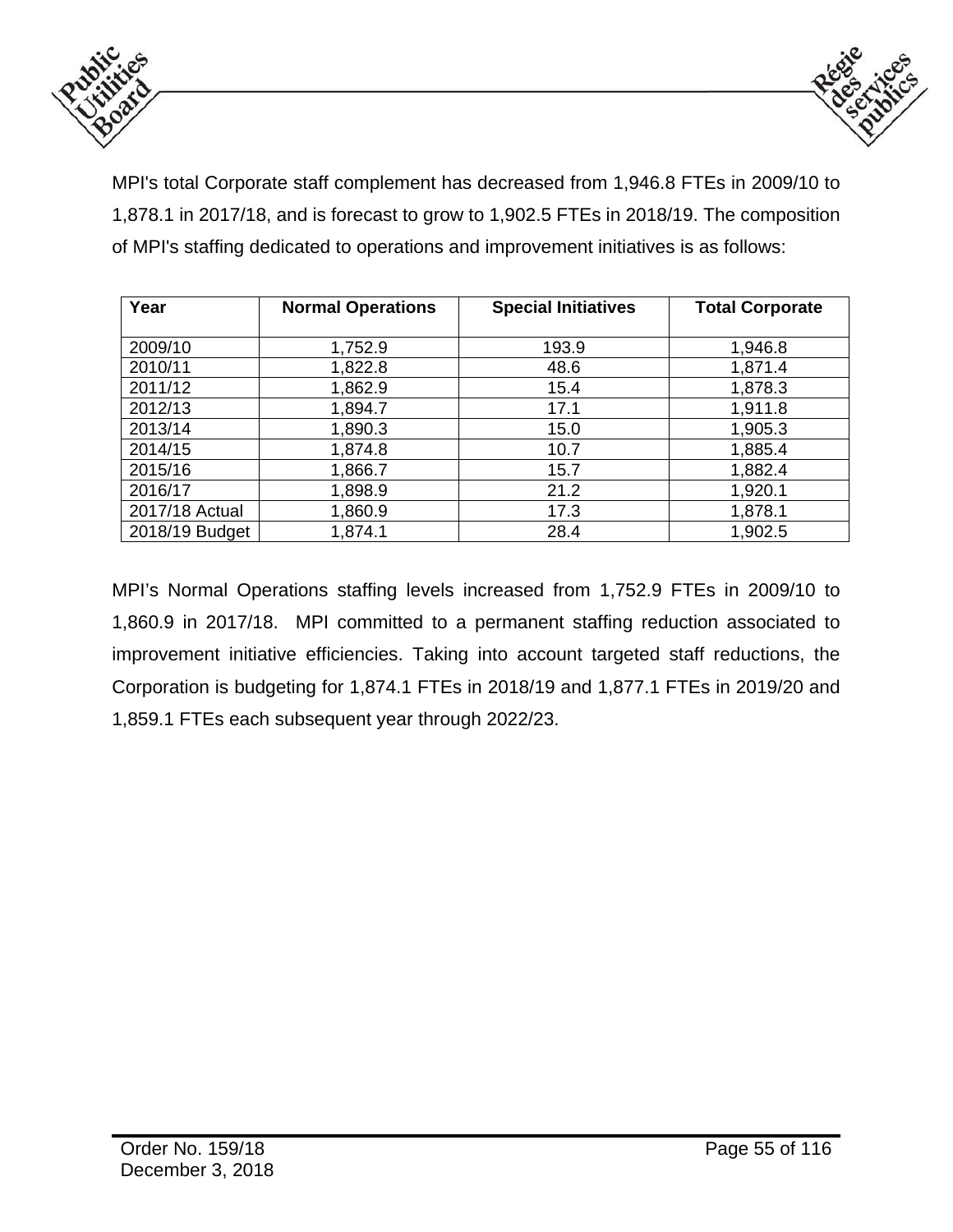MPI's total Corporate staff complement has decreased from 1,946.8 FTEs in 2009/10 to 1,878.1 in 2017/18, and is forecast to grow to 1,902.5 FTEs in 2018/19. The composition of MPI's staffing dedicated to operations and improvement initiatives is as follows:

| Year | Normal Operations | Special Initiatives | Total Corporate |
|---|---|---|---|
| 2009/10 | 1,752.9 | 193.9 | 1,946.8 |
| 2010/11 | 1,822.8 | 48.6 | 1,871.4 |
| 2011/12 | 1,862.9 | 15.4 | 1,878.3 |
| 2012/13 | 1,894.7 | 17.1 | 1,911.8 |
| 2013/14 | 1,890.3 | 15.0 | 1,905.3 |
| 2014/15 | 1,874.8 | 10.7 | 1,885.4 |
| 2015/16 | 1,866.7 | 15.7 | 1,882.4 |
| 2016/17 | 1,898.9 | 21.2 | 1,920.1 |
| 2017/18 Actual | 1,860.9 | 17.3 | 1,878.1 |
| 2018/19 Budget | 1,874.1 | 28.4 | 1,902.5 |

MPI's Normal Operations staffing levels increased from 1,752.9 FTEs in 2009/10 to 1,860.9 in 2017/18. MPI committed to a permanent staffing reduction associated to improvement initiative efficiencies. Taking into account targeted staff reductions, the Corporation is budgeting for 1,874.1 FTEs in 2018/19 and 1,877.1 FTEs in 2019/20 and 1,859.1 FTEs each subsequent year through 2022/23.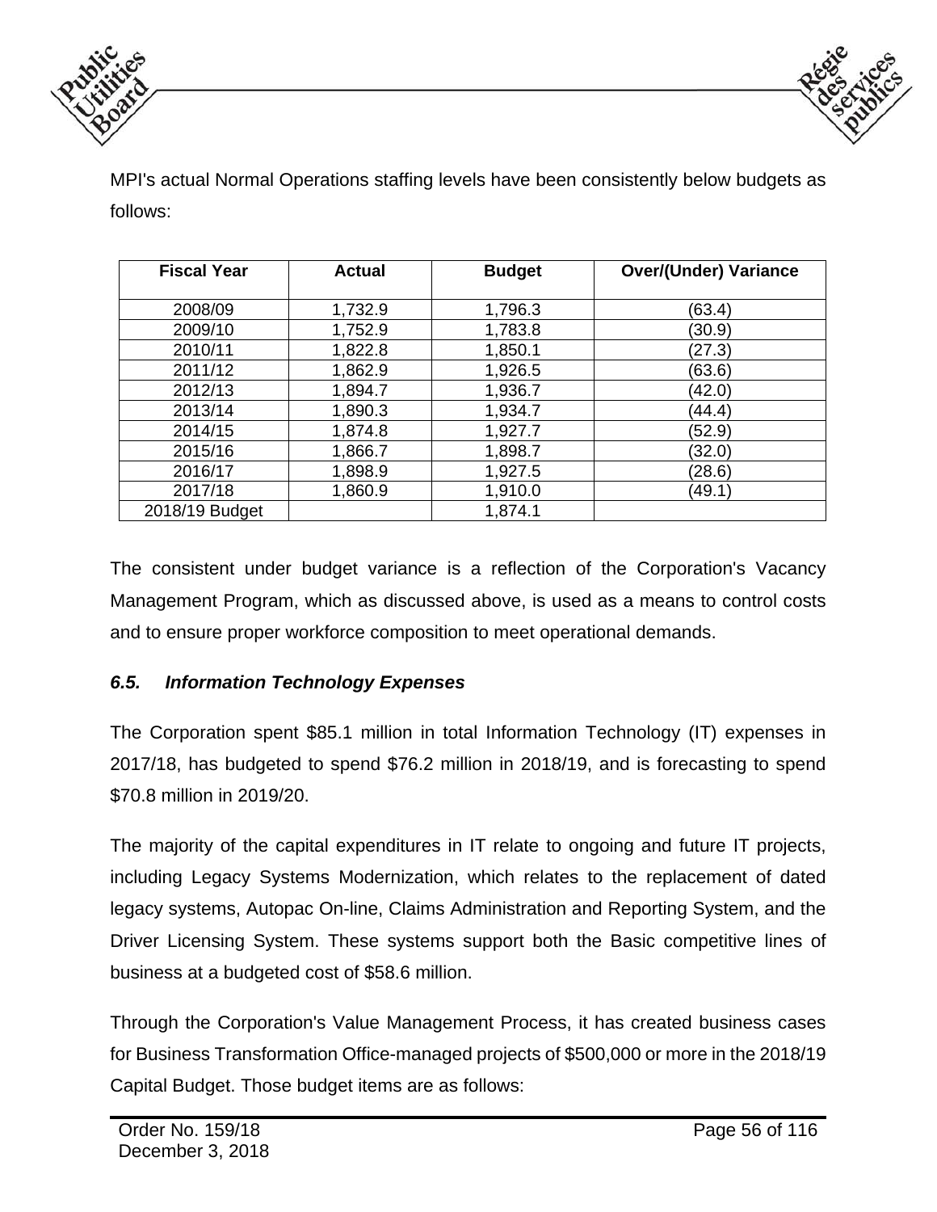MPI's actual Normal Operations staffing levels have been consistently below budgets as follows:

| Fiscal Year | Actual | Budget | Over/(Under) Variance |
|---|---|---|---|
| 2008/09 | 1,732.9 | 1,796.3 | (63.4) |
| 2009/10 | 1,752.9 | 1,783.8 | (30.9) |
| 2010/11 | 1,822.8 | 1,850.1 | (27.3) |
| 2011/12 | 1,862.9 | 1,926.5 | (63.6) |
| 2012/13 | 1,894.7 | 1,936.7 | (42.0) |
| 2013/14 | 1,890.3 | 1,934.7 | (44.4) |
| 2014/15 | 1,874.8 | 1,927.7 | (52.9) |
| 2015/16 | 1,866.7 | 1,898.7 | (32.0) |
| 2016/17 | 1,898.9 | 1,927.5 | (28.6) |
| 2017/18 | 1,860.9 | 1,910.0 | (49.1) |
| 2018/19 Budget | | 1,874.1 | |

The consistent under budget variance is a reflection of the Corporation's Vacancy Management Program, which as discussed above, is used as a means to control costs and to ensure proper workforce composition to meet operational demands.

### *6.5. Information Technology Expenses*

The Corporation spent $85.1 million in total Information Technology (IT) expenses in 2017/18, has budgeted to spend $76.2 million in 2018/19, and is forecasting to spend $70.8 million in 2019/20.

The majority of the capital expenditures in IT relate to ongoing and future IT projects, including Legacy Systems Modernization, which relates to the replacement of dated legacy systems, Autopac On-line, Claims Administration and Reporting System, and the Driver Licensing System. These systems support both the Basic competitive lines of business at a budgeted cost of $58.6 million.

Through the Corporation's Value Management Process, it has created business cases for Business Transformation Office-managed projects of $500,000 or more in the 2018/19 Capital Budget. Those budget items are as follows: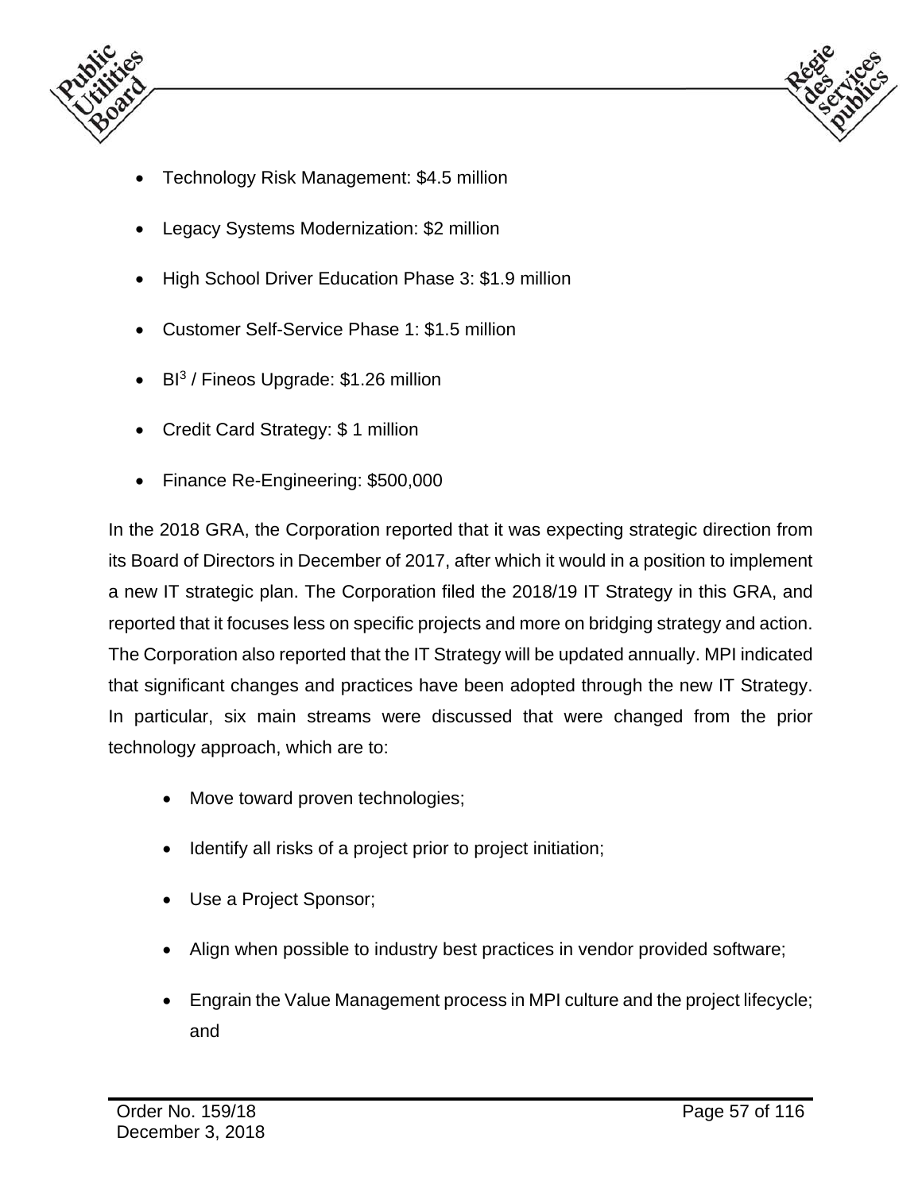- Technology Risk Management: $4.5 million
- Legacy Systems Modernization: $2 million
- High School Driver Education Phase 3: $1.9 million
- Customer Self-Service Phase 1: $1.5 million
- BI[3] / Fineos Upgrade: $1.26 million
- Credit Card Strategy: $ 1 million
- Finance Re-Engineering: $500,000

In the 2018 GRA, the Corporation reported that it was expecting strategic direction from its Board of Directors in December of 2017, after which it would in a position to implement a new IT strategic plan. The Corporation filed the 2018/19 IT Strategy in this GRA, and reported that it focuses less on specific projects and more on bridging strategy and action. The Corporation also reported that the IT Strategy will be updated annually. MPI indicated that significant changes and practices have been adopted through the new IT Strategy. In particular, six main streams were discussed that were changed from the prior technology approach, which are to:

- Move toward proven technologies;
- Identify all risks of a project prior to project initiation;
- Use a Project Sponsor;
- Align when possible to industry best practices in vendor provided software;
- Engrain the Value Management process in MPI culture and the project lifecycle; and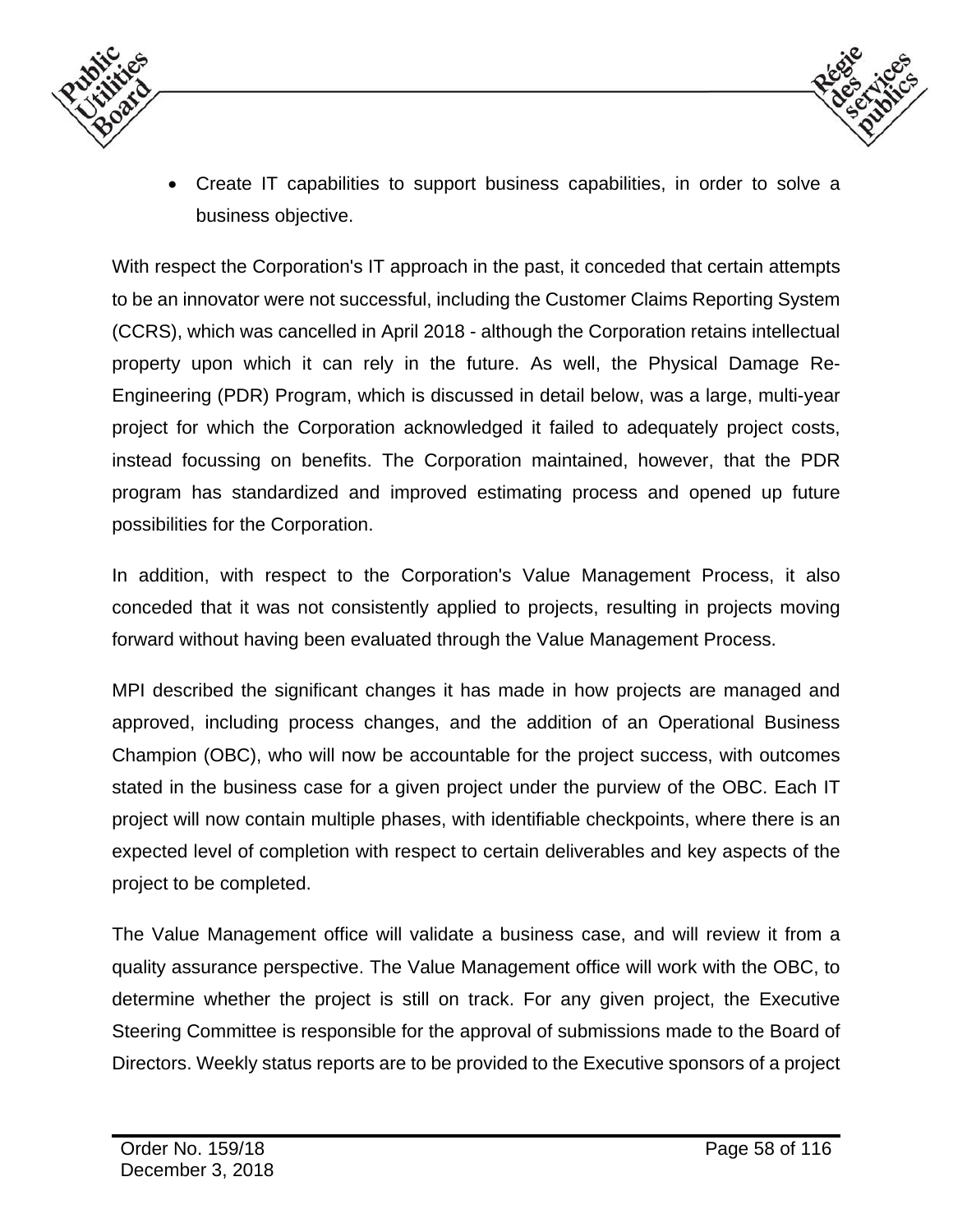- Create IT capabilities to support business capabilities, in order to solve a business objective.

With respect the Corporation's IT approach in the past, it conceded that certain attempts to be an innovator were not successful, including the Customer Claims Reporting System (CCRS), which was cancelled in April 2018 - although the Corporation retains intellectual property upon which it can rely in the future. As well, the Physical Damage Re-Engineering (PDR) Program, which is discussed in detail below, was a large, multi-year project for which the Corporation acknowledged it failed to adequately project costs, instead focussing on benefits. The Corporation maintained, however, that the PDR program has standardized and improved estimating process and opened up future possibilities for the Corporation.

In addition, with respect to the Corporation's Value Management Process, it also conceded that it was not consistently applied to projects, resulting in projects moving forward without having been evaluated through the Value Management Process.

MPI described the significant changes it has made in how projects are managed and approved, including process changes, and the addition of an Operational Business Champion (OBC), who will now be accountable for the project success, with outcomes stated in the business case for a given project under the purview of the OBC. Each IT project will now contain multiple phases, with identifiable checkpoints, where there is an expected level of completion with respect to certain deliverables and key aspects of the project to be completed.

The Value Management office will validate a business case, and will review it from a quality assurance perspective. The Value Management office will work with the OBC, to determine whether the project is still on track. For any given project, the Executive Steering Committee is responsible for the approval of submissions made to the Board of Directors. Weekly status reports are to be provided to the Executive sponsors of a project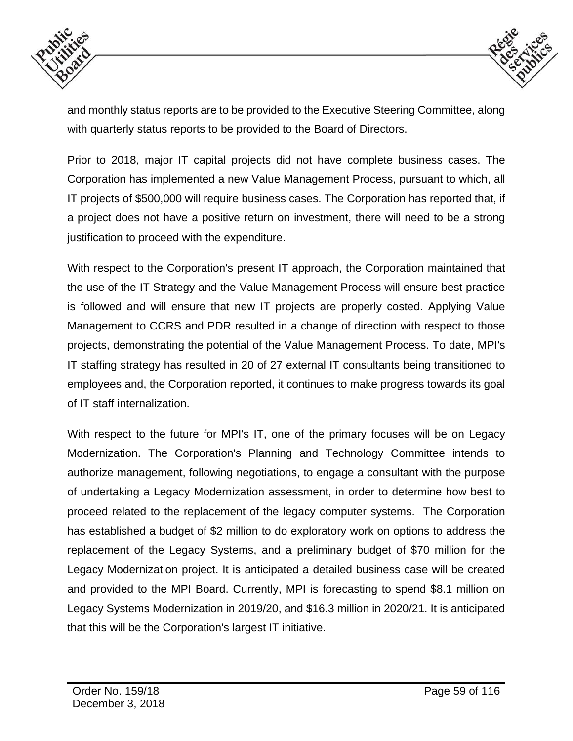and monthly status reports are to be provided to the Executive Steering Committee, along with quarterly status reports to be provided to the Board of Directors.

Prior to 2018, major IT capital projects did not have complete business cases. The Corporation has implemented a new Value Management Process, pursuant to which, all IT projects of $500,000 will require business cases. The Corporation has reported that, if a project does not have a positive return on investment, there will need to be a strong justification to proceed with the expenditure.

With respect to the Corporation's present IT approach, the Corporation maintained that the use of the IT Strategy and the Value Management Process will ensure best practice is followed and will ensure that new IT projects are properly costed. Applying Value Management to CCRS and PDR resulted in a change of direction with respect to those projects, demonstrating the potential of the Value Management Process. To date, MPI's IT staffing strategy has resulted in 20 of 27 external IT consultants being transitioned to employees and, the Corporation reported, it continues to make progress towards its goal of IT staff internalization.

With respect to the future for MPI's IT, one of the primary focuses will be on Legacy Modernization. The Corporation's Planning and Technology Committee intends to authorize management, following negotiations, to engage a consultant with the purpose of undertaking a Legacy Modernization assessment, in order to determine how best to proceed related to the replacement of the legacy computer systems. The Corporation has established a budget of $2 million to do exploratory work on options to address the replacement of the Legacy Systems, and a preliminary budget of $70 million for the Legacy Modernization project. It is anticipated a detailed business case will be created and provided to the MPI Board. Currently, MPI is forecasting to spend $8.1 million on Legacy Systems Modernization in 2019/20, and $16.3 million in 2020/21. It is anticipated that this will be the Corporation's largest IT initiative.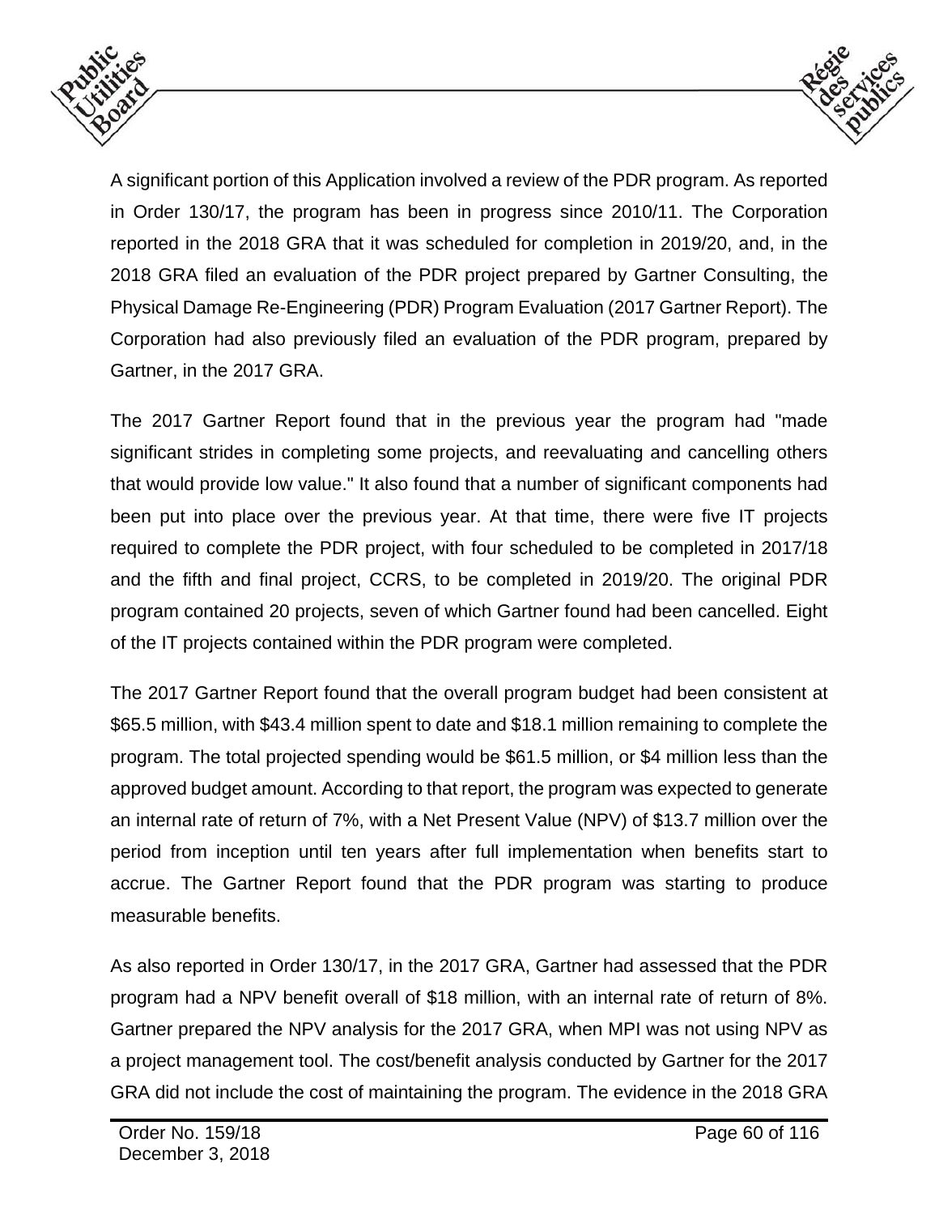A significant portion of this Application involved a review of the PDR program. As reported in Order 130/17, the program has been in progress since 2010/11. The Corporation reported in the 2018 GRA that it was scheduled for completion in 2019/20, and, in the 2018 GRA filed an evaluation of the PDR project prepared by Gartner Consulting, the Physical Damage Re-Engineering (PDR) Program Evaluation (2017 Gartner Report). The Corporation had also previously filed an evaluation of the PDR program, prepared by Gartner, in the 2017 GRA.

The 2017 Gartner Report found that in the previous year the program had "made significant strides in completing some projects, and reevaluating and cancelling others that would provide low value." It also found that a number of significant components had been put into place over the previous year. At that time, there were five IT projects required to complete the PDR project, with four scheduled to be completed in 2017/18 and the fifth and final project, CCRS, to be completed in 2019/20. The original PDR program contained 20 projects, seven of which Gartner found had been cancelled. Eight of the IT projects contained within the PDR program were completed.

The 2017 Gartner Report found that the overall program budget had been consistent at $65.5 million, with $43.4 million spent to date and $18.1 million remaining to complete the program. The total projected spending would be $61.5 million, or $4 million less than the approved budget amount. According to that report, the program was expected to generate an internal rate of return of 7%, with a Net Present Value (NPV) of $13.7 million over the period from inception until ten years after full implementation when benefits start to accrue. The Gartner Report found that the PDR program was starting to produce measurable benefits.

As also reported in Order 130/17, in the 2017 GRA, Gartner had assessed that the PDR program had a NPV benefit overall of $18 million, with an internal rate of return of 8%. Gartner prepared the NPV analysis for the 2017 GRA, when MPI was not using NPV as a project management tool. The cost/benefit analysis conducted by Gartner for the 2017 GRA did not include the cost of maintaining the program. The evidence in the 2018 GRA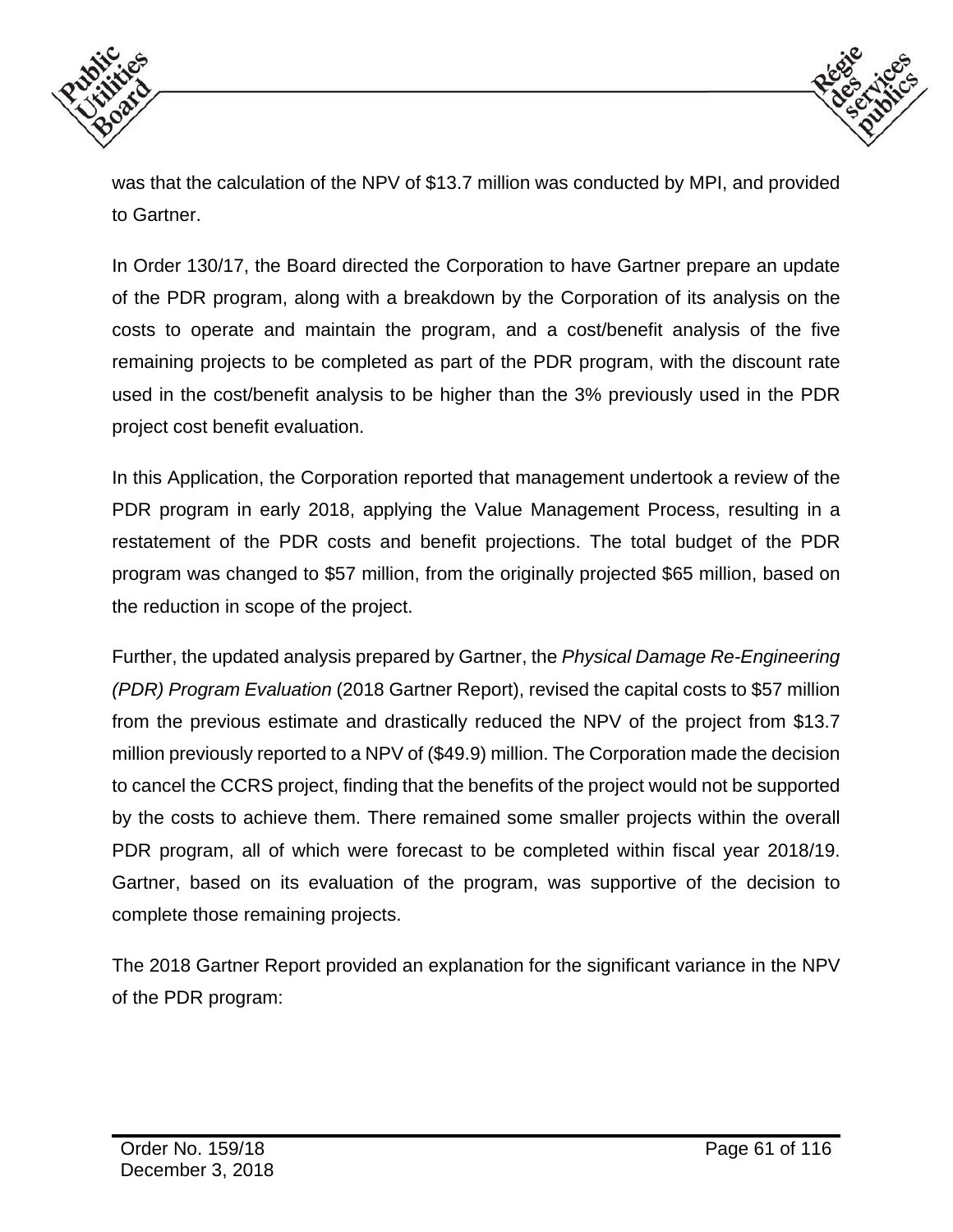was that the calculation of the NPV of $13.7 million was conducted by MPI, and provided to Gartner.

In Order 130/17, the Board directed the Corporation to have Gartner prepare an update of the PDR program, along with a breakdown by the Corporation of its analysis on the costs to operate and maintain the program, and a cost/benefit analysis of the five remaining projects to be completed as part of the PDR program, with the discount rate used in the cost/benefit analysis to be higher than the 3% previously used in the PDR project cost benefit evaluation.

In this Application, the Corporation reported that management undertook a review of the PDR program in early 2018, applying the Value Management Process, resulting in a restatement of the PDR costs and benefit projections. The total budget of the PDR program was changed to $57 million, from the originally projected $65 million, based on the reduction in scope of the project.

Further, the updated analysis prepared by Gartner, the *Physical Damage Re-Engineering (PDR) Program Evaluation* (2018 Gartner Report), revised the capital costs to $57 million from the previous estimate and drastically reduced the NPV of the project from $13.7 million previously reported to a NPV of ($49.9) million. The Corporation made the decision to cancel the CCRS project, finding that the benefits of the project would not be supported by the costs to achieve them. There remained some smaller projects within the overall PDR program, all of which were forecast to be completed within fiscal year 2018/19. Gartner, based on its evaluation of the program, was supportive of the decision to complete those remaining projects.

The 2018 Gartner Report provided an explanation for the significant variance in the NPV of the PDR program: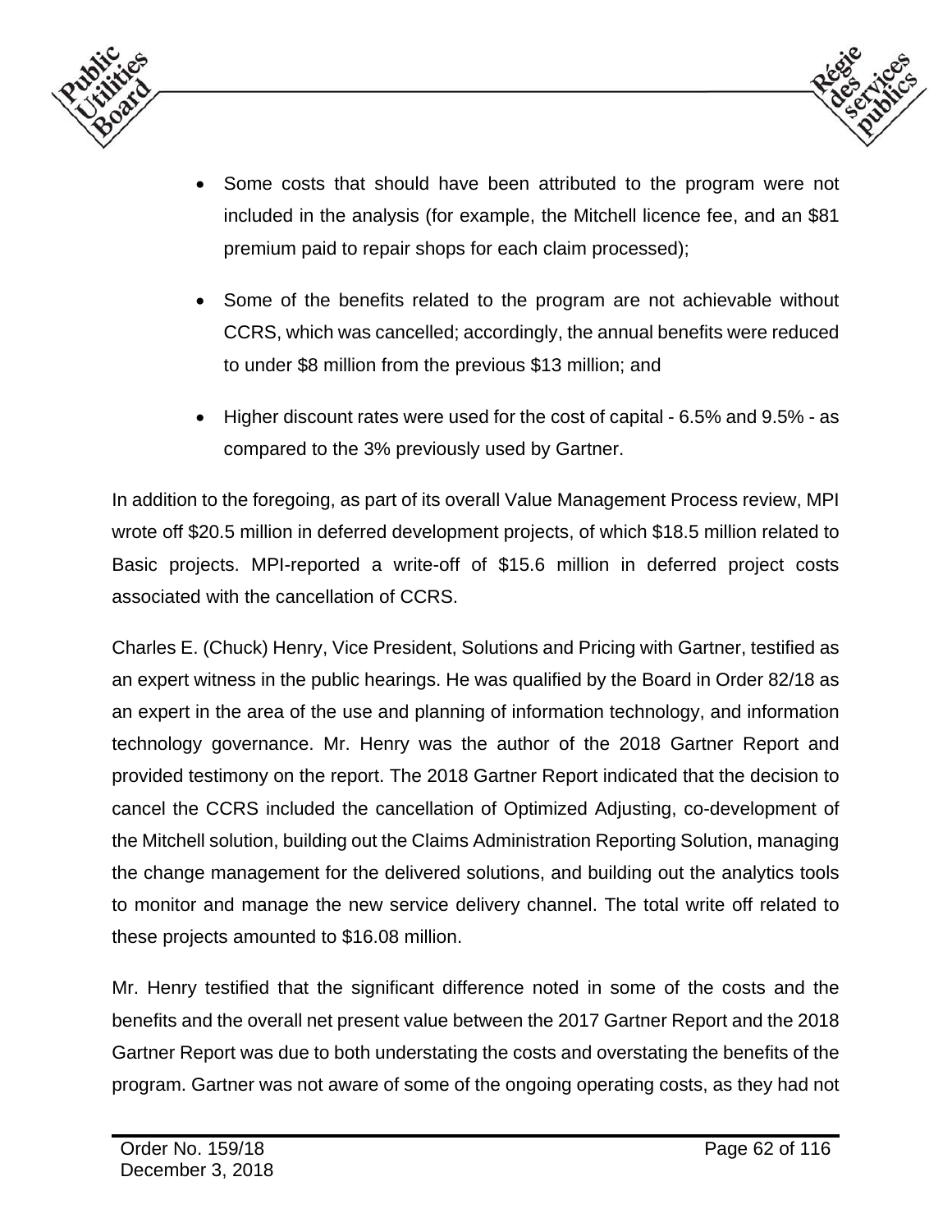- Some costs that should have been attributed to the program were not included in the analysis (for example, the Mitchell licence fee, and an $81 premium paid to repair shops for each claim processed);
- Some of the benefits related to the program are not achievable without CCRS, which was cancelled; accordingly, the annual benefits were reduced to under $8 million from the previous $13 million; and
- Higher discount rates were used for the cost of capital - 6.5% and 9.5% - as compared to the 3% previously used by Gartner.

In addition to the foregoing, as part of its overall Value Management Process review, MPI wrote off $20.5 million in deferred development projects, of which $18.5 million related to Basic projects. MPI-reported a write-off of $15.6 million in deferred project costs associated with the cancellation of CCRS.

Charles E. (Chuck) Henry, Vice President, Solutions and Pricing with Gartner, testified as an expert witness in the public hearings. He was qualified by the Board in Order 82/18 as an expert in the area of the use and planning of information technology, and information technology governance. Mr. Henry was the author of the 2018 Gartner Report and provided testimony on the report. The 2018 Gartner Report indicated that the decision to cancel the CCRS included the cancellation of Optimized Adjusting, co-development of the Mitchell solution, building out the Claims Administration Reporting Solution, managing the change management for the delivered solutions, and building out the analytics tools to monitor and manage the new service delivery channel. The total write off related to these projects amounted to $16.08 million.

Mr. Henry testified that the significant difference noted in some of the costs and the benefits and the overall net present value between the 2017 Gartner Report and the 2018 Gartner Report was due to both understating the costs and overstating the benefits of the program. Gartner was not aware of some of the ongoing operating costs, as they had not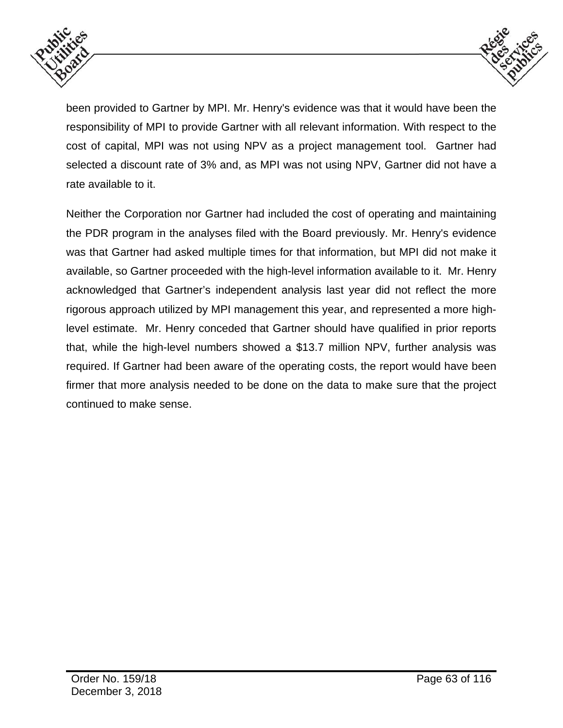been provided to Gartner by MPI. Mr. Henry's evidence was that it would have been the responsibility of MPI to provide Gartner with all relevant information. With respect to the cost of capital, MPI was not using NPV as a project management tool. Gartner had selected a discount rate of 3% and, as MPI was not using NPV, Gartner did not have a rate available to it.

Neither the Corporation nor Gartner had included the cost of operating and maintaining the PDR program in the analyses filed with the Board previously. Mr. Henry's evidence was that Gartner had asked multiple times for that information, but MPI did not make it available, so Gartner proceeded with the high-level information available to it. Mr. Henry acknowledged that Gartner's independent analysis last year did not reflect the more rigorous approach utilized by MPI management this year, and represented a more high-level estimate. Mr. Henry conceded that Gartner should have qualified in prior reports that, while the high-level numbers showed a $13.7 million NPV, further analysis was required. If Gartner had been aware of the operating costs, the report would have been firmer that more analysis needed to be done on the data to make sure that the project continued to make sense.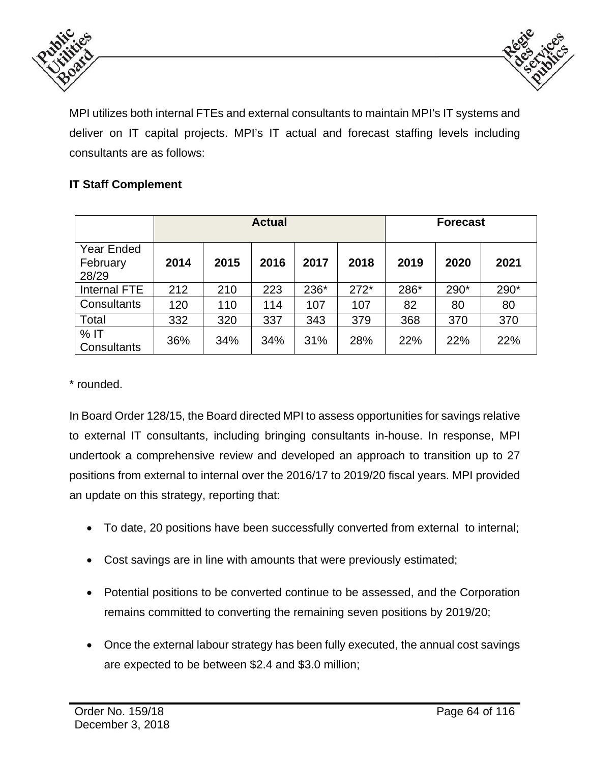MPI utilizes both internal FTEs and external consultants to maintain MPI's IT systems and deliver on IT capital projects. MPI's IT actual and forecast staffing levels including consultants are as follows:

**IT Staff Complement**

| | Actual | | | | | Forecast | | |
|---|---|---|---|---|---|---|---|---|
| Year Ended February 28/29 | **2014** | **2015** | **2016** | **2017** | **2018** | **2019** | **2020** | **2021** |
| Internal FTE | 212 | 210 | 223 | 236* | 272* | 286* | 290* | 290* |
| Consultants | 120 | 110 | 114 | 107 | 107 | 82 | 80 | 80 |
| Total | 332 | 320 | 337 | 343 | 379 | 368 | 370 | 370 |
| % IT Consultants | 36% | 34% | 34% | 31% | 28% | 22% | 22% | 22% |

\* rounded.

In Board Order 128/15, the Board directed MPI to assess opportunities for savings relative to external IT consultants, including bringing consultants in-house. In response, MPI undertook a comprehensive review and developed an approach to transition up to 27 positions from external to internal over the 2016/17 to 2019/20 fiscal years. MPI provided an update on this strategy, reporting that:

- To date, 20 positions have been successfully converted from external to internal;
- Cost savings are in line with amounts that were previously estimated;
- Potential positions to be converted continue to be assessed, and the Corporation remains committed to converting the remaining seven positions by 2019/20;
- Once the external labour strategy has been fully executed, the annual cost savings are expected to be between $2.4 and $3.0 million;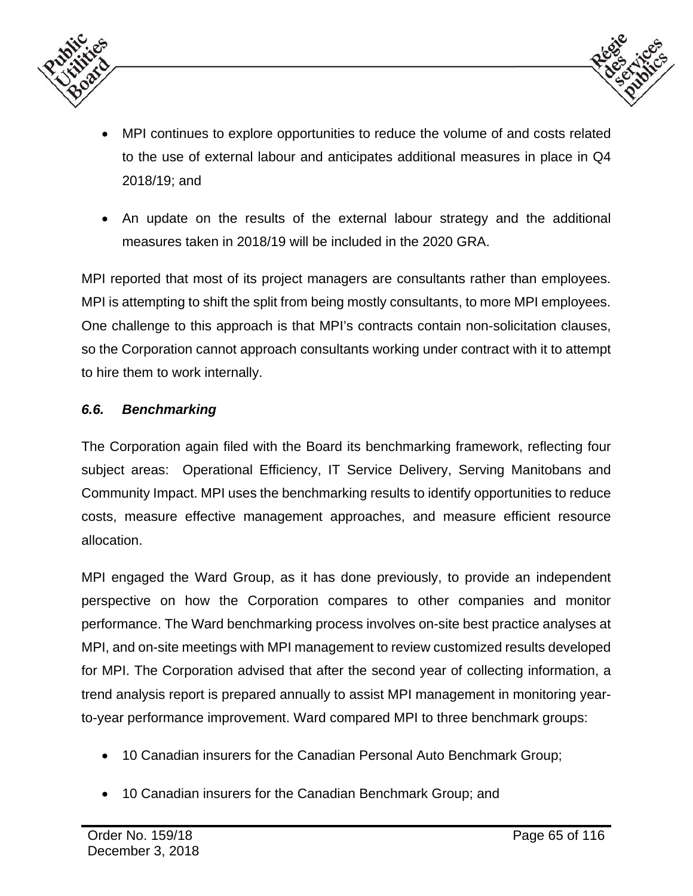- MPI continues to explore opportunities to reduce the volume of and costs related to the use of external labour and anticipates additional measures in place in Q4 2018/19; and
- An update on the results of the external labour strategy and the additional measures taken in 2018/19 will be included in the 2020 GRA.

MPI reported that most of its project managers are consultants rather than employees. MPI is attempting to shift the split from being mostly consultants, to more MPI employees. One challenge to this approach is that MPI's contracts contain non-solicitation clauses, so the Corporation cannot approach consultants working under contract with it to attempt to hire them to work internally.

### *6.6. Benchmarking*

The Corporation again filed with the Board its benchmarking framework, reflecting four subject areas: Operational Efficiency, IT Service Delivery, Serving Manitobans and Community Impact. MPI uses the benchmarking results to identify opportunities to reduce costs, measure effective management approaches, and measure efficient resource allocation.

MPI engaged the Ward Group, as it has done previously, to provide an independent perspective on how the Corporation compares to other companies and monitor performance. The Ward benchmarking process involves on-site best practice analyses at MPI, and on-site meetings with MPI management to review customized results developed for MPI. The Corporation advised that after the second year of collecting information, a trend analysis report is prepared annually to assist MPI management in monitoring year-to-year performance improvement. Ward compared MPI to three benchmark groups:

- 10 Canadian insurers for the Canadian Personal Auto Benchmark Group;
- 10 Canadian insurers for the Canadian Benchmark Group; and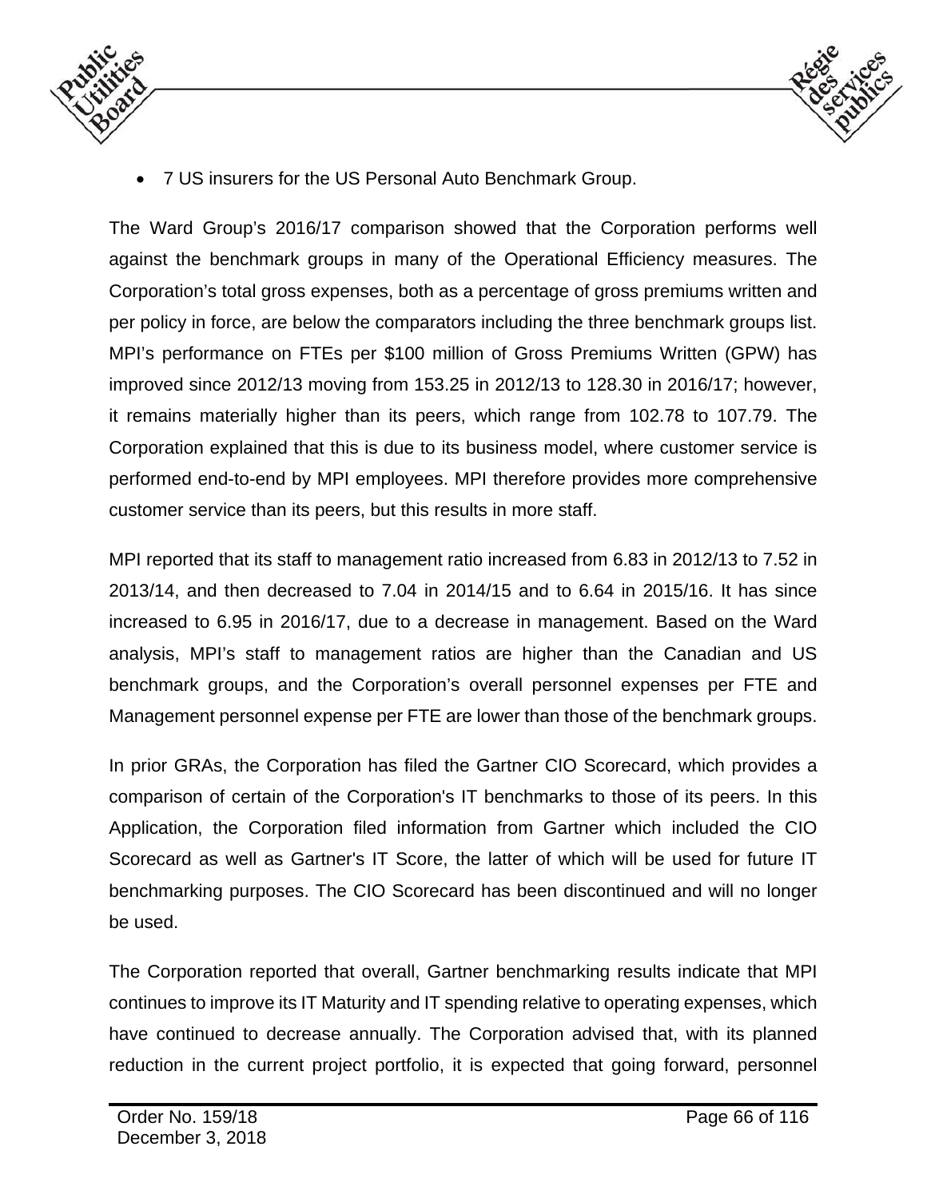- 7 US insurers for the US Personal Auto Benchmark Group.

The Ward Group's 2016/17 comparison showed that the Corporation performs well against the benchmark groups in many of the Operational Efficiency measures. The Corporation's total gross expenses, both as a percentage of gross premiums written and per policy in force, are below the comparators including the three benchmark groups list. MPI's performance on FTEs per $100 million of Gross Premiums Written (GPW) has improved since 2012/13 moving from 153.25 in 2012/13 to 128.30 in 2016/17; however, it remains materially higher than its peers, which range from 102.78 to 107.79. The Corporation explained that this is due to its business model, where customer service is performed end-to-end by MPI employees. MPI therefore provides more comprehensive customer service than its peers, but this results in more staff.

MPI reported that its staff to management ratio increased from 6.83 in 2012/13 to 7.52 in 2013/14, and then decreased to 7.04 in 2014/15 and to 6.64 in 2015/16. It has since increased to 6.95 in 2016/17, due to a decrease in management. Based on the Ward analysis, MPI's staff to management ratios are higher than the Canadian and US benchmark groups, and the Corporation's overall personnel expenses per FTE and Management personnel expense per FTE are lower than those of the benchmark groups.

In prior GRAs, the Corporation has filed the Gartner CIO Scorecard, which provides a comparison of certain of the Corporation's IT benchmarks to those of its peers. In this Application, the Corporation filed information from Gartner which included the CIO Scorecard as well as Gartner's IT Score, the latter of which will be used for future IT benchmarking purposes. The CIO Scorecard has been discontinued and will no longer be used.

The Corporation reported that overall, Gartner benchmarking results indicate that MPI continues to improve its IT Maturity and IT spending relative to operating expenses, which have continued to decrease annually. The Corporation advised that, with its planned reduction in the current project portfolio, it is expected that going forward, personnel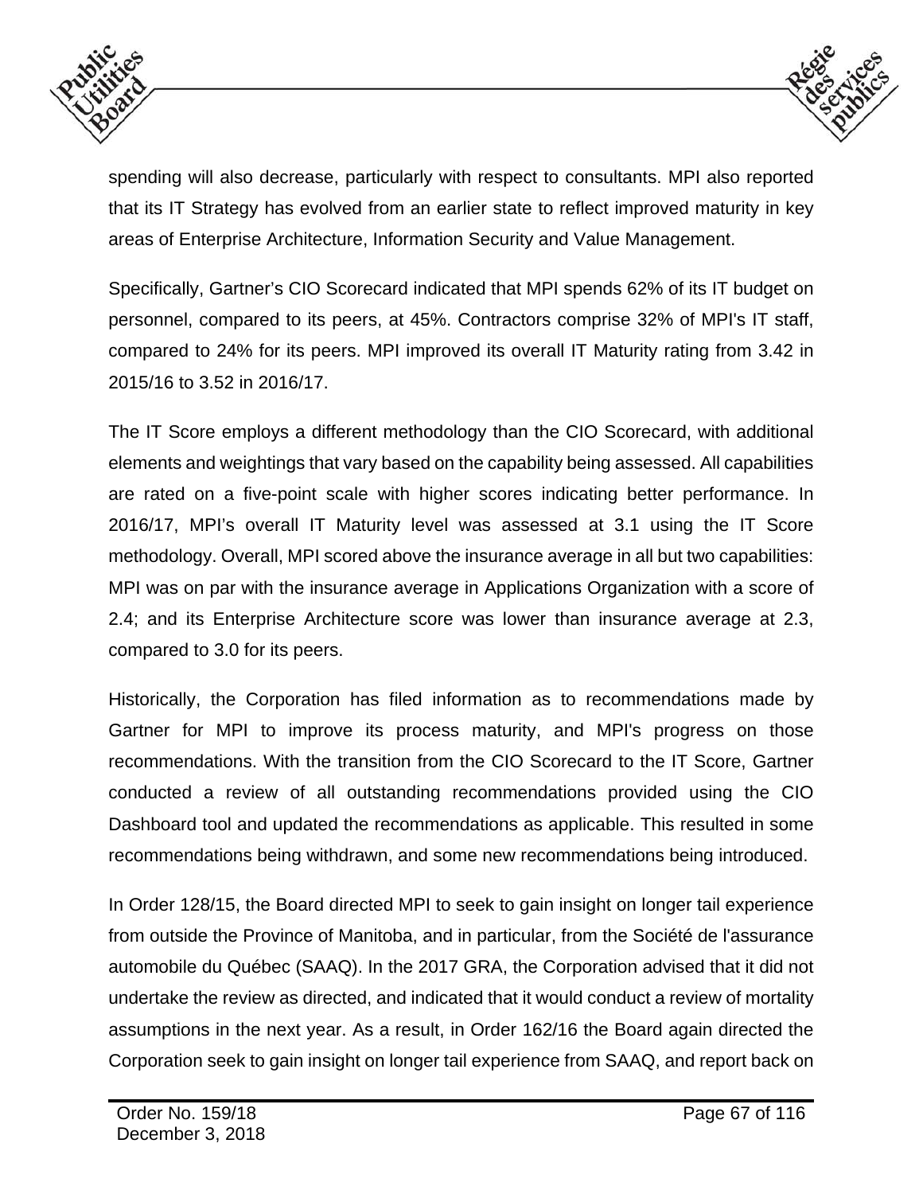spending will also decrease, particularly with respect to consultants. MPI also reported that its IT Strategy has evolved from an earlier state to reflect improved maturity in key areas of Enterprise Architecture, Information Security and Value Management.

Specifically, Gartner's CIO Scorecard indicated that MPI spends 62% of its IT budget on personnel, compared to its peers, at 45%. Contractors comprise 32% of MPI's IT staff, compared to 24% for its peers. MPI improved its overall IT Maturity rating from 3.42 in 2015/16 to 3.52 in 2016/17.

The IT Score employs a different methodology than the CIO Scorecard, with additional elements and weightings that vary based on the capability being assessed. All capabilities are rated on a five-point scale with higher scores indicating better performance. In 2016/17, MPI's overall IT Maturity level was assessed at 3.1 using the IT Score methodology. Overall, MPI scored above the insurance average in all but two capabilities: MPI was on par with the insurance average in Applications Organization with a score of 2.4; and its Enterprise Architecture score was lower than insurance average at 2.3, compared to 3.0 for its peers.

Historically, the Corporation has filed information as to recommendations made by Gartner for MPI to improve its process maturity, and MPI's progress on those recommendations. With the transition from the CIO Scorecard to the IT Score, Gartner conducted a review of all outstanding recommendations provided using the CIO Dashboard tool and updated the recommendations as applicable. This resulted in some recommendations being withdrawn, and some new recommendations being introduced.

In Order 128/15, the Board directed MPI to seek to gain insight on longer tail experience from outside the Province of Manitoba, and in particular, from the Société de l'assurance automobile du Québec (SAAQ). In the 2017 GRA, the Corporation advised that it did not undertake the review as directed, and indicated that it would conduct a review of mortality assumptions in the next year. As a result, in Order 162/16 the Board again directed the Corporation seek to gain insight on longer tail experience from SAAQ, and report back on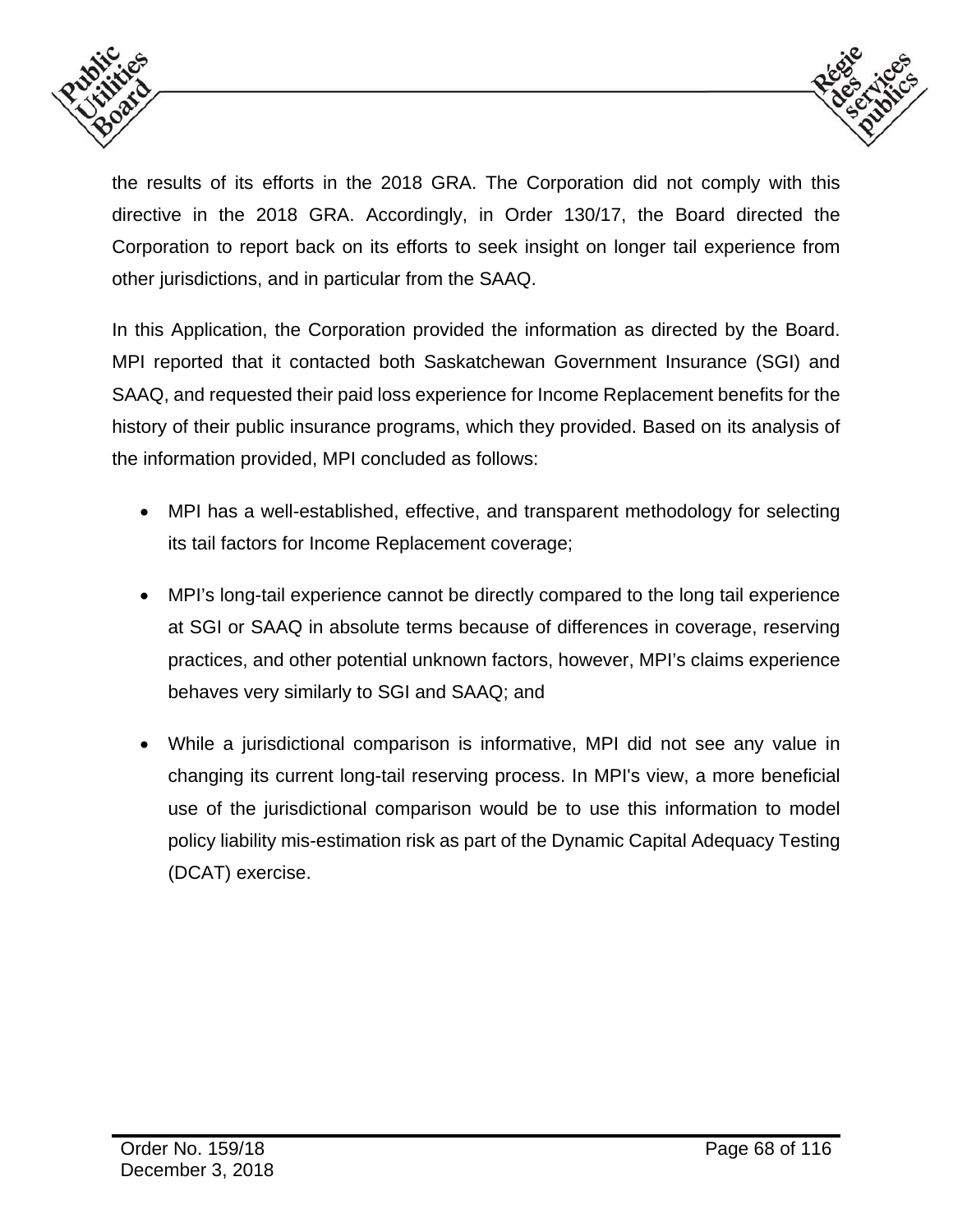the results of its efforts in the 2018 GRA. The Corporation did not comply with this directive in the 2018 GRA. Accordingly, in Order 130/17, the Board directed the Corporation to report back on its efforts to seek insight on longer tail experience from other jurisdictions, and in particular from the SAAQ.

In this Application, the Corporation provided the information as directed by the Board. MPI reported that it contacted both Saskatchewan Government Insurance (SGI) and SAAQ, and requested their paid loss experience for Income Replacement benefits for the history of their public insurance programs, which they provided. Based on its analysis of the information provided, MPI concluded as follows:

- MPI has a well-established, effective, and transparent methodology for selecting its tail factors for Income Replacement coverage;
- MPI's long-tail experience cannot be directly compared to the long tail experience at SGI or SAAQ in absolute terms because of differences in coverage, reserving practices, and other potential unknown factors, however, MPI's claims experience behaves very similarly to SGI and SAAQ; and
- While a jurisdictional comparison is informative, MPI did not see any value in changing its current long-tail reserving process. In MPI's view, a more beneficial use of the jurisdictional comparison would be to use this information to model policy liability mis-estimation risk as part of the Dynamic Capital Adequacy Testing (DCAT) exercise.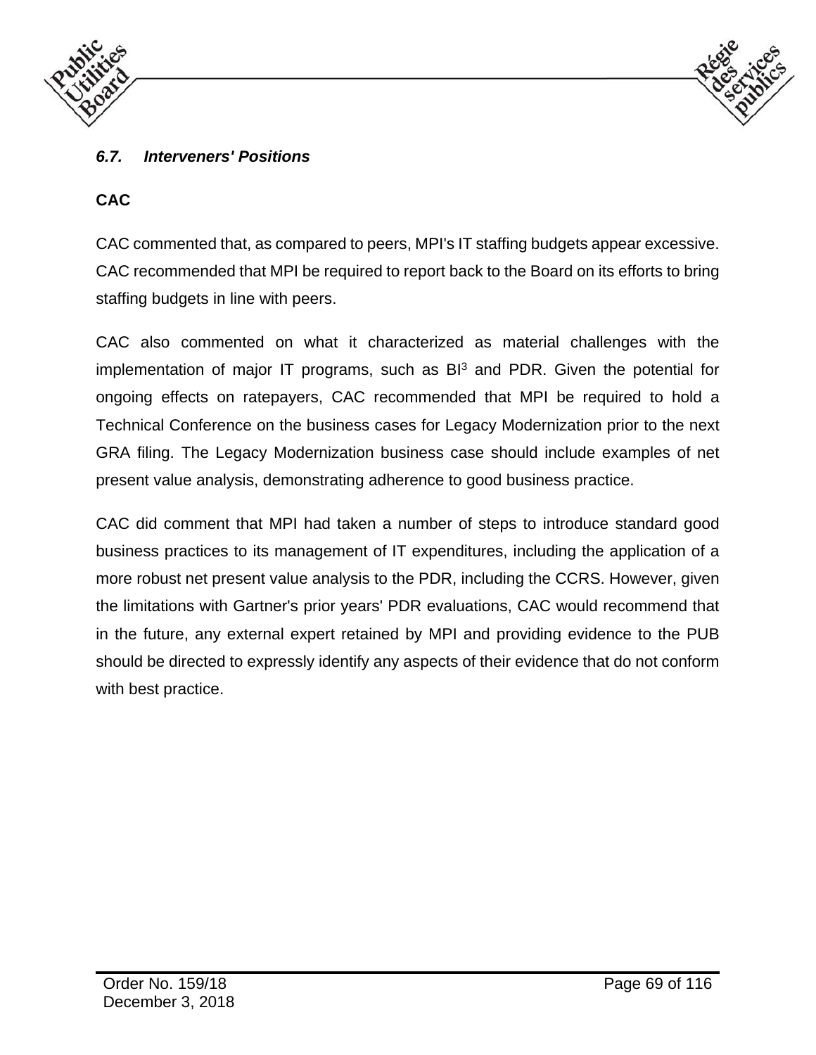### *6.7. Interveners' Positions*

**CAC**

CAC commented that, as compared to peers, MPI's IT staffing budgets appear excessive. CAC recommended that MPI be required to report back to the Board on its efforts to bring staffing budgets in line with peers.

CAC also commented on what it characterized as material challenges with the implementation of major IT programs, such as BI[3] and PDR. Given the potential for ongoing effects on ratepayers, CAC recommended that MPI be required to hold a Technical Conference on the business cases for Legacy Modernization prior to the next GRA filing. The Legacy Modernization business case should include examples of net present value analysis, demonstrating adherence to good business practice.

CAC did comment that MPI had taken a number of steps to introduce standard good business practices to its management of IT expenditures, including the application of a more robust net present value analysis to the PDR, including the CCRS. However, given the limitations with Gartner's prior years' PDR evaluations, CAC would recommend that in the future, any external expert retained by MPI and providing evidence to the PUB should be directed to expressly identify any aspects of their evidence that do not conform with best practice.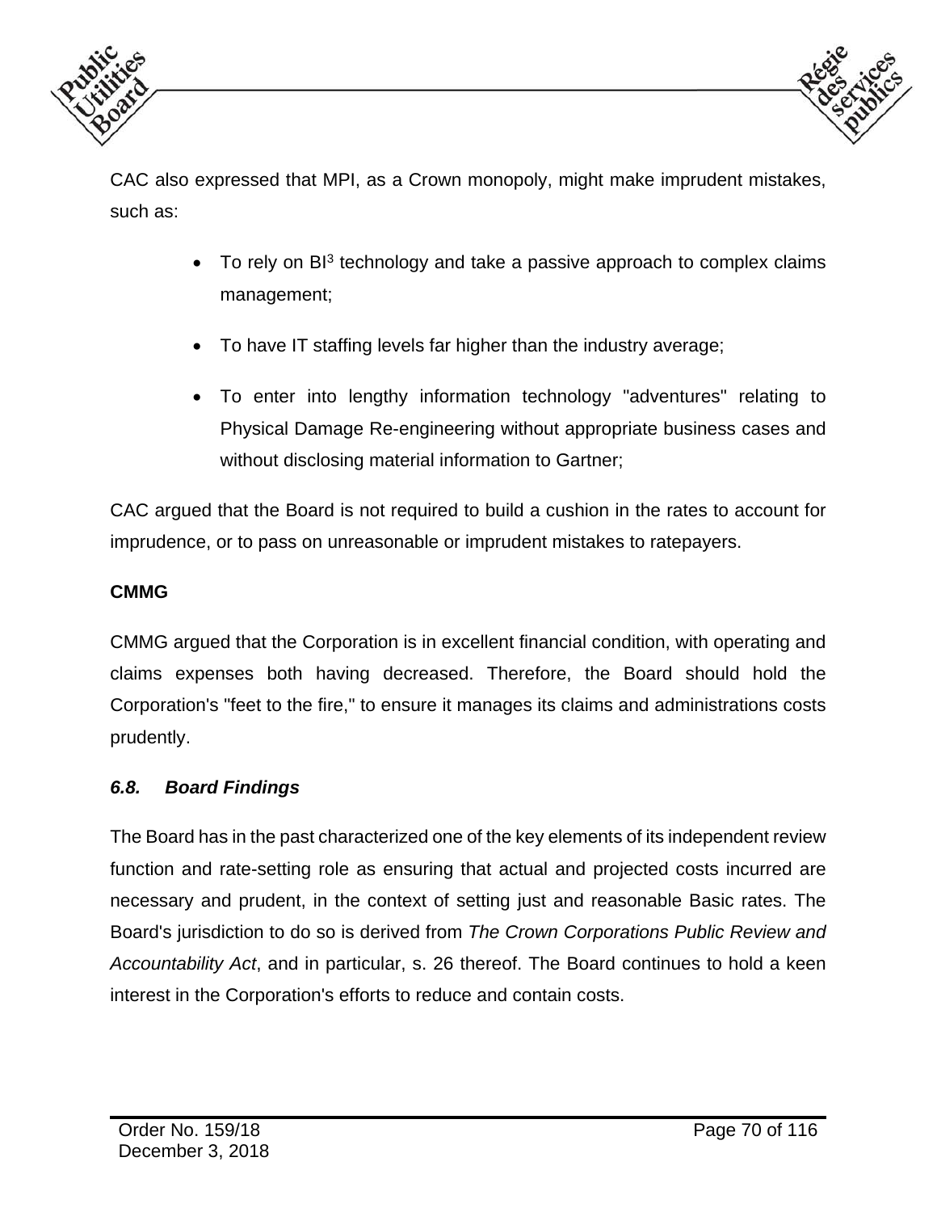CAC also expressed that MPI, as a Crown monopoly, might make imprudent mistakes, such as:

- To rely on $BI^3$ technology and take a passive approach to complex claims management;
- To have IT staffing levels far higher than the industry average;
- To enter into lengthy information technology "adventures" relating to Physical Damage Re-engineering without appropriate business cases and without disclosing material information to Gartner;

CAC argued that the Board is not required to build a cushion in the rates to account for imprudence, or to pass on unreasonable or imprudent mistakes to ratepayers.

**CMMG**

CMMG argued that the Corporation is in excellent financial condition, with operating and claims expenses both having decreased. Therefore, the Board should hold the Corporation's "feet to the fire," to ensure it manages its claims and administrations costs prudently.

### *6.8. Board Findings*

The Board has in the past characterized one of the key elements of its independent review function and rate-setting role as ensuring that actual and projected costs incurred are necessary and prudent, in the context of setting just and reasonable Basic rates. The Board's jurisdiction to do so is derived from *The Crown Corporations Public Review and Accountability Act*, and in particular, s. 26 thereof. The Board continues to hold a keen interest in the Corporation's efforts to reduce and contain costs.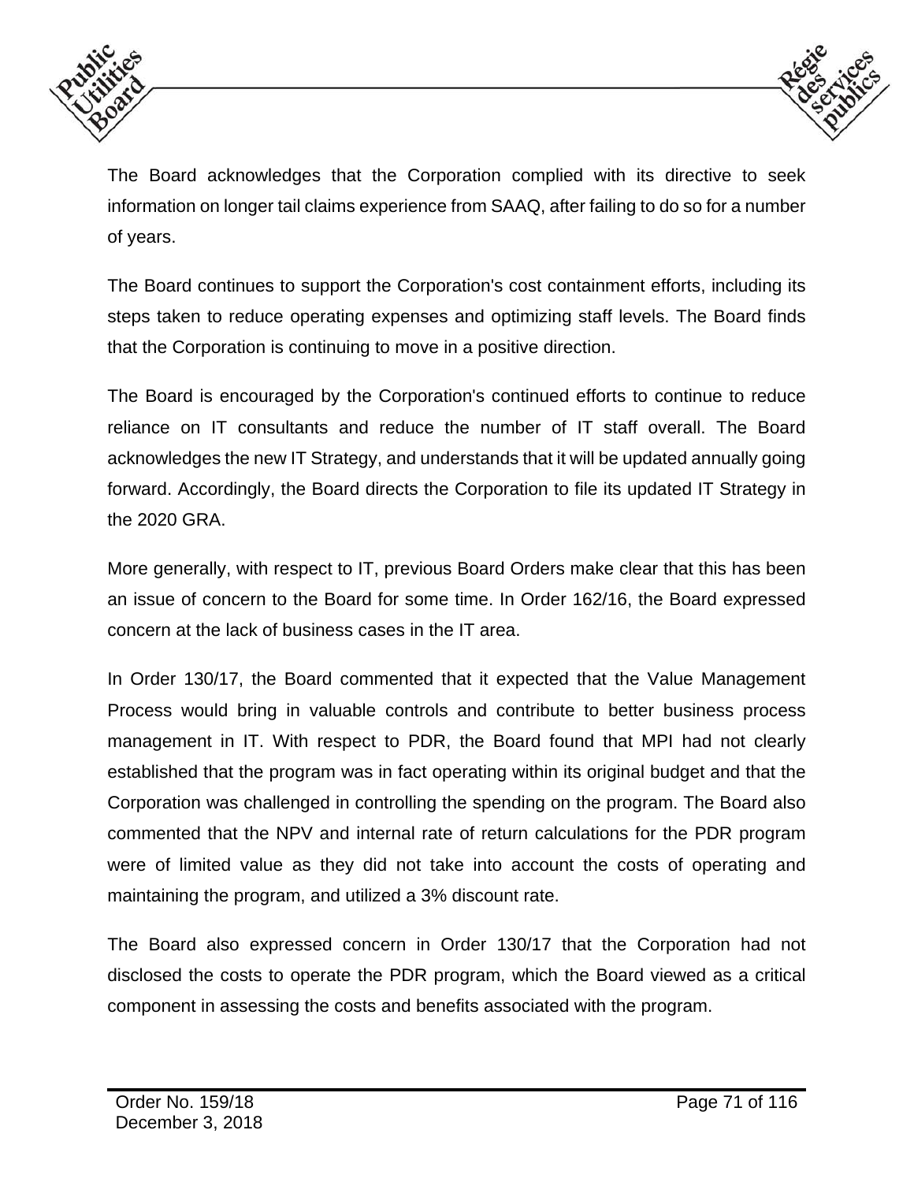The Board acknowledges that the Corporation complied with its directive to seek information on longer tail claims experience from SAAQ, after failing to do so for a number of years.

The Board continues to support the Corporation's cost containment efforts, including its steps taken to reduce operating expenses and optimizing staff levels. The Board finds that the Corporation is continuing to move in a positive direction.

The Board is encouraged by the Corporation's continued efforts to continue to reduce reliance on IT consultants and reduce the number of IT staff overall. The Board acknowledges the new IT Strategy, and understands that it will be updated annually going forward. Accordingly, the Board directs the Corporation to file its updated IT Strategy in the 2020 GRA.

More generally, with respect to IT, previous Board Orders make clear that this has been an issue of concern to the Board for some time. In Order 162/16, the Board expressed concern at the lack of business cases in the IT area.

In Order 130/17, the Board commented that it expected that the Value Management Process would bring in valuable controls and contribute to better business process management in IT. With respect to PDR, the Board found that MPI had not clearly established that the program was in fact operating within its original budget and that the Corporation was challenged in controlling the spending on the program. The Board also commented that the NPV and internal rate of return calculations for the PDR program were of limited value as they did not take into account the costs of operating and maintaining the program, and utilized a 3% discount rate.

The Board also expressed concern in Order 130/17 that the Corporation had not disclosed the costs to operate the PDR program, which the Board viewed as a critical component in assessing the costs and benefits associated with the program.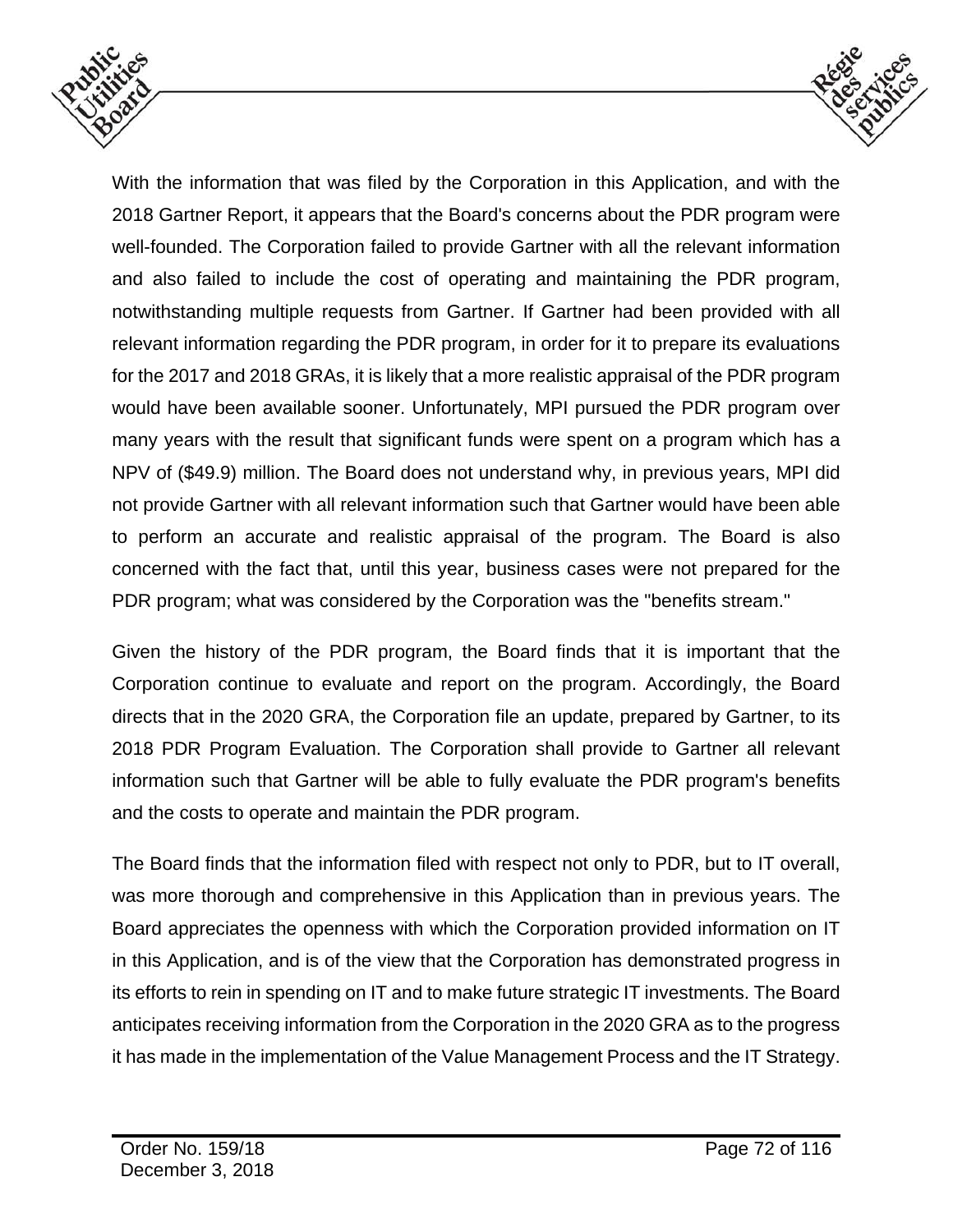With the information that was filed by the Corporation in this Application, and with the 2018 Gartner Report, it appears that the Board's concerns about the PDR program were well-founded. The Corporation failed to provide Gartner with all the relevant information and also failed to include the cost of operating and maintaining the PDR program, notwithstanding multiple requests from Gartner. If Gartner had been provided with all relevant information regarding the PDR program, in order for it to prepare its evaluations for the 2017 and 2018 GRAs, it is likely that a more realistic appraisal of the PDR program would have been available sooner. Unfortunately, MPI pursued the PDR program over many years with the result that significant funds were spent on a program which has a NPV of ($49.9) million. The Board does not understand why, in previous years, MPI did not provide Gartner with all relevant information such that Gartner would have been able to perform an accurate and realistic appraisal of the program. The Board is also concerned with the fact that, until this year, business cases were not prepared for the PDR program; what was considered by the Corporation was the "benefits stream."

Given the history of the PDR program, the Board finds that it is important that the Corporation continue to evaluate and report on the program. Accordingly, the Board directs that in the 2020 GRA, the Corporation file an update, prepared by Gartner, to its 2018 PDR Program Evaluation. The Corporation shall provide to Gartner all relevant information such that Gartner will be able to fully evaluate the PDR program's benefits and the costs to operate and maintain the PDR program.

The Board finds that the information filed with respect not only to PDR, but to IT overall, was more thorough and comprehensive in this Application than in previous years. The Board appreciates the openness with which the Corporation provided information on IT in this Application, and is of the view that the Corporation has demonstrated progress in its efforts to rein in spending on IT and to make future strategic IT investments. The Board anticipates receiving information from the Corporation in the 2020 GRA as to the progress it has made in the implementation of the Value Management Process and the IT Strategy.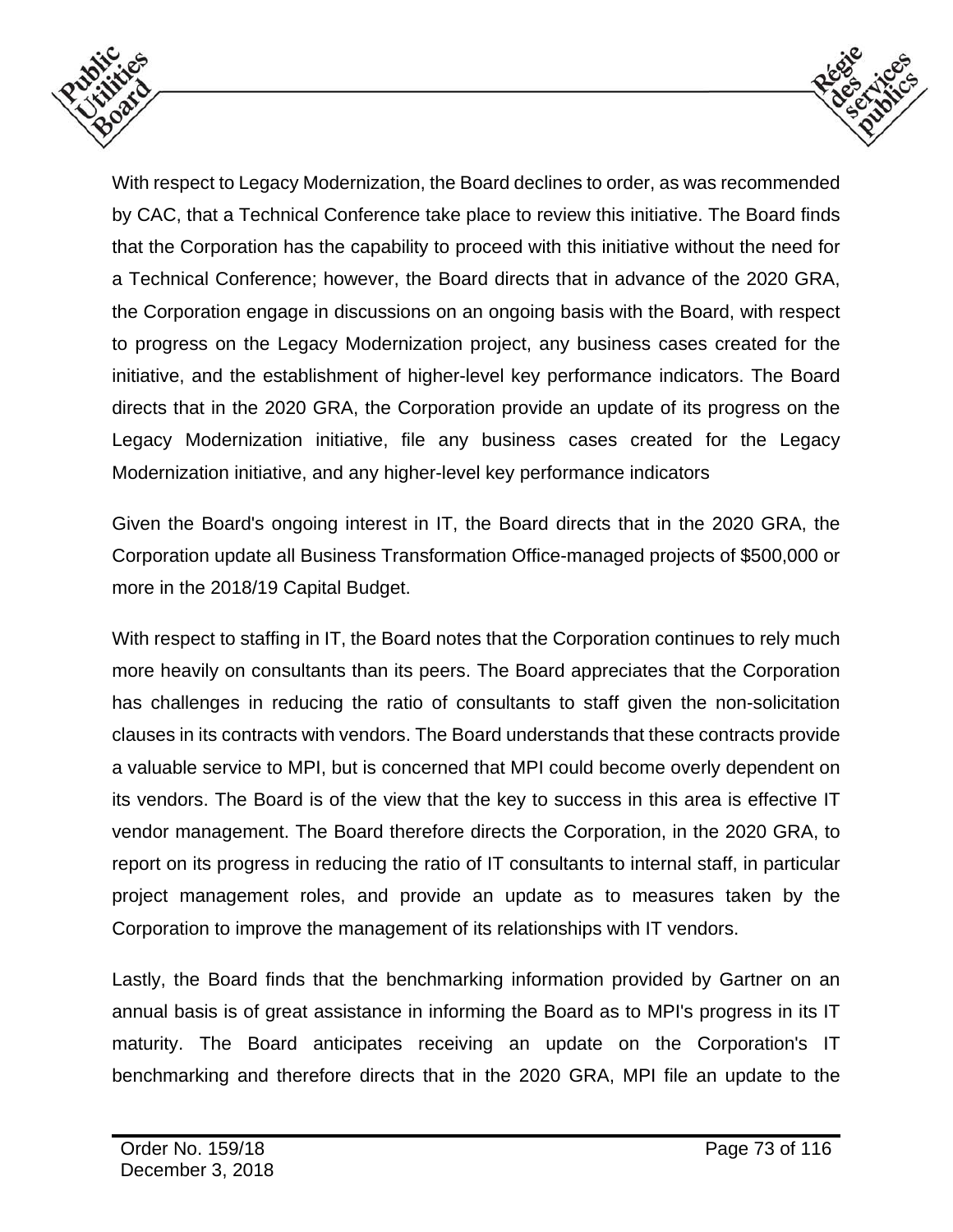With respect to Legacy Modernization, the Board declines to order, as was recommended by CAC, that a Technical Conference take place to review this initiative. The Board finds that the Corporation has the capability to proceed with this initiative without the need for a Technical Conference; however, the Board directs that in advance of the 2020 GRA, the Corporation engage in discussions on an ongoing basis with the Board, with respect to progress on the Legacy Modernization project, any business cases created for the initiative, and the establishment of higher-level key performance indicators. The Board directs that in the 2020 GRA, the Corporation provide an update of its progress on the Legacy Modernization initiative, file any business cases created for the Legacy Modernization initiative, and any higher-level key performance indicators

Given the Board's ongoing interest in IT, the Board directs that in the 2020 GRA, the Corporation update all Business Transformation Office-managed projects of $500,000 or more in the 2018/19 Capital Budget.

With respect to staffing in IT, the Board notes that the Corporation continues to rely much more heavily on consultants than its peers. The Board appreciates that the Corporation has challenges in reducing the ratio of consultants to staff given the non-solicitation clauses in its contracts with vendors. The Board understands that these contracts provide a valuable service to MPI, but is concerned that MPI could become overly dependent on its vendors. The Board is of the view that the key to success in this area is effective IT vendor management. The Board therefore directs the Corporation, in the 2020 GRA, to report on its progress in reducing the ratio of IT consultants to internal staff, in particular project management roles, and provide an update as to measures taken by the Corporation to improve the management of its relationships with IT vendors.

Lastly, the Board finds that the benchmarking information provided by Gartner on an annual basis is of great assistance in informing the Board as to MPI's progress in its IT maturity. The Board anticipates receiving an update on the Corporation's IT benchmarking and therefore directs that in the 2020 GRA, MPI file an update to the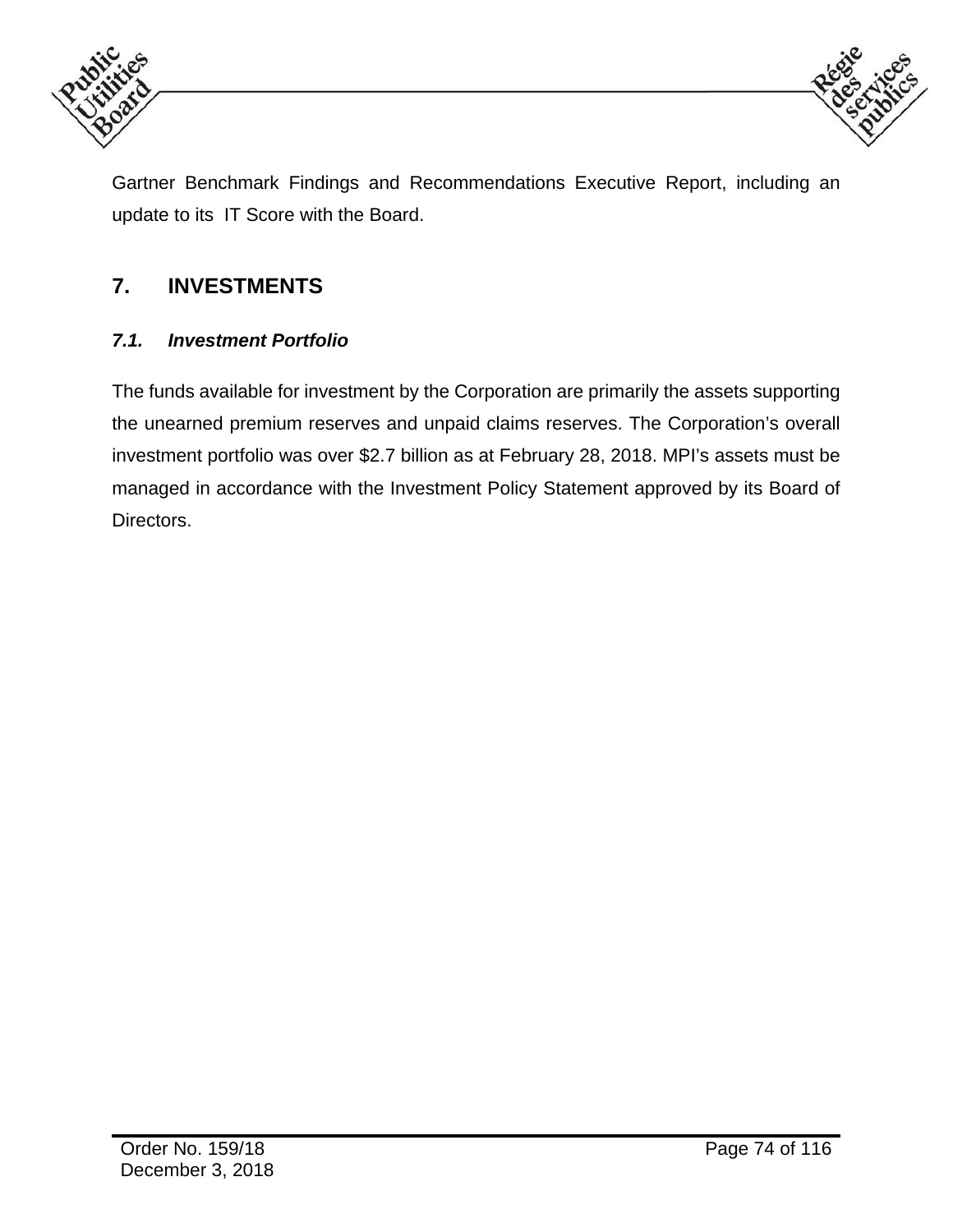Gartner Benchmark Findings and Recommendations Executive Report, including an update to its IT Score with the Board.

# 7. INVESTMENTS

## *7.1. Investment Portfolio*

The funds available for investment by the Corporation are primarily the assets supporting the unearned premium reserves and unpaid claims reserves. The Corporation's overall investment portfolio was over $2.7 billion as at February 28, 2018. MPI's assets must be managed in accordance with the Investment Policy Statement approved by its Board of Directors.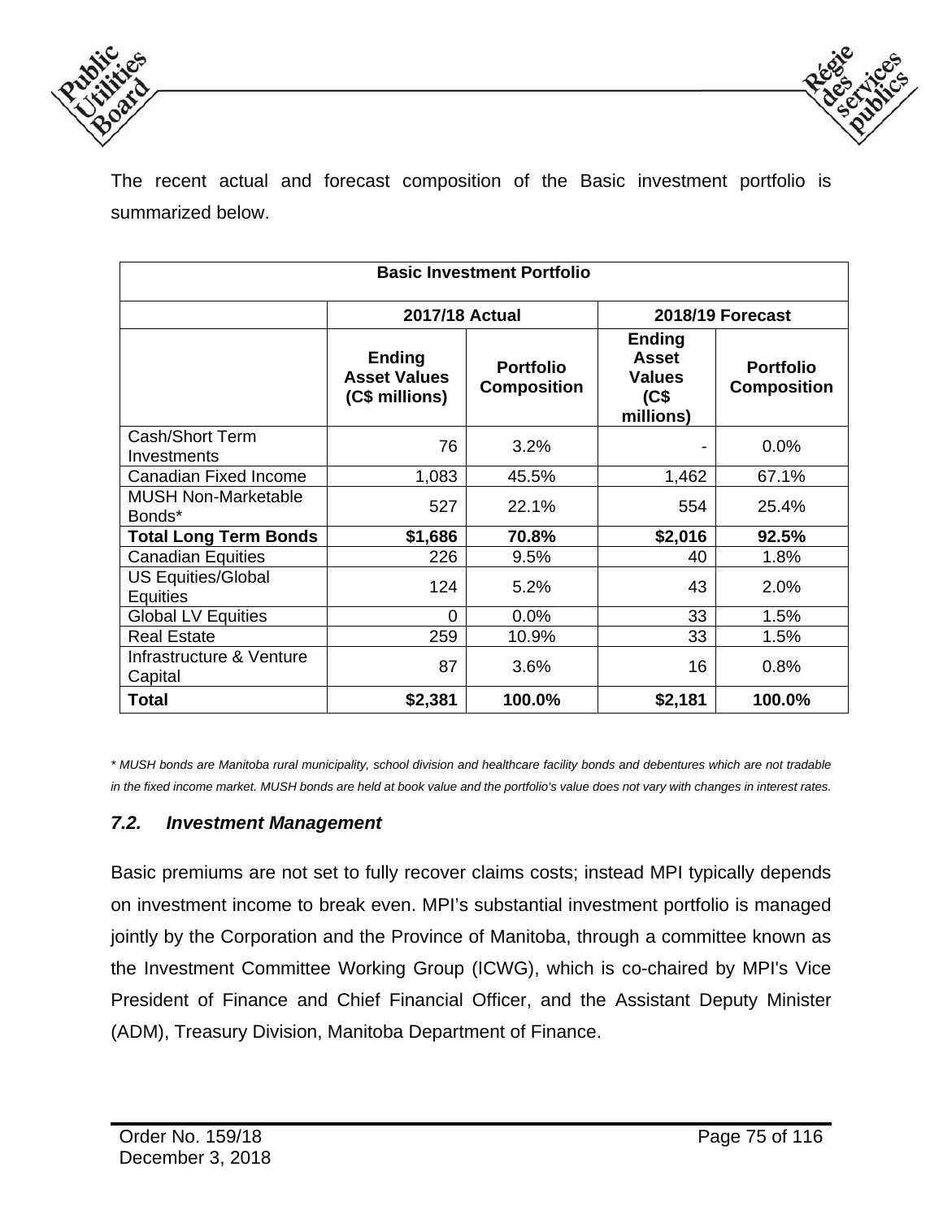The recent actual and forecast composition of the Basic investment portfolio is summarized below.

| Basic Investment Portfolio | | | | |
|---|---|---|---|---|
| | 2017/18 Actual | | 2018/19 Forecast | |
| | Ending Asset Values (C$ millions) | Portfolio Composition | Ending Asset Values (C$ millions) | Portfolio Composition |
| Cash/Short Term Investments | 76 | 3.2% | - | 0.0% |
| Canadian Fixed Income | 1,083 | 45.5% | 1,462 | 67.1% |
| MUSH Non-Marketable Bonds* | 527 | 22.1% | 554 | 25.4% |
| **Total Long Term Bonds** | **$1,686** | **70.8%** | **$2,016** | **92.5%** |
| Canadian Equities | 226 | 9.5% | 40 | 1.8% |
| US Equities/Global Equities | 124 | 5.2% | 43 | 2.0% |
| Global LV Equities | 0 | 0.0% | 33 | 1.5% |
| Real Estate | 259 | 10.9% | 33 | 1.5% |
| Infrastructure & Venture Capital | 87 | 3.6% | 16 | 0.8% |
| **Total** | **$2,381** | **100.0%** | **$2,181** | **100.0%** |

*\* MUSH bonds are Manitoba rural municipality, school division and healthcare facility bonds and debentures which are not tradable in the fixed income market. MUSH bonds are held at book value and the portfolio's value does not vary with changes in interest rates.*

### *7.2. Investment Management*

Basic premiums are not set to fully recover claims costs; instead MPI typically depends on investment income to break even. MPI's substantial investment portfolio is managed jointly by the Corporation and the Province of Manitoba, through a committee known as the Investment Committee Working Group (ICWG), which is co-chaired by MPI's Vice President of Finance and Chief Financial Officer, and the Assistant Deputy Minister (ADM), Treasury Division, Manitoba Department of Finance.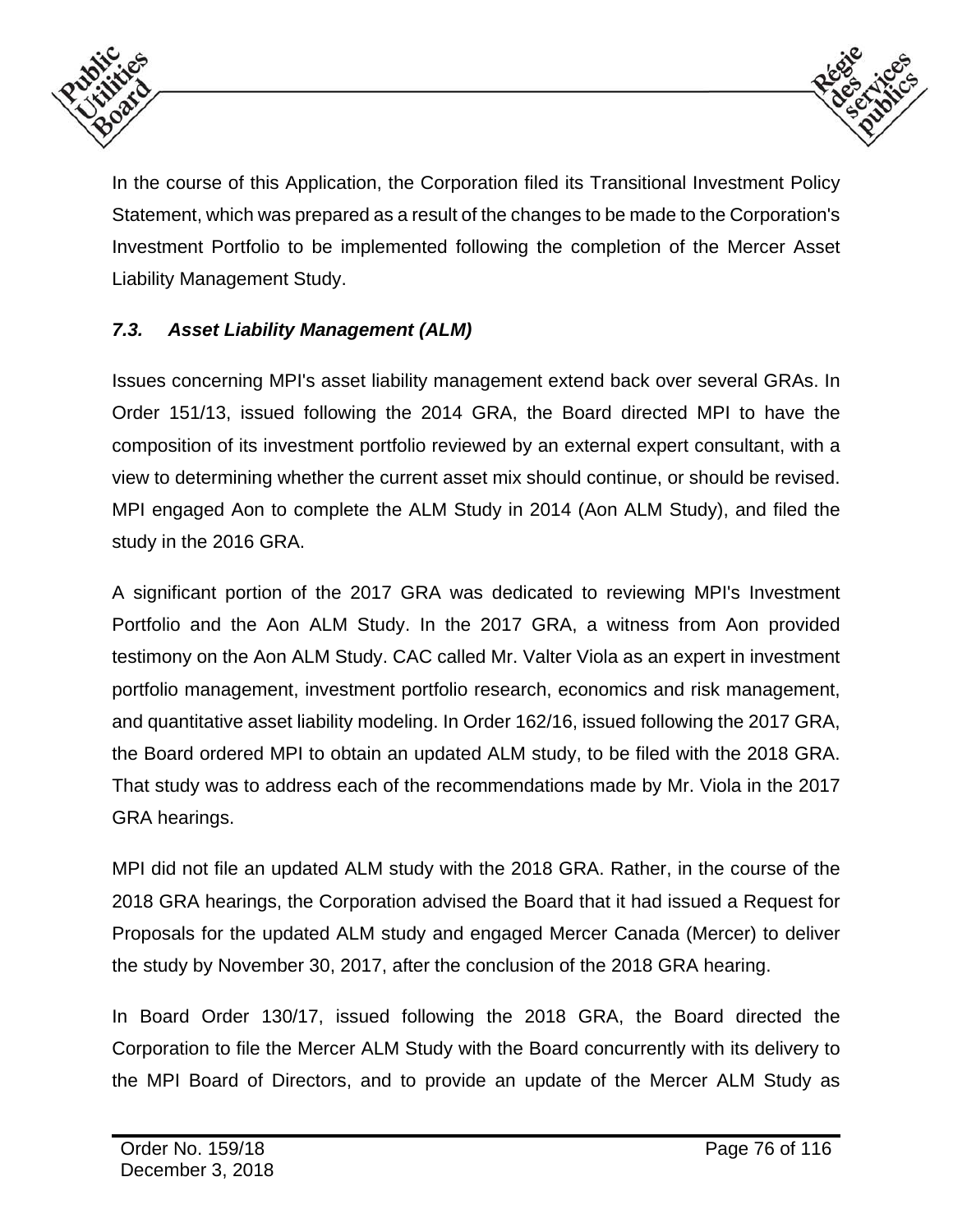In the course of this Application, the Corporation filed its Transitional Investment Policy Statement, which was prepared as a result of the changes to be made to the Corporation's Investment Portfolio to be implemented following the completion of the Mercer Asset Liability Management Study.

### *7.3. Asset Liability Management (ALM)*

Issues concerning MPI's asset liability management extend back over several GRAs. In Order 151/13, issued following the 2014 GRA, the Board directed MPI to have the composition of its investment portfolio reviewed by an external expert consultant, with a view to determining whether the current asset mix should continue, or should be revised. MPI engaged Aon to complete the ALM Study in 2014 (Aon ALM Study), and filed the study in the 2016 GRA.

A significant portion of the 2017 GRA was dedicated to reviewing MPI's Investment Portfolio and the Aon ALM Study. In the 2017 GRA, a witness from Aon provided testimony on the Aon ALM Study. CAC called Mr. Valter Viola as an expert in investment portfolio management, investment portfolio research, economics and risk management, and quantitative asset liability modeling. In Order 162/16, issued following the 2017 GRA, the Board ordered MPI to obtain an updated ALM study, to be filed with the 2018 GRA. That study was to address each of the recommendations made by Mr. Viola in the 2017 GRA hearings.

MPI did not file an updated ALM study with the 2018 GRA. Rather, in the course of the 2018 GRA hearings, the Corporation advised the Board that it had issued a Request for Proposals for the updated ALM study and engaged Mercer Canada (Mercer) to deliver the study by November 30, 2017, after the conclusion of the 2018 GRA hearing.

In Board Order 130/17, issued following the 2018 GRA, the Board directed the Corporation to file the Mercer ALM Study with the Board concurrently with its delivery to the MPI Board of Directors, and to provide an update of the Mercer ALM Study as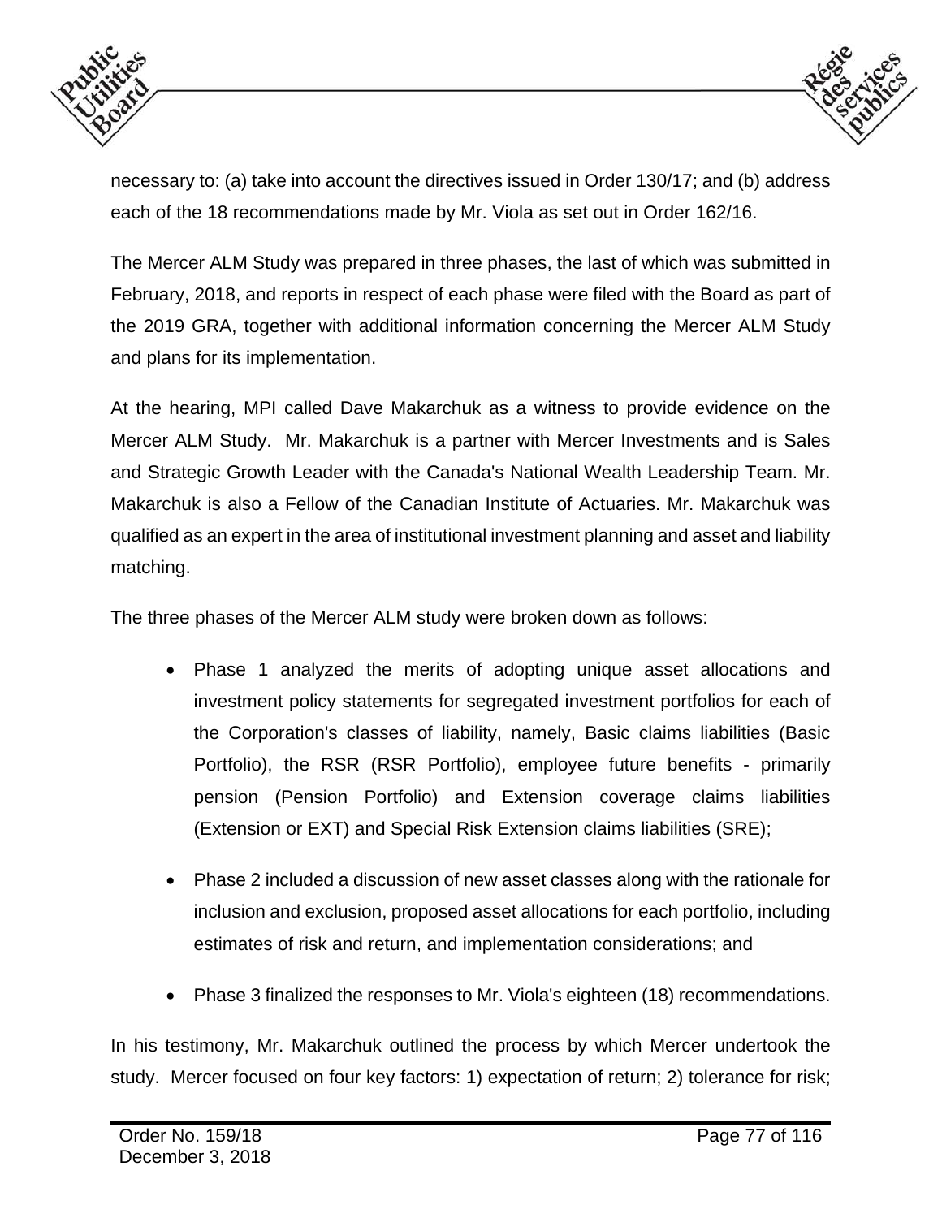necessary to: (a) take into account the directives issued in Order 130/17; and (b) address each of the 18 recommendations made by Mr. Viola as set out in Order 162/16.

The Mercer ALM Study was prepared in three phases, the last of which was submitted in February, 2018, and reports in respect of each phase were filed with the Board as part of the 2019 GRA, together with additional information concerning the Mercer ALM Study and plans for its implementation.

At the hearing, MPI called Dave Makarchuk as a witness to provide evidence on the Mercer ALM Study. Mr. Makarchuk is a partner with Mercer Investments and is Sales and Strategic Growth Leader with the Canada's National Wealth Leadership Team. Mr. Makarchuk is also a Fellow of the Canadian Institute of Actuaries. Mr. Makarchuk was qualified as an expert in the area of institutional investment planning and asset and liability matching.

The three phases of the Mercer ALM study were broken down as follows:

- Phase 1 analyzed the merits of adopting unique asset allocations and investment policy statements for segregated investment portfolios for each of the Corporation's classes of liability, namely, Basic claims liabilities (Basic Portfolio), the RSR (RSR Portfolio), employee future benefits - primarily pension (Pension Portfolio) and Extension coverage claims liabilities (Extension or EXT) and Special Risk Extension claims liabilities (SRE);
- Phase 2 included a discussion of new asset classes along with the rationale for inclusion and exclusion, proposed asset allocations for each portfolio, including estimates of risk and return, and implementation considerations; and
- Phase 3 finalized the responses to Mr. Viola's eighteen (18) recommendations.

In his testimony, Mr. Makarchuk outlined the process by which Mercer undertook the study. Mercer focused on four key factors: 1) expectation of return; 2) tolerance for risk;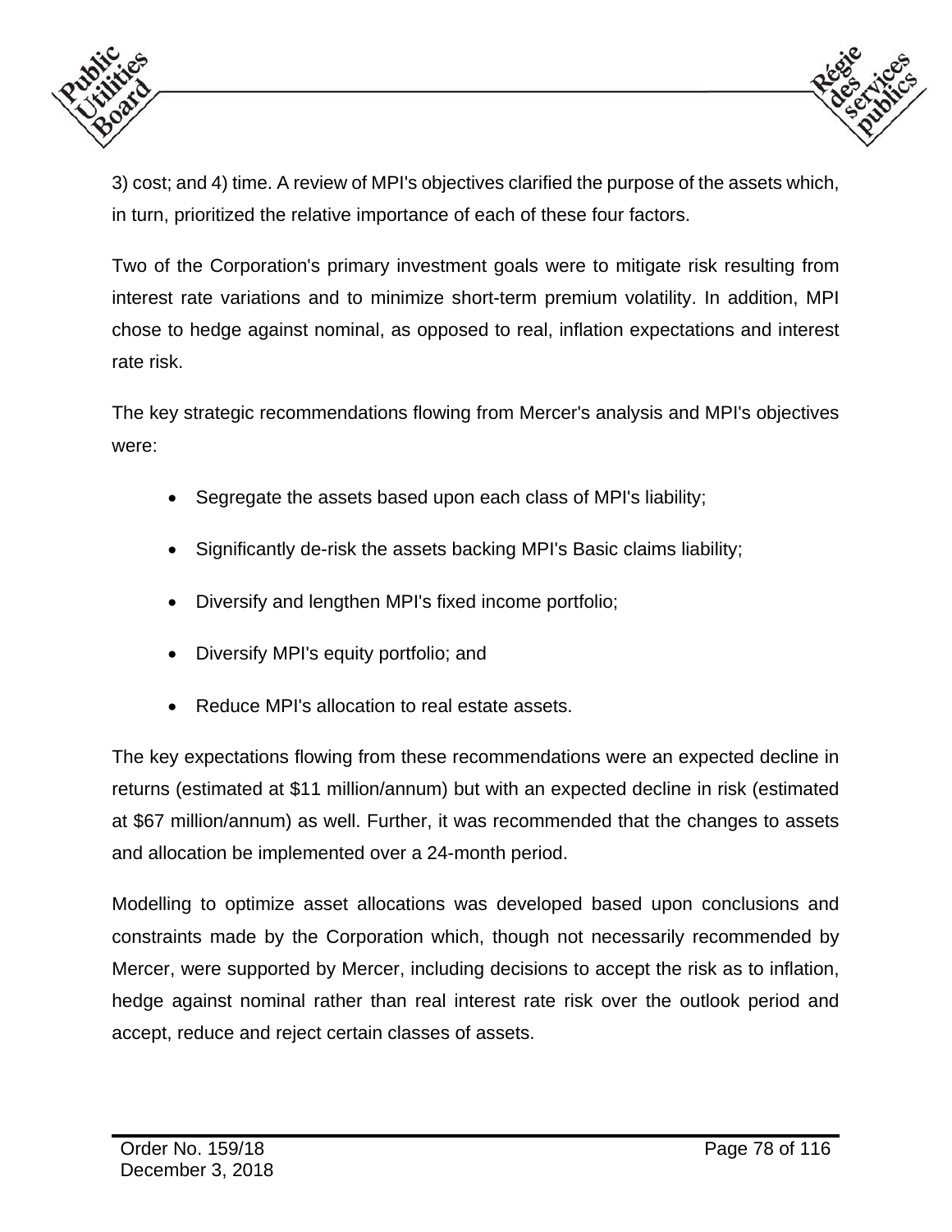3) cost; and 4) time. A review of MPI's objectives clarified the purpose of the assets which, in turn, prioritized the relative importance of each of these four factors.

Two of the Corporation's primary investment goals were to mitigate risk resulting from interest rate variations and to minimize short-term premium volatility. In addition, MPI chose to hedge against nominal, as opposed to real, inflation expectations and interest rate risk.

The key strategic recommendations flowing from Mercer's analysis and MPI's objectives were:

- Segregate the assets based upon each class of MPI's liability;
- Significantly de-risk the assets backing MPI's Basic claims liability;
- Diversify and lengthen MPI's fixed income portfolio;
- Diversify MPI's equity portfolio; and
- Reduce MPI's allocation to real estate assets.

The key expectations flowing from these recommendations were an expected decline in returns (estimated at $11 million/annum) but with an expected decline in risk (estimated at $67 million/annum) as well. Further, it was recommended that the changes to assets and allocation be implemented over a 24-month period.

Modelling to optimize asset allocations was developed based upon conclusions and constraints made by the Corporation which, though not necessarily recommended by Mercer, were supported by Mercer, including decisions to accept the risk as to inflation, hedge against nominal rather than real interest rate risk over the outlook period and accept, reduce and reject certain classes of assets.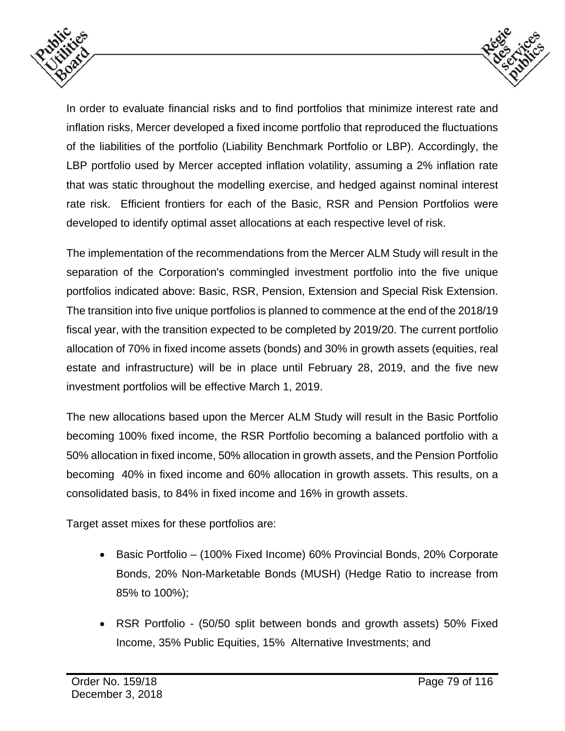In order to evaluate financial risks and to find portfolios that minimize interest rate and inflation risks, Mercer developed a fixed income portfolio that reproduced the fluctuations of the liabilities of the portfolio (Liability Benchmark Portfolio or LBP). Accordingly, the LBP portfolio used by Mercer accepted inflation volatility, assuming a 2% inflation rate that was static throughout the modelling exercise, and hedged against nominal interest rate risk. Efficient frontiers for each of the Basic, RSR and Pension Portfolios were developed to identify optimal asset allocations at each respective level of risk.

The implementation of the recommendations from the Mercer ALM Study will result in the separation of the Corporation's commingled investment portfolio into the five unique portfolios indicated above: Basic, RSR, Pension, Extension and Special Risk Extension. The transition into five unique portfolios is planned to commence at the end of the 2018/19 fiscal year, with the transition expected to be completed by 2019/20. The current portfolio allocation of 70% in fixed income assets (bonds) and 30% in growth assets (equities, real estate and infrastructure) will be in place until February 28, 2019, and the five new investment portfolios will be effective March 1, 2019.

The new allocations based upon the Mercer ALM Study will result in the Basic Portfolio becoming 100% fixed income, the RSR Portfolio becoming a balanced portfolio with a 50% allocation in fixed income, 50% allocation in growth assets, and the Pension Portfolio becoming 40% in fixed income and 60% allocation in growth assets. This results, on a consolidated basis, to 84% in fixed income and 16% in growth assets.

Target asset mixes for these portfolios are:

- Basic Portfolio – (100% Fixed Income) 60% Provincial Bonds, 20% Corporate Bonds, 20% Non-Marketable Bonds (MUSH) (Hedge Ratio to increase from 85% to 100%);
- RSR Portfolio - (50/50 split between bonds and growth assets) 50% Fixed Income, 35% Public Equities, 15% Alternative Investments; and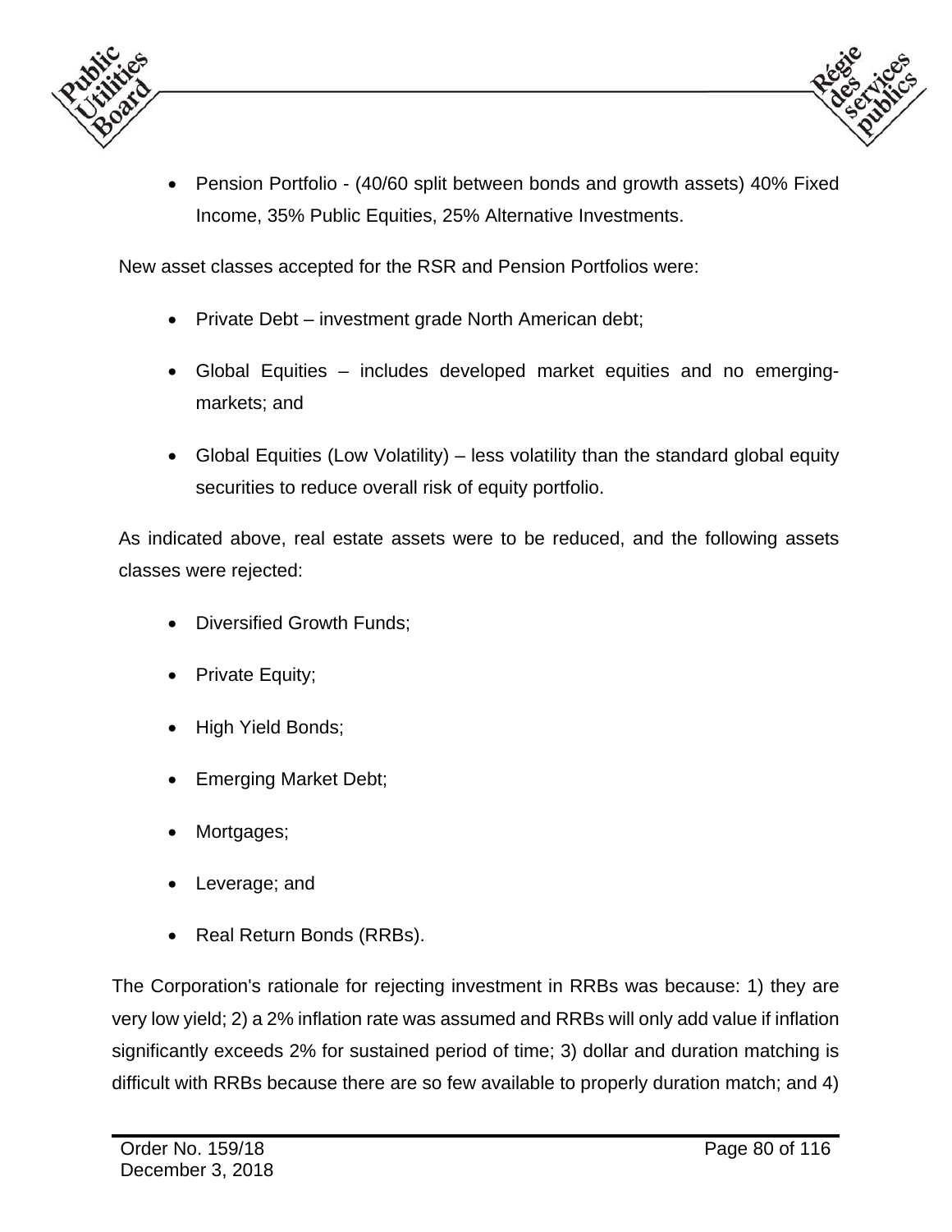- Pension Portfolio - (40/60 split between bonds and growth assets) 40% Fixed Income, 35% Public Equities, 25% Alternative Investments.

New asset classes accepted for the RSR and Pension Portfolios were:

- Private Debt – investment grade North American debt;
- Global Equities – includes developed market equities and no emerging-markets; and
- Global Equities (Low Volatility) – less volatility than the standard global equity securities to reduce overall risk of equity portfolio.

As indicated above, real estate assets were to be reduced, and the following assets classes were rejected:

- Diversified Growth Funds;
- Private Equity;
- High Yield Bonds;
- Emerging Market Debt;
- Mortgages;
- Leverage; and
- Real Return Bonds (RRBs).

The Corporation's rationale for rejecting investment in RRBs was because: 1) they are very low yield; 2) a 2% inflation rate was assumed and RRBs will only add value if inflation significantly exceeds 2% for sustained period of time; 3) dollar and duration matching is difficult with RRBs because there are so few available to properly duration match; and 4)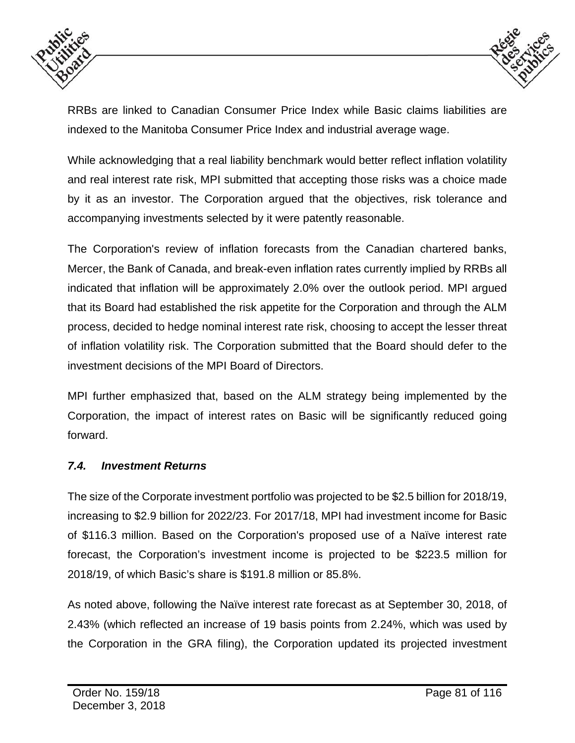RRBs are linked to Canadian Consumer Price Index while Basic claims liabilities are indexed to the Manitoba Consumer Price Index and industrial average wage.

While acknowledging that a real liability benchmark would better reflect inflation volatility and real interest rate risk, MPI submitted that accepting those risks was a choice made by it as an investor. The Corporation argued that the objectives, risk tolerance and accompanying investments selected by it were patently reasonable.

The Corporation's review of inflation forecasts from the Canadian chartered banks, Mercer, the Bank of Canada, and break-even inflation rates currently implied by RRBs all indicated that inflation will be approximately 2.0% over the outlook period. MPI argued that its Board had established the risk appetite for the Corporation and through the ALM process, decided to hedge nominal interest rate risk, choosing to accept the lesser threat of inflation volatility risk. The Corporation submitted that the Board should defer to the investment decisions of the MPI Board of Directors.

MPI further emphasized that, based on the ALM strategy being implemented by the Corporation, the impact of interest rates on Basic will be significantly reduced going forward.

### *7.4. Investment Returns*

The size of the Corporate investment portfolio was projected to be $2.5 billion for 2018/19, increasing to $2.9 billion for 2022/23. For 2017/18, MPI had investment income for Basic of $116.3 million. Based on the Corporation's proposed use of a Naïve interest rate forecast, the Corporation's investment income is projected to be $223.5 million for 2018/19, of which Basic's share is $191.8 million or 85.8%.

As noted above, following the Naïve interest rate forecast as at September 30, 2018, of 2.43% (which reflected an increase of 19 basis points from 2.24%, which was used by the Corporation in the GRA filing), the Corporation updated its projected investment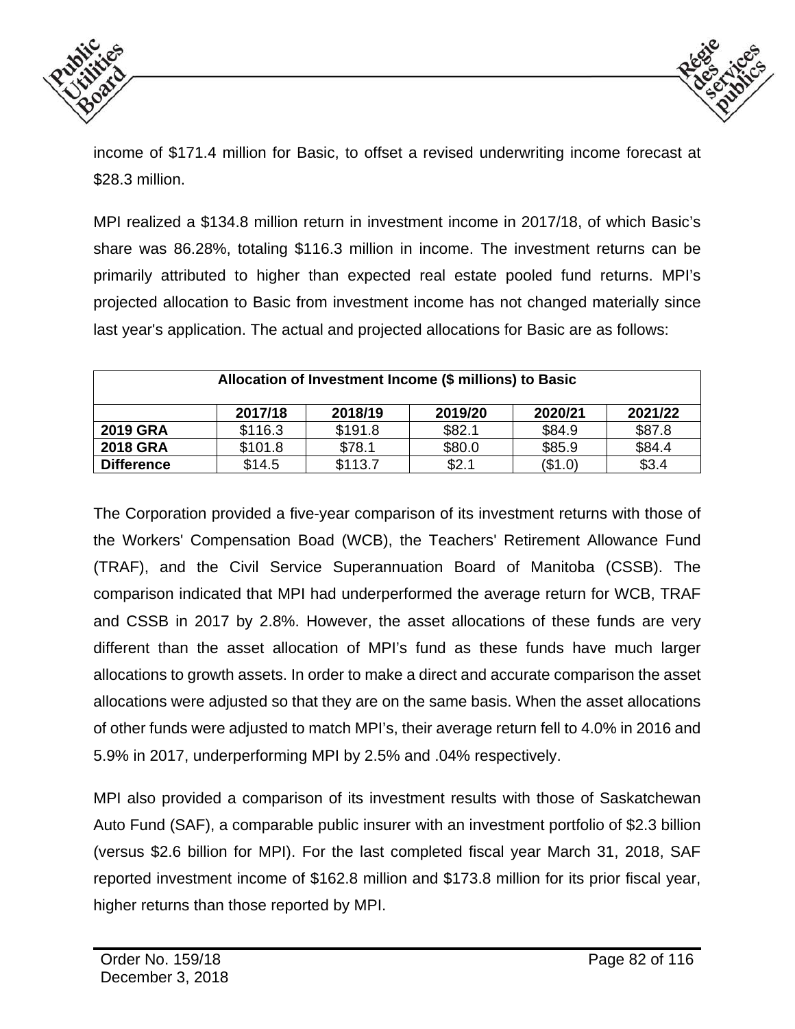income of $171.4 million for Basic, to offset a revised underwriting income forecast at $28.3 million.

MPI realized a $134.8 million return in investment income in 2017/18, of which Basic's share was 86.28%, totaling $116.3 million in income. The investment returns can be primarily attributed to higher than expected real estate pooled fund returns. MPI's projected allocation to Basic from investment income has not changed materially since last year's application. The actual and projected allocations for Basic are as follows:

| Allocation of Investment Income ($ millions) to Basic | | | | | |
|---|---|---|---|---|---|
| | 2017/18 | 2018/19 | 2019/20 | 2020/21 | 2021/22 |
| **2019 GRA** | $116.3 | $191.8 | $82.1 | $84.9 | $87.8 |
| **2018 GRA** | $101.8 | $78.1 | $80.0 | $85.9 | $84.4 |
| **Difference** | $14.5 | $113.7 | $2.1 | ($1.0) | $3.4 |

The Corporation provided a five-year comparison of its investment returns with those of the Workers' Compensation Boad (WCB), the Teachers' Retirement Allowance Fund (TRAF), and the Civil Service Superannuation Board of Manitoba (CSSB). The comparison indicated that MPI had underperformed the average return for WCB, TRAF and CSSB in 2017 by 2.8%. However, the asset allocations of these funds are very different than the asset allocation of MPI's fund as these funds have much larger allocations to growth assets. In order to make a direct and accurate comparison the asset allocations were adjusted so that they are on the same basis. When the asset allocations of other funds were adjusted to match MPI's, their average return fell to 4.0% in 2016 and 5.9% in 2017, underperforming MPI by 2.5% and .04% respectively.

MPI also provided a comparison of its investment results with those of Saskatchewan Auto Fund (SAF), a comparable public insurer with an investment portfolio of $2.3 billion (versus $2.6 billion for MPI). For the last completed fiscal year March 31, 2018, SAF reported investment income of $162.8 million and $173.8 million for its prior fiscal year, higher returns than those reported by MPI.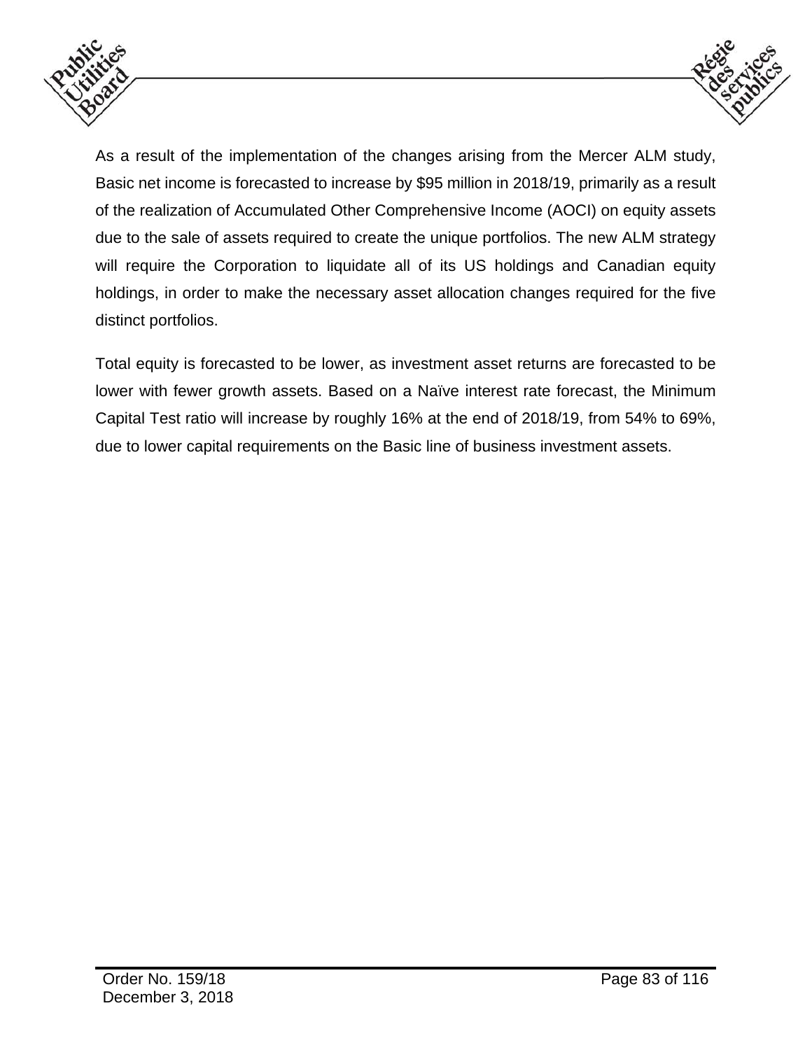As a result of the implementation of the changes arising from the Mercer ALM study, Basic net income is forecasted to increase by $95 million in 2018/19, primarily as a result of the realization of Accumulated Other Comprehensive Income (AOCI) on equity assets due to the sale of assets required to create the unique portfolios. The new ALM strategy will require the Corporation to liquidate all of its US holdings and Canadian equity holdings, in order to make the necessary asset allocation changes required for the five distinct portfolios.

Total equity is forecasted to be lower, as investment asset returns are forecasted to be lower with fewer growth assets. Based on a Naïve interest rate forecast, the Minimum Capital Test ratio will increase by roughly 16% at the end of 2018/19, from 54% to 69%, due to lower capital requirements on the Basic line of business investment assets.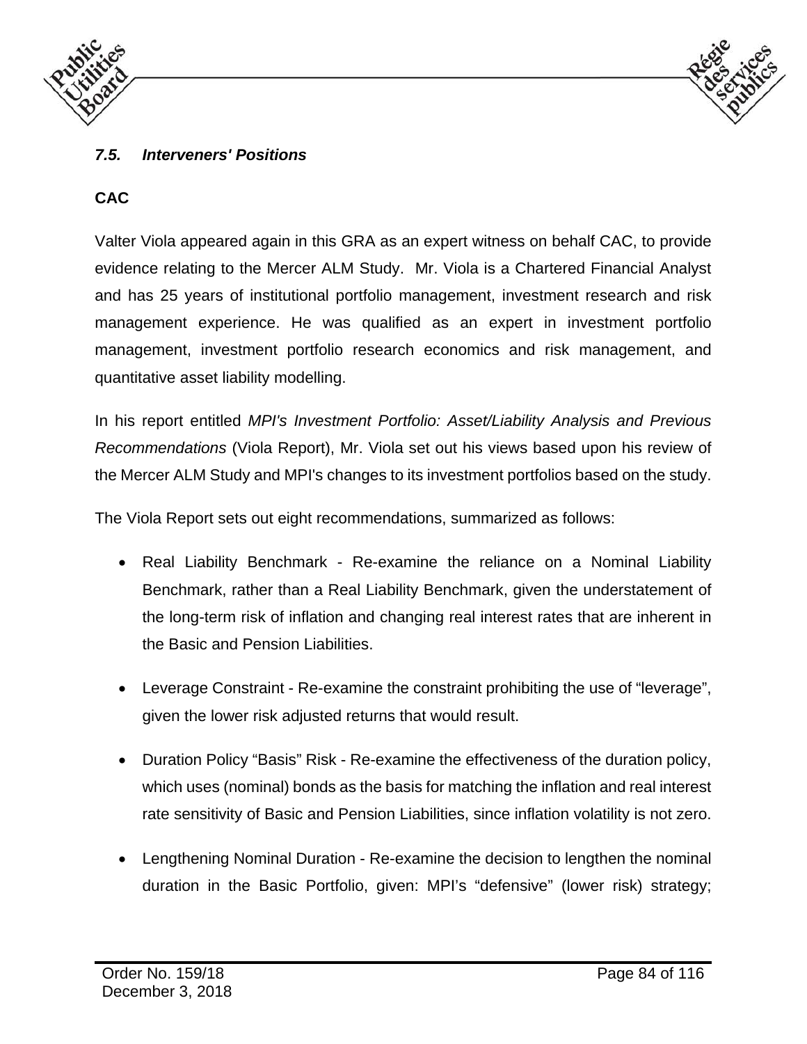### *7.5. Interveners' Positions*

**CAC**

Valter Viola appeared again in this GRA as an expert witness on behalf CAC, to provide evidence relating to the Mercer ALM Study. Mr. Viola is a Chartered Financial Analyst and has 25 years of institutional portfolio management, investment research and risk management experience. He was qualified as an expert in investment portfolio management, investment portfolio research economics and risk management, and quantitative asset liability modelling.

In his report entitled *MPI's Investment Portfolio: Asset/Liability Analysis and Previous Recommendations* (Viola Report), Mr. Viola set out his views based upon his review of the Mercer ALM Study and MPI's changes to its investment portfolios based on the study.

The Viola Report sets out eight recommendations, summarized as follows:

- Real Liability Benchmark - Re-examine the reliance on a Nominal Liability Benchmark, rather than a Real Liability Benchmark, given the understatement of the long-term risk of inflation and changing real interest rates that are inherent in the Basic and Pension Liabilities.
- Leverage Constraint - Re-examine the constraint prohibiting the use of “leverage”, given the lower risk adjusted returns that would result.
- Duration Policy “Basis” Risk - Re-examine the effectiveness of the duration policy, which uses (nominal) bonds as the basis for matching the inflation and real interest rate sensitivity of Basic and Pension Liabilities, since inflation volatility is not zero.
- Lengthening Nominal Duration - Re-examine the decision to lengthen the nominal duration in the Basic Portfolio, given: MPI’s “defensive” (lower risk) strategy;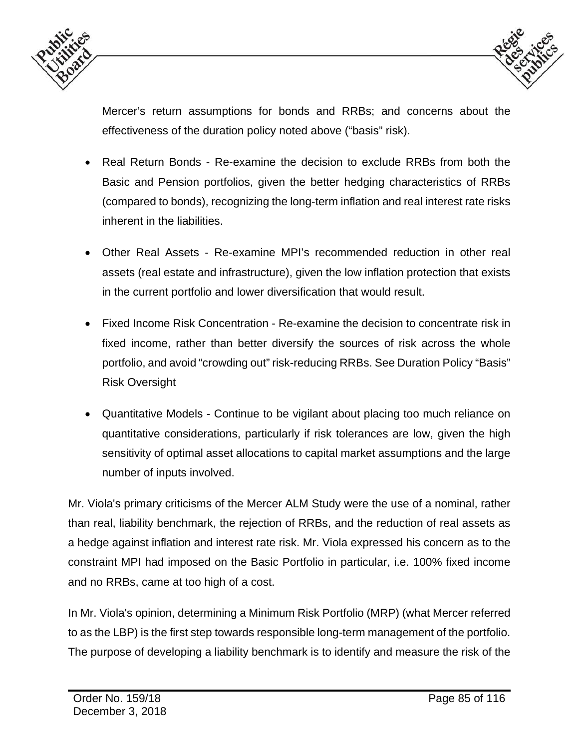Mercer's return assumptions for bonds and RRBs; and concerns about the effectiveness of the duration policy noted above ("basis" risk).

- Real Return Bonds - Re-examine the decision to exclude RRBs from both the Basic and Pension portfolios, given the better hedging characteristics of RRBs (compared to bonds), recognizing the long-term inflation and real interest rate risks inherent in the liabilities.

- Other Real Assets - Re-examine MPI's recommended reduction in other real assets (real estate and infrastructure), given the low inflation protection that exists in the current portfolio and lower diversification that would result.

- Fixed Income Risk Concentration - Re-examine the decision to concentrate risk in fixed income, rather than better diversify the sources of risk across the whole portfolio, and avoid "crowding out" risk-reducing RRBs. See Duration Policy "Basis" Risk Oversight

- Quantitative Models - Continue to be vigilant about placing too much reliance on quantitative considerations, particularly if risk tolerances are low, given the high sensitivity of optimal asset allocations to capital market assumptions and the large number of inputs involved.

Mr. Viola's primary criticisms of the Mercer ALM Study were the use of a nominal, rather than real, liability benchmark, the rejection of RRBs, and the reduction of real assets as a hedge against inflation and interest rate risk. Mr. Viola expressed his concern as to the constraint MPI had imposed on the Basic Portfolio in particular, i.e. 100% fixed income and no RRBs, came at too high of a cost.

In Mr. Viola's opinion, determining a Minimum Risk Portfolio (MRP) (what Mercer referred to as the LBP) is the first step towards responsible long-term management of the portfolio. The purpose of developing a liability benchmark is to identify and measure the risk of the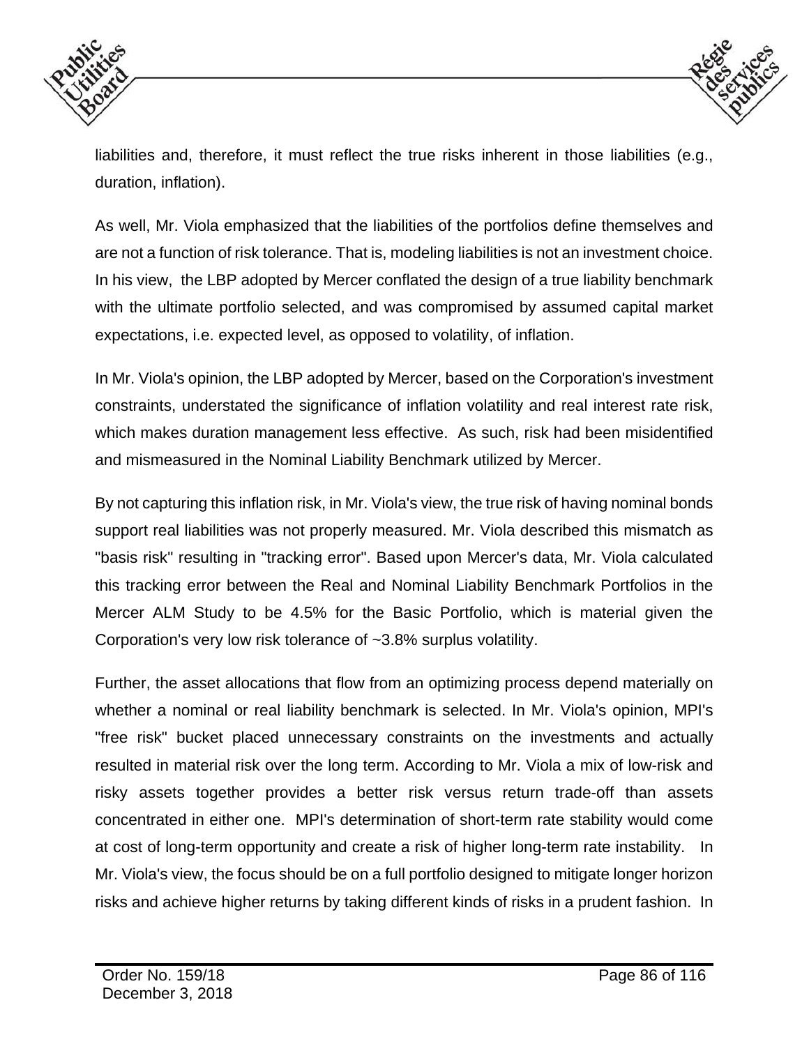liabilities and, therefore, it must reflect the true risks inherent in those liabilities (e.g., duration, inflation).

As well, Mr. Viola emphasized that the liabilities of the portfolios define themselves and are not a function of risk tolerance. That is, modeling liabilities is not an investment choice. In his view, the LBP adopted by Mercer conflated the design of a true liability benchmark with the ultimate portfolio selected, and was compromised by assumed capital market expectations, i.e. expected level, as opposed to volatility, of inflation.

In Mr. Viola's opinion, the LBP adopted by Mercer, based on the Corporation's investment constraints, understated the significance of inflation volatility and real interest rate risk, which makes duration management less effective. As such, risk had been misidentified and mismeasured in the Nominal Liability Benchmark utilized by Mercer.

By not capturing this inflation risk, in Mr. Viola's view, the true risk of having nominal bonds support real liabilities was not properly measured. Mr. Viola described this mismatch as "basis risk" resulting in "tracking error". Based upon Mercer's data, Mr. Viola calculated this tracking error between the Real and Nominal Liability Benchmark Portfolios in the Mercer ALM Study to be 4.5% for the Basic Portfolio, which is material given the Corporation's very low risk tolerance of ~3.8% surplus volatility.

Further, the asset allocations that flow from an optimizing process depend materially on whether a nominal or real liability benchmark is selected. In Mr. Viola's opinion, MPI's "free risk" bucket placed unnecessary constraints on the investments and actually resulted in material risk over the long term. According to Mr. Viola a mix of low-risk and risky assets together provides a better risk versus return trade-off than assets concentrated in either one. MPI's determination of short-term rate stability would come at cost of long-term opportunity and create a risk of higher long-term rate instability. In Mr. Viola's view, the focus should be on a full portfolio designed to mitigate longer horizon risks and achieve higher returns by taking different kinds of risks in a prudent fashion. In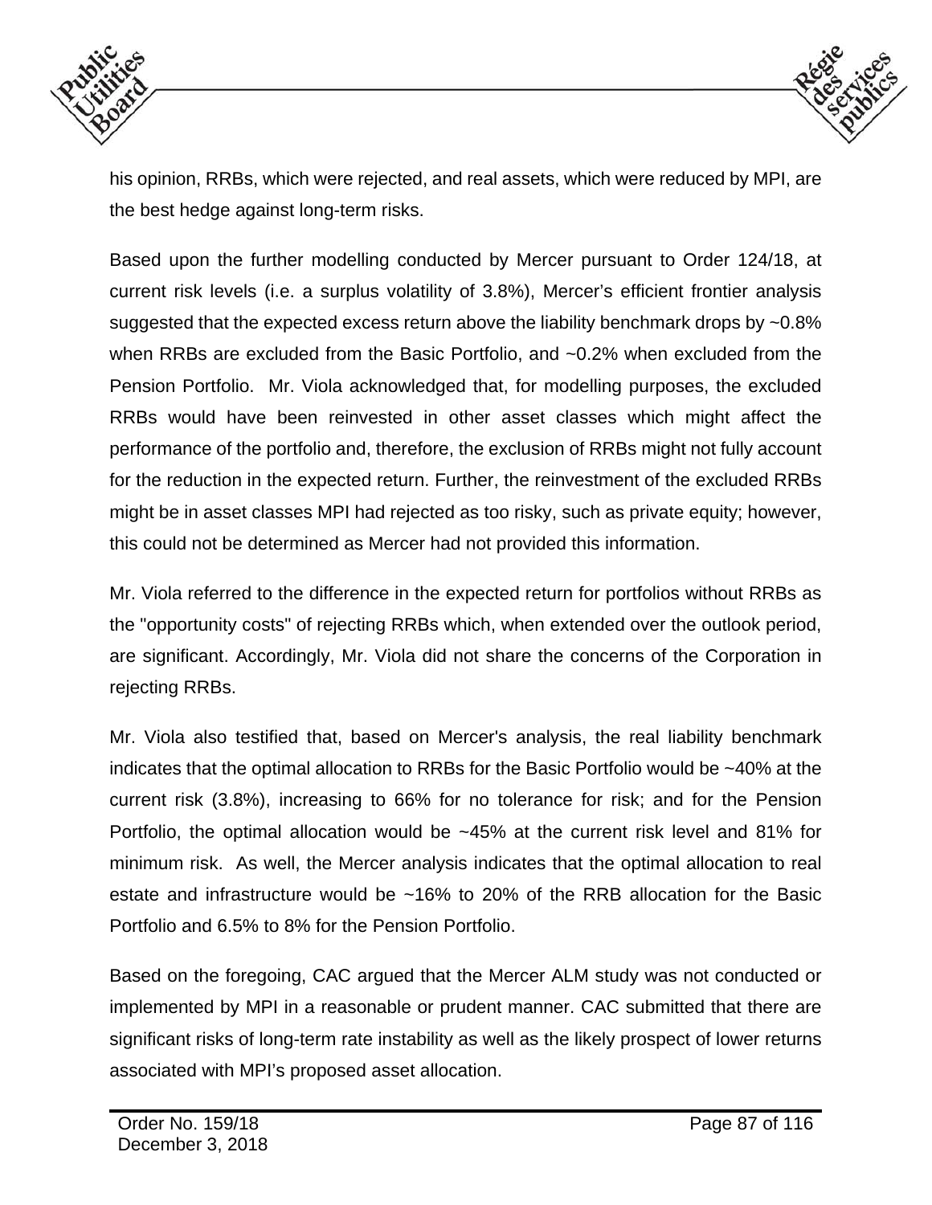his opinion, RRBs, which were rejected, and real assets, which were reduced by MPI, are the best hedge against long-term risks.

Based upon the further modelling conducted by Mercer pursuant to Order 124/18, at current risk levels (i.e. a surplus volatility of 3.8%), Mercer's efficient frontier analysis suggested that the expected excess return above the liability benchmark drops by ~0.8% when RRBs are excluded from the Basic Portfolio, and ~0.2% when excluded from the Pension Portfolio. Mr. Viola acknowledged that, for modelling purposes, the excluded RRBs would have been reinvested in other asset classes which might affect the performance of the portfolio and, therefore, the exclusion of RRBs might not fully account for the reduction in the expected return. Further, the reinvestment of the excluded RRBs might be in asset classes MPI had rejected as too risky, such as private equity; however, this could not be determined as Mercer had not provided this information.

Mr. Viola referred to the difference in the expected return for portfolios without RRBs as the "opportunity costs" of rejecting RRBs which, when extended over the outlook period, are significant. Accordingly, Mr. Viola did not share the concerns of the Corporation in rejecting RRBs.

Mr. Viola also testified that, based on Mercer's analysis, the real liability benchmark indicates that the optimal allocation to RRBs for the Basic Portfolio would be ~40% at the current risk (3.8%), increasing to 66% for no tolerance for risk; and for the Pension Portfolio, the optimal allocation would be ~45% at the current risk level and 81% for minimum risk. As well, the Mercer analysis indicates that the optimal allocation to real estate and infrastructure would be ~16% to 20% of the RRB allocation for the Basic Portfolio and 6.5% to 8% for the Pension Portfolio.

Based on the foregoing, CAC argued that the Mercer ALM study was not conducted or implemented by MPI in a reasonable or prudent manner. CAC submitted that there are significant risks of long-term rate instability as well as the likely prospect of lower returns associated with MPI's proposed asset allocation.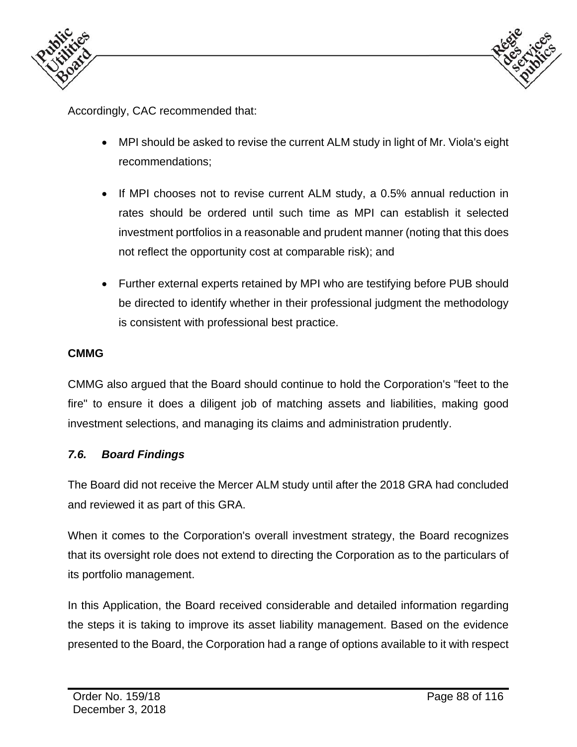Accordingly, CAC recommended that:

- MPI should be asked to revise the current ALM study in light of Mr. Viola's eight recommendations;
- If MPI chooses not to revise current ALM study, a 0.5% annual reduction in rates should be ordered until such time as MPI can establish it selected investment portfolios in a reasonable and prudent manner (noting that this does not reflect the opportunity cost at comparable risk); and
- Further external experts retained by MPI who are testifying before PUB should be directed to identify whether in their professional judgment the methodology is consistent with professional best practice.

**CMMG**

CMMG also argued that the Board should continue to hold the Corporation's "feet to the fire" to ensure it does a diligent job of matching assets and liabilities, making good investment selections, and managing its claims and administration prudently.

### *7.6. Board Findings*

The Board did not receive the Mercer ALM study until after the 2018 GRA had concluded and reviewed it as part of this GRA.

When it comes to the Corporation's overall investment strategy, the Board recognizes that its oversight role does not extend to directing the Corporation as to the particulars of its portfolio management.

In this Application, the Board received considerable and detailed information regarding the steps it is taking to improve its asset liability management. Based on the evidence presented to the Board, the Corporation had a range of options available to it with respect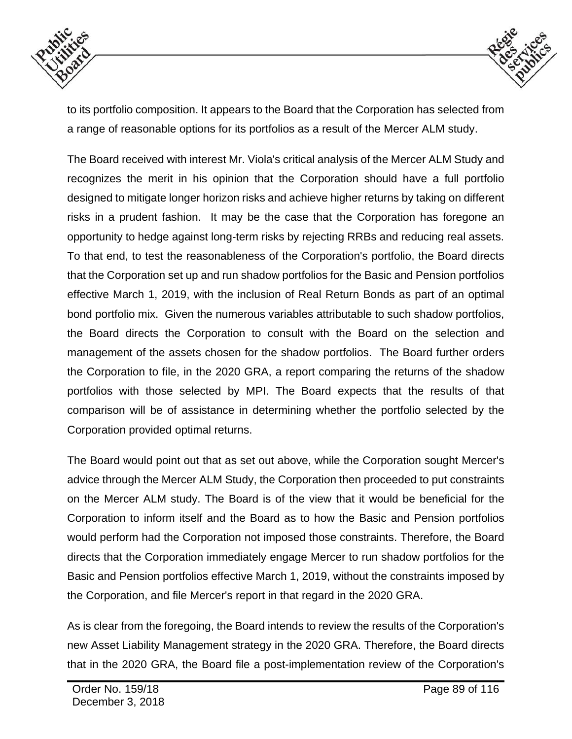to its portfolio composition. It appears to the Board that the Corporation has selected from a range of reasonable options for its portfolios as a result of the Mercer ALM study.

The Board received with interest Mr. Viola's critical analysis of the Mercer ALM Study and recognizes the merit in his opinion that the Corporation should have a full portfolio designed to mitigate longer horizon risks and achieve higher returns by taking on different risks in a prudent fashion. It may be the case that the Corporation has foregone an opportunity to hedge against long-term risks by rejecting RRBs and reducing real assets. To that end, to test the reasonableness of the Corporation's portfolio, the Board directs that the Corporation set up and run shadow portfolios for the Basic and Pension portfolios effective March 1, 2019, with the inclusion of Real Return Bonds as part of an optimal bond portfolio mix. Given the numerous variables attributable to such shadow portfolios, the Board directs the Corporation to consult with the Board on the selection and management of the assets chosen for the shadow portfolios. The Board further orders the Corporation to file, in the 2020 GRA, a report comparing the returns of the shadow portfolios with those selected by MPI. The Board expects that the results of that comparison will be of assistance in determining whether the portfolio selected by the Corporation provided optimal returns.

The Board would point out that as set out above, while the Corporation sought Mercer's advice through the Mercer ALM Study, the Corporation then proceeded to put constraints on the Mercer ALM study. The Board is of the view that it would be beneficial for the Corporation to inform itself and the Board as to how the Basic and Pension portfolios would perform had the Corporation not imposed those constraints. Therefore, the Board directs that the Corporation immediately engage Mercer to run shadow portfolios for the Basic and Pension portfolios effective March 1, 2019, without the constraints imposed by the Corporation, and file Mercer's report in that regard in the 2020 GRA.

As is clear from the foregoing, the Board intends to review the results of the Corporation's new Asset Liability Management strategy in the 2020 GRA. Therefore, the Board directs that in the 2020 GRA, the Board file a post-implementation review of the Corporation's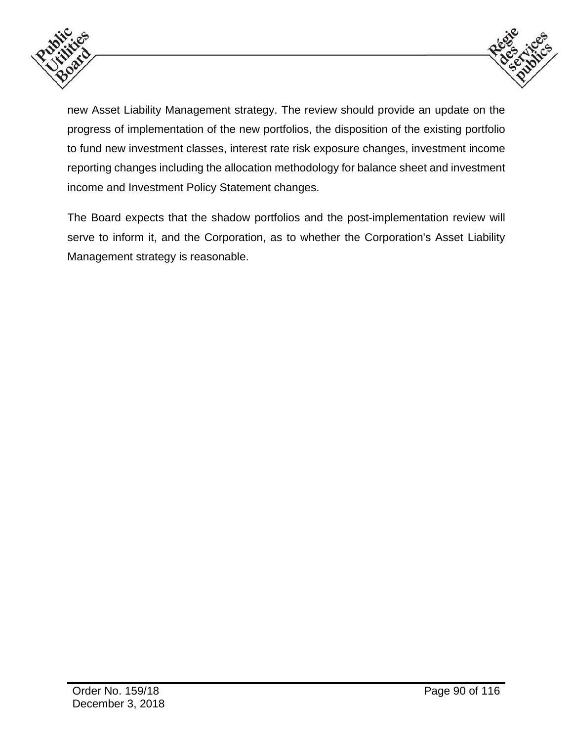new Asset Liability Management strategy. The review should provide an update on the progress of implementation of the new portfolios, the disposition of the existing portfolio to fund new investment classes, interest rate risk exposure changes, investment income reporting changes including the allocation methodology for balance sheet and investment income and Investment Policy Statement changes.

The Board expects that the shadow portfolios and the post-implementation review will serve to inform it, and the Corporation, as to whether the Corporation's Asset Liability Management strategy is reasonable.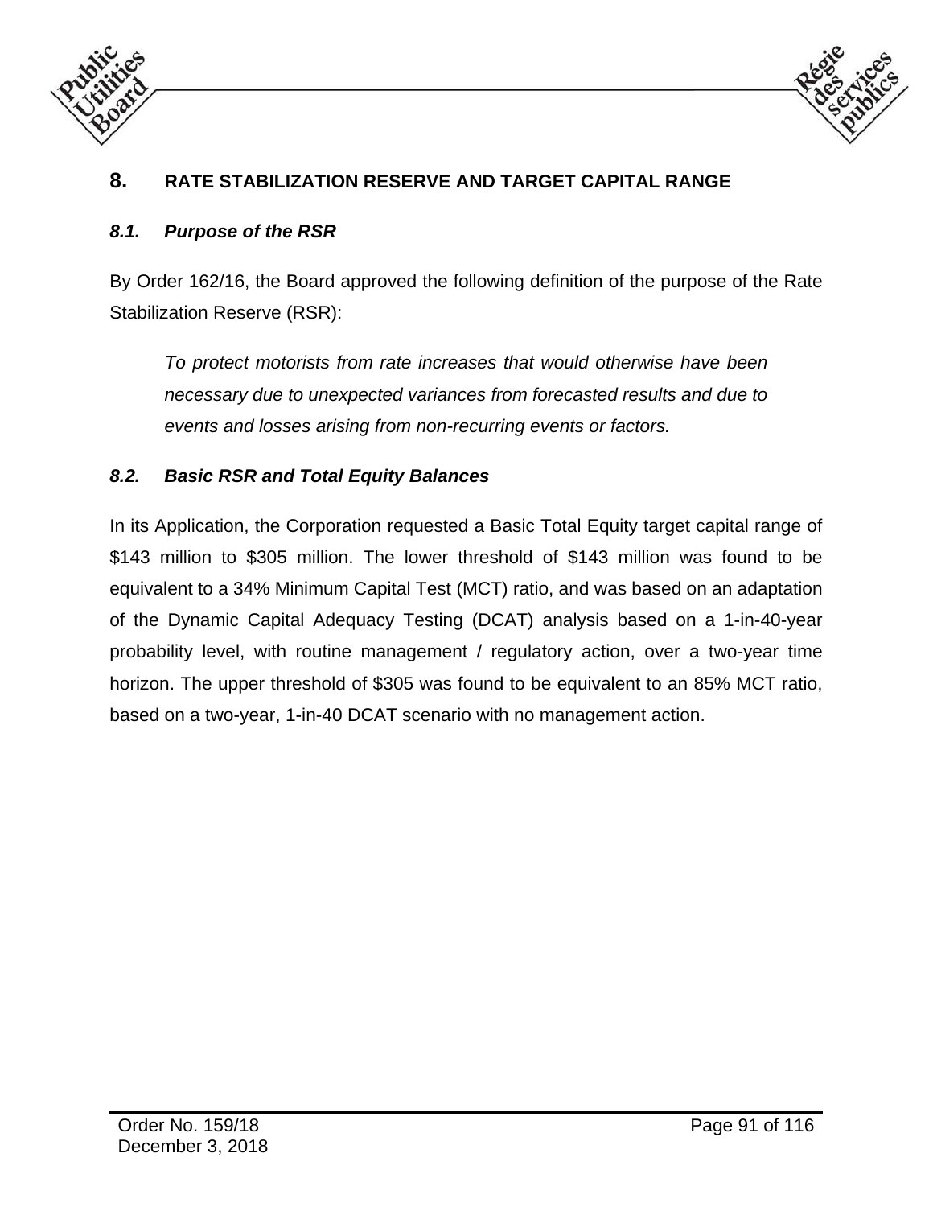# 8. RATE STABILIZATION RESERVE AND TARGET CAPITAL RANGE

## *8.1. Purpose of the RSR*

By Order 162/16, the Board approved the following definition of the purpose of the Rate Stabilization Reserve (RSR):

> *To protect motorists from rate increases that would otherwise have been necessary due to unexpected variances from forecasted results and due to events and losses arising from non-recurring events or factors.*

## *8.2. Basic RSR and Total Equity Balances*

In its Application, the Corporation requested a Basic Total Equity target capital range of $143 million to $305 million. The lower threshold of $143 million was found to be equivalent to a 34% Minimum Capital Test (MCT) ratio, and was based on an adaptation of the Dynamic Capital Adequacy Testing (DCAT) analysis based on a 1-in-40-year probability level, with routine management / regulatory action, over a two-year time horizon. The upper threshold of $305 was found to be equivalent to an 85% MCT ratio, based on a two-year, 1-in-40 DCAT scenario with no management action.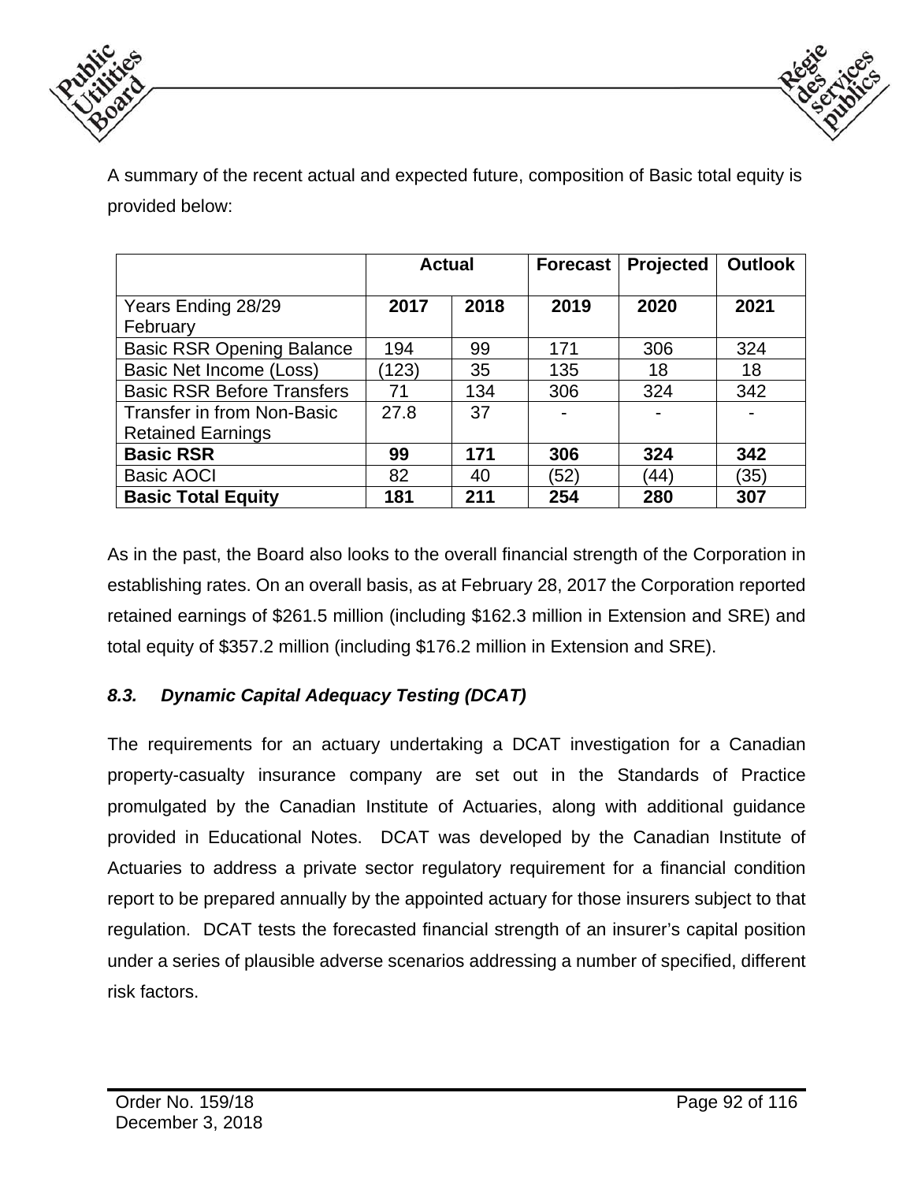A summary of the recent actual and expected future, composition of Basic total equity is provided below:

| | Actual | | Forecast | Projected | Outlook |
|---|---|---|---|---|---|
| Years Ending 28/29 February | **2017** | **2018** | **2019** | **2020** | **2021** |
| Basic RSR Opening Balance | 194 | 99 | 171 | 306 | 324 |
| Basic Net Income (Loss) | (123) | 35 | 135 | 18 | 18 |
| Basic RSR Before Transfers | 71 | 134 | 306 | 324 | 342 |
| Transfer in from Non-Basic Retained Earnings | 27.8 | 37 | - | - | - |
| **Basic RSR** | **99** | **171** | **306** | **324** | **342** |
| Basic AOCI | 82 | 40 | (52) | (44) | (35) |
| **Basic Total Equity** | **181** | **211** | **254** | **280** | **307** |

As in the past, the Board also looks to the overall financial strength of the Corporation in establishing rates. On an overall basis, as at February 28, 2017 the Corporation reported retained earnings of $261.5 million (including $162.3 million in Extension and SRE) and total equity of $357.2 million (including $176.2 million in Extension and SRE).

### *8.3. Dynamic Capital Adequacy Testing (DCAT)*

The requirements for an actuary undertaking a DCAT investigation for a Canadian property-casualty insurance company are set out in the Standards of Practice promulgated by the Canadian Institute of Actuaries, along with additional guidance provided in Educational Notes. DCAT was developed by the Canadian Institute of Actuaries to address a private sector regulatory requirement for a financial condition report to be prepared annually by the appointed actuary for those insurers subject to that regulation. DCAT tests the forecasted financial strength of an insurer's capital position under a series of plausible adverse scenarios addressing a number of specified, different risk factors.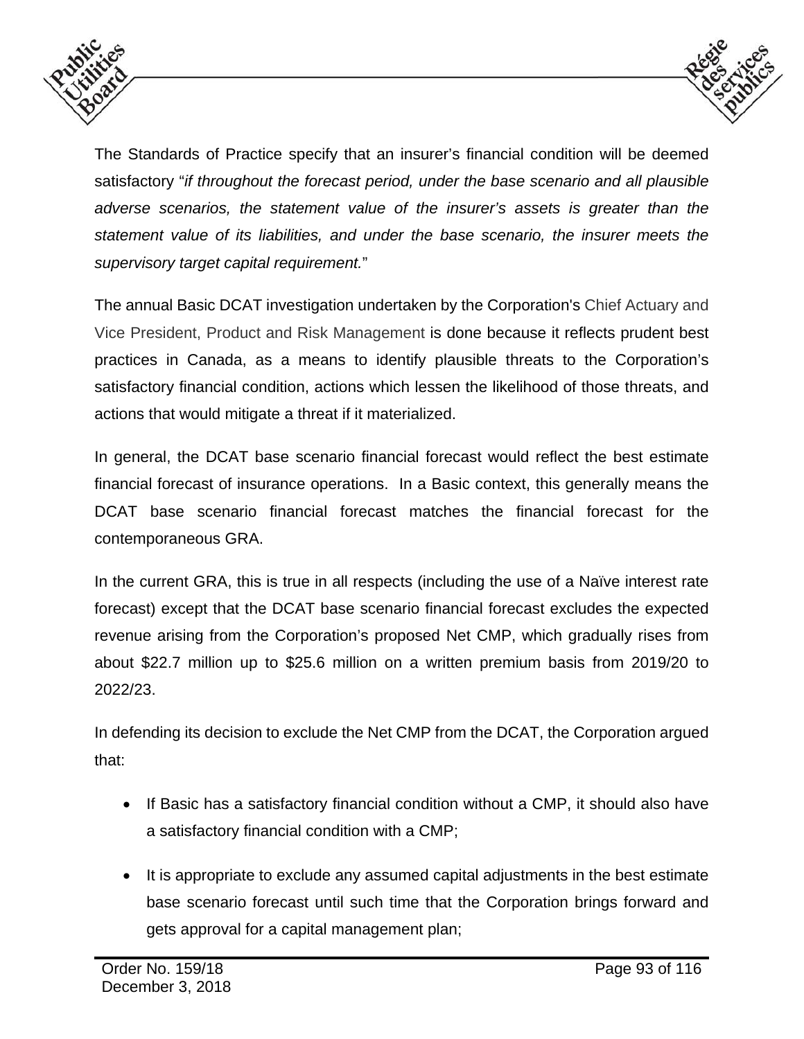The Standards of Practice specify that an insurer's financial condition will be deemed satisfactory "*if throughout the forecast period, under the base scenario and all plausible adverse scenarios, the statement value of the insurer's assets is greater than the statement value of its liabilities, and under the base scenario, the insurer meets the supervisory target capital requirement.*"

The annual Basic DCAT investigation undertaken by the Corporation's Chief Actuary and Vice President, Product and Risk Management is done because it reflects prudent best practices in Canada, as a means to identify plausible threats to the Corporation's satisfactory financial condition, actions which lessen the likelihood of those threats, and actions that would mitigate a threat if it materialized.

In general, the DCAT base scenario financial forecast would reflect the best estimate financial forecast of insurance operations. In a Basic context, this generally means the DCAT base scenario financial forecast matches the financial forecast for the contemporaneous GRA.

In the current GRA, this is true in all respects (including the use of a Naïve interest rate forecast) except that the DCAT base scenario financial forecast excludes the expected revenue arising from the Corporation's proposed Net CMP, which gradually rises from about $22.7 million up to $25.6 million on a written premium basis from 2019/20 to 2022/23.

In defending its decision to exclude the Net CMP from the DCAT, the Corporation argued that:

- If Basic has a satisfactory financial condition without a CMP, it should also have a satisfactory financial condition with a CMP;
- It is appropriate to exclude any assumed capital adjustments in the best estimate base scenario forecast until such time that the Corporation brings forward and gets approval for a capital management plan;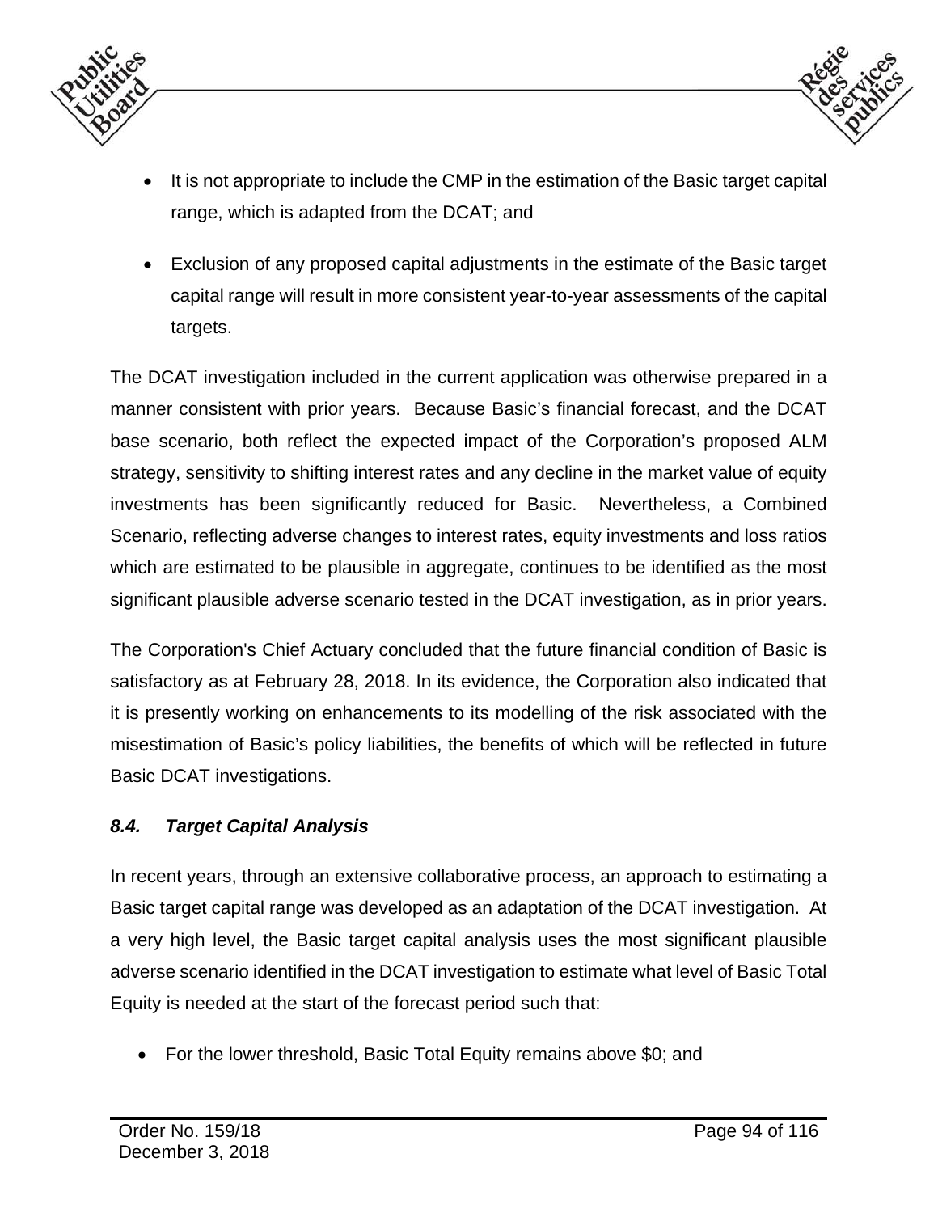- It is not appropriate to include the CMP in the estimation of the Basic target capital range, which is adapted from the DCAT; and

- Exclusion of any proposed capital adjustments in the estimate of the Basic target capital range will result in more consistent year-to-year assessments of the capital targets.

The DCAT investigation included in the current application was otherwise prepared in a manner consistent with prior years. Because Basic's financial forecast, and the DCAT base scenario, both reflect the expected impact of the Corporation's proposed ALM strategy, sensitivity to shifting interest rates and any decline in the market value of equity investments has been significantly reduced for Basic. Nevertheless, a Combined Scenario, reflecting adverse changes to interest rates, equity investments and loss ratios which are estimated to be plausible in aggregate, continues to be identified as the most significant plausible adverse scenario tested in the DCAT investigation, as in prior years.

The Corporation's Chief Actuary concluded that the future financial condition of Basic is satisfactory as at February 28, 2018. In its evidence, the Corporation also indicated that it is presently working on enhancements to its modelling of the risk associated with the misestimation of Basic's policy liabilities, the benefits of which will be reflected in future Basic DCAT investigations.

### *8.4. Target Capital Analysis*

In recent years, through an extensive collaborative process, an approach to estimating a Basic target capital range was developed as an adaptation of the DCAT investigation. At a very high level, the Basic target capital analysis uses the most significant plausible adverse scenario identified in the DCAT investigation to estimate what level of Basic Total Equity is needed at the start of the forecast period such that:

- For the lower threshold, Basic Total Equity remains above $0; and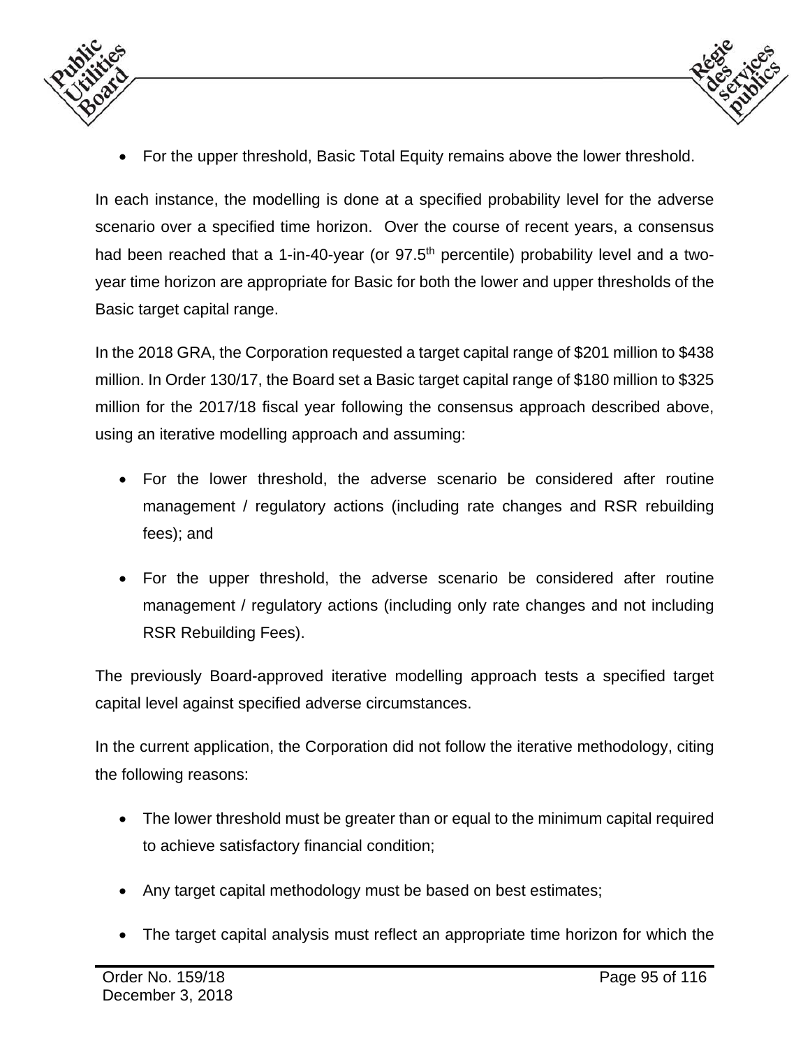- For the upper threshold, Basic Total Equity remains above the lower threshold.

In each instance, the modelling is done at a specified probability level for the adverse scenario over a specified time horizon. Over the course of recent years, a consensus had been reached that a 1-in-40-year (or 97.5th percentile) probability level and a two-year time horizon are appropriate for Basic for both the lower and upper thresholds of the Basic target capital range.

In the 2018 GRA, the Corporation requested a target capital range of $201 million to $438 million. In Order 130/17, the Board set a Basic target capital range of $180 million to $325 million for the 2017/18 fiscal year following the consensus approach described above, using an iterative modelling approach and assuming:

- For the lower threshold, the adverse scenario be considered after routine management / regulatory actions (including rate changes and RSR rebuilding fees); and

- For the upper threshold, the adverse scenario be considered after routine management / regulatory actions (including only rate changes and not including RSR Rebuilding Fees).

The previously Board-approved iterative modelling approach tests a specified target capital level against specified adverse circumstances.

In the current application, the Corporation did not follow the iterative methodology, citing the following reasons:

- The lower threshold must be greater than or equal to the minimum capital required to achieve satisfactory financial condition;

- Any target capital methodology must be based on best estimates;

- The target capital analysis must reflect an appropriate time horizon for which the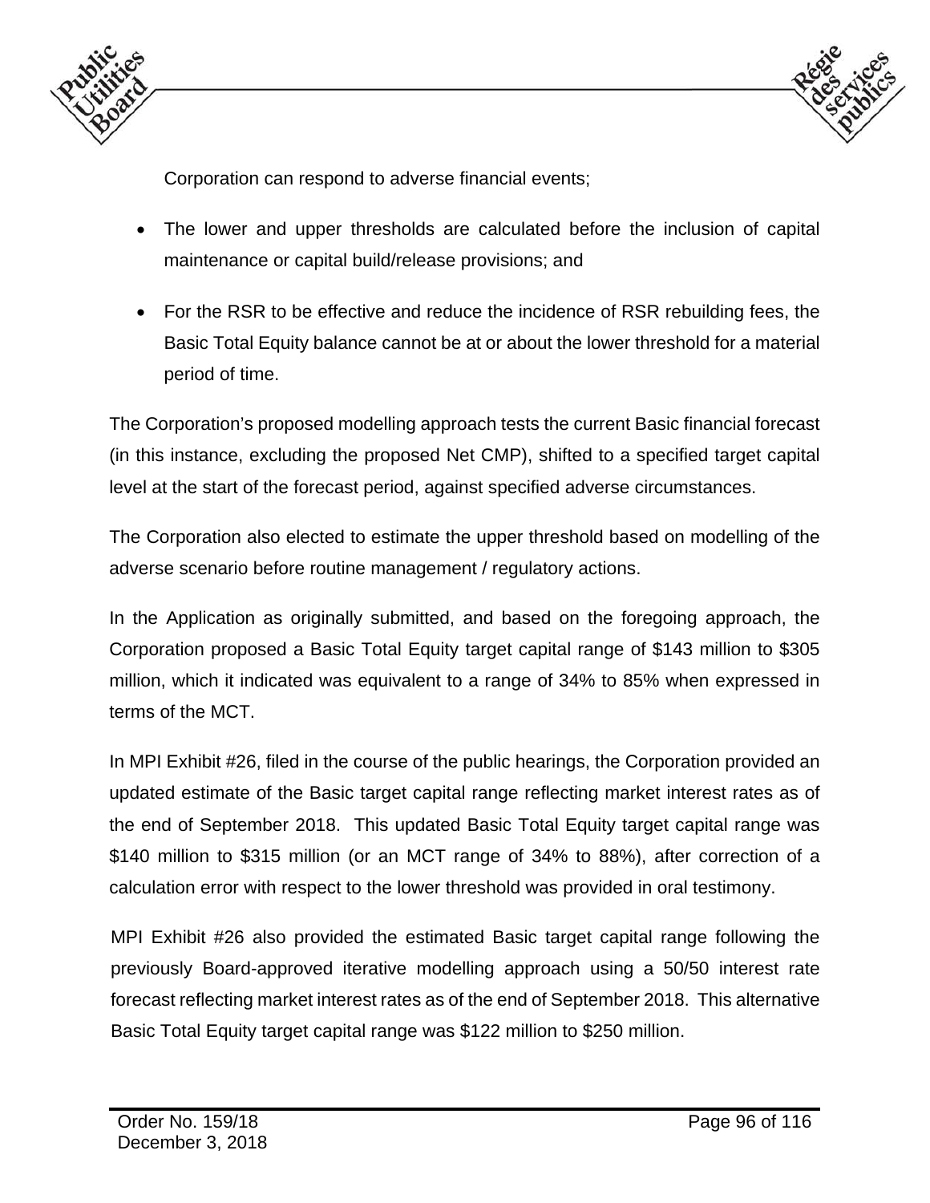Corporation can respond to adverse financial events;

- The lower and upper thresholds are calculated before the inclusion of capital maintenance or capital build/release provisions; and
- For the RSR to be effective and reduce the incidence of RSR rebuilding fees, the Basic Total Equity balance cannot be at or about the lower threshold for a material period of time.

The Corporation's proposed modelling approach tests the current Basic financial forecast (in this instance, excluding the proposed Net CMP), shifted to a specified target capital level at the start of the forecast period, against specified adverse circumstances.

The Corporation also elected to estimate the upper threshold based on modelling of the adverse scenario before routine management / regulatory actions.

In the Application as originally submitted, and based on the foregoing approach, the Corporation proposed a Basic Total Equity target capital range of $143 million to $305 million, which it indicated was equivalent to a range of 34% to 85% when expressed in terms of the MCT.

In MPI Exhibit #26, filed in the course of the public hearings, the Corporation provided an updated estimate of the Basic target capital range reflecting market interest rates as of the end of September 2018. This updated Basic Total Equity target capital range was $140 million to $315 million (or an MCT range of 34% to 88%), after correction of a calculation error with respect to the lower threshold was provided in oral testimony.

MPI Exhibit #26 also provided the estimated Basic target capital range following the previously Board-approved iterative modelling approach using a 50/50 interest rate forecast reflecting market interest rates as of the end of September 2018. This alternative Basic Total Equity target capital range was $122 million to $250 million.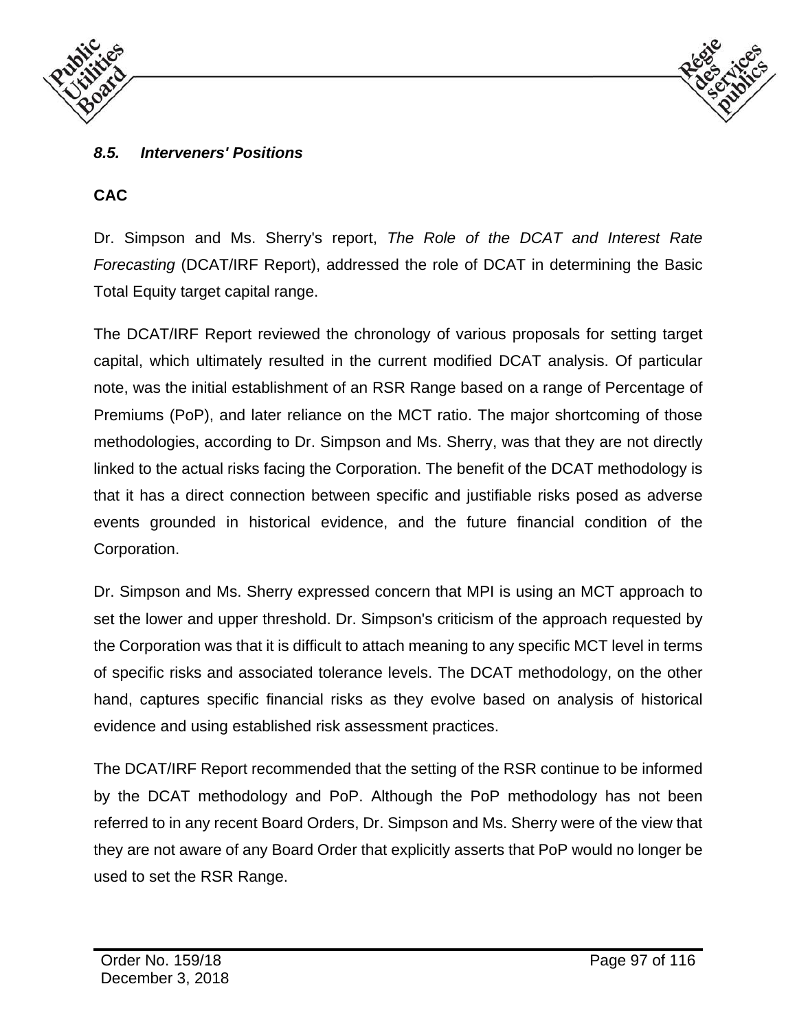### *8.5. Interveners' Positions*

**CAC**

Dr. Simpson and Ms. Sherry's report, *The Role of the DCAT and Interest Rate Forecasting* (DCAT/IRF Report), addressed the role of DCAT in determining the Basic Total Equity target capital range.

The DCAT/IRF Report reviewed the chronology of various proposals for setting target capital, which ultimately resulted in the current modified DCAT analysis. Of particular note, was the initial establishment of an RSR Range based on a range of Percentage of Premiums (PoP), and later reliance on the MCT ratio. The major shortcoming of those methodologies, according to Dr. Simpson and Ms. Sherry, was that they are not directly linked to the actual risks facing the Corporation. The benefit of the DCAT methodology is that it has a direct connection between specific and justifiable risks posed as adverse events grounded in historical evidence, and the future financial condition of the Corporation.

Dr. Simpson and Ms. Sherry expressed concern that MPI is using an MCT approach to set the lower and upper threshold. Dr. Simpson's criticism of the approach requested by the Corporation was that it is difficult to attach meaning to any specific MCT level in terms of specific risks and associated tolerance levels. The DCAT methodology, on the other hand, captures specific financial risks as they evolve based on analysis of historical evidence and using established risk assessment practices.

The DCAT/IRF Report recommended that the setting of the RSR continue to be informed by the DCAT methodology and PoP. Although the PoP methodology has not been referred to in any recent Board Orders, Dr. Simpson and Ms. Sherry were of the view that they are not aware of any Board Order that explicitly asserts that PoP would no longer be used to set the RSR Range.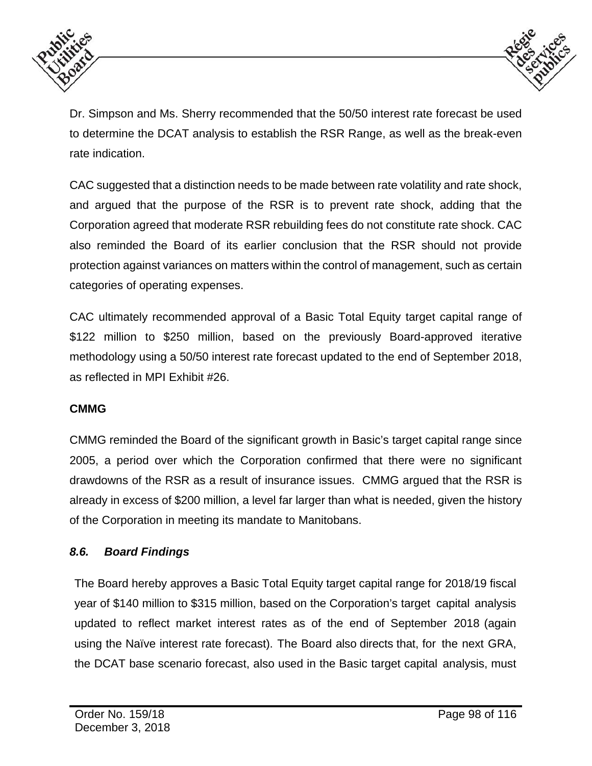Dr. Simpson and Ms. Sherry recommended that the 50/50 interest rate forecast be used to determine the DCAT analysis to establish the RSR Range, as well as the break-even rate indication.

CAC suggested that a distinction needs to be made between rate volatility and rate shock, and argued that the purpose of the RSR is to prevent rate shock, adding that the Corporation agreed that moderate RSR rebuilding fees do not constitute rate shock. CAC also reminded the Board of its earlier conclusion that the RSR should not provide protection against variances on matters within the control of management, such as certain categories of operating expenses.

CAC ultimately recommended approval of a Basic Total Equity target capital range of $122 million to $250 million, based on the previously Board-approved iterative methodology using a 50/50 interest rate forecast updated to the end of September 2018, as reflected in MPI Exhibit #26.

**CMMG**

CMMG reminded the Board of the significant growth in Basic's target capital range since 2005, a period over which the Corporation confirmed that there were no significant drawdowns of the RSR as a result of insurance issues. CMMG argued that the RSR is already in excess of $200 million, a level far larger than what is needed, given the history of the Corporation in meeting its mandate to Manitobans.

### *8.6. Board Findings*

The Board hereby approves a Basic Total Equity target capital range for 2018/19 fiscal year of $140 million to $315 million, based on the Corporation's target capital analysis updated to reflect market interest rates as of the end of September 2018 (again using the Naïve interest rate forecast). The Board also directs that, for the next GRA, the DCAT base scenario forecast, also used in the Basic target capital analysis, must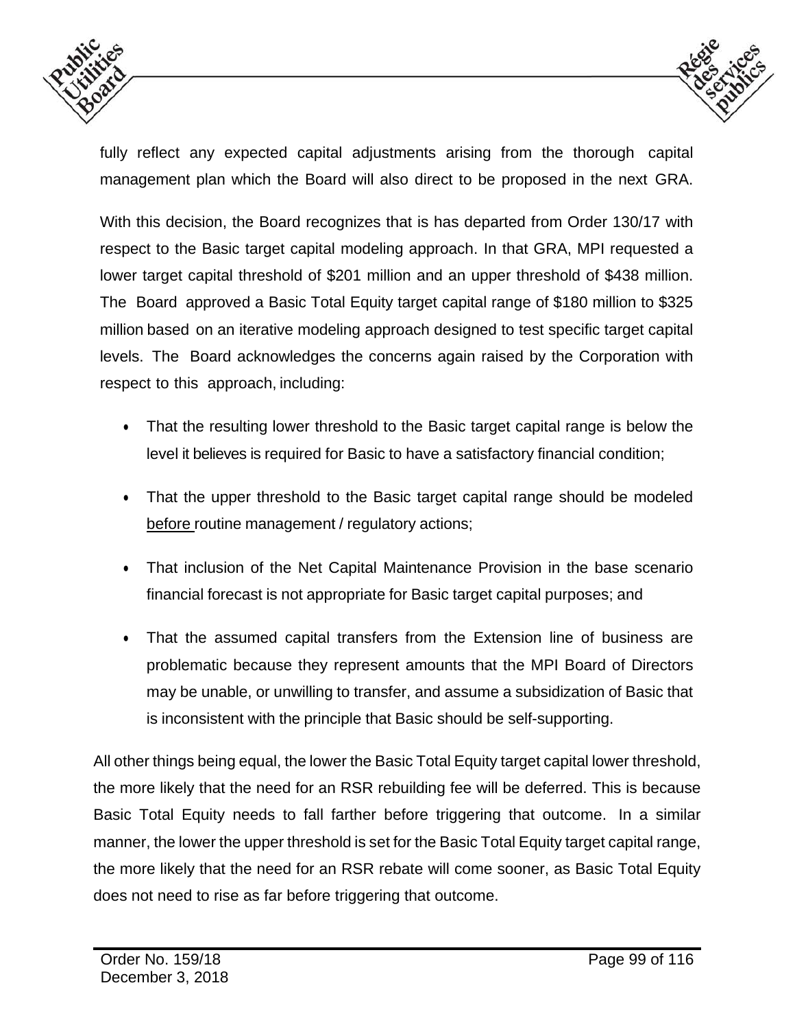fully reflect any expected capital adjustments arising from the thorough capital management plan which the Board will also direct to be proposed in the next GRA.

With this decision, the Board recognizes that is has departed from Order 130/17 with respect to the Basic target capital modeling approach. In that GRA, MPI requested a lower target capital threshold of $201 million and an upper threshold of $438 million. The Board approved a Basic Total Equity target capital range of $180 million to $325 million based on an iterative modeling approach designed to test specific target capital levels. The Board acknowledges the concerns again raised by the Corporation with respect to this approach, including:

- That the resulting lower threshold to the Basic target capital range is below the level it believes is required for Basic to have a satisfactory financial condition;
- That the upper threshold to the Basic target capital range should be modeled <u>before</u> routine management / regulatory actions;
- That inclusion of the Net Capital Maintenance Provision in the base scenario financial forecast is not appropriate for Basic target capital purposes; and
- That the assumed capital transfers from the Extension line of business are problematic because they represent amounts that the MPI Board of Directors may be unable, or unwilling to transfer, and assume a subsidization of Basic that is inconsistent with the principle that Basic should be self-supporting.

All other things being equal, the lower the Basic Total Equity target capital lower threshold, the more likely that the need for an RSR rebuilding fee will be deferred. This is because Basic Total Equity needs to fall farther before triggering that outcome. In a similar manner, the lower the upper threshold is set for the Basic Total Equity target capital range, the more likely that the need for an RSR rebate will come sooner, as Basic Total Equity does not need to rise as far before triggering that outcome.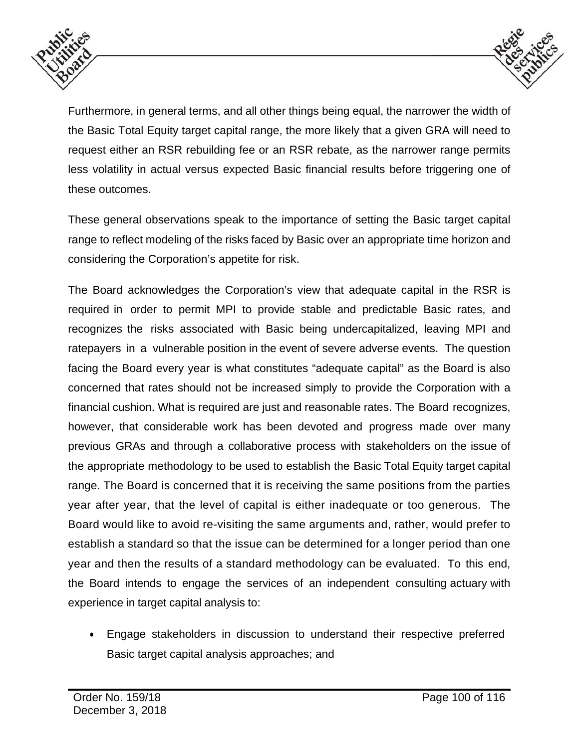Furthermore, in general terms, and all other things being equal, the narrower the width of the Basic Total Equity target capital range, the more likely that a given GRA will need to request either an RSR rebuilding fee or an RSR rebate, as the narrower range permits less volatility in actual versus expected Basic financial results before triggering one of these outcomes.

These general observations speak to the importance of setting the Basic target capital range to reflect modeling of the risks faced by Basic over an appropriate time horizon and considering the Corporation's appetite for risk.

The Board acknowledges the Corporation's view that adequate capital in the RSR is required in order to permit MPI to provide stable and predictable Basic rates, and recognizes the risks associated with Basic being undercapitalized, leaving MPI and ratepayers in a vulnerable position in the event of severe adverse events. The question facing the Board every year is what constitutes "adequate capital" as the Board is also concerned that rates should not be increased simply to provide the Corporation with a financial cushion. What is required are just and reasonable rates. The Board recognizes, however, that considerable work has been devoted and progress made over many previous GRAs and through a collaborative process with stakeholders on the issue of the appropriate methodology to be used to establish the Basic Total Equity target capital range. The Board is concerned that it is receiving the same positions from the parties year after year, that the level of capital is either inadequate or too generous. The Board would like to avoid re-visiting the same arguments and, rather, would prefer to establish a standard so that the issue can be determined for a longer period than one year and then the results of a standard methodology can be evaluated. To this end, the Board intends to engage the services of an independent consulting actuary with experience in target capital analysis to:

- Engage stakeholders in discussion to understand their respective preferred Basic target capital analysis approaches; and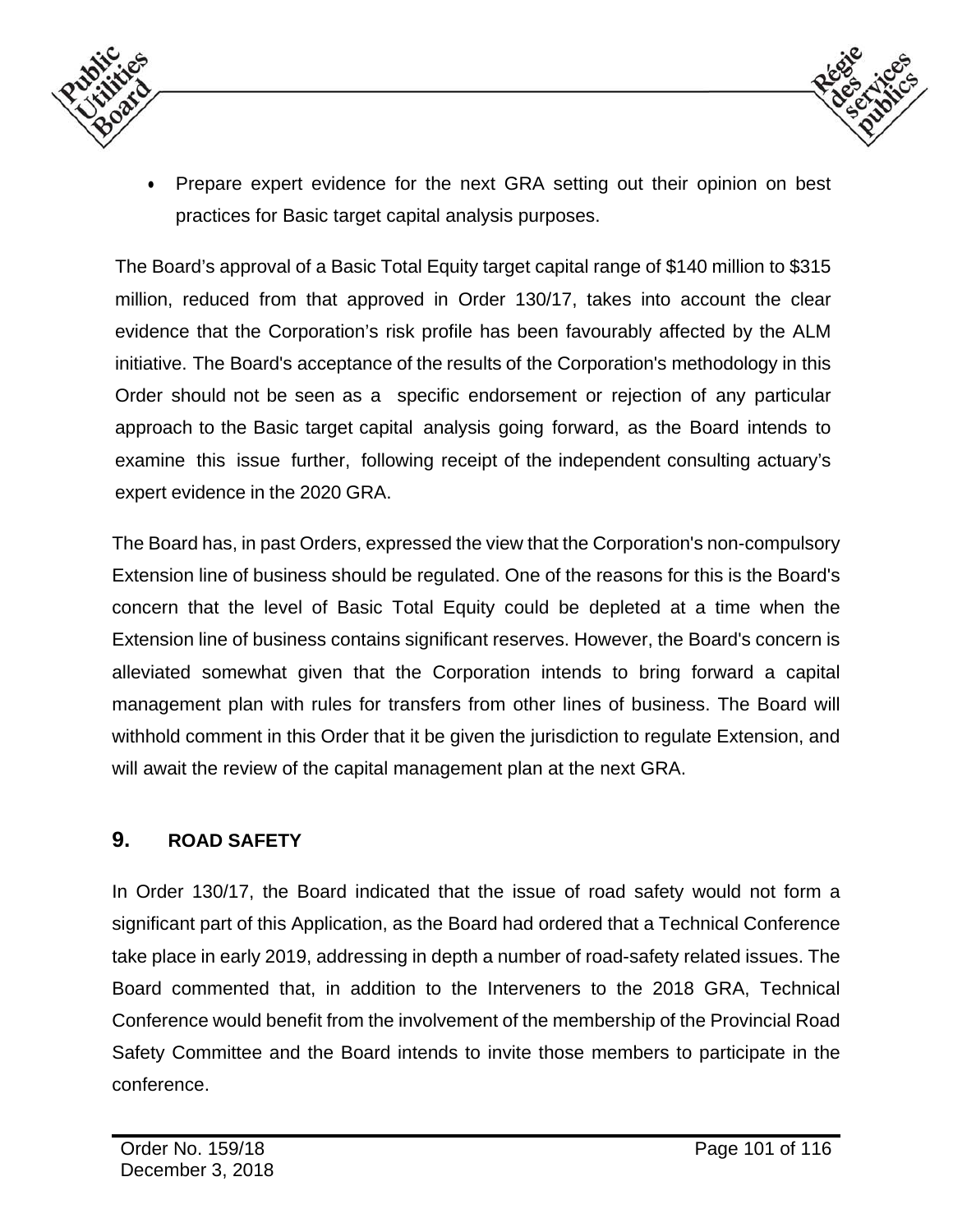- Prepare expert evidence for the next GRA setting out their opinion on best practices for Basic target capital analysis purposes.

The Board's approval of a Basic Total Equity target capital range of $140 million to $315 million, reduced from that approved in Order 130/17, takes into account the clear evidence that the Corporation's risk profile has been favourably affected by the ALM initiative. The Board's acceptance of the results of the Corporation's methodology in this Order should not be seen as a specific endorsement or rejection of any particular approach to the Basic target capital analysis going forward, as the Board intends to examine this issue further, following receipt of the independent consulting actuary's expert evidence in the 2020 GRA.

The Board has, in past Orders, expressed the view that the Corporation's non-compulsory Extension line of business should be regulated. One of the reasons for this is the Board's concern that the level of Basic Total Equity could be depleted at a time when the Extension line of business contains significant reserves. However, the Board's concern is alleviated somewhat given that the Corporation intends to bring forward a capital management plan with rules for transfers from other lines of business. The Board will withhold comment in this Order that it be given the jurisdiction to regulate Extension, and will await the review of the capital management plan at the next GRA.

## 9. ROAD SAFETY

In Order 130/17, the Board indicated that the issue of road safety would not form a significant part of this Application, as the Board had ordered that a Technical Conference take place in early 2019, addressing in depth a number of road-safety related issues. The Board commented that, in addition to the Interveners to the 2018 GRA, Technical Conference would benefit from the involvement of the membership of the Provincial Road Safety Committee and the Board intends to invite those members to participate in the conference.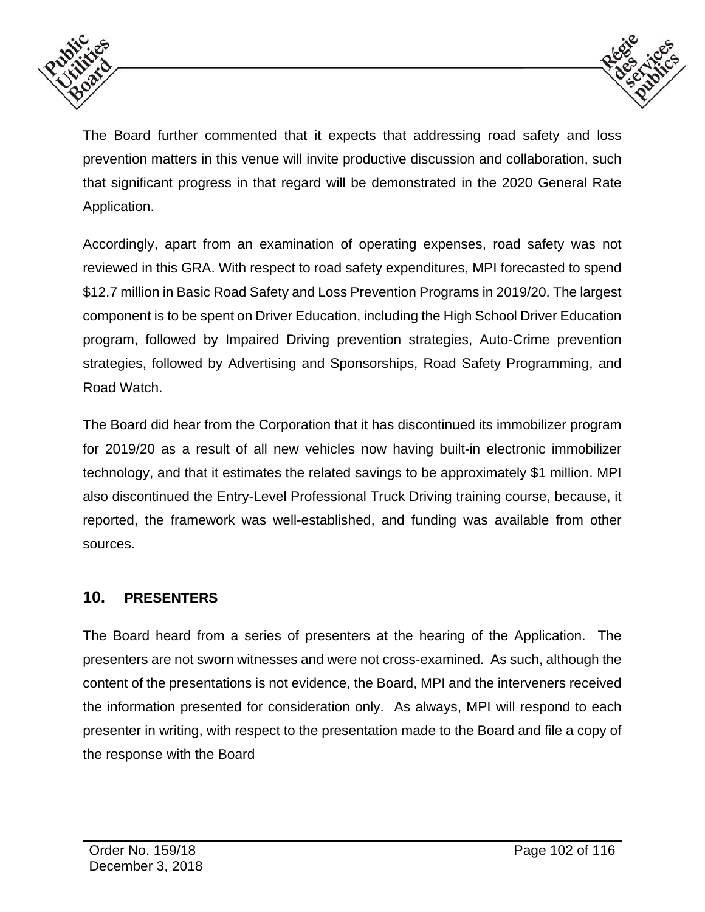The Board further commented that it expects that addressing road safety and loss prevention matters in this venue will invite productive discussion and collaboration, such that significant progress in that regard will be demonstrated in the 2020 General Rate Application.

Accordingly, apart from an examination of operating expenses, road safety was not reviewed in this GRA. With respect to road safety expenditures, MPI forecasted to spend $12.7 million in Basic Road Safety and Loss Prevention Programs in 2019/20. The largest component is to be spent on Driver Education, including the High School Driver Education program, followed by Impaired Driving prevention strategies, Auto-Crime prevention strategies, followed by Advertising and Sponsorships, Road Safety Programming, and Road Watch.

The Board did hear from the Corporation that it has discontinued its immobilizer program for 2019/20 as a result of all new vehicles now having built-in electronic immobilizer technology, and that it estimates the related savings to be approximately $1 million. MPI also discontinued the Entry-Level Professional Truck Driving training course, because, it reported, the framework was well-established, and funding was available from other sources.

## 10. PRESENTERS

The Board heard from a series of presenters at the hearing of the Application. The presenters are not sworn witnesses and were not cross-examined. As such, although the content of the presentations is not evidence, the Board, MPI and the interveners received the information presented for consideration only. As always, MPI will respond to each presenter in writing, with respect to the presentation made to the Board and file a copy of the response with the Board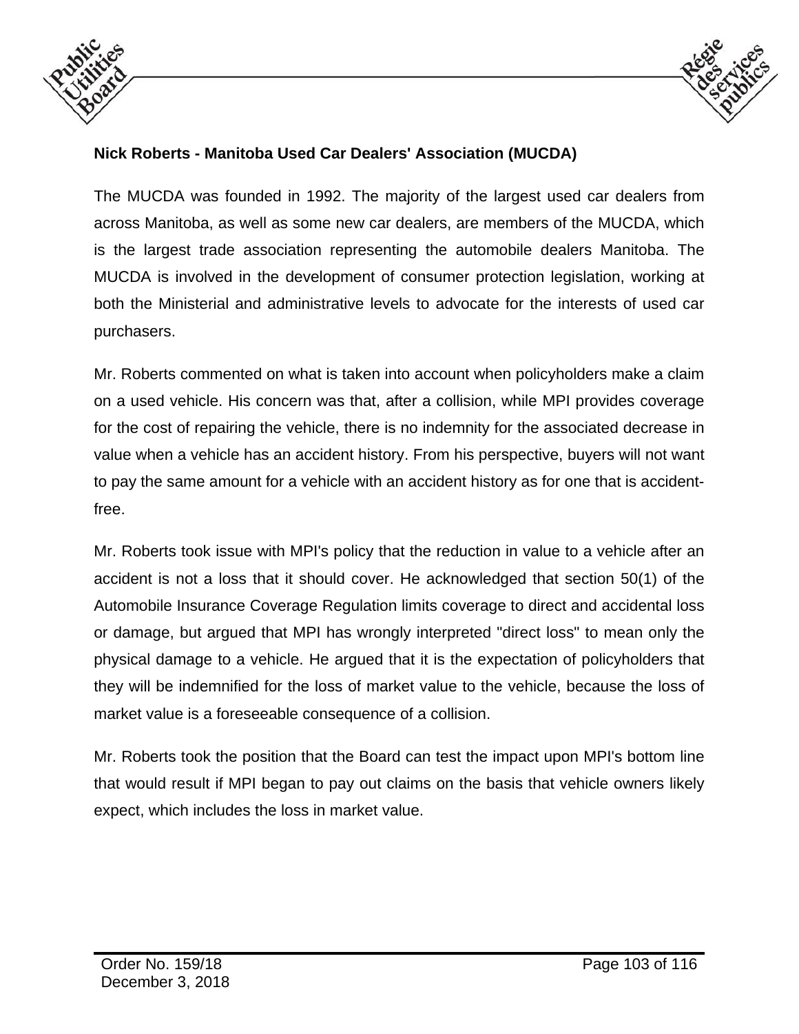**Nick Roberts - Manitoba Used Car Dealers' Association (MUCDA)**

The MUCDA was founded in 1992. The majority of the largest used car dealers from across Manitoba, as well as some new car dealers, are members of the MUCDA, which is the largest trade association representing the automobile dealers Manitoba. The MUCDA is involved in the development of consumer protection legislation, working at both the Ministerial and administrative levels to advocate for the interests of used car purchasers.

Mr. Roberts commented on what is taken into account when policyholders make a claim on a used vehicle. His concern was that, after a collision, while MPI provides coverage for the cost of repairing the vehicle, there is no indemnity for the associated decrease in value when a vehicle has an accident history. From his perspective, buyers will not want to pay the same amount for a vehicle with an accident history as for one that is accident-free.

Mr. Roberts took issue with MPI's policy that the reduction in value to a vehicle after an accident is not a loss that it should cover. He acknowledged that section 50(1) of the Automobile Insurance Coverage Regulation limits coverage to direct and accidental loss or damage, but argued that MPI has wrongly interpreted "direct loss" to mean only the physical damage to a vehicle. He argued that it is the expectation of policyholders that they will be indemnified for the loss of market value to the vehicle, because the loss of market value is a foreseeable consequence of a collision.

Mr. Roberts took the position that the Board can test the impact upon MPI's bottom line that would result if MPI began to pay out claims on the basis that vehicle owners likely expect, which includes the loss in market value.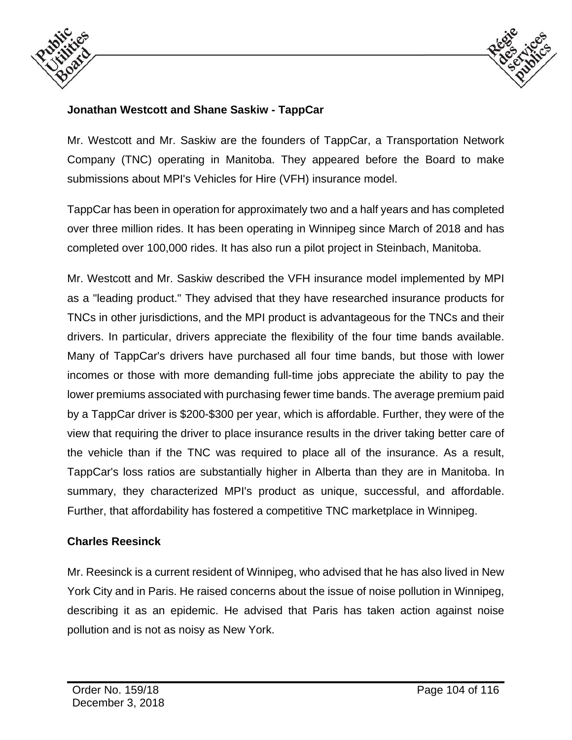**Jonathan Westcott and Shane Saskiw - TappCar**

Mr. Westcott and Mr. Saskiw are the founders of TappCar, a Transportation Network Company (TNC) operating in Manitoba. They appeared before the Board to make submissions about MPI's Vehicles for Hire (VFH) insurance model.

TappCar has been in operation for approximately two and a half years and has completed over three million rides. It has been operating in Winnipeg since March of 2018 and has completed over 100,000 rides. It has also run a pilot project in Steinbach, Manitoba.

Mr. Westcott and Mr. Saskiw described the VFH insurance model implemented by MPI as a "leading product." They advised that they have researched insurance products for TNCs in other jurisdictions, and the MPI product is advantageous for the TNCs and their drivers. In particular, drivers appreciate the flexibility of the four time bands available. Many of TappCar's drivers have purchased all four time bands, but those with lower incomes or those with more demanding full-time jobs appreciate the ability to pay the lower premiums associated with purchasing fewer time bands. The average premium paid by a TappCar driver is $200-$300 per year, which is affordable. Further, they were of the view that requiring the driver to place insurance results in the driver taking better care of the vehicle than if the TNC was required to place all of the insurance. As a result, TappCar's loss ratios are substantially higher in Alberta than they are in Manitoba. In summary, they characterized MPI's product as unique, successful, and affordable. Further, that affordability has fostered a competitive TNC marketplace in Winnipeg.

**Charles Reesinck**

Mr. Reesinck is a current resident of Winnipeg, who advised that he has also lived in New York City and in Paris. He raised concerns about the issue of noise pollution in Winnipeg, describing it as an epidemic. He advised that Paris has taken action against noise pollution and is not as noisy as New York.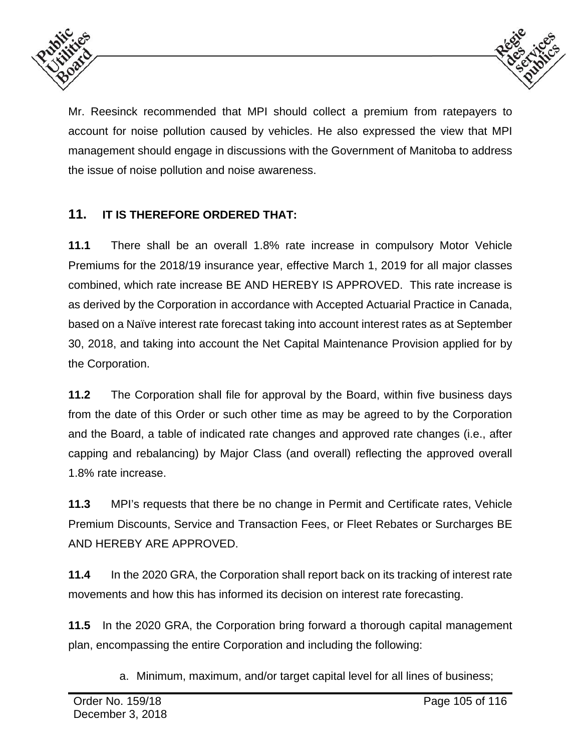Mr. Reesinck recommended that MPI should collect a premium from ratepayers to account for noise pollution caused by vehicles. He also expressed the view that MPI management should engage in discussions with the Government of Manitoba to address the issue of noise pollution and noise awareness.

## 11. IT IS THEREFORE ORDERED THAT:

**11.1** There shall be an overall 1.8% rate increase in compulsory Motor Vehicle Premiums for the 2018/19 insurance year, effective March 1, 2019 for all major classes combined, which rate increase BE AND HEREBY IS APPROVED. This rate increase is as derived by the Corporation in accordance with Accepted Actuarial Practice in Canada, based on a Naïve interest rate forecast taking into account interest rates as at September 30, 2018, and taking into account the Net Capital Maintenance Provision applied for by the Corporation.

**11.2** The Corporation shall file for approval by the Board, within five business days from the date of this Order or such other time as may be agreed to by the Corporation and the Board, a table of indicated rate changes and approved rate changes (i.e., after capping and rebalancing) by Major Class (and overall) reflecting the approved overall 1.8% rate increase.

**11.3** MPI's requests that there be no change in Permit and Certificate rates, Vehicle Premium Discounts, Service and Transaction Fees, or Fleet Rebates or Surcharges BE AND HEREBY ARE APPROVED.

**11.4** In the 2020 GRA, the Corporation shall report back on its tracking of interest rate movements and how this has informed its decision on interest rate forecasting.

**11.5** In the 2020 GRA, the Corporation bring forward a thorough capital management plan, encompassing the entire Corporation and including the following:

a. Minimum, maximum, and/or target capital level for all lines of business;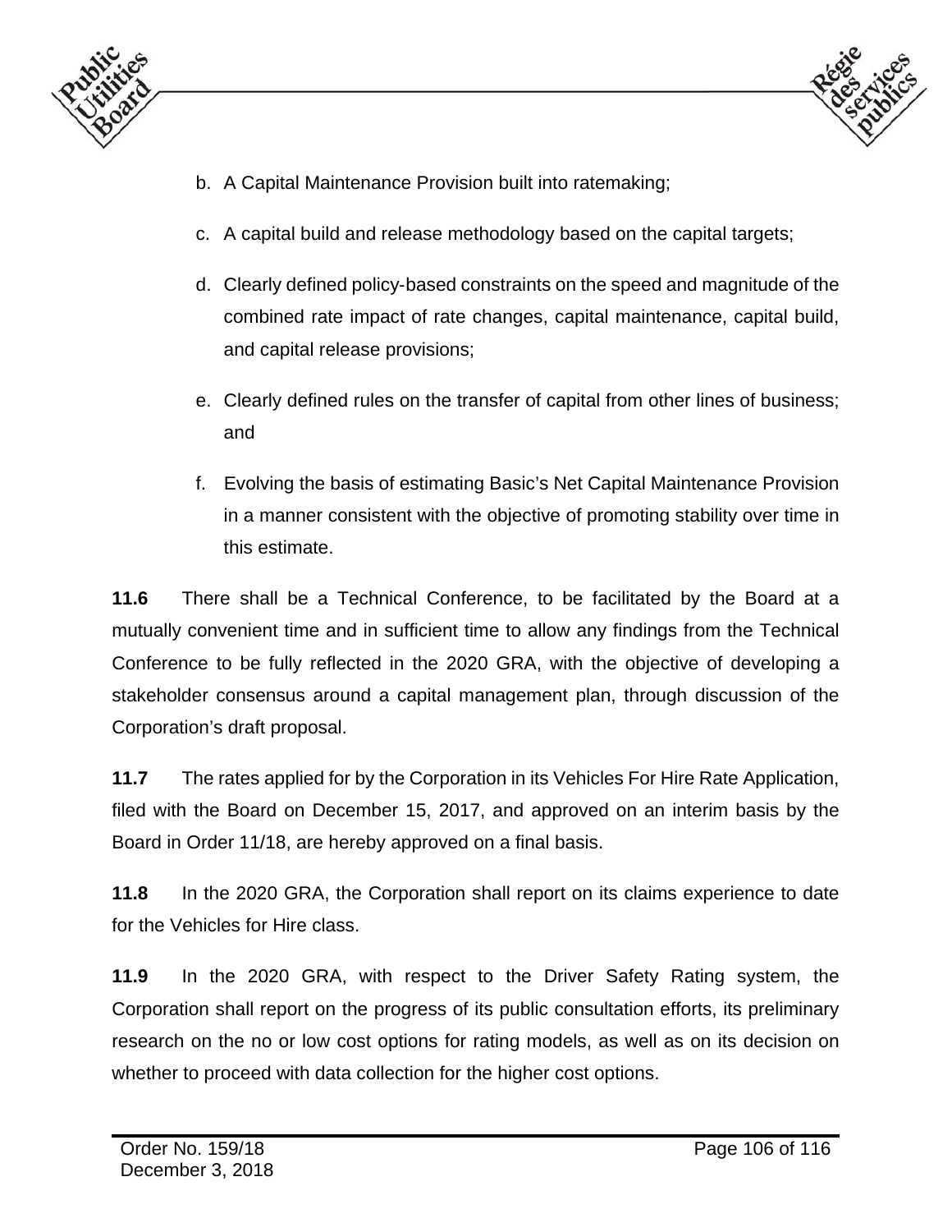b. A Capital Maintenance Provision built into ratemaking;

c. A capital build and release methodology based on the capital targets;

d. Clearly defined policy-based constraints on the speed and magnitude of the combined rate impact of rate changes, capital maintenance, capital build, and capital release provisions;

e. Clearly defined rules on the transfer of capital from other lines of business; and

f. Evolving the basis of estimating Basic's Net Capital Maintenance Provision in a manner consistent with the objective of promoting stability over time in this estimate.

**11.6** There shall be a Technical Conference, to be facilitated by the Board at a mutually convenient time and in sufficient time to allow any findings from the Technical Conference to be fully reflected in the 2020 GRA, with the objective of developing a stakeholder consensus around a capital management plan, through discussion of the Corporation's draft proposal.

**11.7** The rates applied for by the Corporation in its Vehicles For Hire Rate Application, filed with the Board on December 15, 2017, and approved on an interim basis by the Board in Order 11/18, are hereby approved on a final basis.

**11.8** In the 2020 GRA, the Corporation shall report on its claims experience to date for the Vehicles for Hire class.

**11.9** In the 2020 GRA, with respect to the Driver Safety Rating system, the Corporation shall report on the progress of its public consultation efforts, its preliminary research on the no or low cost options for rating models, as well as on its decision on whether to proceed with data collection for the higher cost options.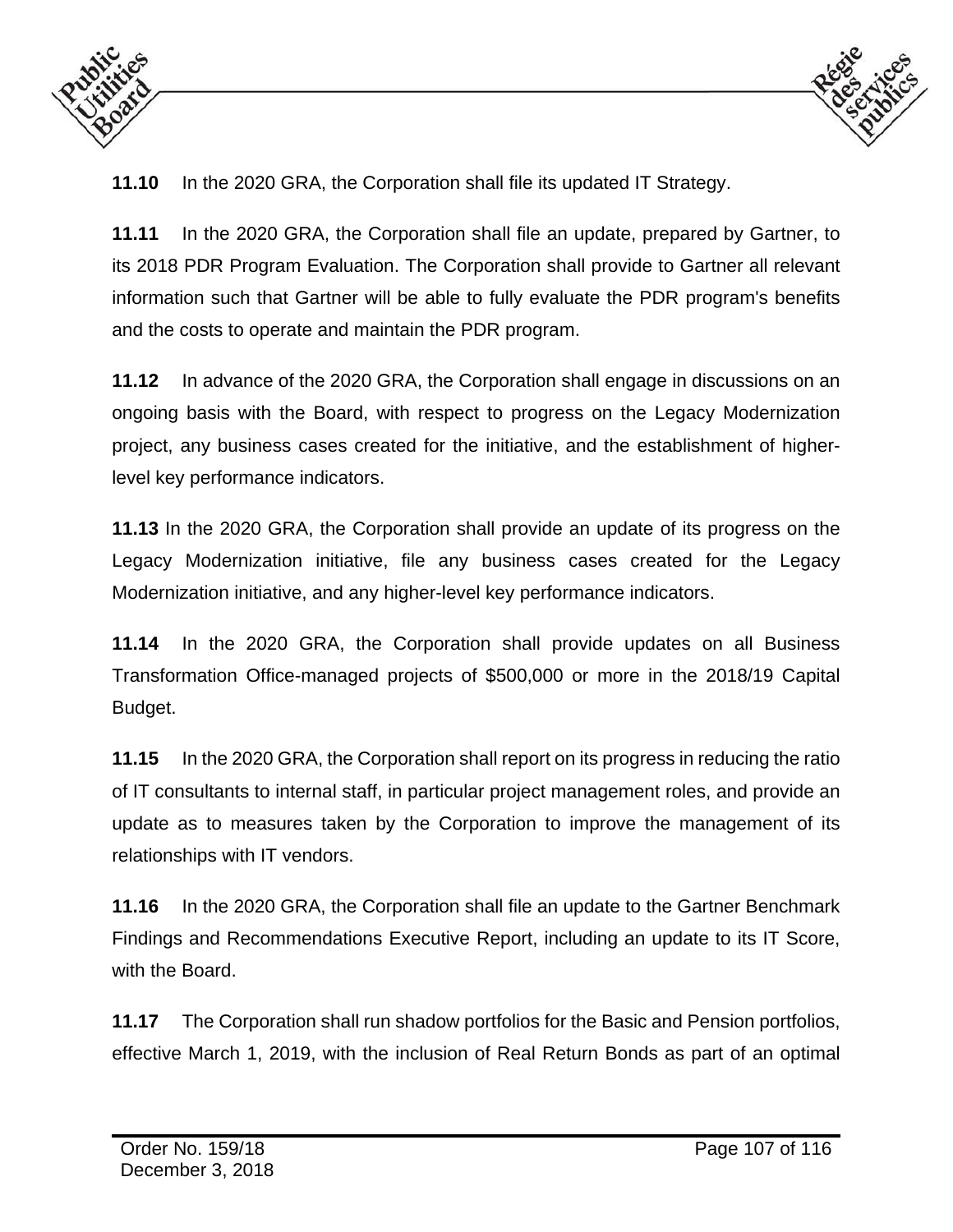**11.10** In the 2020 GRA, the Corporation shall file its updated IT Strategy.

**11.11** In the 2020 GRA, the Corporation shall file an update, prepared by Gartner, to its 2018 PDR Program Evaluation. The Corporation shall provide to Gartner all relevant information such that Gartner will be able to fully evaluate the PDR program's benefits and the costs to operate and maintain the PDR program.

**11.12** In advance of the 2020 GRA, the Corporation shall engage in discussions on an ongoing basis with the Board, with respect to progress on the Legacy Modernization project, any business cases created for the initiative, and the establishment of higher-level key performance indicators.

**11.13** In the 2020 GRA, the Corporation shall provide an update of its progress on the Legacy Modernization initiative, file any business cases created for the Legacy Modernization initiative, and any higher-level key performance indicators.

**11.14** In the 2020 GRA, the Corporation shall provide updates on all Business Transformation Office-managed projects of $500,000 or more in the 2018/19 Capital Budget.

**11.15** In the 2020 GRA, the Corporation shall report on its progress in reducing the ratio of IT consultants to internal staff, in particular project management roles, and provide an update as to measures taken by the Corporation to improve the management of its relationships with IT vendors.

**11.16** In the 2020 GRA, the Corporation shall file an update to the Gartner Benchmark Findings and Recommendations Executive Report, including an update to its IT Score, with the Board.

**11.17** The Corporation shall run shadow portfolios for the Basic and Pension portfolios, effective March 1, 2019, with the inclusion of Real Return Bonds as part of an optimal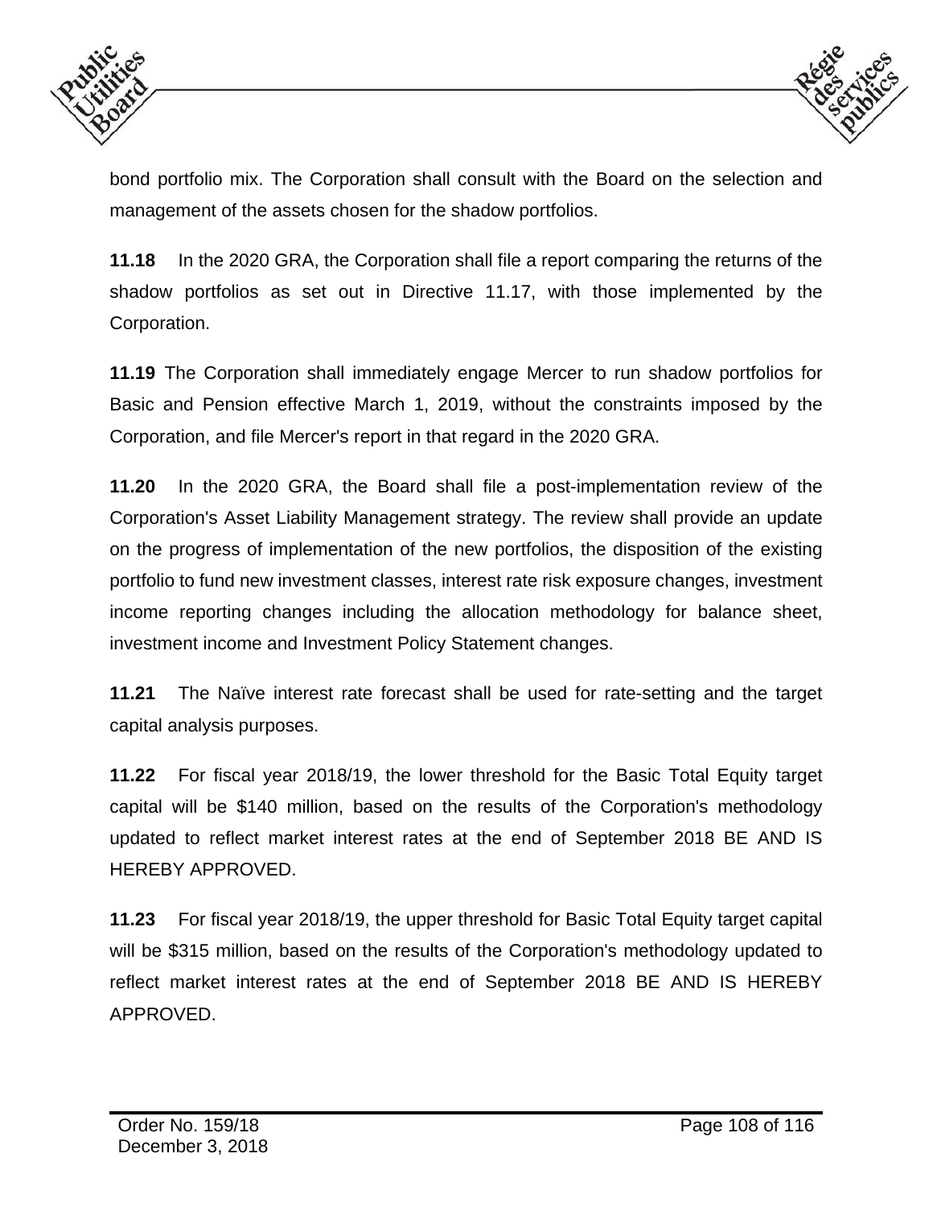bond portfolio mix. The Corporation shall consult with the Board on the selection and management of the assets chosen for the shadow portfolios.

**11.18** In the 2020 GRA, the Corporation shall file a report comparing the returns of the shadow portfolios as set out in Directive 11.17, with those implemented by the Corporation.

**11.19** The Corporation shall immediately engage Mercer to run shadow portfolios for Basic and Pension effective March 1, 2019, without the constraints imposed by the Corporation, and file Mercer's report in that regard in the 2020 GRA.

**11.20** In the 2020 GRA, the Board shall file a post-implementation review of the Corporation's Asset Liability Management strategy. The review shall provide an update on the progress of implementation of the new portfolios, the disposition of the existing portfolio to fund new investment classes, interest rate risk exposure changes, investment income reporting changes including the allocation methodology for balance sheet, investment income and Investment Policy Statement changes.

**11.21** The Naïve interest rate forecast shall be used for rate-setting and the target capital analysis purposes.

**11.22** For fiscal year 2018/19, the lower threshold for the Basic Total Equity target capital will be $140 million, based on the results of the Corporation's methodology updated to reflect market interest rates at the end of September 2018 BE AND IS HEREBY APPROVED.

**11.23** For fiscal year 2018/19, the upper threshold for Basic Total Equity target capital will be $315 million, based on the results of the Corporation's methodology updated to reflect market interest rates at the end of September 2018 BE AND IS HEREBY APPROVED.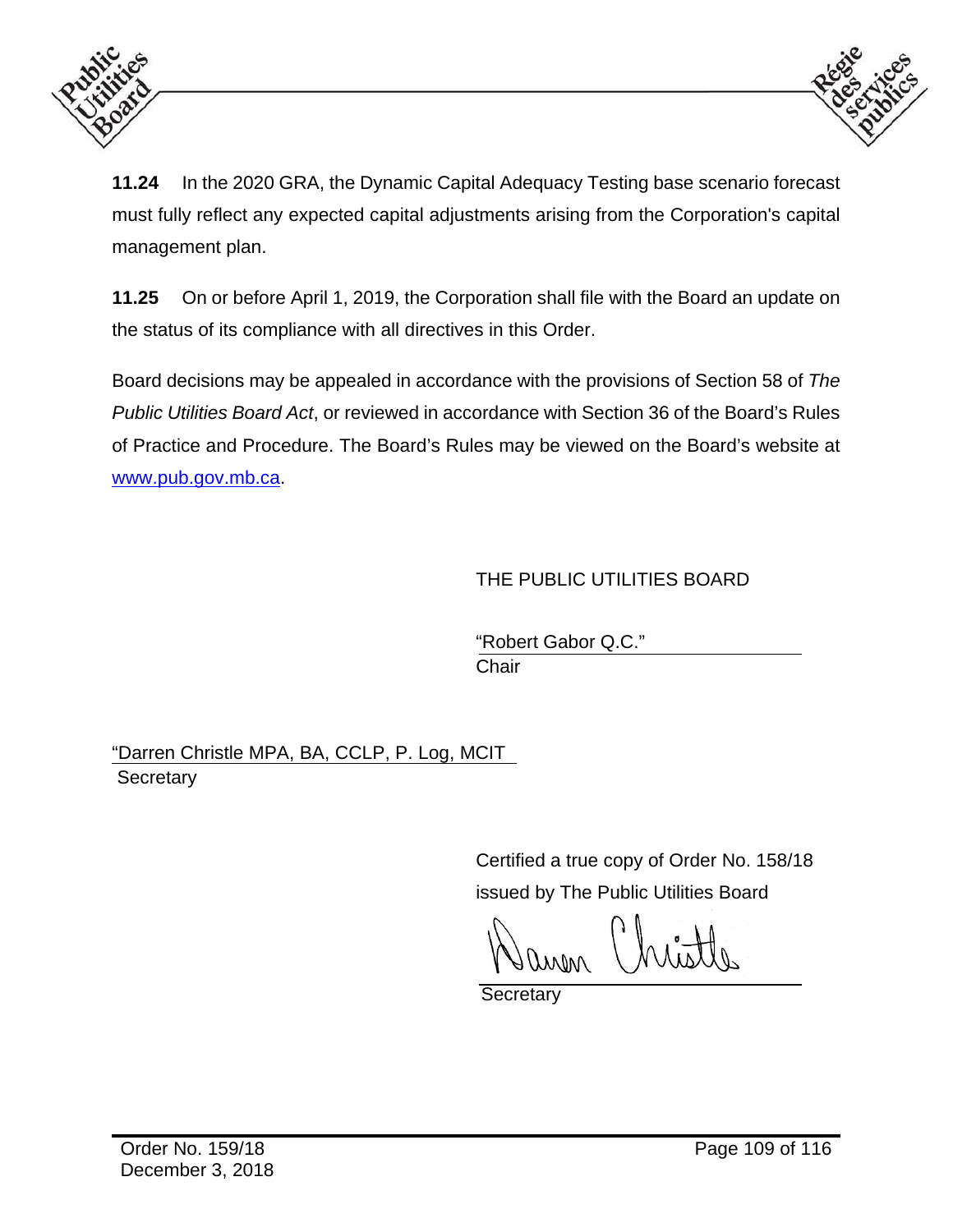**11.24** In the 2020 GRA, the Dynamic Capital Adequacy Testing base scenario forecast must fully reflect any expected capital adjustments arising from the Corporation's capital management plan.

**11.25** On or before April 1, 2019, the Corporation shall file with the Board an update on the status of its compliance with all directives in this Order.

Board decisions may be appealed in accordance with the provisions of Section 58 of *The Public Utilities Board Act*, or reviewed in accordance with Section 36 of the Board's Rules of Practice and Procedure. The Board's Rules may be viewed on the Board's website at www.pub.gov.mb.ca.

THE PUBLIC UTILITIES BOARD

"Robert Gabor Q.C."
Chair

"Darren Christle MPA, BA, CCLP, P. Log, MCIT
Secretary

Certified a true copy of Order No. 158/18
issued by The Public Utilities Board

Darren Christle
Secretary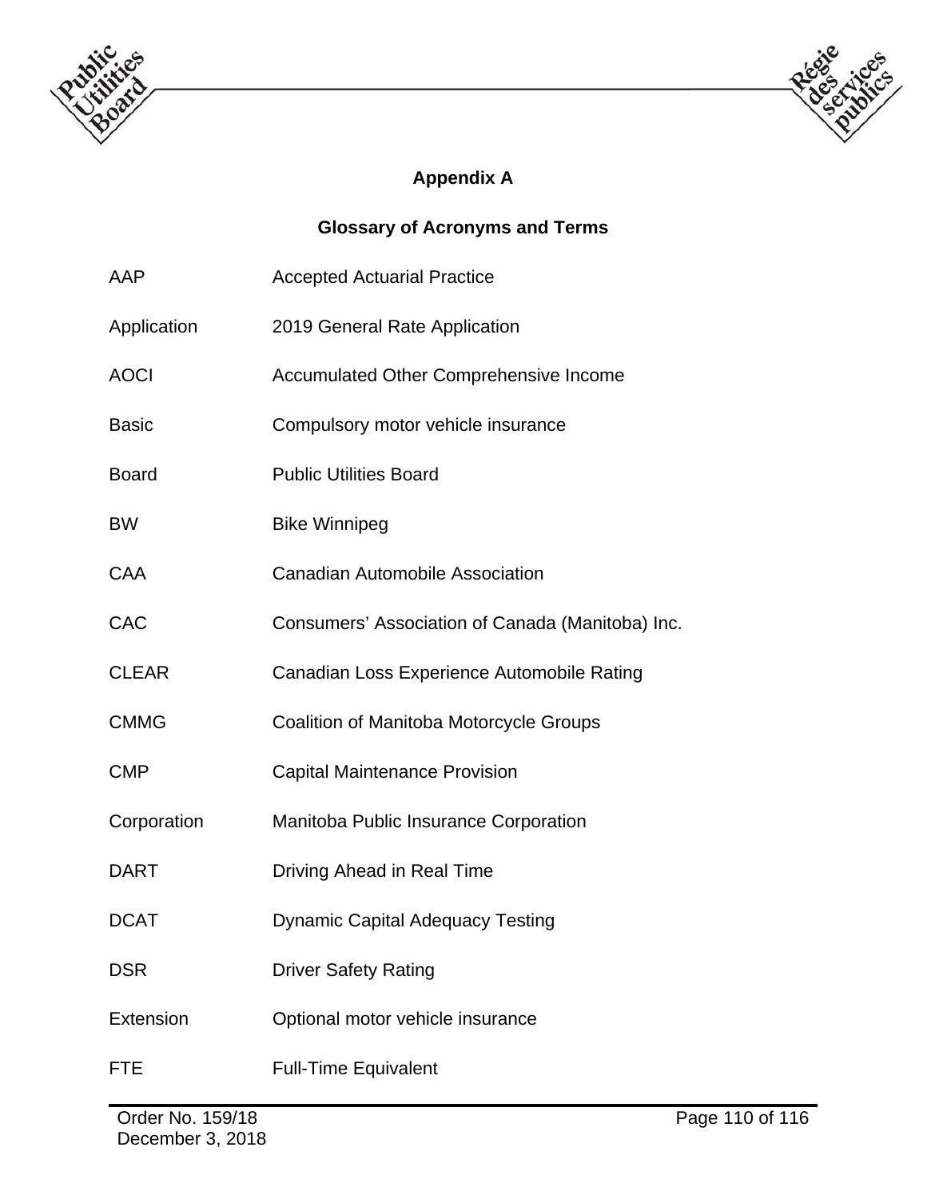## Appendix A

## Glossary of Acronyms and Terms

| | |
|---|---|
| AAP | Accepted Actuarial Practice |
| Application | 2019 General Rate Application |
| AOCI | Accumulated Other Comprehensive Income |
| Basic | Compulsory motor vehicle insurance |
| Board | Public Utilities Board |
| BW | Bike Winnipeg |
| CAA | Canadian Automobile Association |
| CAC | Consumers' Association of Canada (Manitoba) Inc. |
| CLEAR | Canadian Loss Experience Automobile Rating |
| CMMG | Coalition of Manitoba Motorcycle Groups |
| CMP | Capital Maintenance Provision |
| Corporation | Manitoba Public Insurance Corporation |
| DART | Driving Ahead in Real Time |
| DCAT | Dynamic Capital Adequacy Testing |
| DSR | Driver Safety Rating |
| Extension | Optional motor vehicle insurance |
| FTE | Full-Time Equivalent |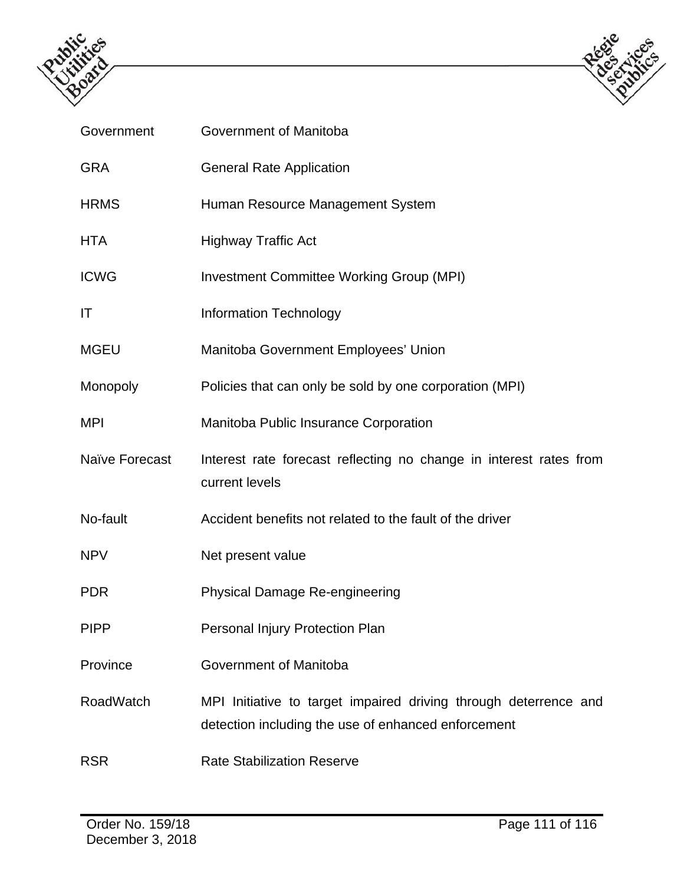| | |
|---|---|
| Government | Government of Manitoba |
| GRA | General Rate Application |
| HRMS | Human Resource Management System |
| HTA | Highway Traffic Act |
| ICWG | Investment Committee Working Group (MPI) |
| IT | Information Technology |
| MGEU | Manitoba Government Employees' Union |
| Monopoly | Policies that can only be sold by one corporation (MPI) |
| MPI | Manitoba Public Insurance Corporation |
| Naïve Forecast | Interest rate forecast reflecting no change in interest rates from current levels |
| No-fault | Accident benefits not related to the fault of the driver |
| NPV | Net present value |
| PDR | Physical Damage Re-engineering |
| PIPP | Personal Injury Protection Plan |
| Province | Government of Manitoba |
| RoadWatch | MPI Initiative to target impaired driving through deterrence and detection including the use of enhanced enforcement |
| RSR | Rate Stabilization Reserve |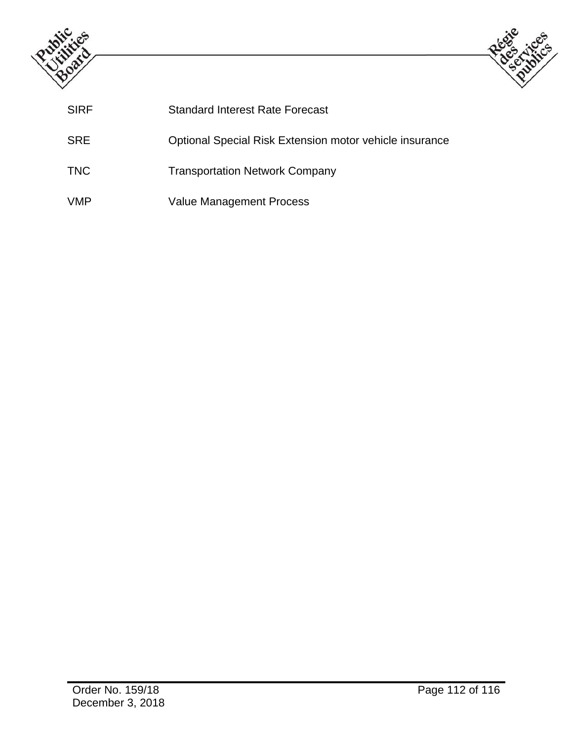| | |
|---|---|
| SIRF | Standard Interest Rate Forecast |
| SRE | Optional Special Risk Extension motor vehicle insurance |
| TNC | Transportation Network Company |
| VMP | Value Management Process |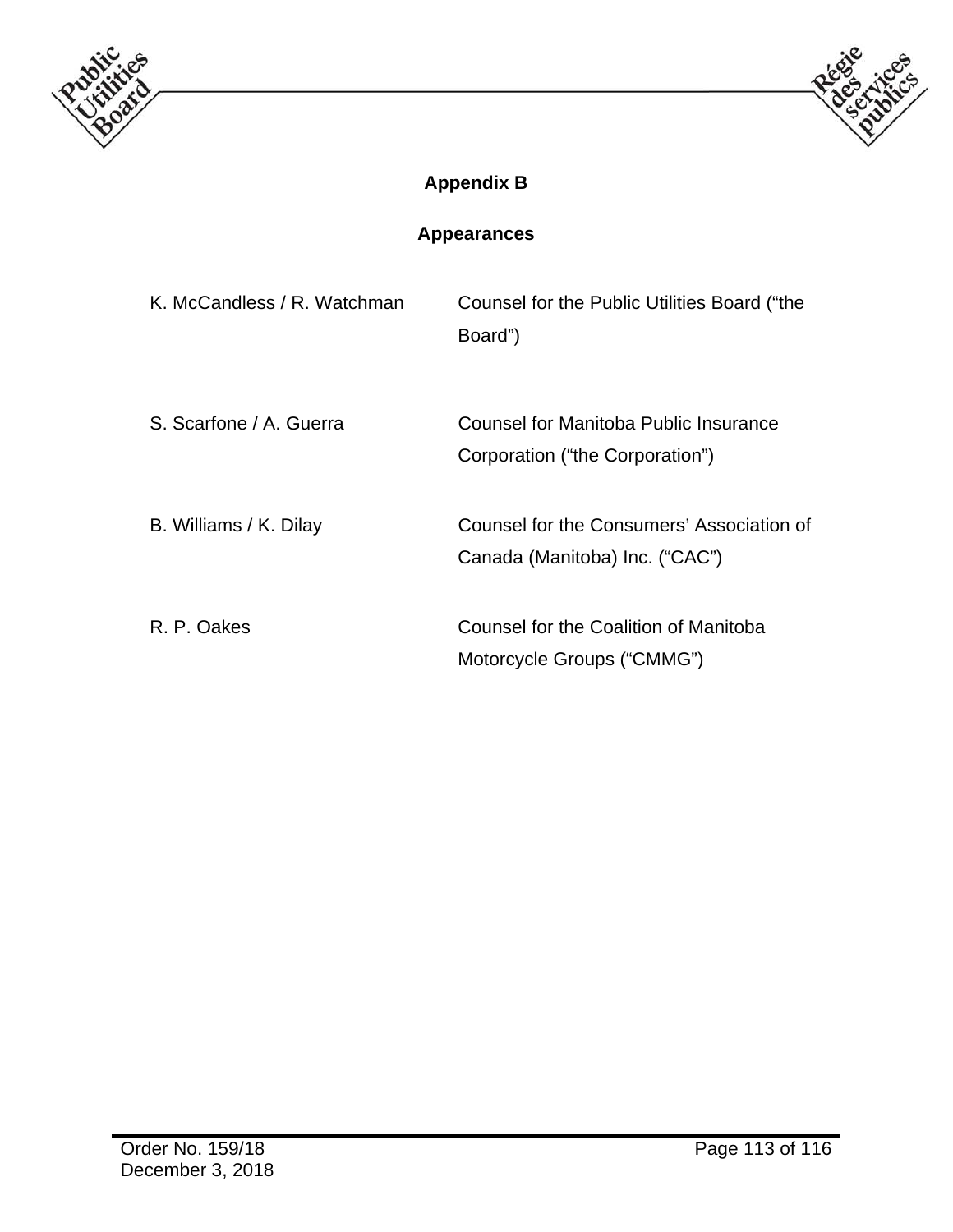# Appendix B

## Appearances

| | |
|---|---|
| K. McCandless / R. Watchman | Counsel for the Public Utilities Board ("the Board") |
| S. Scarfone / A. Guerra | Counsel for Manitoba Public Insurance Corporation ("the Corporation") |
| B. Williams / K. Dilay | Counsel for the Consumers' Association of Canada (Manitoba) Inc. ("CAC") |
| R. P. Oakes | Counsel for the Coalition of Manitoba Motorcycle Groups ("CMMG") |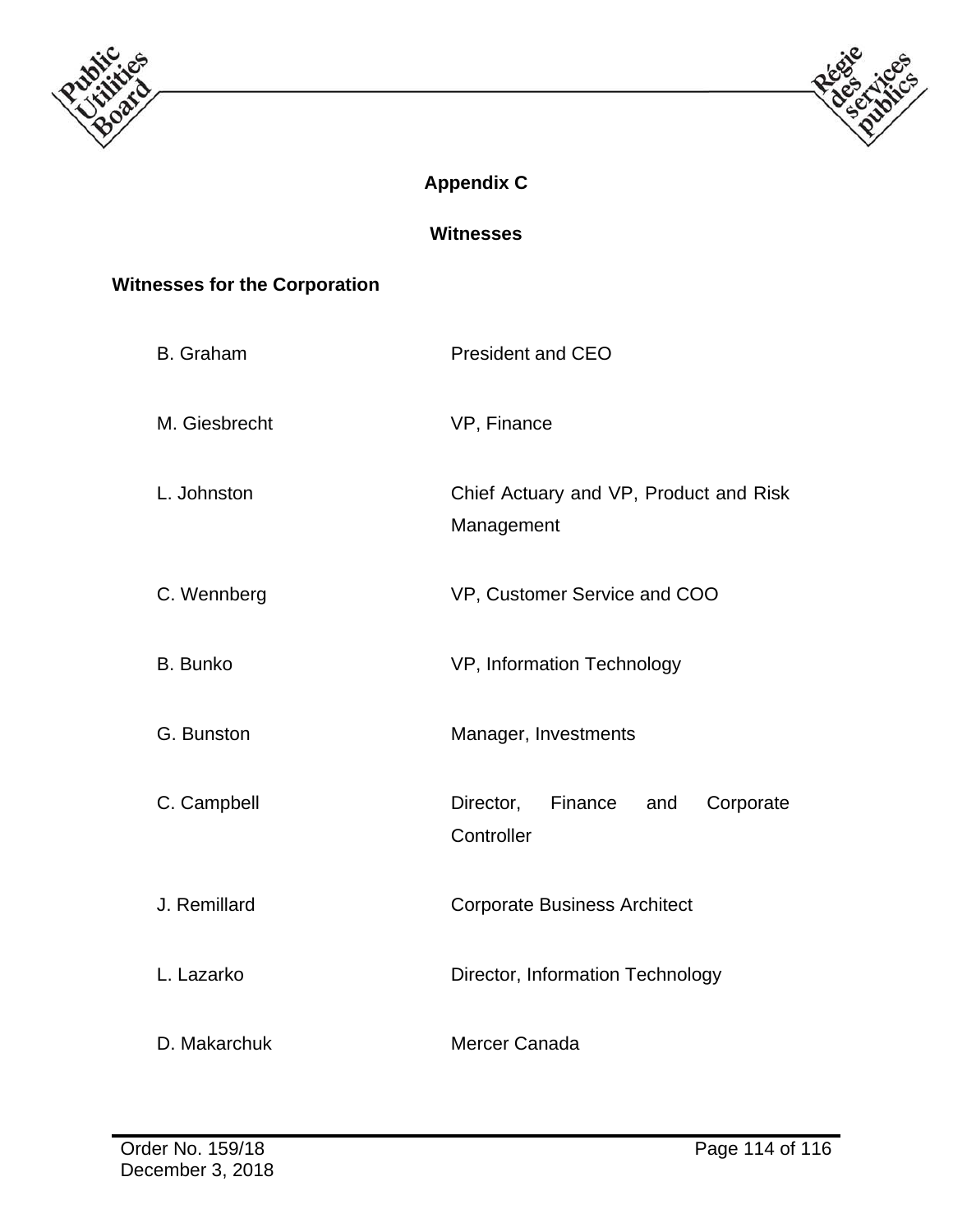## Appendix C

## Witnesses

### Witnesses for the Corporation

| | |
|---|---|
| B. Graham | President and CEO |
| M. Giesbrecht | VP, Finance |
| L. Johnston | Chief Actuary and VP, Product and Risk Management |
| C. Wennberg | VP, Customer Service and COO |
| B. Bunko | VP, Information Technology |
| G. Bunston | Manager, Investments |
| C. Campbell | Director, Finance and Corporate Controller |
| J. Remillard | Corporate Business Architect |
| L. Lazarko | Director, Information Technology |
| D. Makarchuk | Mercer Canada |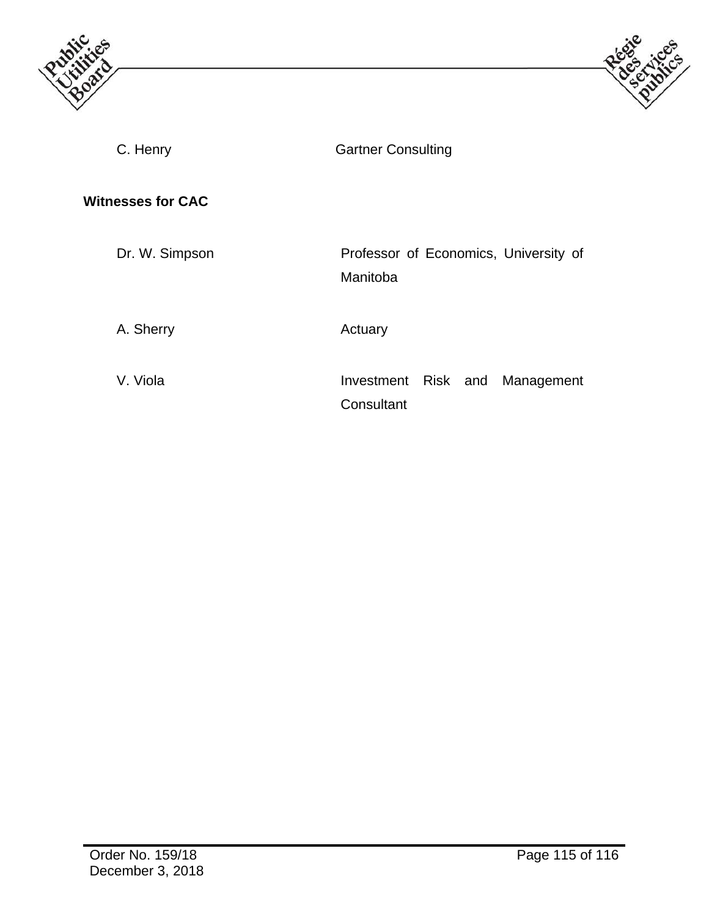C. Henry Gartner Consulting

**Witnesses for CAC**

| | |
|---|---|
| Dr. W. Simpson | Professor of Economics, University of Manitoba |
| A. Sherry | Actuary |
| V. Viola | Investment Risk and Management Consultant |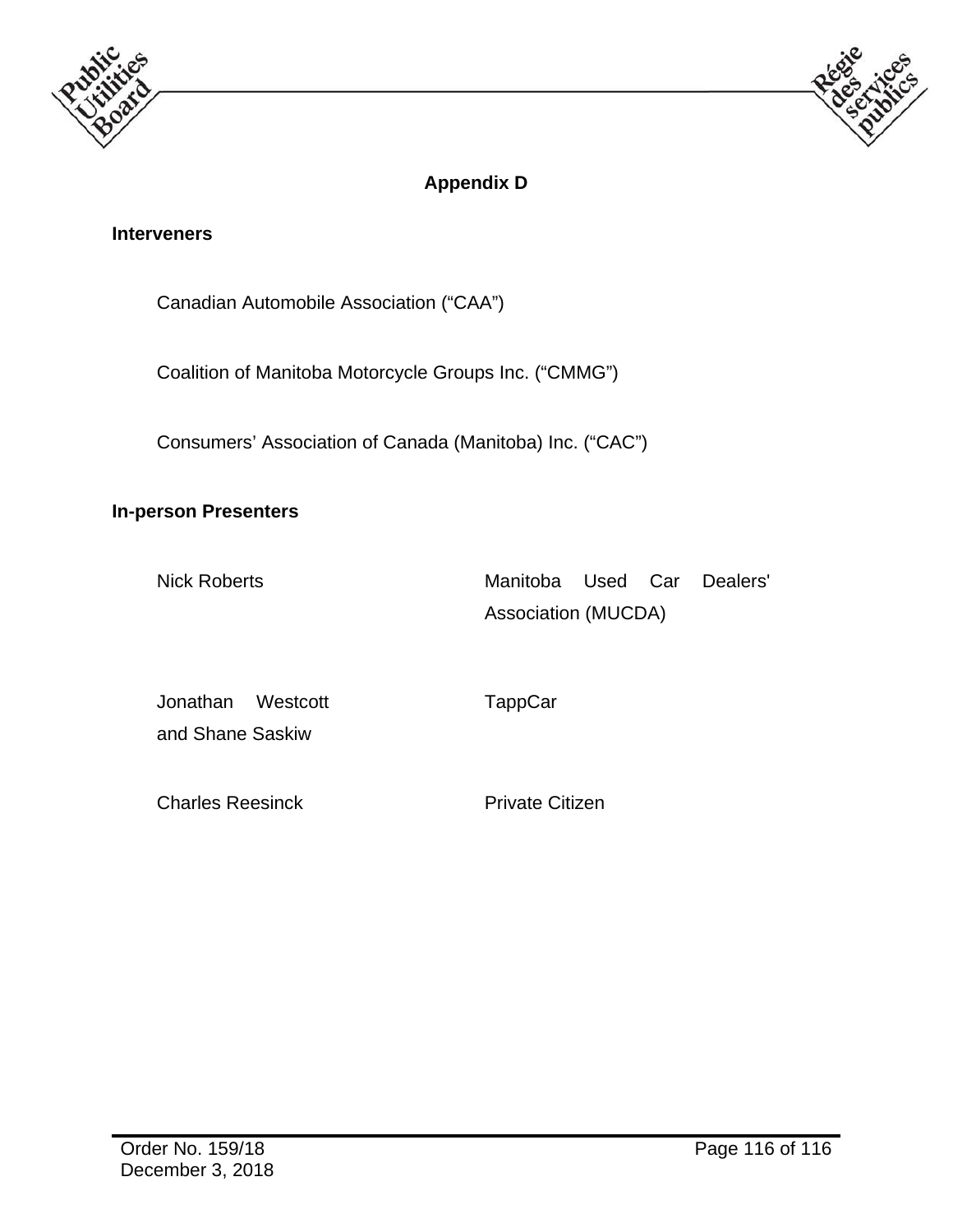# Appendix D

## Interveners

Canadian Automobile Association (“CAA”)

Coalition of Manitoba Motorcycle Groups Inc. (“CMMG”)

Consumers’ Association of Canada (Manitoba) Inc. (“CAC”)

## In-person Presenters

| | |
|---|---|
| Nick Roberts | Manitoba Used Car Dealers' Association (MUCDA) |
| Jonathan Westcott and Shane Saskiw | TappCar |
| Charles Reesinck | Private Citizen |